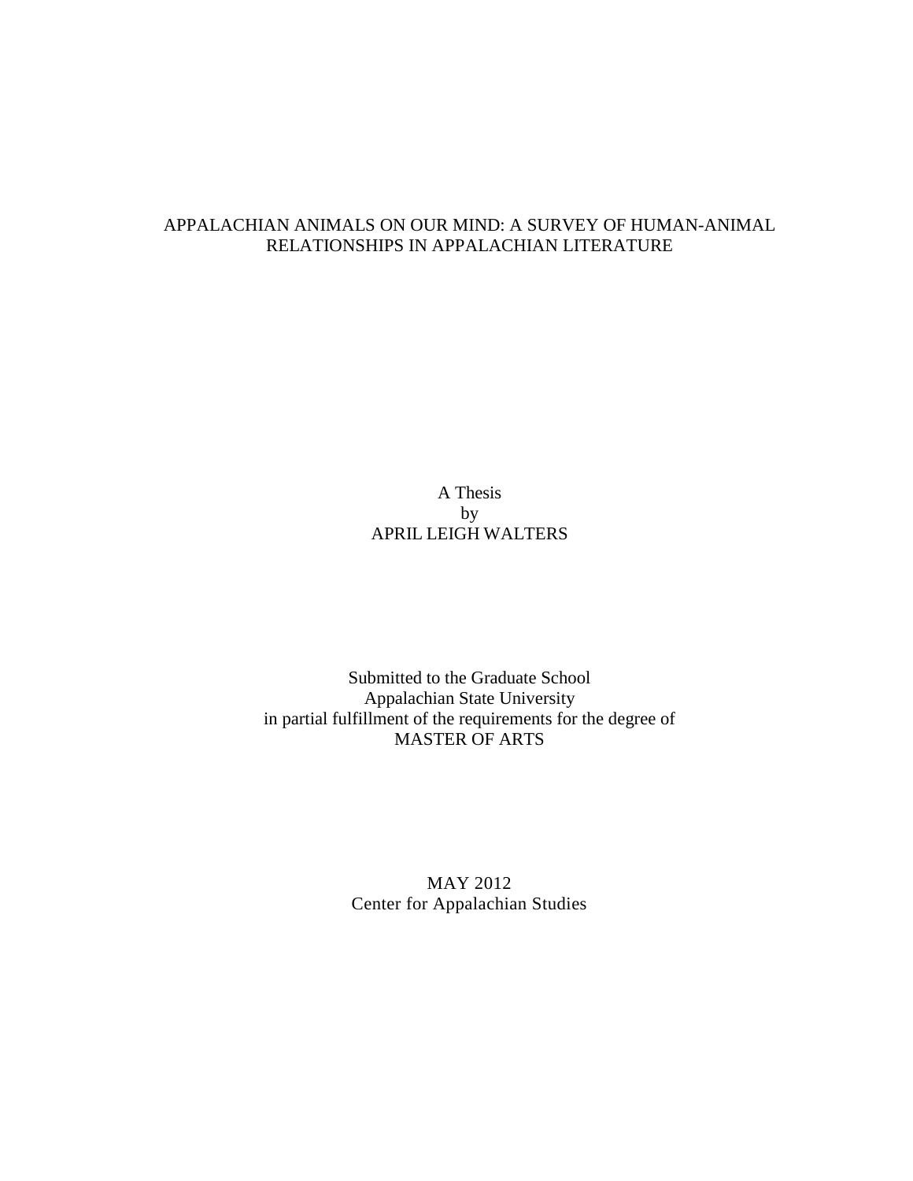# APPALACHIAN ANIMALS ON OUR MIND: A SURVEY OF HUMAN-ANIMAL RELATIONSHIPS IN APPALACHIAN LITERATURE

A Thesis
by
APRIL LEIGH WALTERS

Submitted to the Graduate School
Appalachian State University
in partial fulfillment of the requirements for the degree of
MASTER OF ARTS

MAY 2012
Center for Appalachian Studies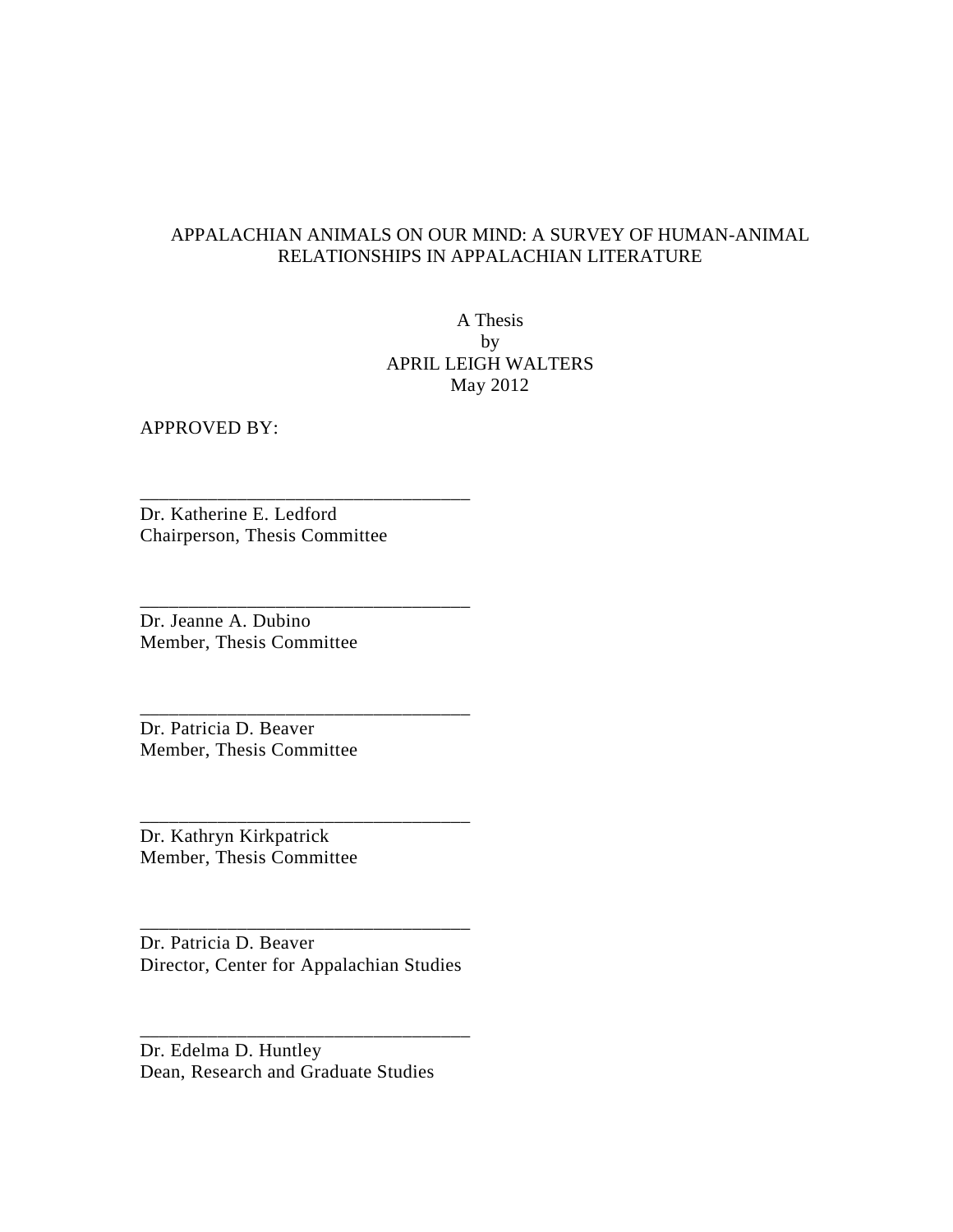APPALACHIAN ANIMALS ON OUR MIND: A SURVEY OF HUMAN-ANIMAL RELATIONSHIPS IN APPALACHIAN LITERATURE

A Thesis
by
APRIL LEIGH WALTERS
May 2012

APPROVED BY:

\_\_\_\_\_\_\_\_\_\_\_\_\_\_\_\_\_\_\_\_\_\_\_\_\_\_\_\_\_\_\_\_\_\_
Dr. Katherine E. Ledford
Chairperson, Thesis Committee

\_\_\_\_\_\_\_\_\_\_\_\_\_\_\_\_\_\_\_\_\_\_\_\_\_\_\_\_\_\_\_\_\_\_
Dr. Jeanne A. Dubino
Member, Thesis Committee

\_\_\_\_\_\_\_\_\_\_\_\_\_\_\_\_\_\_\_\_\_\_\_\_\_\_\_\_\_\_\_\_\_\_
Dr. Patricia D. Beaver
Member, Thesis Committee

\_\_\_\_\_\_\_\_\_\_\_\_\_\_\_\_\_\_\_\_\_\_\_\_\_\_\_\_\_\_\_\_\_\_
Dr. Kathryn Kirkpatrick
Member, Thesis Committee

\_\_\_\_\_\_\_\_\_\_\_\_\_\_\_\_\_\_\_\_\_\_\_\_\_\_\_\_\_\_\_\_\_\_
Dr. Patricia D. Beaver
Director, Center for Appalachian Studies

\_\_\_\_\_\_\_\_\_\_\_\_\_\_\_\_\_\_\_\_\_\_\_\_\_\_\_\_\_\_\_\_\_\_
Dr. Edelma D. Huntley
Dean, Research and Graduate Studies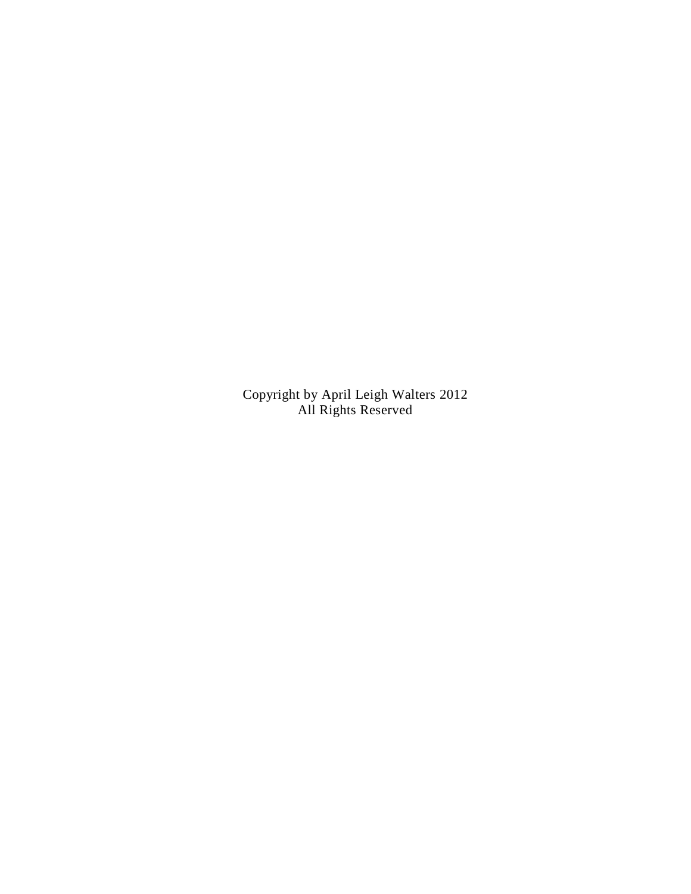Copyright by April Leigh Walters 2012
All Rights Reserved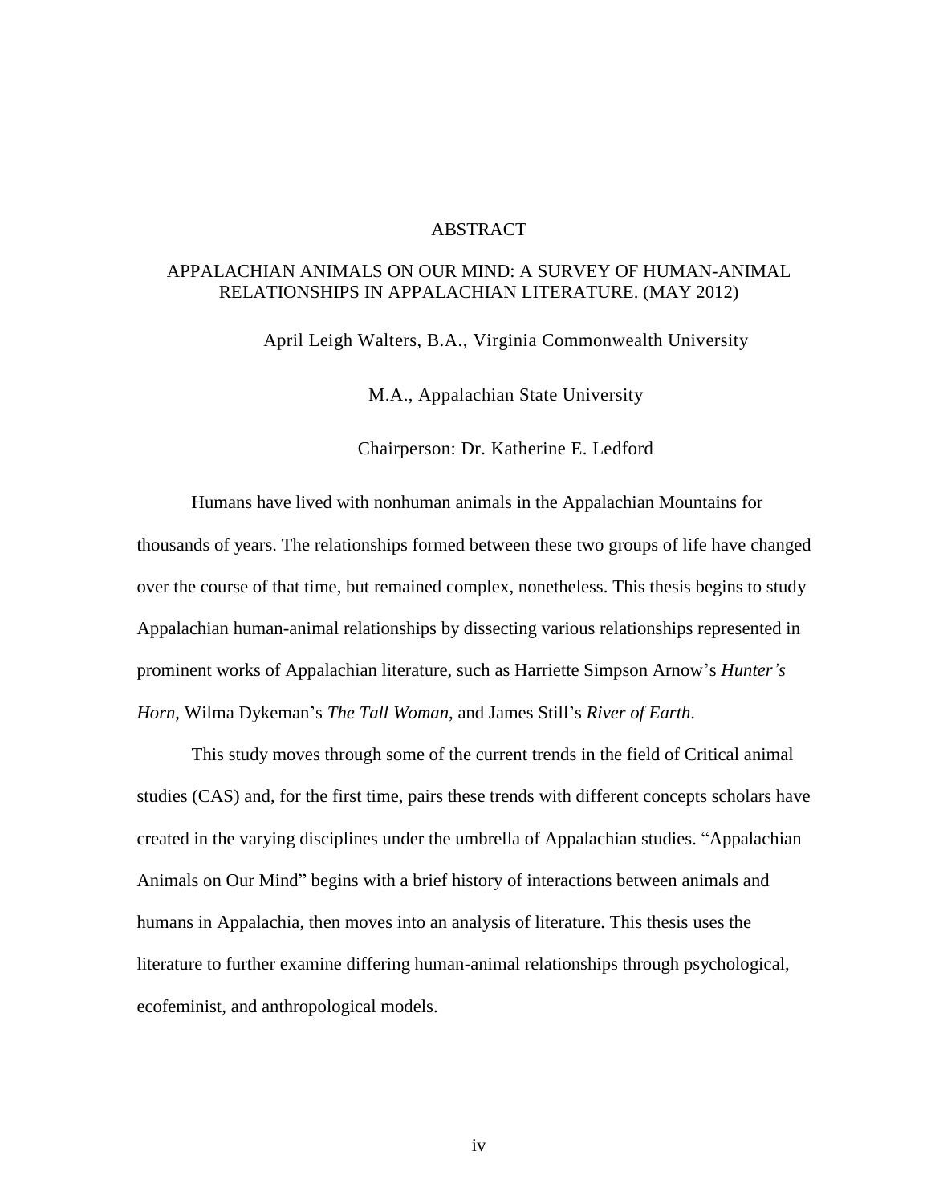# ABSTRACT

## APPALACHIAN ANIMALS ON OUR MIND: A SURVEY OF HUMAN-ANIMAL RELATIONSHIPS IN APPALACHIAN LITERATURE. (MAY 2012)

April Leigh Walters, B.A., Virginia Commonwealth University

M.A., Appalachian State University

Chairperson: Dr. Katherine E. Ledford

Humans have lived with nonhuman animals in the Appalachian Mountains for thousands of years. The relationships formed between these two groups of life have changed over the course of that time, but remained complex, nonetheless. This thesis begins to study Appalachian human-animal relationships by dissecting various relationships represented in prominent works of Appalachian literature, such as Harriette Simpson Arnow's *Hunter's Horn*, Wilma Dykeman's *The Tall Woman*, and James Still's *River of Earth*.

This study moves through some of the current trends in the field of Critical animal studies (CAS) and, for the first time, pairs these trends with different concepts scholars have created in the varying disciplines under the umbrella of Appalachian studies. "Appalachian Animals on Our Mind" begins with a brief history of interactions between animals and humans in Appalachia, then moves into an analysis of literature. This thesis uses the literature to further examine differing human-animal relationships through psychological, ecofeminist, and anthropological models.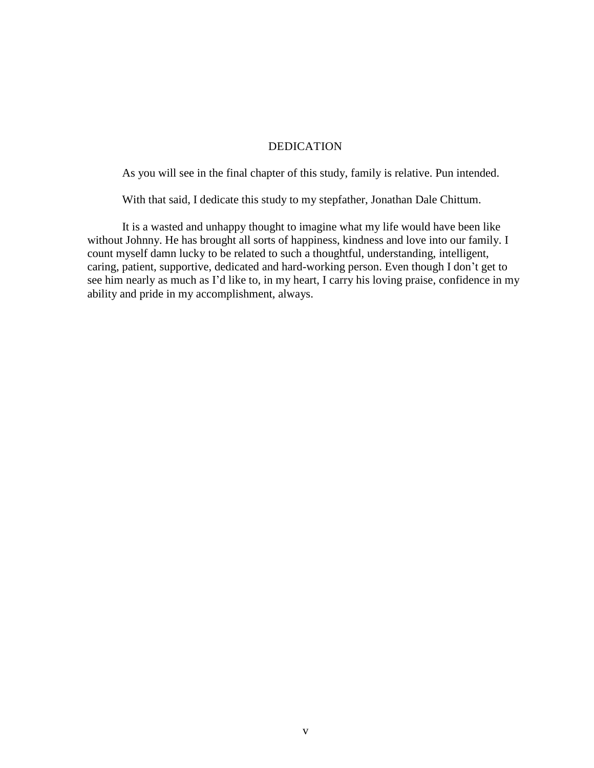# DEDICATION

As you will see in the final chapter of this study, family is relative. Pun intended.

With that said, I dedicate this study to my stepfather, Jonathan Dale Chittum.

It is a wasted and unhappy thought to imagine what my life would have been like without Johnny. He has brought all sorts of happiness, kindness and love into our family. I count myself damn lucky to be related to such a thoughtful, understanding, intelligent, caring, patient, supportive, dedicated and hard-working person. Even though I don't get to see him nearly as much as I'd like to, in my heart, I carry his loving praise, confidence in my ability and pride in my accomplishment, always.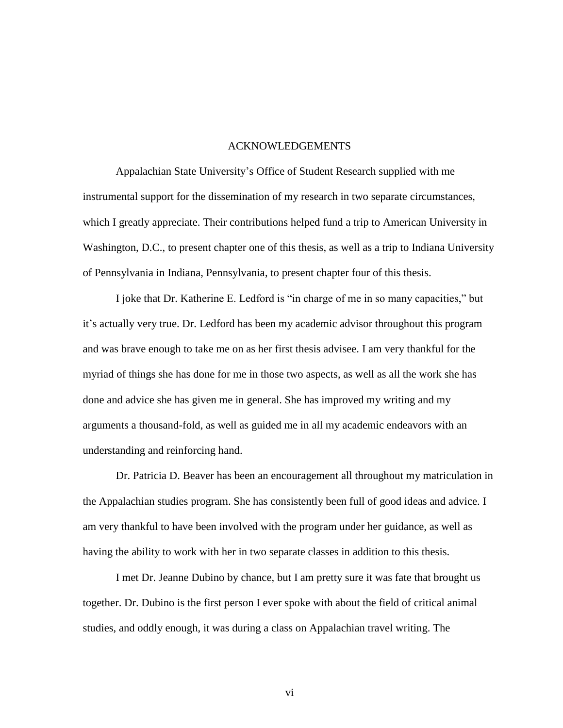# ACKNOWLEDGEMENTS

Appalachian State University's Office of Student Research supplied with me instrumental support for the dissemination of my research in two separate circumstances, which I greatly appreciate. Their contributions helped fund a trip to American University in Washington, D.C., to present chapter one of this thesis, as well as a trip to Indiana University of Pennsylvania in Indiana, Pennsylvania, to present chapter four of this thesis.

I joke that Dr. Katherine E. Ledford is "in charge of me in so many capacities," but it's actually very true. Dr. Ledford has been my academic advisor throughout this program and was brave enough to take me on as her first thesis advisee. I am very thankful for the myriad of things she has done for me in those two aspects, as well as all the work she has done and advice she has given me in general. She has improved my writing and my arguments a thousand-fold, as well as guided me in all my academic endeavors with an understanding and reinforcing hand.

Dr. Patricia D. Beaver has been an encouragement all throughout my matriculation in the Appalachian studies program. She has consistently been full of good ideas and advice. I am very thankful to have been involved with the program under her guidance, as well as having the ability to work with her in two separate classes in addition to this thesis.

I met Dr. Jeanne Dubino by chance, but I am pretty sure it was fate that brought us together. Dr. Dubino is the first person I ever spoke with about the field of critical animal studies, and oddly enough, it was during a class on Appalachian travel writing. The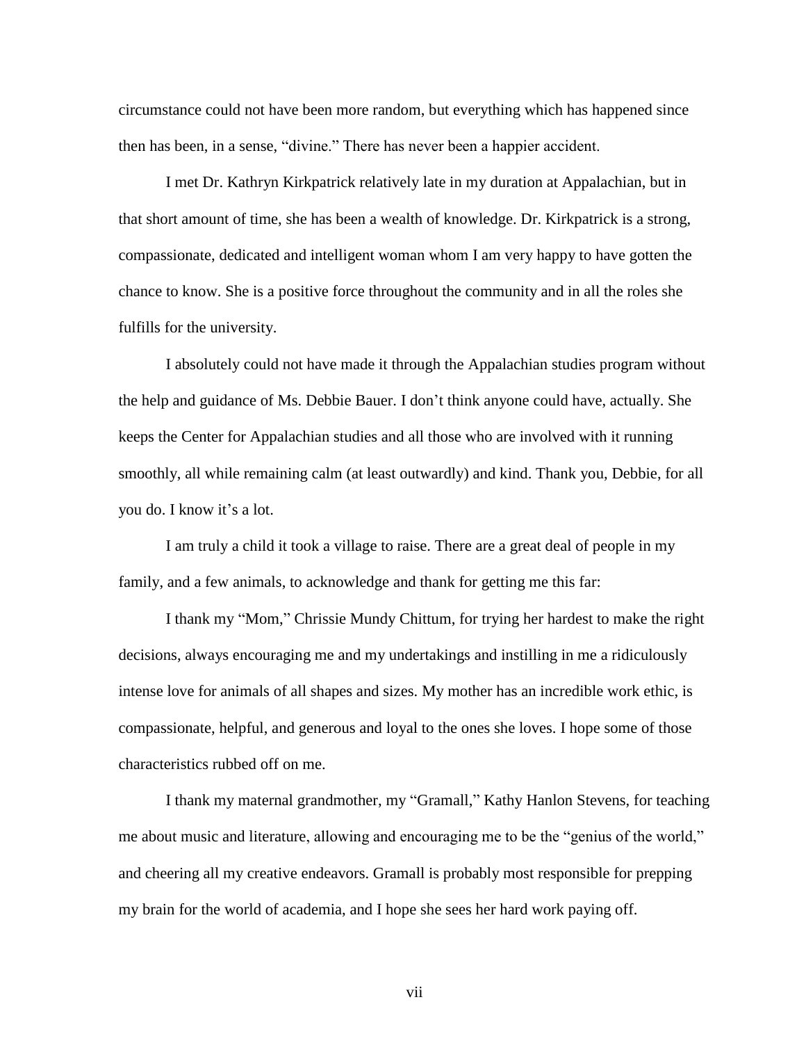circumstance could not have been more random, but everything which has happened since then has been, in a sense, "divine." There has never been a happier accident.

I met Dr. Kathryn Kirkpatrick relatively late in my duration at Appalachian, but in that short amount of time, she has been a wealth of knowledge. Dr. Kirkpatrick is a strong, compassionate, dedicated and intelligent woman whom I am very happy to have gotten the chance to know. She is a positive force throughout the community and in all the roles she fulfills for the university.

I absolutely could not have made it through the Appalachian studies program without the help and guidance of Ms. Debbie Bauer. I don't think anyone could have, actually. She keeps the Center for Appalachian studies and all those who are involved with it running smoothly, all while remaining calm (at least outwardly) and kind. Thank you, Debbie, for all you do. I know it's a lot.

I am truly a child it took a village to raise. There are a great deal of people in my family, and a few animals, to acknowledge and thank for getting me this far:

I thank my "Mom," Chrissie Mundy Chittum, for trying her hardest to make the right decisions, always encouraging me and my undertakings and instilling in me a ridiculously intense love for animals of all shapes and sizes. My mother has an incredible work ethic, is compassionate, helpful, and generous and loyal to the ones she loves. I hope some of those characteristics rubbed off on me.

I thank my maternal grandmother, my "Gramall," Kathy Hanlon Stevens, for teaching me about music and literature, allowing and encouraging me to be the "genius of the world," and cheering all my creative endeavors. Gramall is probably most responsible for prepping my brain for the world of academia, and I hope she sees her hard work paying off.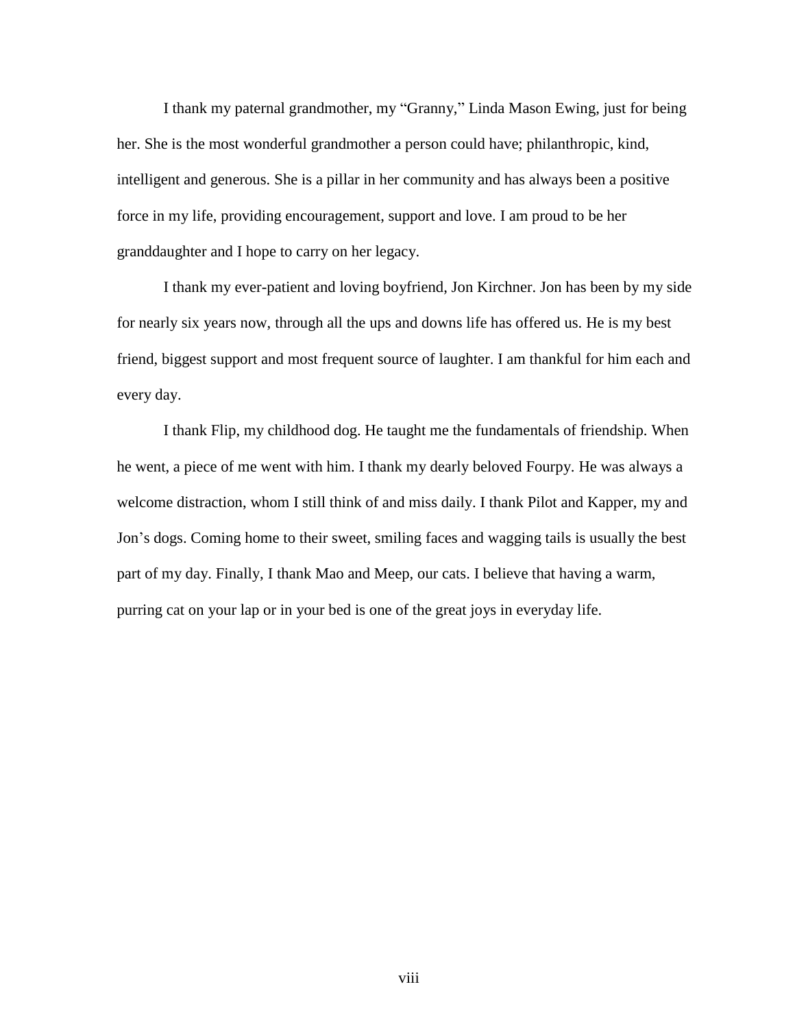I thank my paternal grandmother, my "Granny," Linda Mason Ewing, just for being her. She is the most wonderful grandmother a person could have; philanthropic, kind, intelligent and generous. She is a pillar in her community and has always been a positive force in my life, providing encouragement, support and love. I am proud to be her granddaughter and I hope to carry on her legacy.

I thank my ever-patient and loving boyfriend, Jon Kirchner. Jon has been by my side for nearly six years now, through all the ups and downs life has offered us. He is my best friend, biggest support and most frequent source of laughter. I am thankful for him each and every day.

I thank Flip, my childhood dog. He taught me the fundamentals of friendship. When he went, a piece of me went with him. I thank my dearly beloved Fourpy. He was always a welcome distraction, whom I still think of and miss daily. I thank Pilot and Kapper, my and Jon's dogs. Coming home to their sweet, smiling faces and wagging tails is usually the best part of my day. Finally, I thank Mao and Meep, our cats. I believe that having a warm, purring cat on your lap or in your bed is one of the great joys in everyday life.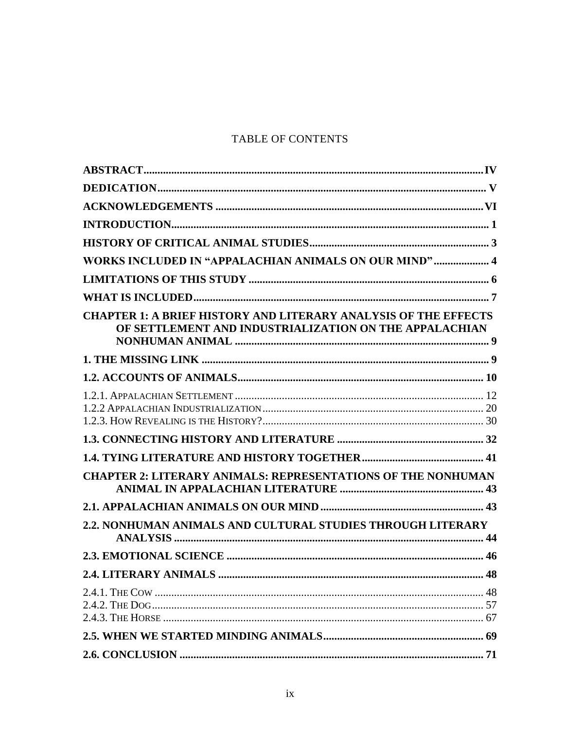TABLE OF CONTENTS

**ABSTRACT** ..... **IV**

**DEDICATION** ..... **V**

**ACKNOWLEDGEMENTS** ..... **VI**

**INTRODUCTION** ..... **1**

**HISTORY OF CRITICAL ANIMAL STUDIES** ..... **3**

**WORKS INCLUDED IN "APPALACHIAN ANIMALS ON OUR MIND"** ..... **4**

**LIMITATIONS OF THIS STUDY** ..... **6**

**WHAT IS INCLUDED** ..... **7**

**CHAPTER 1: A BRIEF HISTORY AND LITERARY ANALYSIS OF THE EFFECTS OF SETTLEMENT AND INDUSTRIALIZATION ON THE APPALACHIAN NONHUMAN ANIMAL** ..... **9**

**1. THE MISSING LINK** ..... **9**

**1.2. ACCOUNTS OF ANIMALS** ..... **10**

1.2.1. Appalachian Settlement ..... 12
1.2.2 Appalachian Industrialization ..... 20
1.2.3. How Revealing is the History? ..... 30

**1.3. CONNECTING HISTORY AND LITERATURE** ..... **32**

**1.4. TYING LITERATURE AND HISTORY TOGETHER** ..... **41**

**CHAPTER 2: LITERARY ANIMALS: REPRESENTATIONS OF THE NONHUMAN ANIMAL IN APPALACHIAN LITERATURE** ..... **43**

**2.1. APPALACHIAN ANIMALS ON OUR MIND** ..... **43**

**2.2. NONHUMAN ANIMALS AND CULTURAL STUDIES THROUGH LITERARY ANALYSIS** ..... **44**

**2.3. EMOTIONAL SCIENCE** ..... **46**

**2.4. LITERARY ANIMALS** ..... **48**

2.4.1. The Cow ..... 48
2.4.2. The Dog ..... 57
2.4.3. The Horse ..... 67

**2.5. WHEN WE STARTED MINDING ANIMALS** ..... **69**

**2.6. CONCLUSION** ..... **71**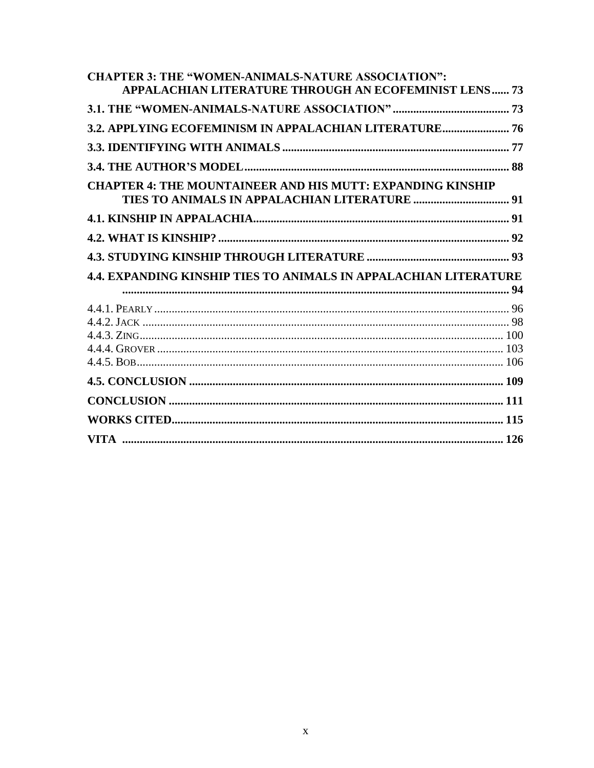**CHAPTER 3: THE "WOMEN-ANIMALS-NATURE ASSOCIATION": APPALACHIAN LITERATURE THROUGH AN ECOFEMINIST LENS...... 73**

**3.1. THE "WOMEN-ANIMALS-NATURE ASSOCIATION" ........................................ 73**

**3.2. APPLYING ECOFEMINISM IN APPALACHIAN LITERATURE....................... 76**

**3.3. IDENTIFYING WITH ANIMALS ............................................................................ 77**

**3.4. THE AUTHOR'S MODEL......................................................................................... 88**

**CHAPTER 4: THE MOUNTAINEER AND HIS MUTT: EXPANDING KINSHIP TIES TO ANIMALS IN APPALACHIAN LITERATURE ................................ 91**

**4.1. KINSHIP IN APPALACHIA....................................................................................... 91**

**4.2. WHAT IS KINSHIP? ................................................................................................... 92**

**4.3. STUDYING KINSHIP THROUGH LITERATURE ................................................ 93**

**4.4. EXPANDING KINSHIP TIES TO ANIMALS IN APPALACHIAN LITERATURE ............................................................................................................................ 94**

4.4.1. PEARLY ........................................................................................................................ 96
4.4.2. JACK ............................................................................................................................ 98
4.4.3. ZING........................................................................................................................... 100
4.4.4. GROVER ...................................................................................................................... 103
4.4.5. BOB............................................................................................................................. 106

**4.5. CONCLUSION .......................................................................................................... 109**

**CONCLUSION ................................................................................................................ 111**

**WORKS CITED................................................................................................................ 115**

**VITA ................................................................................................................................. 126**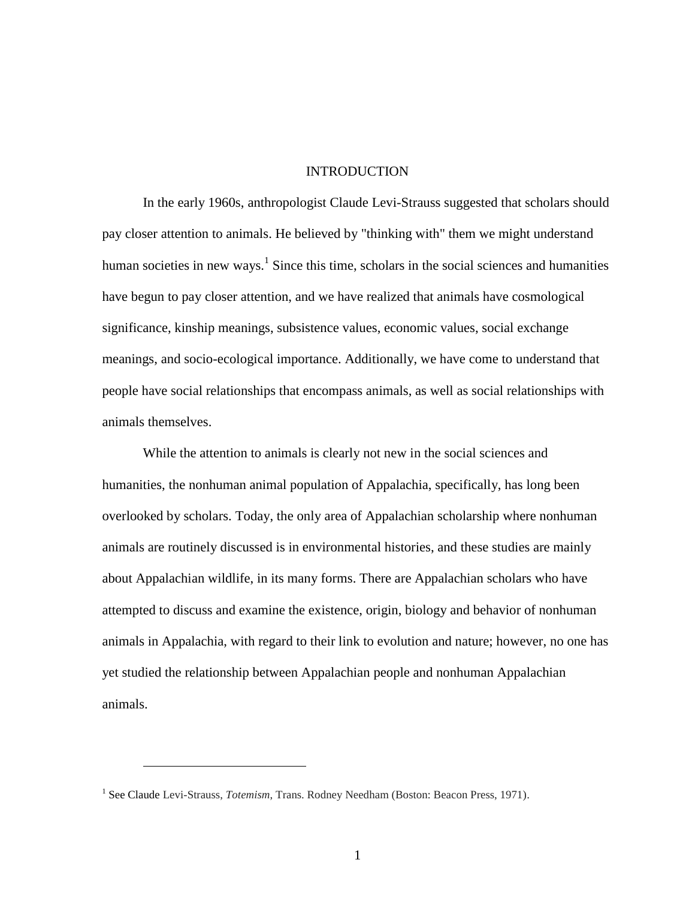# INTRODUCTION

In the early 1960s, anthropologist Claude Levi-Strauss suggested that scholars should pay closer attention to animals. He believed by "thinking with" them we might understand human societies in new ways.[1] Since this time, scholars in the social sciences and humanities have begun to pay closer attention, and we have realized that animals have cosmological significance, kinship meanings, subsistence values, economic values, social exchange meanings, and socio-ecological importance. Additionally, we have come to understand that people have social relationships that encompass animals, as well as social relationships with animals themselves.

While the attention to animals is clearly not new in the social sciences and humanities, the nonhuman animal population of Appalachia, specifically, has long been overlooked by scholars. Today, the only area of Appalachian scholarship where nonhuman animals are routinely discussed is in environmental histories, and these studies are mainly about Appalachian wildlife, in its many forms. There are Appalachian scholars who have attempted to discuss and examine the existence, origin, biology and behavior of nonhuman animals in Appalachia, with regard to their link to evolution and nature; however, no one has yet studied the relationship between Appalachian people and nonhuman Appalachian animals.

---

[1] See Claude Levi-Strauss, *Totemism*, Trans. Rodney Needham (Boston: Beacon Press, 1971).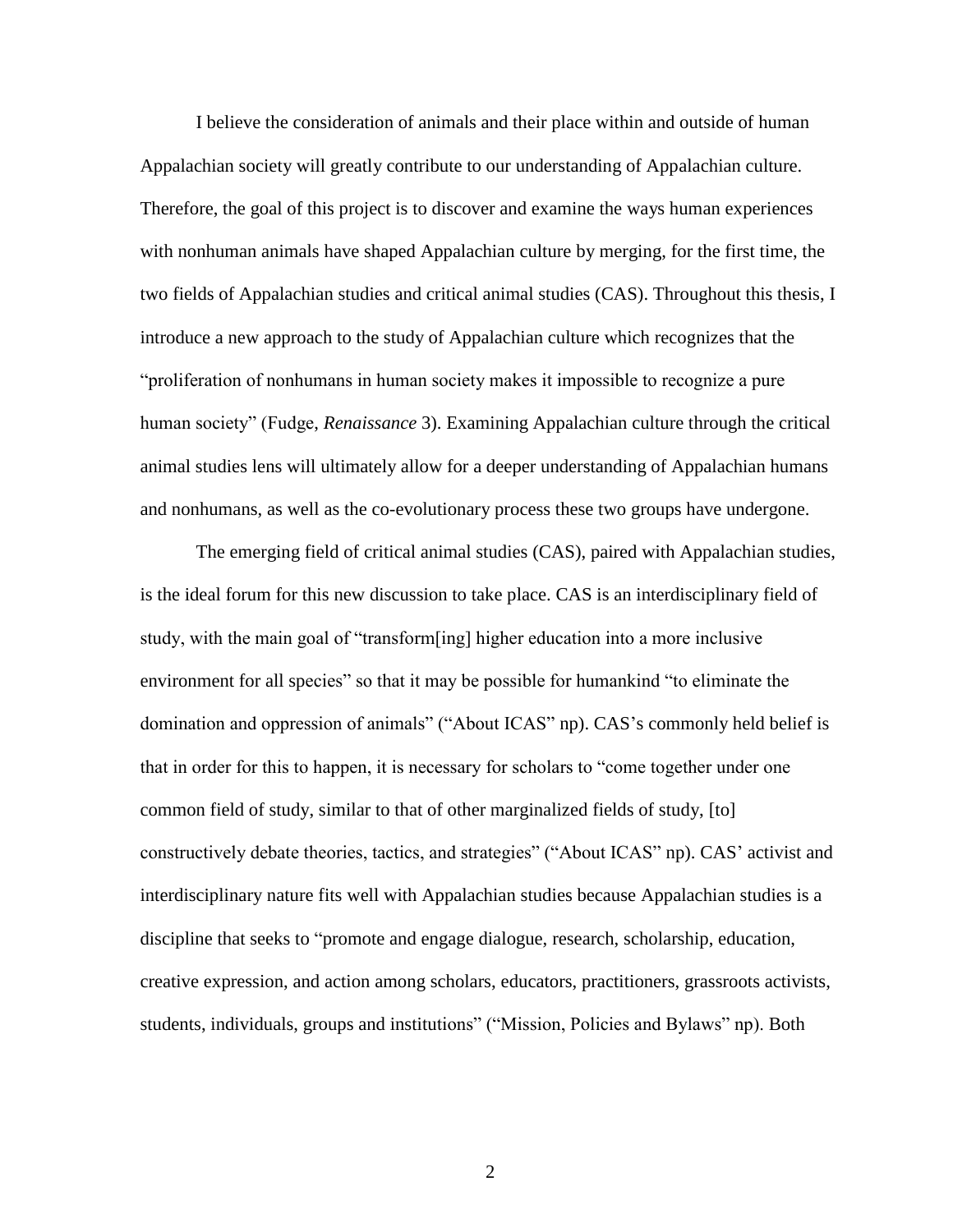I believe the consideration of animals and their place within and outside of human Appalachian society will greatly contribute to our understanding of Appalachian culture. Therefore, the goal of this project is to discover and examine the ways human experiences with nonhuman animals have shaped Appalachian culture by merging, for the first time, the two fields of Appalachian studies and critical animal studies (CAS). Throughout this thesis, I introduce a new approach to the study of Appalachian culture which recognizes that the "proliferation of nonhumans in human society makes it impossible to recognize a pure human society" (Fudge, *Renaissance* 3). Examining Appalachian culture through the critical animal studies lens will ultimately allow for a deeper understanding of Appalachian humans and nonhumans, as well as the co-evolutionary process these two groups have undergone.

The emerging field of critical animal studies (CAS), paired with Appalachian studies, is the ideal forum for this new discussion to take place. CAS is an interdisciplinary field of study, with the main goal of "transform[ing] higher education into a more inclusive environment for all species" so that it may be possible for humankind "to eliminate the domination and oppression of animals" ("About ICAS" np). CAS's commonly held belief is that in order for this to happen, it is necessary for scholars to "come together under one common field of study, similar to that of other marginalized fields of study, [to] constructively debate theories, tactics, and strategies" ("About ICAS" np). CAS' activist and interdisciplinary nature fits well with Appalachian studies because Appalachian studies is a discipline that seeks to "promote and engage dialogue, research, scholarship, education, creative expression, and action among scholars, educators, practitioners, grassroots activists, students, individuals, groups and institutions" ("Mission, Policies and Bylaws" np). Both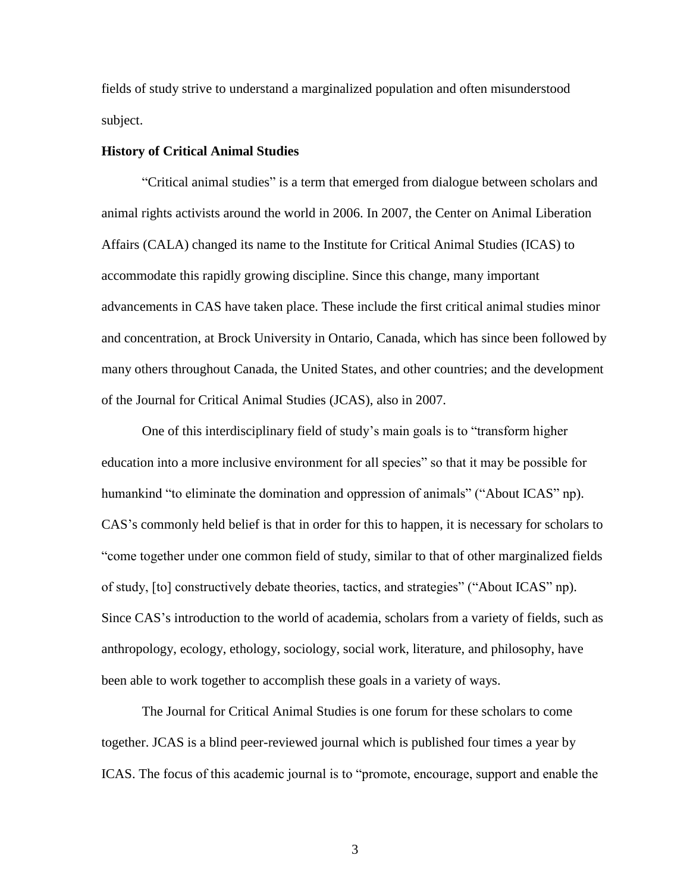fields of study strive to understand a marginalized population and often misunderstood subject.

**History of Critical Animal Studies**

"Critical animal studies" is a term that emerged from dialogue between scholars and animal rights activists around the world in 2006. In 2007, the Center on Animal Liberation Affairs (CALA) changed its name to the Institute for Critical Animal Studies (ICAS) to accommodate this rapidly growing discipline. Since this change, many important advancements in CAS have taken place. These include the first critical animal studies minor and concentration, at Brock University in Ontario, Canada, which has since been followed by many others throughout Canada, the United States, and other countries; and the development of the Journal for Critical Animal Studies (JCAS), also in 2007.

One of this interdisciplinary field of study's main goals is to "transform higher education into a more inclusive environment for all species" so that it may be possible for humankind "to eliminate the domination and oppression of animals" ("About ICAS" np). CAS's commonly held belief is that in order for this to happen, it is necessary for scholars to "come together under one common field of study, similar to that of other marginalized fields of study, [to] constructively debate theories, tactics, and strategies" ("About ICAS" np). Since CAS's introduction to the world of academia, scholars from a variety of fields, such as anthropology, ecology, ethology, sociology, social work, literature, and philosophy, have been able to work together to accomplish these goals in a variety of ways.

The Journal for Critical Animal Studies is one forum for these scholars to come together. JCAS is a blind peer-reviewed journal which is published four times a year by ICAS. The focus of this academic journal is to "promote, encourage, support and enable the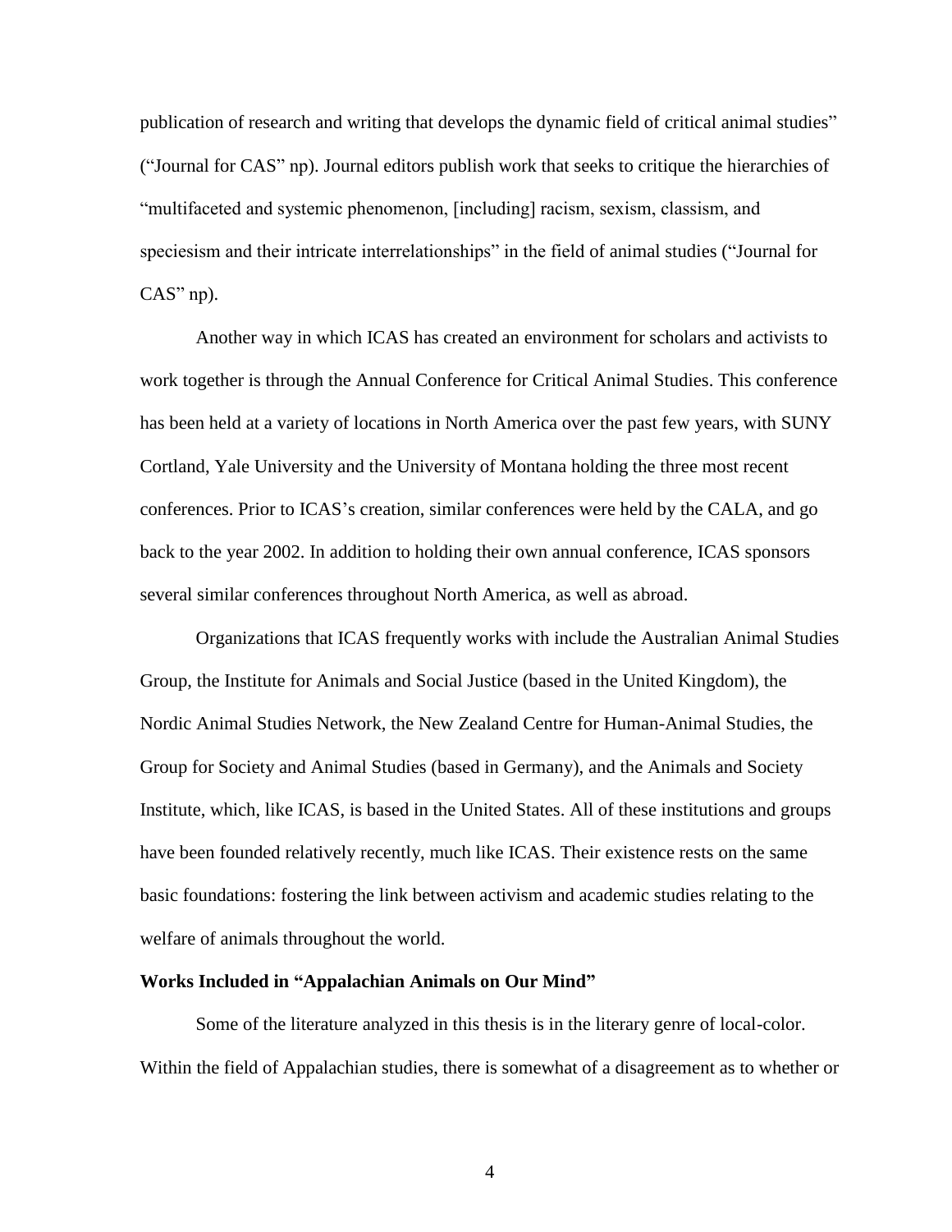publication of research and writing that develops the dynamic field of critical animal studies" ("Journal for CAS" np). Journal editors publish work that seeks to critique the hierarchies of "multifaceted and systemic phenomenon, [including] racism, sexism, classism, and speciesism and their intricate interrelationships" in the field of animal studies ("Journal for CAS" np).

Another way in which ICAS has created an environment for scholars and activists to work together is through the Annual Conference for Critical Animal Studies. This conference has been held at a variety of locations in North America over the past few years, with SUNY Cortland, Yale University and the University of Montana holding the three most recent conferences. Prior to ICAS's creation, similar conferences were held by the CALA, and go back to the year 2002. In addition to holding their own annual conference, ICAS sponsors several similar conferences throughout North America, as well as abroad.

Organizations that ICAS frequently works with include the Australian Animal Studies Group, the Institute for Animals and Social Justice (based in the United Kingdom), the Nordic Animal Studies Network, the New Zealand Centre for Human-Animal Studies, the Group for Society and Animal Studies (based in Germany), and the Animals and Society Institute, which, like ICAS, is based in the United States. All of these institutions and groups have been founded relatively recently, much like ICAS. Their existence rests on the same basic foundations: fostering the link between activism and academic studies relating to the welfare of animals throughout the world.

**Works Included in "Appalachian Animals on Our Mind"**

Some of the literature analyzed in this thesis is in the literary genre of local-color. Within the field of Appalachian studies, there is somewhat of a disagreement as to whether or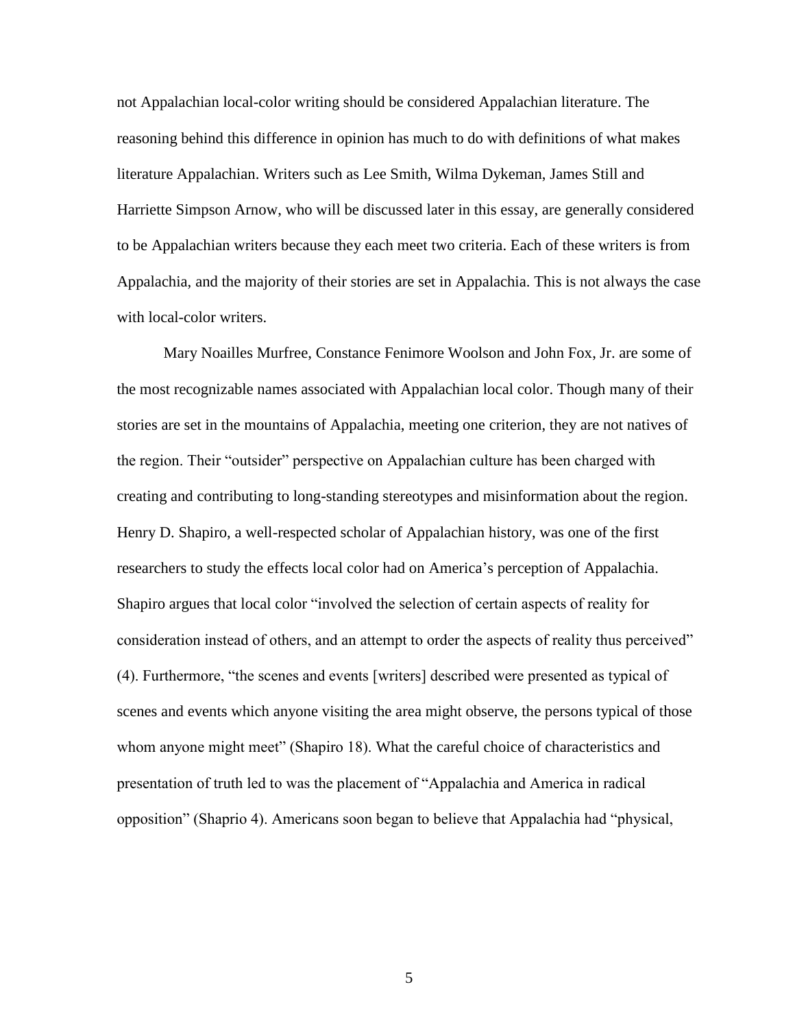not Appalachian local-color writing should be considered Appalachian literature. The reasoning behind this difference in opinion has much to do with definitions of what makes literature Appalachian. Writers such as Lee Smith, Wilma Dykeman, James Still and Harriette Simpson Arnow, who will be discussed later in this essay, are generally considered to be Appalachian writers because they each meet two criteria. Each of these writers is from Appalachia, and the majority of their stories are set in Appalachia. This is not always the case with local-color writers.

Mary Noailles Murfree, Constance Fenimore Woolson and John Fox, Jr. are some of the most recognizable names associated with Appalachian local color. Though many of their stories are set in the mountains of Appalachia, meeting one criterion, they are not natives of the region. Their "outsider" perspective on Appalachian culture has been charged with creating and contributing to long-standing stereotypes and misinformation about the region. Henry D. Shapiro, a well-respected scholar of Appalachian history, was one of the first researchers to study the effects local color had on America's perception of Appalachia. Shapiro argues that local color "involved the selection of certain aspects of reality for consideration instead of others, and an attempt to order the aspects of reality thus perceived" (4). Furthermore, "the scenes and events [writers] described were presented as typical of scenes and events which anyone visiting the area might observe, the persons typical of those whom anyone might meet" (Shapiro 18). What the careful choice of characteristics and presentation of truth led to was the placement of "Appalachia and America in radical opposition" (Shaprio 4). Americans soon began to believe that Appalachia had "physical,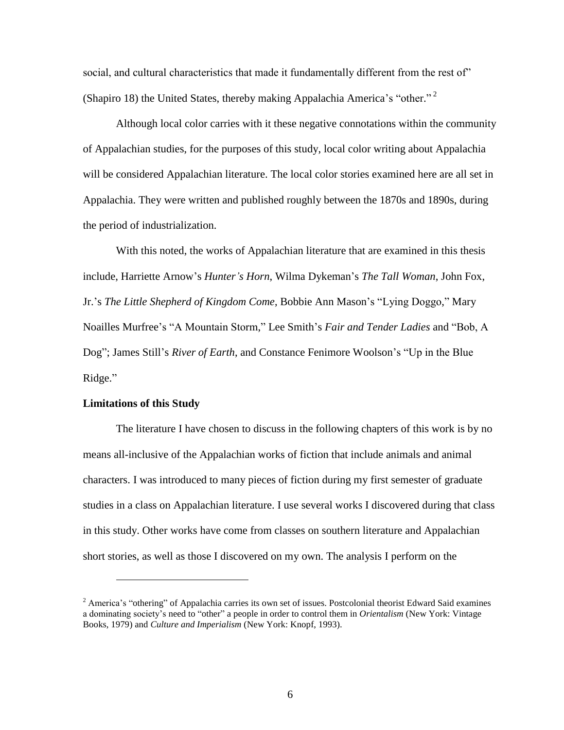social, and cultural characteristics that made it fundamentally different from the rest of" (Shapiro 18) the United States, thereby making Appalachia America's "other." [2]

Although local color carries with it these negative connotations within the community of Appalachian studies, for the purposes of this study, local color writing about Appalachia will be considered Appalachian literature. The local color stories examined here are all set in Appalachia. They were written and published roughly between the 1870s and 1890s, during the period of industrialization.

With this noted, the works of Appalachian literature that are examined in this thesis include, Harriette Arnow's *Hunter's Horn*, Wilma Dykeman's *The Tall Woman*, John Fox, Jr.'s *The Little Shepherd of Kingdom Come*, Bobbie Ann Mason's "Lying Doggo," Mary Noailles Murfree's "A Mountain Storm," Lee Smith's *Fair and Tender Ladies* and "Bob, A Dog"; James Still's *River of Earth*, and Constance Fenimore Woolson's "Up in the Blue Ridge."

**Limitations of this Study**

The literature I have chosen to discuss in the following chapters of this work is by no means all-inclusive of the Appalachian works of fiction that include animals and animal characters. I was introduced to many pieces of fiction during my first semester of graduate studies in a class on Appalachian literature. I use several works I discovered during that class in this study. Other works have come from classes on southern literature and Appalachian short stories, as well as those I discovered on my own. The analysis I perform on the

---

[2] America's "othering" of Appalachia carries its own set of issues. Postcolonial theorist Edward Said examines a dominating society's need to "other" a people in order to control them in *Orientalism* (New York: Vintage Books, 1979) and *Culture and Imperialism* (New York: Knopf, 1993).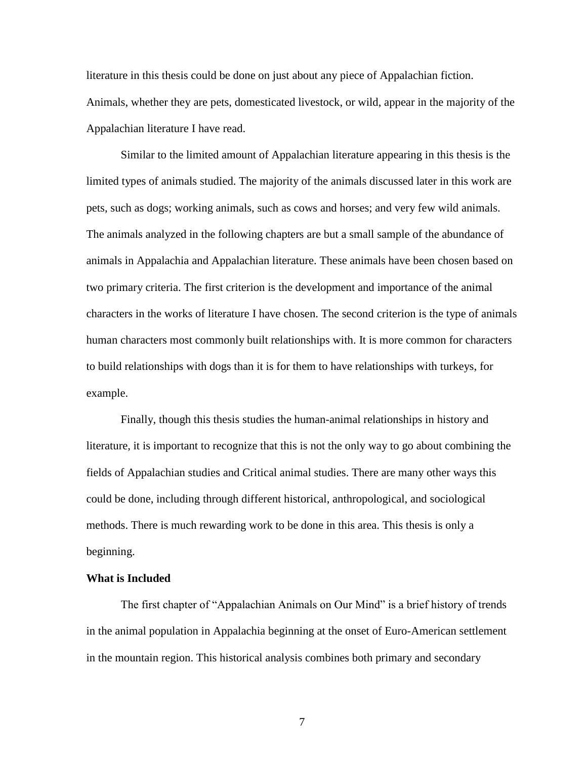literature in this thesis could be done on just about any piece of Appalachian fiction. Animals, whether they are pets, domesticated livestock, or wild, appear in the majority of the Appalachian literature I have read.

Similar to the limited amount of Appalachian literature appearing in this thesis is the limited types of animals studied. The majority of the animals discussed later in this work are pets, such as dogs; working animals, such as cows and horses; and very few wild animals. The animals analyzed in the following chapters are but a small sample of the abundance of animals in Appalachia and Appalachian literature. These animals have been chosen based on two primary criteria. The first criterion is the development and importance of the animal characters in the works of literature I have chosen. The second criterion is the type of animals human characters most commonly built relationships with. It is more common for characters to build relationships with dogs than it is for them to have relationships with turkeys, for example.

Finally, though this thesis studies the human-animal relationships in history and literature, it is important to recognize that this is not the only way to go about combining the fields of Appalachian studies and Critical animal studies. There are many other ways this could be done, including through different historical, anthropological, and sociological methods. There is much rewarding work to be done in this area. This thesis is only a beginning.

**What is Included**

The first chapter of "Appalachian Animals on Our Mind" is a brief history of trends in the animal population in Appalachia beginning at the onset of Euro-American settlement in the mountain region. This historical analysis combines both primary and secondary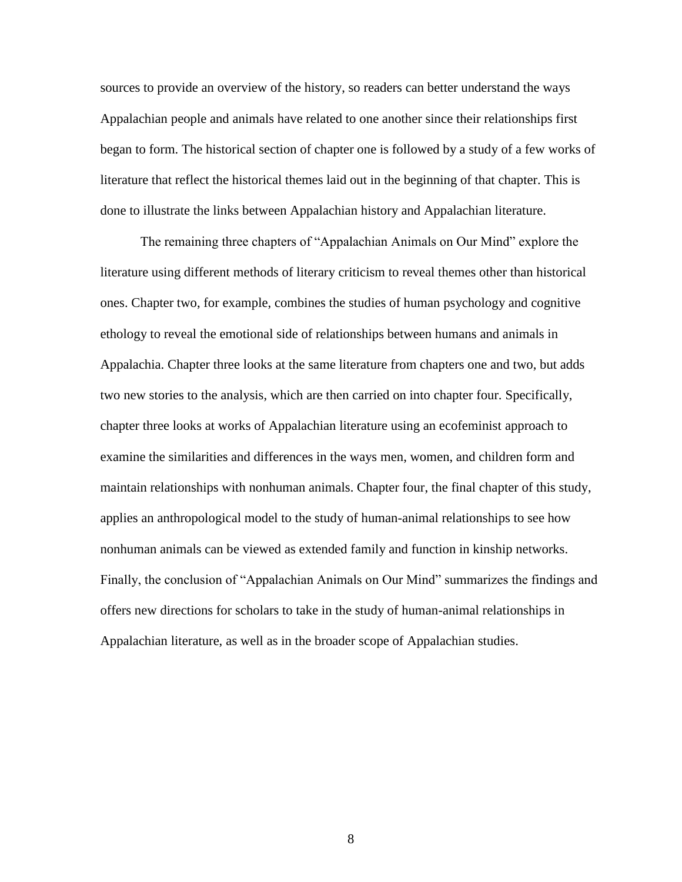sources to provide an overview of the history, so readers can better understand the ways Appalachian people and animals have related to one another since their relationships first began to form. The historical section of chapter one is followed by a study of a few works of literature that reflect the historical themes laid out in the beginning of that chapter. This is done to illustrate the links between Appalachian history and Appalachian literature.

The remaining three chapters of "Appalachian Animals on Our Mind" explore the literature using different methods of literary criticism to reveal themes other than historical ones. Chapter two, for example, combines the studies of human psychology and cognitive ethology to reveal the emotional side of relationships between humans and animals in Appalachia. Chapter three looks at the same literature from chapters one and two, but adds two new stories to the analysis, which are then carried on into chapter four. Specifically, chapter three looks at works of Appalachian literature using an ecofeminist approach to examine the similarities and differences in the ways men, women, and children form and maintain relationships with nonhuman animals. Chapter four, the final chapter of this study, applies an anthropological model to the study of human-animal relationships to see how nonhuman animals can be viewed as extended family and function in kinship networks. Finally, the conclusion of "Appalachian Animals on Our Mind" summarizes the findings and offers new directions for scholars to take in the study of human-animal relationships in Appalachian literature, as well as in the broader scope of Appalachian studies.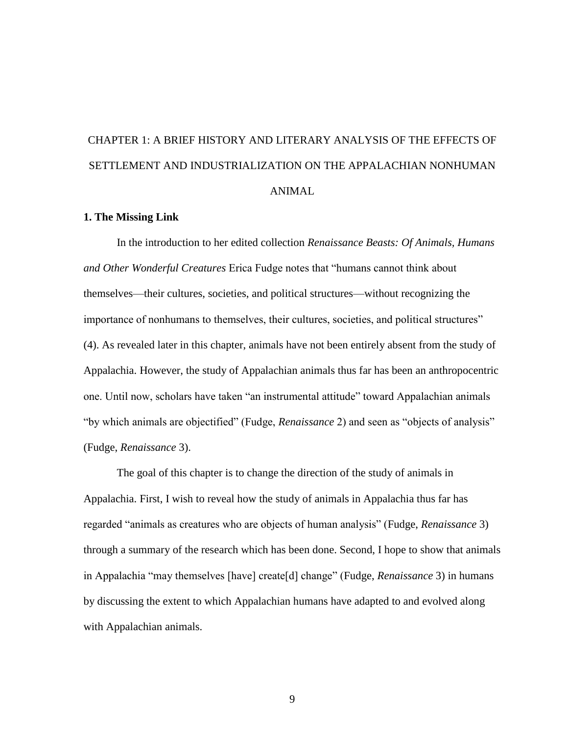# CHAPTER 1: A BRIEF HISTORY AND LITERARY ANALYSIS OF THE EFFECTS OF SETTLEMENT AND INDUSTRIALIZATION ON THE APPALACHIAN NONHUMAN ANIMAL

## 1. The Missing Link

In the introduction to her edited collection *Renaissance Beasts: Of Animals, Humans and Other Wonderful Creatures* Erica Fudge notes that "humans cannot think about themselves—their cultures, societies, and political structures—without recognizing the importance of nonhumans to themselves, their cultures, societies, and political structures" (4). As revealed later in this chapter, animals have not been entirely absent from the study of Appalachia. However, the study of Appalachian animals thus far has been an anthropocentric one. Until now, scholars have taken "an instrumental attitude" toward Appalachian animals "by which animals are objectified" (Fudge, *Renaissance* 2) and seen as "objects of analysis" (Fudge, *Renaissance* 3).

The goal of this chapter is to change the direction of the study of animals in Appalachia. First, I wish to reveal how the study of animals in Appalachia thus far has regarded "animals as creatures who are objects of human analysis" (Fudge, *Renaissance* 3) through a summary of the research which has been done. Second, I hope to show that animals in Appalachia "may themselves [have] create[d] change" (Fudge, *Renaissance* 3) in humans by discussing the extent to which Appalachian humans have adapted to and evolved along with Appalachian animals.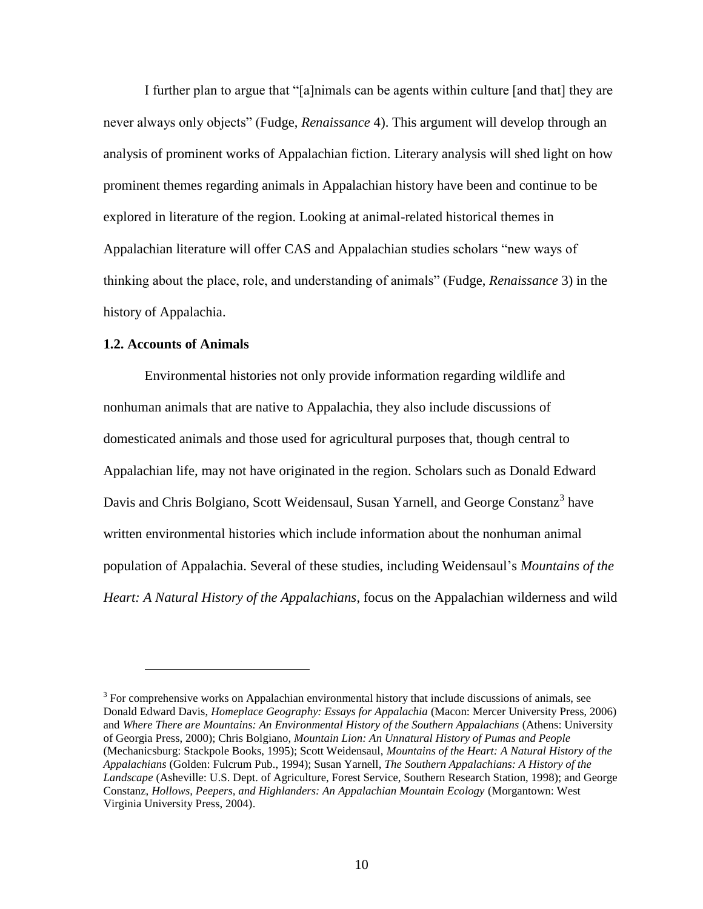I further plan to argue that "[a]nimals can be agents within culture [and that] they are never always only objects" (Fudge, *Renaissance* 4). This argument will develop through an analysis of prominent works of Appalachian fiction. Literary analysis will shed light on how prominent themes regarding animals in Appalachian history have been and continue to be explored in literature of the region. Looking at animal-related historical themes in Appalachian literature will offer CAS and Appalachian studies scholars "new ways of thinking about the place, role, and understanding of animals" (Fudge, *Renaissance* 3) in the history of Appalachia.

### 1.2. Accounts of Animals

Environmental histories not only provide information regarding wildlife and nonhuman animals that are native to Appalachia, they also include discussions of domesticated animals and those used for agricultural purposes that, though central to Appalachian life, may not have originated in the region. Scholars such as Donald Edward Davis and Chris Bolgiano, Scott Weidensaul, Susan Yarnell, and George Constanz[3] have written environmental histories which include information about the nonhuman animal population of Appalachia. Several of these studies, including Weidensaul's *Mountains of the Heart: A Natural History of the Appalachians*, focus on the Appalachian wilderness and wild

---

[3] For comprehensive works on Appalachian environmental history that include discussions of animals, see Donald Edward Davis, *Homeplace Geography: Essays for Appalachia* (Macon: Mercer University Press, 2006) and *Where There are Mountains: An Environmental History of the Southern Appalachians* (Athens: University of Georgia Press, 2000); Chris Bolgiano, *Mountain Lion: An Unnatural History of Pumas and People* (Mechanicsburg: Stackpole Books, 1995); Scott Weidensaul, *Mountains of the Heart: A Natural History of the Appalachians* (Golden: Fulcrum Pub., 1994); Susan Yarnell, *The Southern Appalachians: A History of the Landscape* (Asheville: U.S. Dept. of Agriculture, Forest Service, Southern Research Station, 1998); and George Constanz, *Hollows, Peepers, and Highlanders: An Appalachian Mountain Ecology* (Morgantown: West Virginia University Press, 2004).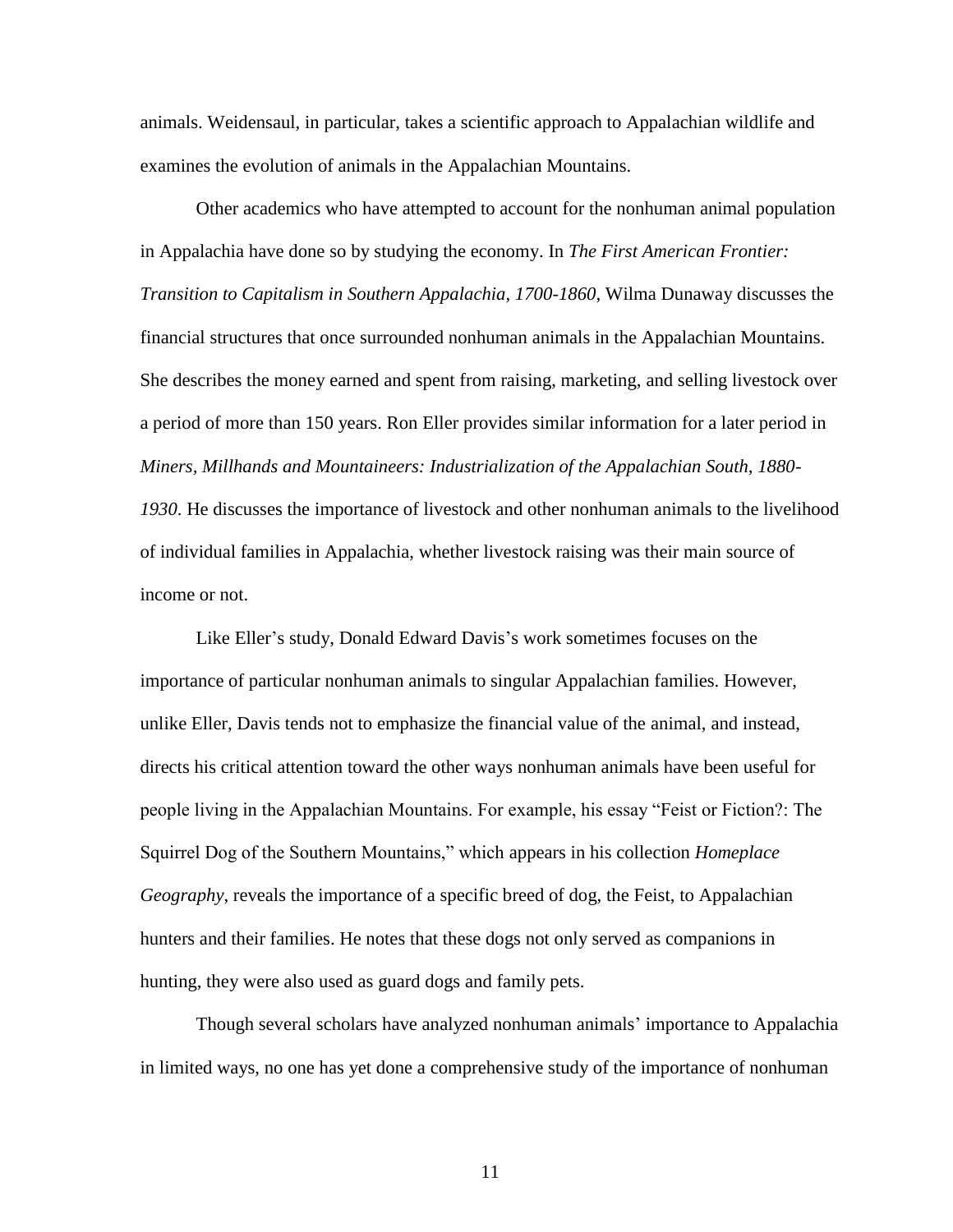animals. Weidensaul, in particular, takes a scientific approach to Appalachian wildlife and examines the evolution of animals in the Appalachian Mountains.

Other academics who have attempted to account for the nonhuman animal population in Appalachia have done so by studying the economy. In *The First American Frontier: Transition to Capitalism in Southern Appalachia, 1700-1860*, Wilma Dunaway discusses the financial structures that once surrounded nonhuman animals in the Appalachian Mountains. She describes the money earned and spent from raising, marketing, and selling livestock over a period of more than 150 years. Ron Eller provides similar information for a later period in *Miners, Millhands and Mountaineers: Industrialization of the Appalachian South, 1880-1930*. He discusses the importance of livestock and other nonhuman animals to the livelihood of individual families in Appalachia, whether livestock raising was their main source of income or not.

Like Eller's study, Donald Edward Davis's work sometimes focuses on the importance of particular nonhuman animals to singular Appalachian families. However, unlike Eller, Davis tends not to emphasize the financial value of the animal, and instead, directs his critical attention toward the other ways nonhuman animals have been useful for people living in the Appalachian Mountains. For example, his essay "Feist or Fiction?: The Squirrel Dog of the Southern Mountains," which appears in his collection *Homeplace Geography*, reveals the importance of a specific breed of dog, the Feist, to Appalachian hunters and their families. He notes that these dogs not only served as companions in hunting, they were also used as guard dogs and family pets.

Though several scholars have analyzed nonhuman animals' importance to Appalachia in limited ways, no one has yet done a comprehensive study of the importance of nonhuman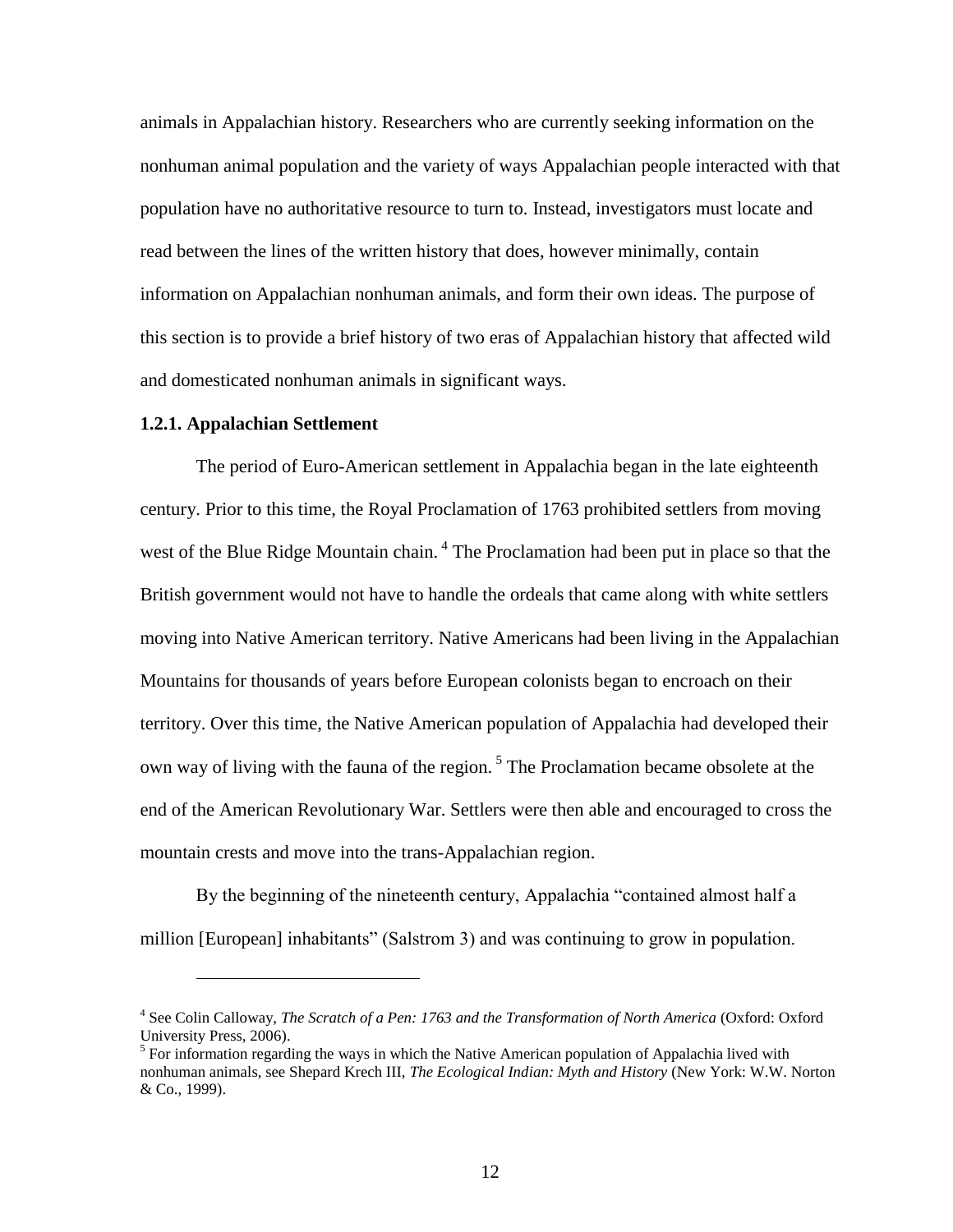animals in Appalachian history. Researchers who are currently seeking information on the nonhuman animal population and the variety of ways Appalachian people interacted with that population have no authoritative resource to turn to. Instead, investigators must locate and read between the lines of the written history that does, however minimally, contain information on Appalachian nonhuman animals, and form their own ideas. The purpose of this section is to provide a brief history of two eras of Appalachian history that affected wild and domesticated nonhuman animals in significant ways.

### 1.2.1. Appalachian Settlement

The period of Euro-American settlement in Appalachia began in the late eighteenth century. Prior to this time, the Royal Proclamation of 1763 prohibited settlers from moving west of the Blue Ridge Mountain chain. [4] The Proclamation had been put in place so that the British government would not have to handle the ordeals that came along with white settlers moving into Native American territory. Native Americans had been living in the Appalachian Mountains for thousands of years before European colonists began to encroach on their territory. Over this time, the Native American population of Appalachia had developed their own way of living with the fauna of the region. [5] The Proclamation became obsolete at the end of the American Revolutionary War. Settlers were then able and encouraged to cross the mountain crests and move into the trans-Appalachian region.

By the beginning of the nineteenth century, Appalachia "contained almost half a million [European] inhabitants" (Salstrom 3) and was continuing to grow in population.

---

[4] See Colin Calloway, *The Scratch of a Pen: 1763 and the Transformation of North America* (Oxford: Oxford University Press, 2006).

[5] For information regarding the ways in which the Native American population of Appalachia lived with nonhuman animals, see Shepard Krech III, *The Ecological Indian: Myth and History* (New York: W.W. Norton & Co., 1999).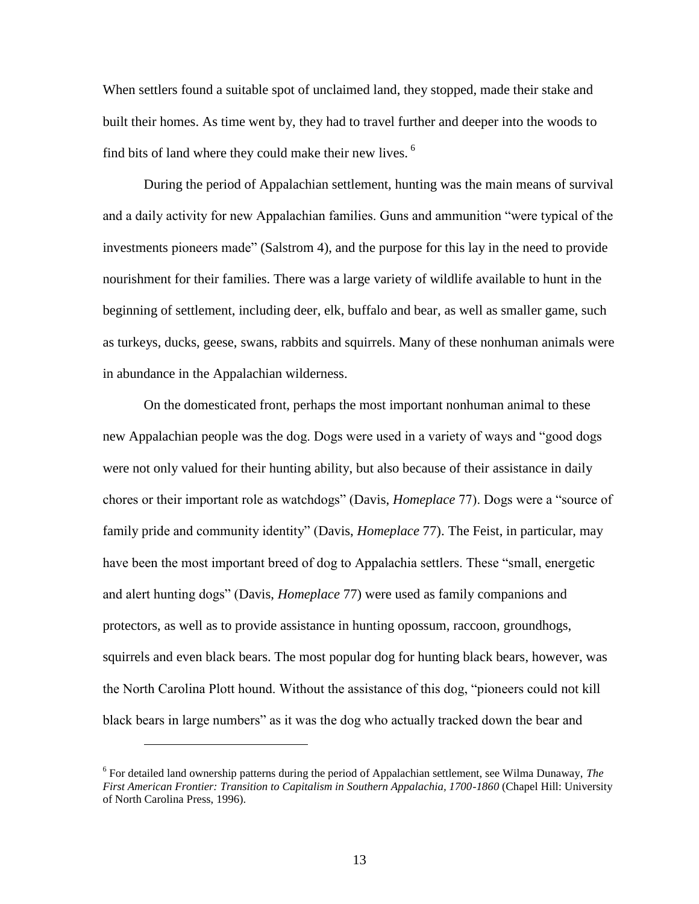When settlers found a suitable spot of unclaimed land, they stopped, made their stake and built their homes. As time went by, they had to travel further and deeper into the woods to find bits of land where they could make their new lives. [6]

During the period of Appalachian settlement, hunting was the main means of survival and a daily activity for new Appalachian families. Guns and ammunition "were typical of the investments pioneers made" (Salstrom 4), and the purpose for this lay in the need to provide nourishment for their families. There was a large variety of wildlife available to hunt in the beginning of settlement, including deer, elk, buffalo and bear, as well as smaller game, such as turkeys, ducks, geese, swans, rabbits and squirrels. Many of these nonhuman animals were in abundance in the Appalachian wilderness.

On the domesticated front, perhaps the most important nonhuman animal to these new Appalachian people was the dog. Dogs were used in a variety of ways and "good dogs were not only valued for their hunting ability, but also because of their assistance in daily chores or their important role as watchdogs" (Davis, *Homeplace* 77). Dogs were a "source of family pride and community identity" (Davis, *Homeplace* 77). The Feist, in particular, may have been the most important breed of dog to Appalachia settlers. These "small, energetic and alert hunting dogs" (Davis, *Homeplace* 77) were used as family companions and protectors, as well as to provide assistance in hunting opossum, raccoon, groundhogs, squirrels and even black bears. The most popular dog for hunting black bears, however, was the North Carolina Plott hound. Without the assistance of this dog, "pioneers could not kill black bears in large numbers" as it was the dog who actually tracked down the bear and

---

[6] For detailed land ownership patterns during the period of Appalachian settlement, see Wilma Dunaway, *The First American Frontier: Transition to Capitalism in Southern Appalachia, 1700-1860* (Chapel Hill: University of North Carolina Press, 1996).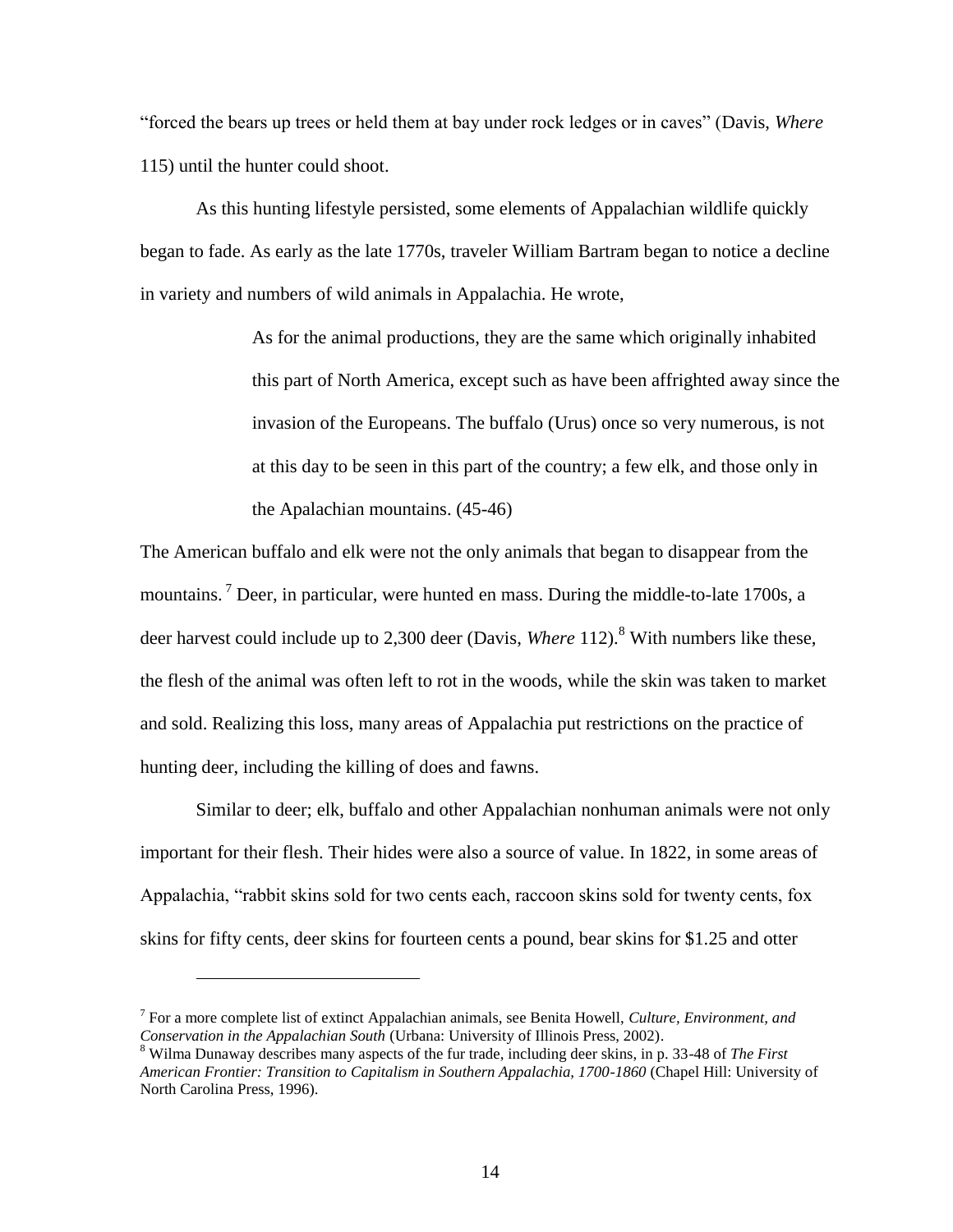"forced the bears up trees or held them at bay under rock ledges or in caves" (Davis, *Where* 115) until the hunter could shoot.

As this hunting lifestyle persisted, some elements of Appalachian wildlife quickly began to fade. As early as the late 1770s, traveler William Bartram began to notice a decline in variety and numbers of wild animals in Appalachia. He wrote,

> As for the animal productions, they are the same which originally inhabited this part of North America, except such as have been affrighted away since the invasion of the Europeans. The buffalo (Urus) once so very numerous, is not at this day to be seen in this part of the country; a few elk, and those only in the Apalachian mountains. (45-46)

The American buffalo and elk were not the only animals that began to disappear from the mountains. [7] Deer, in particular, were hunted en mass. During the middle-to-late 1700s, a deer harvest could include up to 2,300 deer (Davis, *Where* 112).[8] With numbers like these, the flesh of the animal was often left to rot in the woods, while the skin was taken to market and sold. Realizing this loss, many areas of Appalachia put restrictions on the practice of hunting deer, including the killing of does and fawns.

Similar to deer; elk, buffalo and other Appalachian nonhuman animals were not only important for their flesh. Their hides were also a source of value. In 1822, in some areas of Appalachia, "rabbit skins sold for two cents each, raccoon skins sold for twenty cents, fox skins for fifty cents, deer skins for fourteen cents a pound, bear skins for $1.25 and otter

---

[7] For a more complete list of extinct Appalachian animals, see Benita Howell, *Culture, Environment, and Conservation in the Appalachian South* (Urbana: University of Illinois Press, 2002).

[8] Wilma Dunaway describes many aspects of the fur trade, including deer skins, in p. 33-48 of *The First American Frontier: Transition to Capitalism in Southern Appalachia, 1700-1860* (Chapel Hill: University of North Carolina Press, 1996).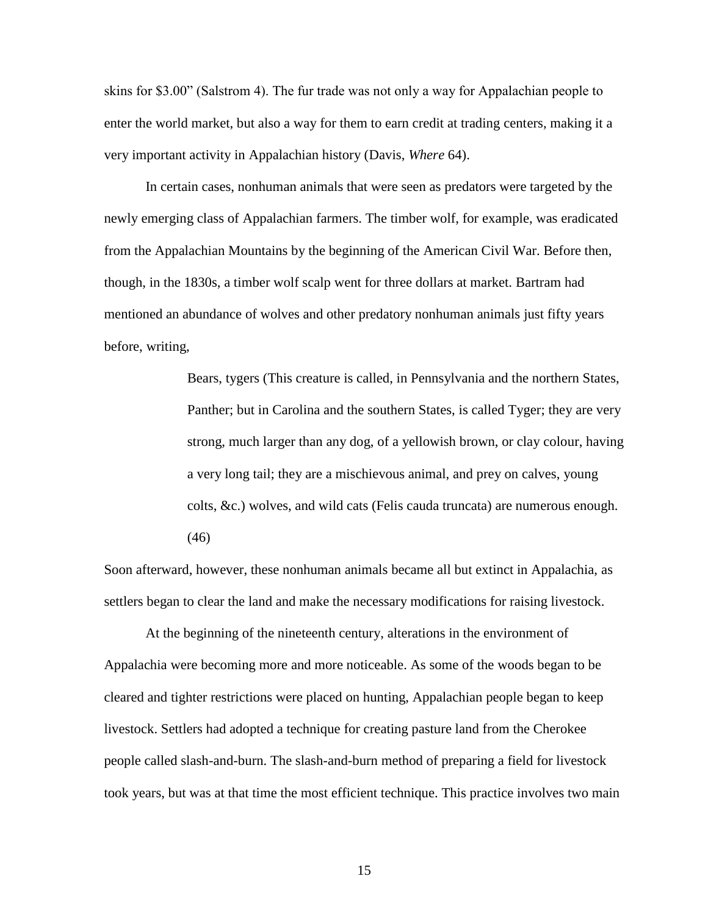skins for $3.00" (Salstrom 4). The fur trade was not only a way for Appalachian people to enter the world market, but also a way for them to earn credit at trading centers, making it a very important activity in Appalachian history (Davis, *Where* 64).

In certain cases, nonhuman animals that were seen as predators were targeted by the newly emerging class of Appalachian farmers. The timber wolf, for example, was eradicated from the Appalachian Mountains by the beginning of the American Civil War. Before then, though, in the 1830s, a timber wolf scalp went for three dollars at market. Bartram had mentioned an abundance of wolves and other predatory nonhuman animals just fifty years before, writing,

> Bears, tygers (This creature is called, in Pennsylvania and the northern States, Panther; but in Carolina and the southern States, is called Tyger; they are very strong, much larger than any dog, of a yellowish brown, or clay colour, having a very long tail; they are a mischievous animal, and prey on calves, young colts, &c.) wolves, and wild cats (Felis cauda truncata) are numerous enough. (46)

Soon afterward, however, these nonhuman animals became all but extinct in Appalachia, as settlers began to clear the land and make the necessary modifications for raising livestock.

At the beginning of the nineteenth century, alterations in the environment of Appalachia were becoming more and more noticeable. As some of the woods began to be cleared and tighter restrictions were placed on hunting, Appalachian people began to keep livestock. Settlers had adopted a technique for creating pasture land from the Cherokee people called slash-and-burn. The slash-and-burn method of preparing a field for livestock took years, but was at that time the most efficient technique. This practice involves two main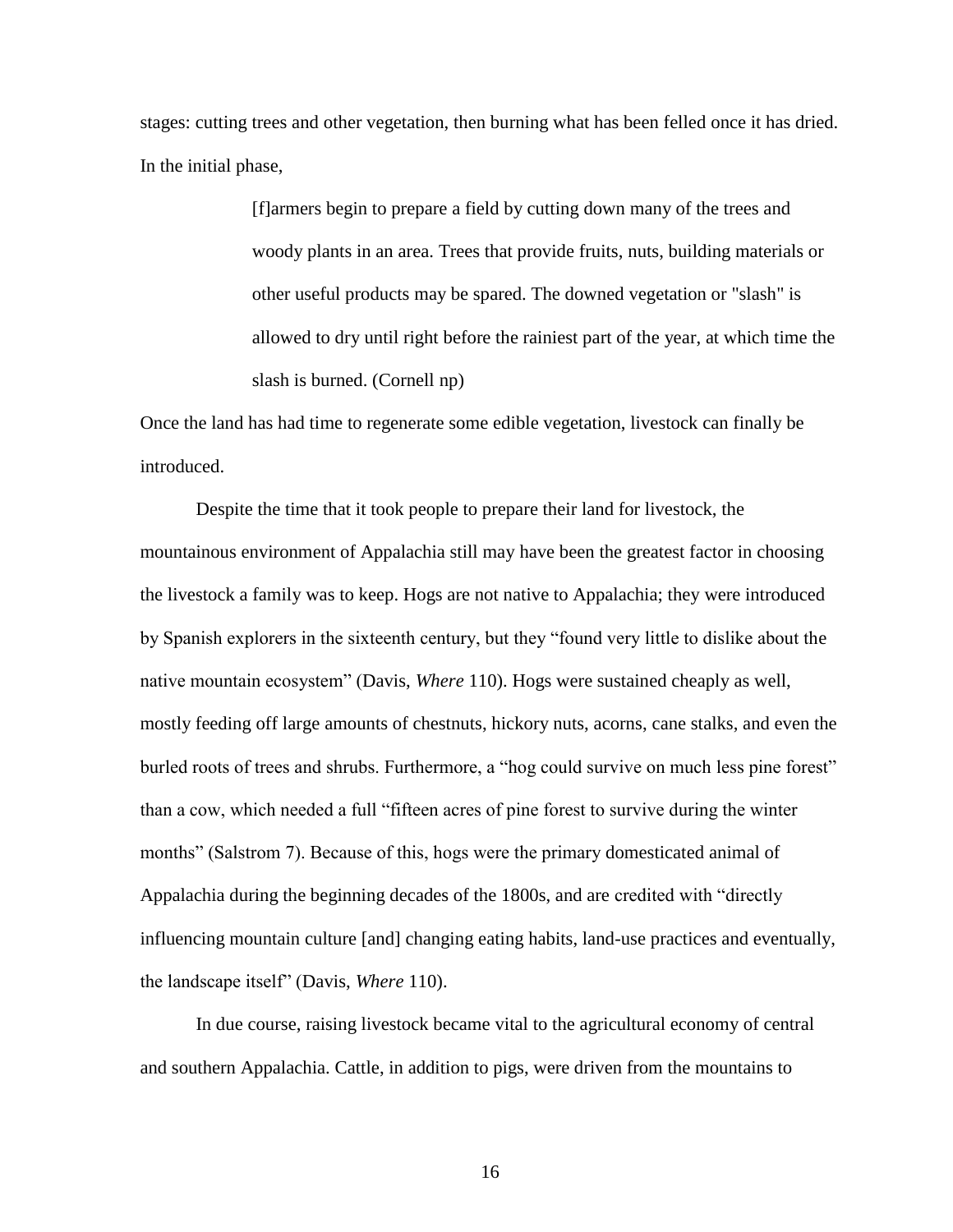stages: cutting trees and other vegetation, then burning what has been felled once it has dried. In the initial phase,

> [f]armers begin to prepare a field by cutting down many of the trees and woody plants in an area. Trees that provide fruits, nuts, building materials or other useful products may be spared. The downed vegetation or "slash" is allowed to dry until right before the rainiest part of the year, at which time the slash is burned. (Cornell np)

Once the land has had time to regenerate some edible vegetation, livestock can finally be introduced.

Despite the time that it took people to prepare their land for livestock, the mountainous environment of Appalachia still may have been the greatest factor in choosing the livestock a family was to keep. Hogs are not native to Appalachia; they were introduced by Spanish explorers in the sixteenth century, but they "found very little to dislike about the native mountain ecosystem" (Davis, *Where* 110). Hogs were sustained cheaply as well, mostly feeding off large amounts of chestnuts, hickory nuts, acorns, cane stalks, and even the burled roots of trees and shrubs. Furthermore, a "hog could survive on much less pine forest" than a cow, which needed a full "fifteen acres of pine forest to survive during the winter months" (Salstrom 7). Because of this, hogs were the primary domesticated animal of Appalachia during the beginning decades of the 1800s, and are credited with "directly influencing mountain culture [and] changing eating habits, land-use practices and eventually, the landscape itself" (Davis, *Where* 110).

In due course, raising livestock became vital to the agricultural economy of central and southern Appalachia. Cattle, in addition to pigs, were driven from the mountains to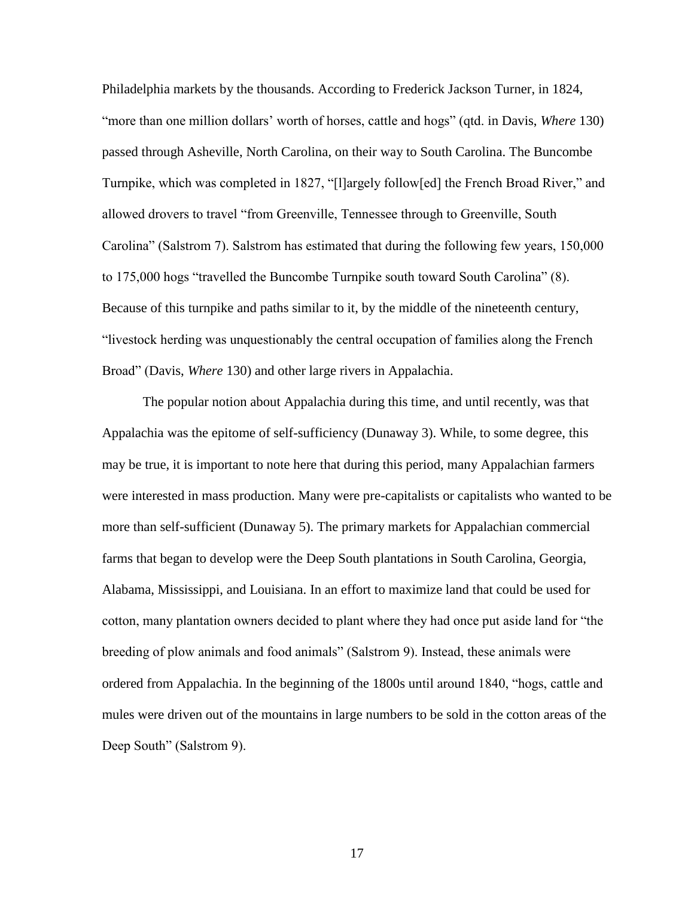Philadelphia markets by the thousands. According to Frederick Jackson Turner, in 1824, "more than one million dollars' worth of horses, cattle and hogs" (qtd. in Davis, *Where* 130) passed through Asheville, North Carolina, on their way to South Carolina. The Buncombe Turnpike, which was completed in 1827, "[l]argely follow[ed] the French Broad River," and allowed drovers to travel "from Greenville, Tennessee through to Greenville, South Carolina" (Salstrom 7). Salstrom has estimated that during the following few years, 150,000 to 175,000 hogs "travelled the Buncombe Turnpike south toward South Carolina" (8). Because of this turnpike and paths similar to it, by the middle of the nineteenth century, "livestock herding was unquestionably the central occupation of families along the French Broad" (Davis, *Where* 130) and other large rivers in Appalachia.

The popular notion about Appalachia during this time, and until recently, was that Appalachia was the epitome of self-sufficiency (Dunaway 3). While, to some degree, this may be true, it is important to note here that during this period, many Appalachian farmers were interested in mass production. Many were pre-capitalists or capitalists who wanted to be more than self-sufficient (Dunaway 5). The primary markets for Appalachian commercial farms that began to develop were the Deep South plantations in South Carolina, Georgia, Alabama, Mississippi, and Louisiana. In an effort to maximize land that could be used for cotton, many plantation owners decided to plant where they had once put aside land for "the breeding of plow animals and food animals" (Salstrom 9). Instead, these animals were ordered from Appalachia. In the beginning of the 1800s until around 1840, "hogs, cattle and mules were driven out of the mountains in large numbers to be sold in the cotton areas of the Deep South" (Salstrom 9).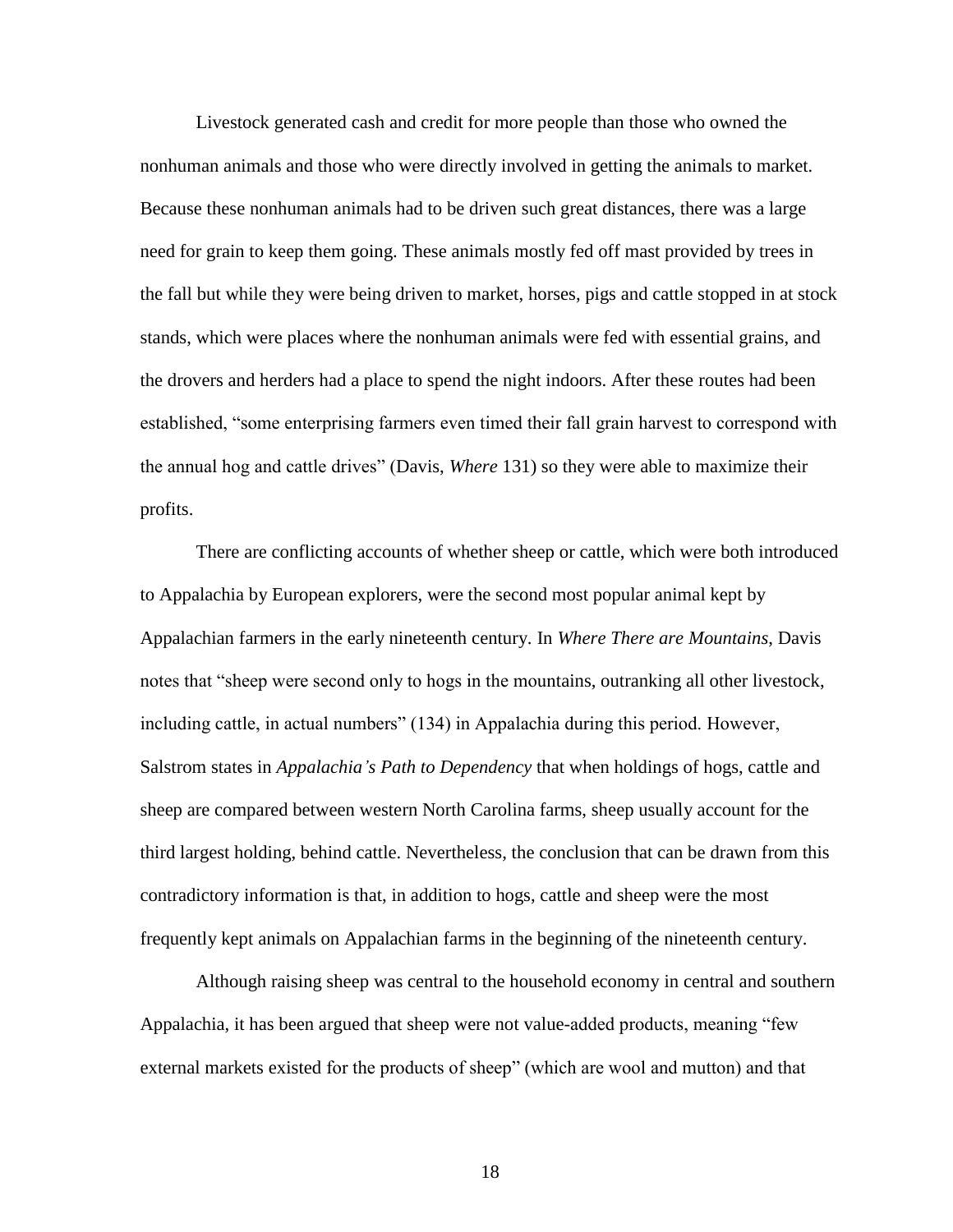Livestock generated cash and credit for more people than those who owned the nonhuman animals and those who were directly involved in getting the animals to market. Because these nonhuman animals had to be driven such great distances, there was a large need for grain to keep them going. These animals mostly fed off mast provided by trees in the fall but while they were being driven to market, horses, pigs and cattle stopped in at stock stands, which were places where the nonhuman animals were fed with essential grains, and the drovers and herders had a place to spend the night indoors. After these routes had been established, "some enterprising farmers even timed their fall grain harvest to correspond with the annual hog and cattle drives" (Davis, *Where* 131) so they were able to maximize their profits.

There are conflicting accounts of whether sheep or cattle, which were both introduced to Appalachia by European explorers, were the second most popular animal kept by Appalachian farmers in the early nineteenth century. In *Where There are Mountains*, Davis notes that "sheep were second only to hogs in the mountains, outranking all other livestock, including cattle, in actual numbers" (134) in Appalachia during this period. However, Salstrom states in *Appalachia's Path to Dependency* that when holdings of hogs, cattle and sheep are compared between western North Carolina farms, sheep usually account for the third largest holding, behind cattle. Nevertheless, the conclusion that can be drawn from this contradictory information is that, in addition to hogs, cattle and sheep were the most frequently kept animals on Appalachian farms in the beginning of the nineteenth century.

Although raising sheep was central to the household economy in central and southern Appalachia, it has been argued that sheep were not value-added products, meaning "few external markets existed for the products of sheep" (which are wool and mutton) and that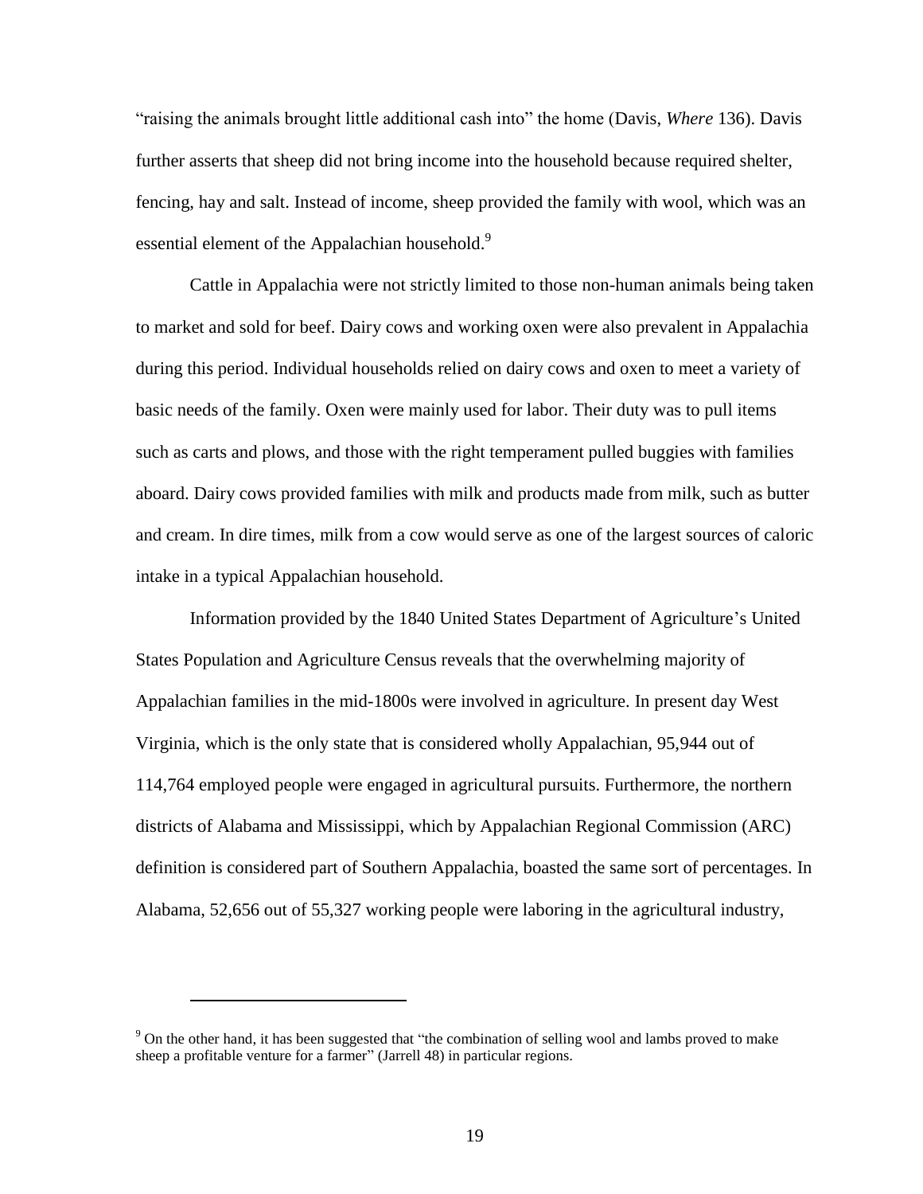"raising the animals brought little additional cash into" the home (Davis, *Where* 136). Davis further asserts that sheep did not bring income into the household because required shelter, fencing, hay and salt. Instead of income, sheep provided the family with wool, which was an essential element of the Appalachian household.[9]

Cattle in Appalachia were not strictly limited to those non-human animals being taken to market and sold for beef. Dairy cows and working oxen were also prevalent in Appalachia during this period. Individual households relied on dairy cows and oxen to meet a variety of basic needs of the family. Oxen were mainly used for labor. Their duty was to pull items such as carts and plows, and those with the right temperament pulled buggies with families aboard. Dairy cows provided families with milk and products made from milk, such as butter and cream. In dire times, milk from a cow would serve as one of the largest sources of caloric intake in a typical Appalachian household.

Information provided by the 1840 United States Department of Agriculture's United States Population and Agriculture Census reveals that the overwhelming majority of Appalachian families in the mid-1800s were involved in agriculture. In present day West Virginia, which is the only state that is considered wholly Appalachian, 95,944 out of 114,764 employed people were engaged in agricultural pursuits. Furthermore, the northern districts of Alabama and Mississippi, which by Appalachian Regional Commission (ARC) definition is considered part of Southern Appalachia, boasted the same sort of percentages. In Alabama, 52,656 out of 55,327 working people were laboring in the agricultural industry,

---

[9] On the other hand, it has been suggested that "the combination of selling wool and lambs proved to make sheep a profitable venture for a farmer" (Jarrell 48) in particular regions.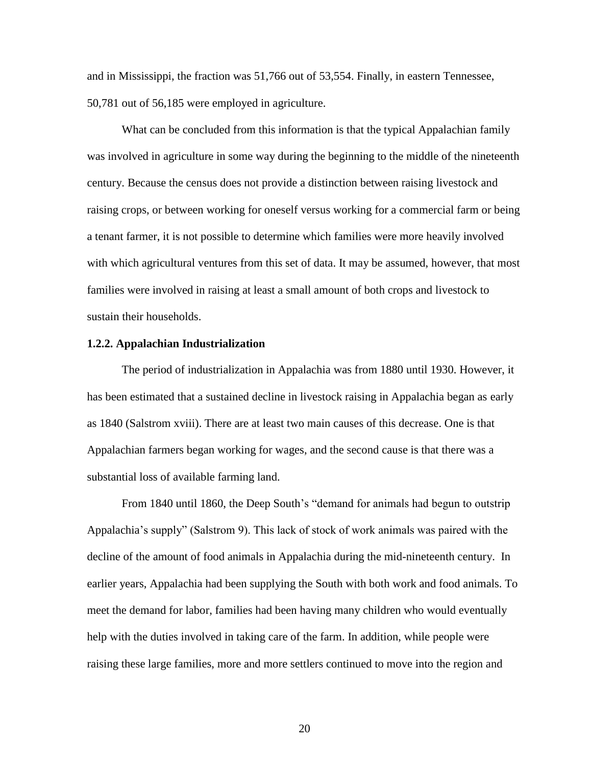and in Mississippi, the fraction was 51,766 out of 53,554. Finally, in eastern Tennessee, 50,781 out of 56,185 were employed in agriculture.

What can be concluded from this information is that the typical Appalachian family was involved in agriculture in some way during the beginning to the middle of the nineteenth century. Because the census does not provide a distinction between raising livestock and raising crops, or between working for oneself versus working for a commercial farm or being a tenant farmer, it is not possible to determine which families were more heavily involved with which agricultural ventures from this set of data. It may be assumed, however, that most families were involved in raising at least a small amount of both crops and livestock to sustain their households.

### 1.2.2. Appalachian Industrialization

The period of industrialization in Appalachia was from 1880 until 1930. However, it has been estimated that a sustained decline in livestock raising in Appalachia began as early as 1840 (Salstrom xviii). There are at least two main causes of this decrease. One is that Appalachian farmers began working for wages, and the second cause is that there was a substantial loss of available farming land.

From 1840 until 1860, the Deep South's "demand for animals had begun to outstrip Appalachia's supply" (Salstrom 9). This lack of stock of work animals was paired with the decline of the amount of food animals in Appalachia during the mid-nineteenth century. In earlier years, Appalachia had been supplying the South with both work and food animals. To meet the demand for labor, families had been having many children who would eventually help with the duties involved in taking care of the farm. In addition, while people were raising these large families, more and more settlers continued to move into the region and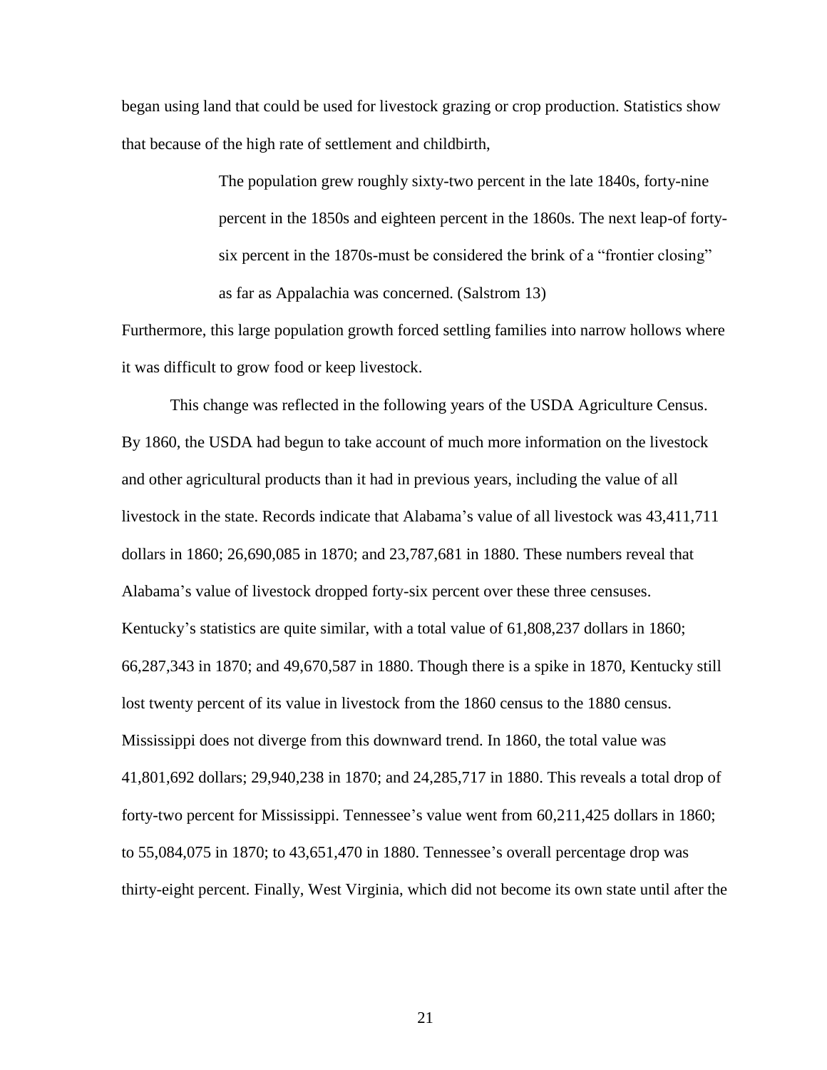began using land that could be used for livestock grazing or crop production. Statistics show that because of the high rate of settlement and childbirth,

> The population grew roughly sixty-two percent in the late 1840s, forty-nine percent in the 1850s and eighteen percent in the 1860s. The next leap-of forty-six percent in the 1870s-must be considered the brink of a "frontier closing" as far as Appalachia was concerned. (Salstrom 13)

Furthermore, this large population growth forced settling families into narrow hollows where it was difficult to grow food or keep livestock.

This change was reflected in the following years of the USDA Agriculture Census. By 1860, the USDA had begun to take account of much more information on the livestock and other agricultural products than it had in previous years, including the value of all livestock in the state. Records indicate that Alabama's value of all livestock was 43,411,711 dollars in 1860; 26,690,085 in 1870; and 23,787,681 in 1880. These numbers reveal that Alabama's value of livestock dropped forty-six percent over these three censuses. Kentucky's statistics are quite similar, with a total value of 61,808,237 dollars in 1860; 66,287,343 in 1870; and 49,670,587 in 1880. Though there is a spike in 1870, Kentucky still lost twenty percent of its value in livestock from the 1860 census to the 1880 census. Mississippi does not diverge from this downward trend. In 1860, the total value was 41,801,692 dollars; 29,940,238 in 1870; and 24,285,717 in 1880. This reveals a total drop of forty-two percent for Mississippi. Tennessee's value went from 60,211,425 dollars in 1860; to 55,084,075 in 1870; to 43,651,470 in 1880. Tennessee's overall percentage drop was thirty-eight percent. Finally, West Virginia, which did not become its own state until after the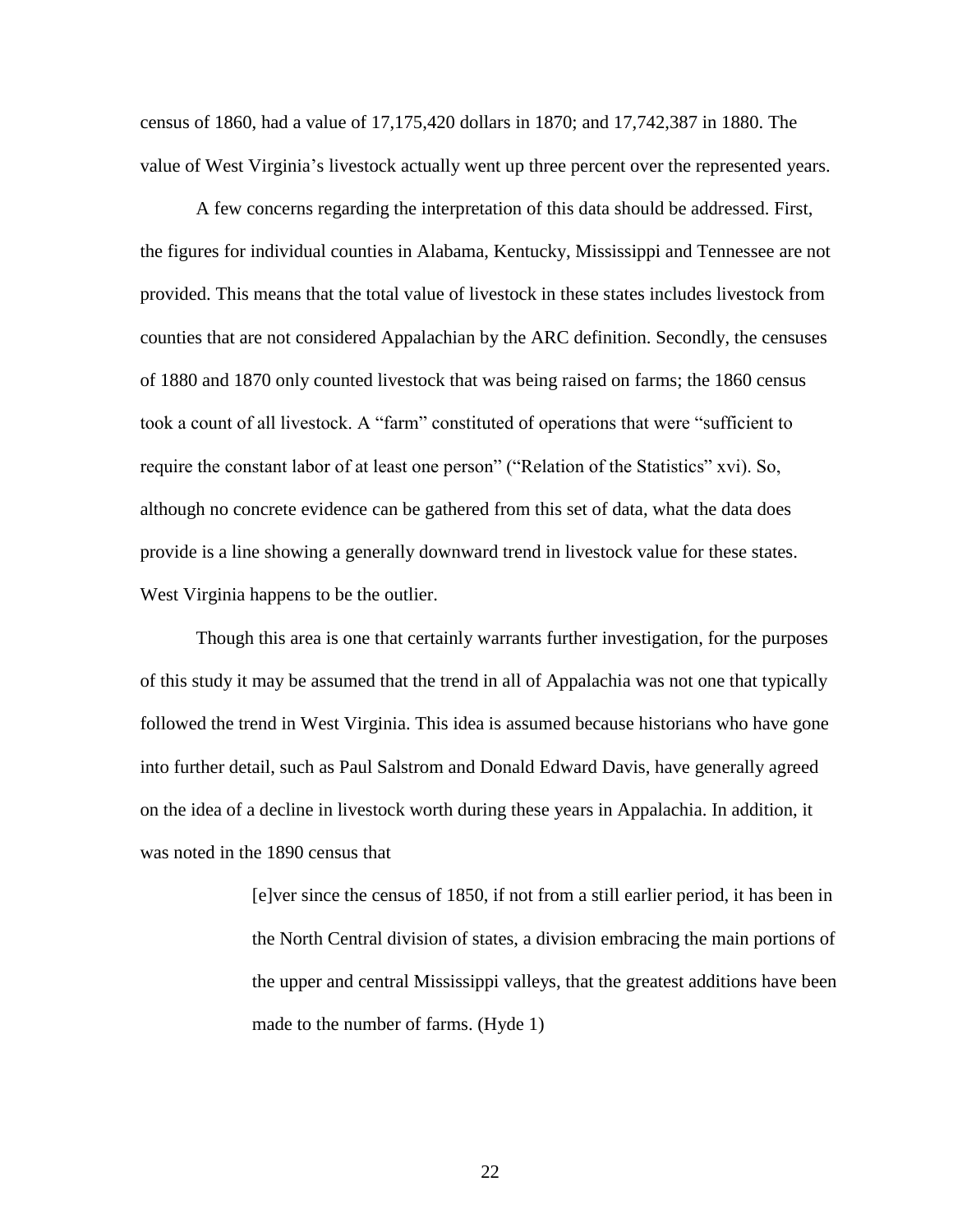census of 1860, had a value of 17,175,420 dollars in 1870; and 17,742,387 in 1880. The value of West Virginia's livestock actually went up three percent over the represented years.

A few concerns regarding the interpretation of this data should be addressed. First, the figures for individual counties in Alabama, Kentucky, Mississippi and Tennessee are not provided. This means that the total value of livestock in these states includes livestock from counties that are not considered Appalachian by the ARC definition. Secondly, the censuses of 1880 and 1870 only counted livestock that was being raised on farms; the 1860 census took a count of all livestock. A "farm" constituted of operations that were "sufficient to require the constant labor of at least one person" ("Relation of the Statistics" xvi). So, although no concrete evidence can be gathered from this set of data, what the data does provide is a line showing a generally downward trend in livestock value for these states. West Virginia happens to be the outlier.

Though this area is one that certainly warrants further investigation, for the purposes of this study it may be assumed that the trend in all of Appalachia was not one that typically followed the trend in West Virginia. This idea is assumed because historians who have gone into further detail, such as Paul Salstrom and Donald Edward Davis, have generally agreed on the idea of a decline in livestock worth during these years in Appalachia. In addition, it was noted in the 1890 census that

> [e]ver since the census of 1850, if not from a still earlier period, it has been in the North Central division of states, a division embracing the main portions of the upper and central Mississippi valleys, that the greatest additions have been made to the number of farms. (Hyde 1)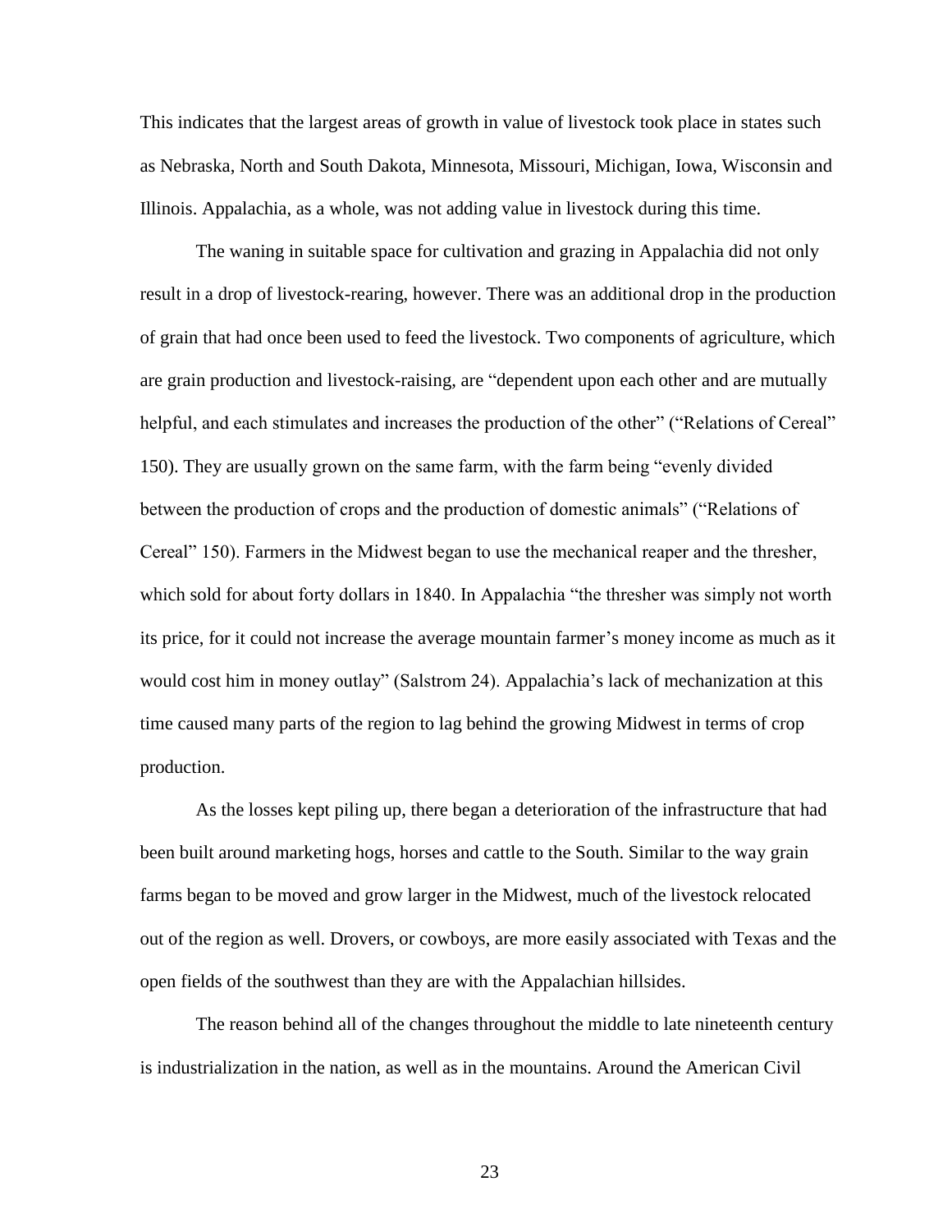This indicates that the largest areas of growth in value of livestock took place in states such as Nebraska, North and South Dakota, Minnesota, Missouri, Michigan, Iowa, Wisconsin and Illinois. Appalachia, as a whole, was not adding value in livestock during this time.

The waning in suitable space for cultivation and grazing in Appalachia did not only result in a drop of livestock-rearing, however. There was an additional drop in the production of grain that had once been used to feed the livestock. Two components of agriculture, which are grain production and livestock-raising, are "dependent upon each other and are mutually helpful, and each stimulates and increases the production of the other" ("Relations of Cereal" 150). They are usually grown on the same farm, with the farm being "evenly divided between the production of crops and the production of domestic animals" ("Relations of Cereal" 150). Farmers in the Midwest began to use the mechanical reaper and the thresher, which sold for about forty dollars in 1840. In Appalachia "the thresher was simply not worth its price, for it could not increase the average mountain farmer's money income as much as it would cost him in money outlay" (Salstrom 24). Appalachia's lack of mechanization at this time caused many parts of the region to lag behind the growing Midwest in terms of crop production.

As the losses kept piling up, there began a deterioration of the infrastructure that had been built around marketing hogs, horses and cattle to the South. Similar to the way grain farms began to be moved and grow larger in the Midwest, much of the livestock relocated out of the region as well. Drovers, or cowboys, are more easily associated with Texas and the open fields of the southwest than they are with the Appalachian hillsides.

The reason behind all of the changes throughout the middle to late nineteenth century is industrialization in the nation, as well as in the mountains. Around the American Civil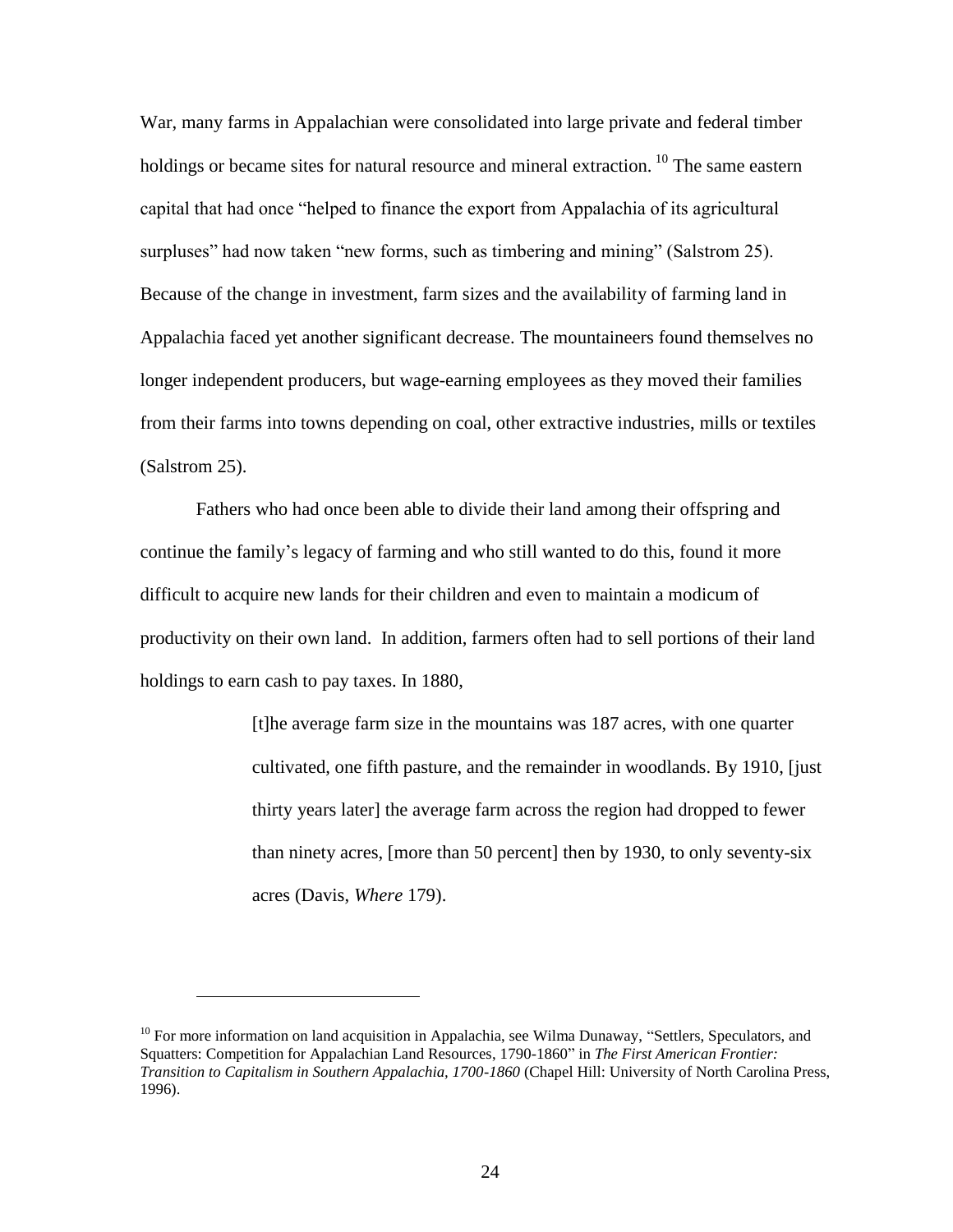War, many farms in Appalachian were consolidated into large private and federal timber holdings or became sites for natural resource and mineral extraction. [10] The same eastern capital that had once "helped to finance the export from Appalachia of its agricultural surpluses" had now taken "new forms, such as timbering and mining" (Salstrom 25). Because of the change in investment, farm sizes and the availability of farming land in Appalachia faced yet another significant decrease. The mountaineers found themselves no longer independent producers, but wage-earning employees as they moved their families from their farms into towns depending on coal, other extractive industries, mills or textiles (Salstrom 25).

Fathers who had once been able to divide their land among their offspring and continue the family's legacy of farming and who still wanted to do this, found it more difficult to acquire new lands for their children and even to maintain a modicum of productivity on their own land. In addition, farmers often had to sell portions of their land holdings to earn cash to pay taxes. In 1880,

> [t]he average farm size in the mountains was 187 acres, with one quarter cultivated, one fifth pasture, and the remainder in woodlands. By 1910, [just thirty years later] the average farm across the region had dropped to fewer than ninety acres, [more than 50 percent] then by 1930, to only seventy-six acres (Davis, *Where* 179).

---

[10] For more information on land acquisition in Appalachia, see Wilma Dunaway, "Settlers, Speculators, and Squatters: Competition for Appalachian Land Resources, 1790-1860" in *The First American Frontier: Transition to Capitalism in Southern Appalachia, 1700-1860* (Chapel Hill: University of North Carolina Press, 1996).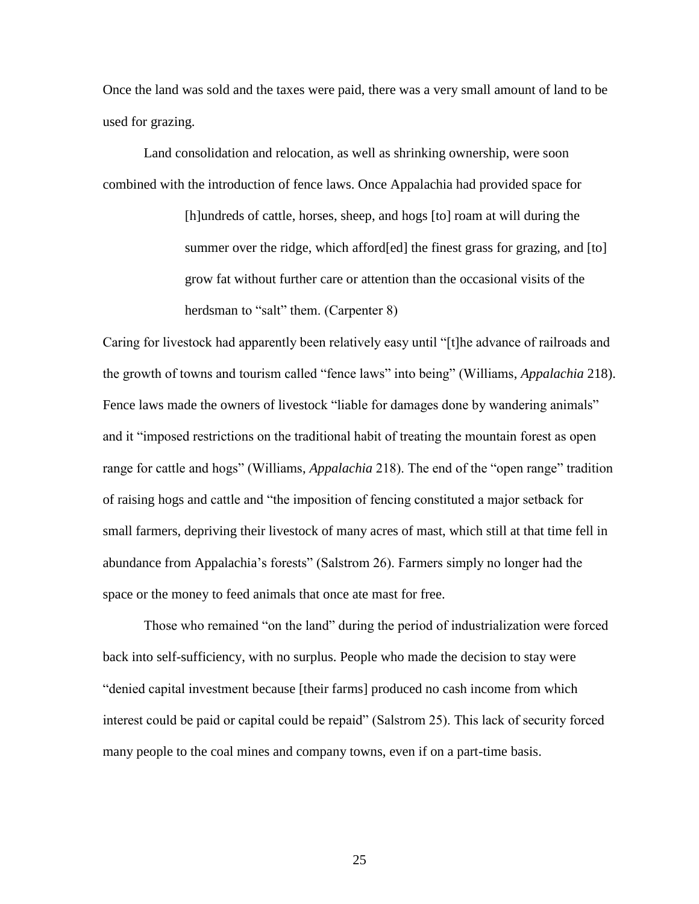Once the land was sold and the taxes were paid, there was a very small amount of land to be used for grazing.

Land consolidation and relocation, as well as shrinking ownership, were soon combined with the introduction of fence laws. Once Appalachia had provided space for

> [h]undreds of cattle, horses, sheep, and hogs [to] roam at will during the summer over the ridge, which afford[ed] the finest grass for grazing, and [to] grow fat without further care or attention than the occasional visits of the herdsman to "salt" them. (Carpenter 8)

Caring for livestock had apparently been relatively easy until "[t]he advance of railroads and the growth of towns and tourism called "fence laws" into being" (Williams, *Appalachia* 218). Fence laws made the owners of livestock "liable for damages done by wandering animals" and it "imposed restrictions on the traditional habit of treating the mountain forest as open range for cattle and hogs" (Williams, *Appalachia* 218). The end of the "open range" tradition of raising hogs and cattle and "the imposition of fencing constituted a major setback for small farmers, depriving their livestock of many acres of mast, which still at that time fell in abundance from Appalachia's forests" (Salstrom 26). Farmers simply no longer had the space or the money to feed animals that once ate mast for free.

Those who remained "on the land" during the period of industrialization were forced back into self-sufficiency, with no surplus. People who made the decision to stay were "denied capital investment because [their farms] produced no cash income from which interest could be paid or capital could be repaid" (Salstrom 25). This lack of security forced many people to the coal mines and company towns, even if on a part-time basis.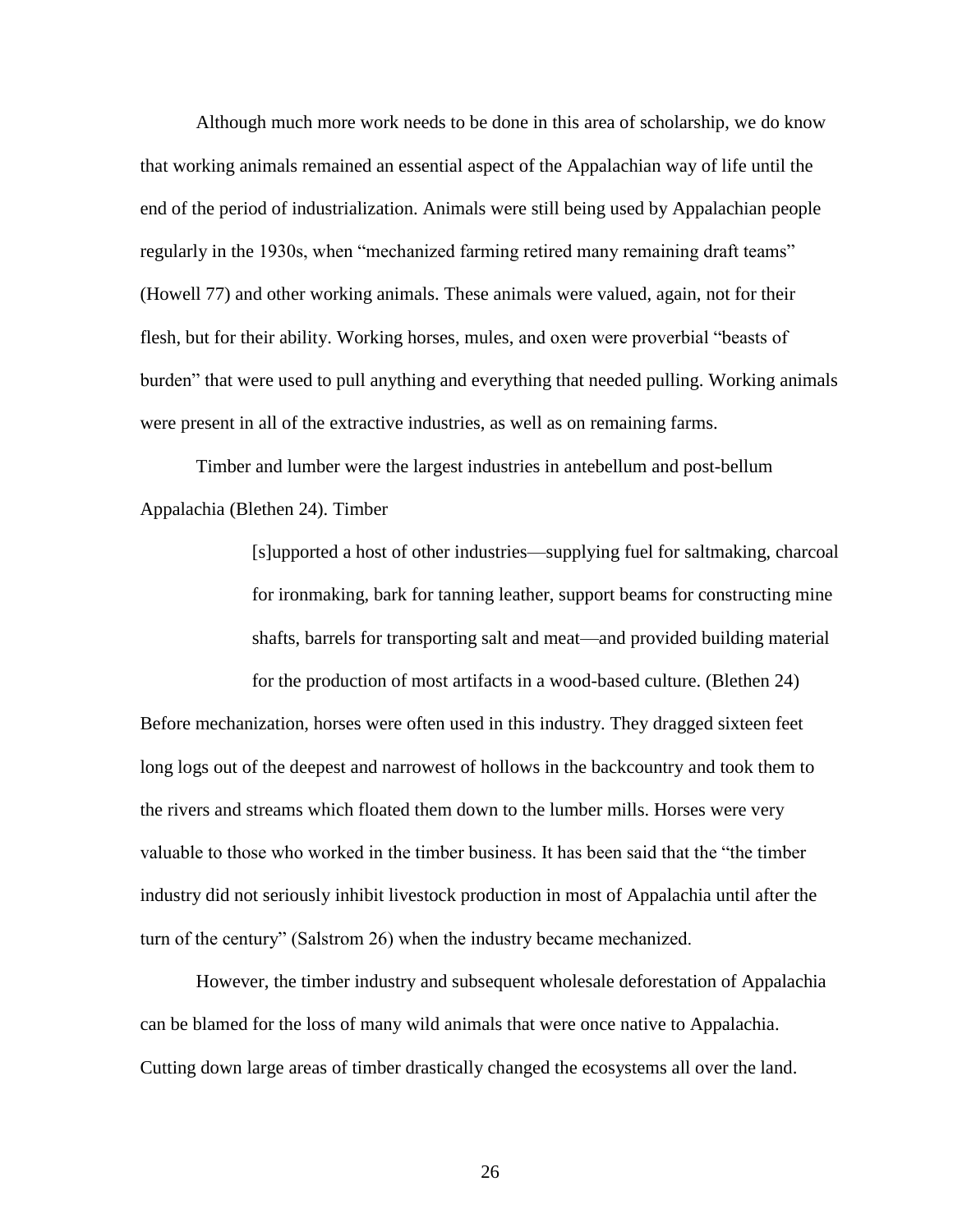Although much more work needs to be done in this area of scholarship, we do know that working animals remained an essential aspect of the Appalachian way of life until the end of the period of industrialization. Animals were still being used by Appalachian people regularly in the 1930s, when "mechanized farming retired many remaining draft teams" (Howell 77) and other working animals. These animals were valued, again, not for their flesh, but for their ability. Working horses, mules, and oxen were proverbial "beasts of burden" that were used to pull anything and everything that needed pulling. Working animals were present in all of the extractive industries, as well as on remaining farms.

Timber and lumber were the largest industries in antebellum and post-bellum Appalachia (Blethen 24). Timber

> [s]upported a host of other industries—supplying fuel for saltmaking, charcoal for ironmaking, bark for tanning leather, support beams for constructing mine shafts, barrels for transporting salt and meat—and provided building material for the production of most artifacts in a wood-based culture. (Blethen 24)

Before mechanization, horses were often used in this industry. They dragged sixteen feet long logs out of the deepest and narrowest of hollows in the backcountry and took them to the rivers and streams which floated them down to the lumber mills. Horses were very valuable to those who worked in the timber business. It has been said that the "the timber industry did not seriously inhibit livestock production in most of Appalachia until after the turn of the century" (Salstrom 26) when the industry became mechanized.

However, the timber industry and subsequent wholesale deforestation of Appalachia can be blamed for the loss of many wild animals that were once native to Appalachia. Cutting down large areas of timber drastically changed the ecosystems all over the land.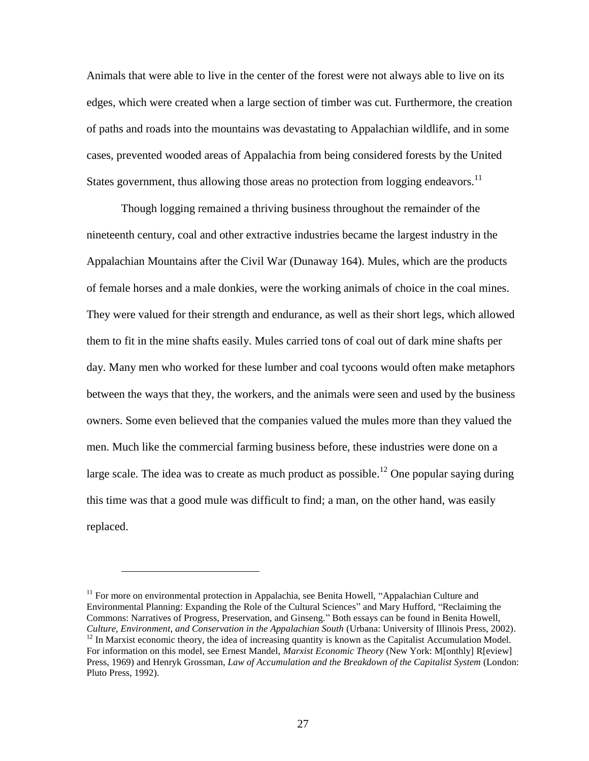Animals that were able to live in the center of the forest were not always able to live on its edges, which were created when a large section of timber was cut. Furthermore, the creation of paths and roads into the mountains was devastating to Appalachian wildlife, and in some cases, prevented wooded areas of Appalachia from being considered forests by the United States government, thus allowing those areas no protection from logging endeavors.[11]

Though logging remained a thriving business throughout the remainder of the nineteenth century, coal and other extractive industries became the largest industry in the Appalachian Mountains after the Civil War (Dunaway 164). Mules, which are the products of female horses and a male donkies, were the working animals of choice in the coal mines. They were valued for their strength and endurance, as well as their short legs, which allowed them to fit in the mine shafts easily. Mules carried tons of coal out of dark mine shafts per day. Many men who worked for these lumber and coal tycoons would often make metaphors between the ways that they, the workers, and the animals were seen and used by the business owners. Some even believed that the companies valued the mules more than they valued the men. Much like the commercial farming business before, these industries were done on a large scale. The idea was to create as much product as possible.[12] One popular saying during this time was that a good mule was difficult to find; a man, on the other hand, was easily replaced.

---

[11] For more on environmental protection in Appalachia, see Benita Howell, "Appalachian Culture and Environmental Planning: Expanding the Role of the Cultural Sciences" and Mary Hufford, "Reclaiming the Commons: Narratives of Progress, Preservation, and Ginseng." Both essays can be found in Benita Howell, *Culture, Environment, and Conservation in the Appalachian South* (Urbana: University of Illinois Press, 2002).

[12] In Marxist economic theory, the idea of increasing quantity is known as the Capitalist Accumulation Model. For information on this model, see Ernest Mandel, *Marxist Economic Theory* (New York: M[onthly] R[eview] Press, 1969) and Henryk Grossman, *Law of Accumulation and the Breakdown of the Capitalist System* (London: Pluto Press, 1992).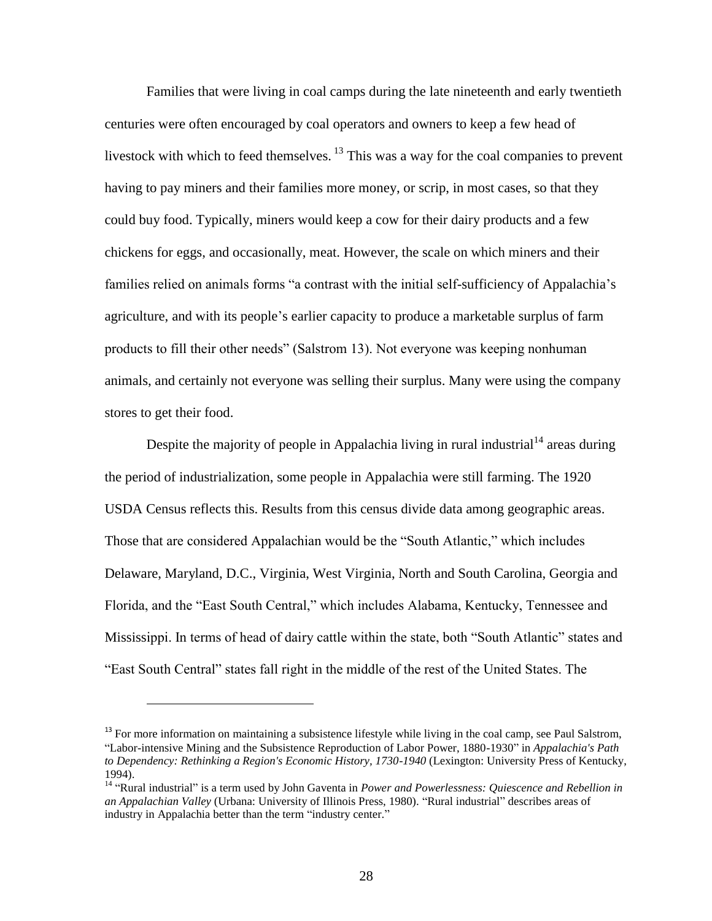Families that were living in coal camps during the late nineteenth and early twentieth centuries were often encouraged by coal operators and owners to keep a few head of livestock with which to feed themselves. [13] This was a way for the coal companies to prevent having to pay miners and their families more money, or scrip, in most cases, so that they could buy food. Typically, miners would keep a cow for their dairy products and a few chickens for eggs, and occasionally, meat. However, the scale on which miners and their families relied on animals forms "a contrast with the initial self-sufficiency of Appalachia's agriculture, and with its people's earlier capacity to produce a marketable surplus of farm products to fill their other needs" (Salstrom 13). Not everyone was keeping nonhuman animals, and certainly not everyone was selling their surplus. Many were using the company stores to get their food.

Despite the majority of people in Appalachia living in rural industrial[14] areas during the period of industrialization, some people in Appalachia were still farming. The 1920 USDA Census reflects this. Results from this census divide data among geographic areas. Those that are considered Appalachian would be the "South Atlantic," which includes Delaware, Maryland, D.C., Virginia, West Virginia, North and South Carolina, Georgia and Florida, and the "East South Central," which includes Alabama, Kentucky, Tennessee and Mississippi. In terms of head of dairy cattle within the state, both "South Atlantic" states and "East South Central" states fall right in the middle of the rest of the United States. The

---

[13] For more information on maintaining a subsistence lifestyle while living in the coal camp, see Paul Salstrom, "Labor-intensive Mining and the Subsistence Reproduction of Labor Power, 1880-1930" in *Appalachia's Path to Dependency: Rethinking a Region's Economic History, 1730-1940* (Lexington: University Press of Kentucky, 1994).

[14] "Rural industrial" is a term used by John Gaventa in *Power and Powerlessness: Quiescence and Rebellion in an Appalachian Valley* (Urbana: University of Illinois Press, 1980). "Rural industrial" describes areas of industry in Appalachia better than the term "industry center."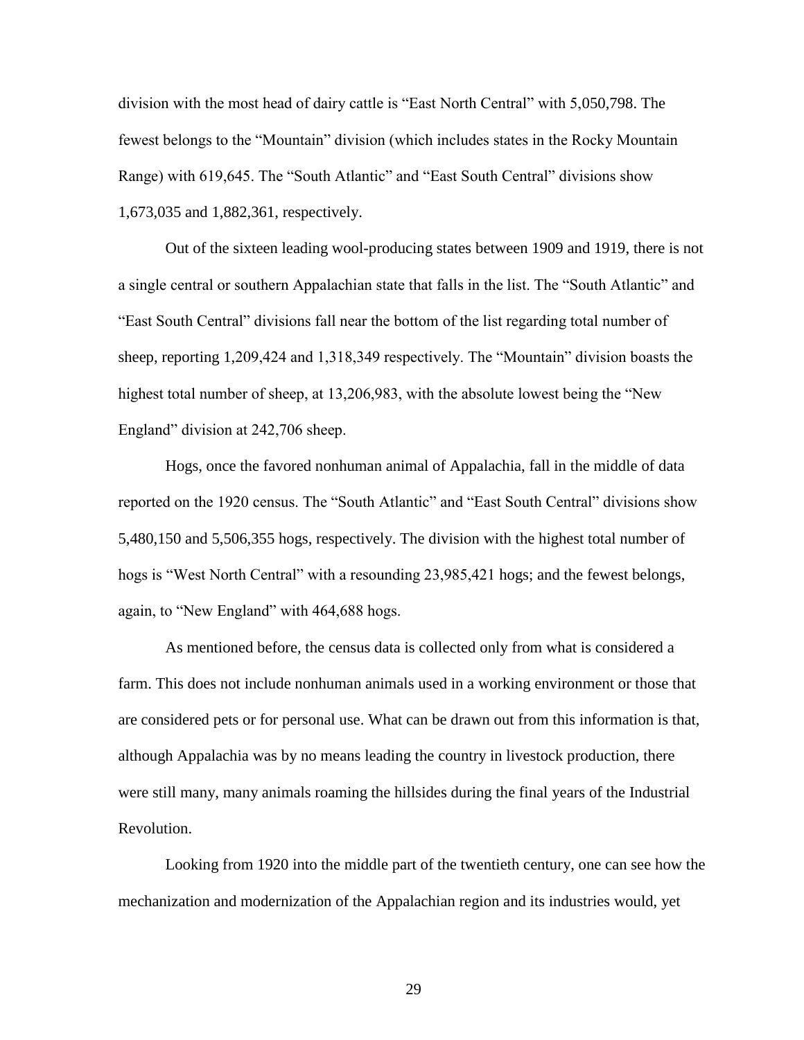division with the most head of dairy cattle is "East North Central" with 5,050,798. The fewest belongs to the "Mountain" division (which includes states in the Rocky Mountain Range) with 619,645. The "South Atlantic" and "East South Central" divisions show 1,673,035 and 1,882,361, respectively.

Out of the sixteen leading wool-producing states between 1909 and 1919, there is not a single central or southern Appalachian state that falls in the list. The "South Atlantic" and "East South Central" divisions fall near the bottom of the list regarding total number of sheep, reporting 1,209,424 and 1,318,349 respectively. The "Mountain" division boasts the highest total number of sheep, at 13,206,983, with the absolute lowest being the "New England" division at 242,706 sheep.

Hogs, once the favored nonhuman animal of Appalachia, fall in the middle of data reported on the 1920 census. The "South Atlantic" and "East South Central" divisions show 5,480,150 and 5,506,355 hogs, respectively. The division with the highest total number of hogs is "West North Central" with a resounding 23,985,421 hogs; and the fewest belongs, again, to "New England" with 464,688 hogs.

As mentioned before, the census data is collected only from what is considered a farm. This does not include nonhuman animals used in a working environment or those that are considered pets or for personal use. What can be drawn out from this information is that, although Appalachia was by no means leading the country in livestock production, there were still many, many animals roaming the hillsides during the final years of the Industrial Revolution.

Looking from 1920 into the middle part of the twentieth century, one can see how the mechanization and modernization of the Appalachian region and its industries would, yet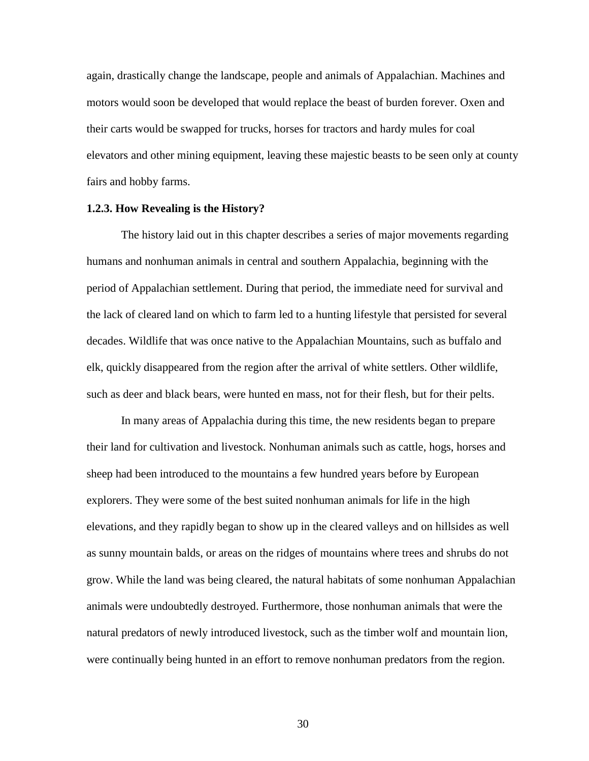again, drastically change the landscape, people and animals of Appalachian. Machines and motors would soon be developed that would replace the beast of burden forever. Oxen and their carts would be swapped for trucks, horses for tractors and hardy mules for coal elevators and other mining equipment, leaving these majestic beasts to be seen only at county fairs and hobby farms.

### 1.2.3. How Revealing is the History?

The history laid out in this chapter describes a series of major movements regarding humans and nonhuman animals in central and southern Appalachia, beginning with the period of Appalachian settlement. During that period, the immediate need for survival and the lack of cleared land on which to farm led to a hunting lifestyle that persisted for several decades. Wildlife that was once native to the Appalachian Mountains, such as buffalo and elk, quickly disappeared from the region after the arrival of white settlers. Other wildlife, such as deer and black bears, were hunted en mass, not for their flesh, but for their pelts.

In many areas of Appalachia during this time, the new residents began to prepare their land for cultivation and livestock. Nonhuman animals such as cattle, hogs, horses and sheep had been introduced to the mountains a few hundred years before by European explorers. They were some of the best suited nonhuman animals for life in the high elevations, and they rapidly began to show up in the cleared valleys and on hillsides as well as sunny mountain balds, or areas on the ridges of mountains where trees and shrubs do not grow. While the land was being cleared, the natural habitats of some nonhuman Appalachian animals were undoubtedly destroyed. Furthermore, those nonhuman animals that were the natural predators of newly introduced livestock, such as the timber wolf and mountain lion, were continually being hunted in an effort to remove nonhuman predators from the region.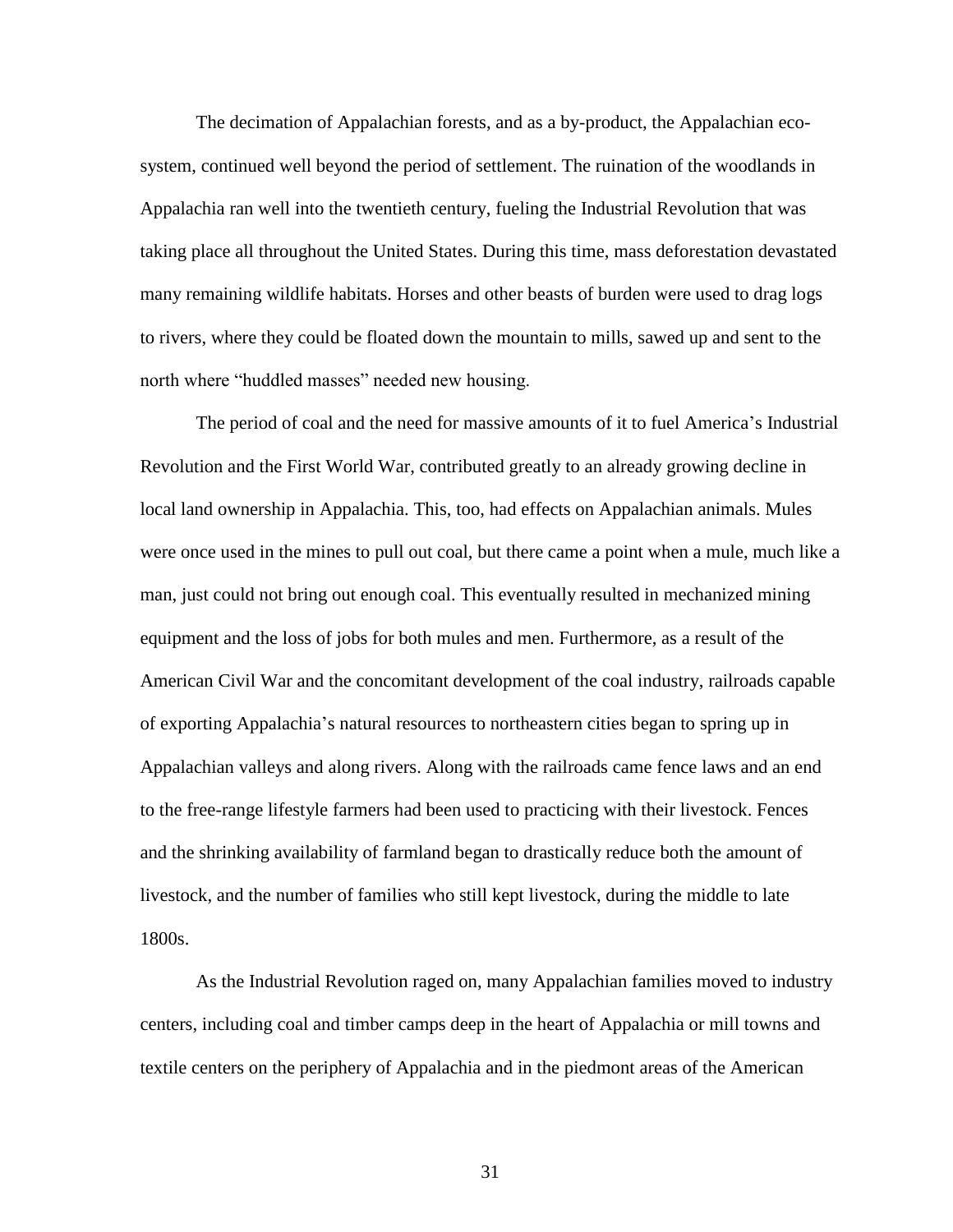The decimation of Appalachian forests, and as a by-product, the Appalachian eco-system, continued well beyond the period of settlement. The ruination of the woodlands in Appalachia ran well into the twentieth century, fueling the Industrial Revolution that was taking place all throughout the United States. During this time, mass deforestation devastated many remaining wildlife habitats. Horses and other beasts of burden were used to drag logs to rivers, where they could be floated down the mountain to mills, sawed up and sent to the north where "huddled masses" needed new housing.

The period of coal and the need for massive amounts of it to fuel America's Industrial Revolution and the First World War, contributed greatly to an already growing decline in local land ownership in Appalachia. This, too, had effects on Appalachian animals. Mules were once used in the mines to pull out coal, but there came a point when a mule, much like a man, just could not bring out enough coal. This eventually resulted in mechanized mining equipment and the loss of jobs for both mules and men. Furthermore, as a result of the American Civil War and the concomitant development of the coal industry, railroads capable of exporting Appalachia's natural resources to northeastern cities began to spring up in Appalachian valleys and along rivers. Along with the railroads came fence laws and an end to the free-range lifestyle farmers had been used to practicing with their livestock. Fences and the shrinking availability of farmland began to drastically reduce both the amount of livestock, and the number of families who still kept livestock, during the middle to late 1800s.

As the Industrial Revolution raged on, many Appalachian families moved to industry centers, including coal and timber camps deep in the heart of Appalachia or mill towns and textile centers on the periphery of Appalachia and in the piedmont areas of the American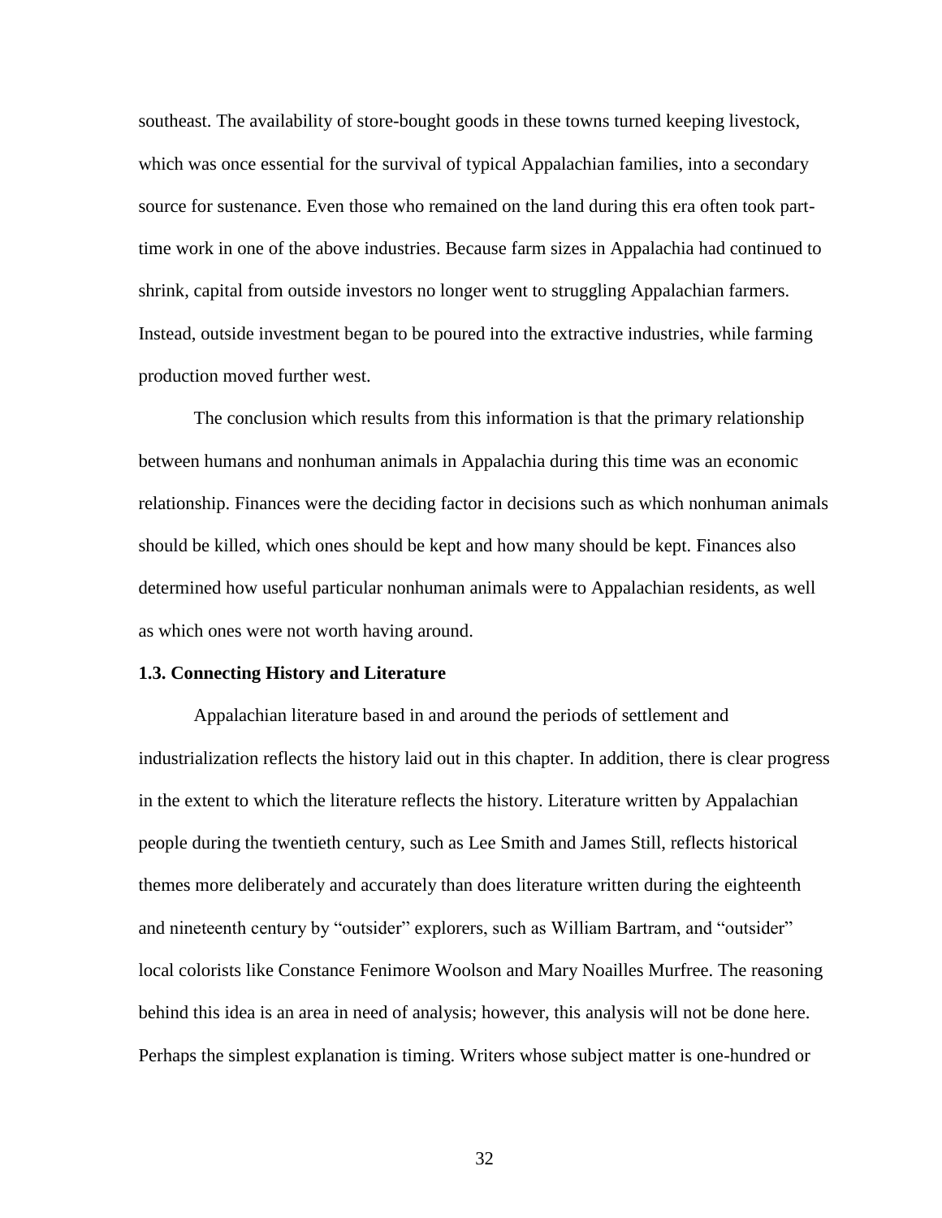southeast. The availability of store-bought goods in these towns turned keeping livestock, which was once essential for the survival of typical Appalachian families, into a secondary source for sustenance. Even those who remained on the land during this era often took part-time work in one of the above industries. Because farm sizes in Appalachia had continued to shrink, capital from outside investors no longer went to struggling Appalachian farmers. Instead, outside investment began to be poured into the extractive industries, while farming production moved further west.

The conclusion which results from this information is that the primary relationship between humans and nonhuman animals in Appalachia during this time was an economic relationship. Finances were the deciding factor in decisions such as which nonhuman animals should be killed, which ones should be kept and how many should be kept. Finances also determined how useful particular nonhuman animals were to Appalachian residents, as well as which ones were not worth having around.

### 1.3. Connecting History and Literature

Appalachian literature based in and around the periods of settlement and industrialization reflects the history laid out in this chapter. In addition, there is clear progress in the extent to which the literature reflects the history. Literature written by Appalachian people during the twentieth century, such as Lee Smith and James Still, reflects historical themes more deliberately and accurately than does literature written during the eighteenth and nineteenth century by "outsider" explorers, such as William Bartram, and "outsider" local colorists like Constance Fenimore Woolson and Mary Noailles Murfree. The reasoning behind this idea is an area in need of analysis; however, this analysis will not be done here. Perhaps the simplest explanation is timing. Writers whose subject matter is one-hundred or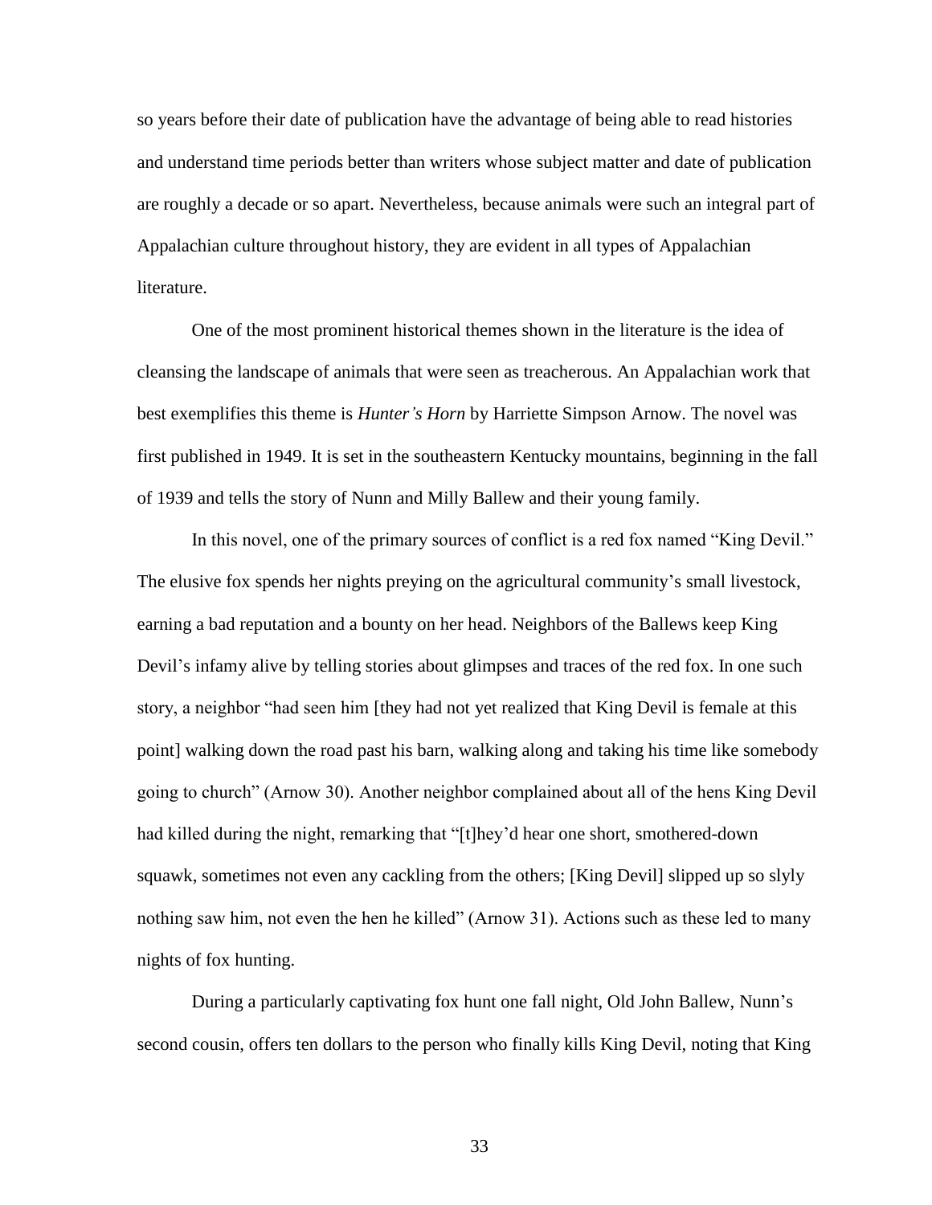so years before their date of publication have the advantage of being able to read histories and understand time periods better than writers whose subject matter and date of publication are roughly a decade or so apart. Nevertheless, because animals were such an integral part of Appalachian culture throughout history, they are evident in all types of Appalachian literature.

One of the most prominent historical themes shown in the literature is the idea of cleansing the landscape of animals that were seen as treacherous. An Appalachian work that best exemplifies this theme is *Hunter's Horn* by Harriette Simpson Arnow. The novel was first published in 1949. It is set in the southeastern Kentucky mountains, beginning in the fall of 1939 and tells the story of Nunn and Milly Ballew and their young family.

In this novel, one of the primary sources of conflict is a red fox named "King Devil." The elusive fox spends her nights preying on the agricultural community's small livestock, earning a bad reputation and a bounty on her head. Neighbors of the Ballews keep King Devil's infamy alive by telling stories about glimpses and traces of the red fox. In one such story, a neighbor "had seen him [they had not yet realized that King Devil is female at this point] walking down the road past his barn, walking along and taking his time like somebody going to church" (Arnow 30). Another neighbor complained about all of the hens King Devil had killed during the night, remarking that "[t]hey'd hear one short, smothered-down squawk, sometimes not even any cackling from the others; [King Devil] slipped up so slyly nothing saw him, not even the hen he killed" (Arnow 31). Actions such as these led to many nights of fox hunting.

During a particularly captivating fox hunt one fall night, Old John Ballew, Nunn's second cousin, offers ten dollars to the person who finally kills King Devil, noting that King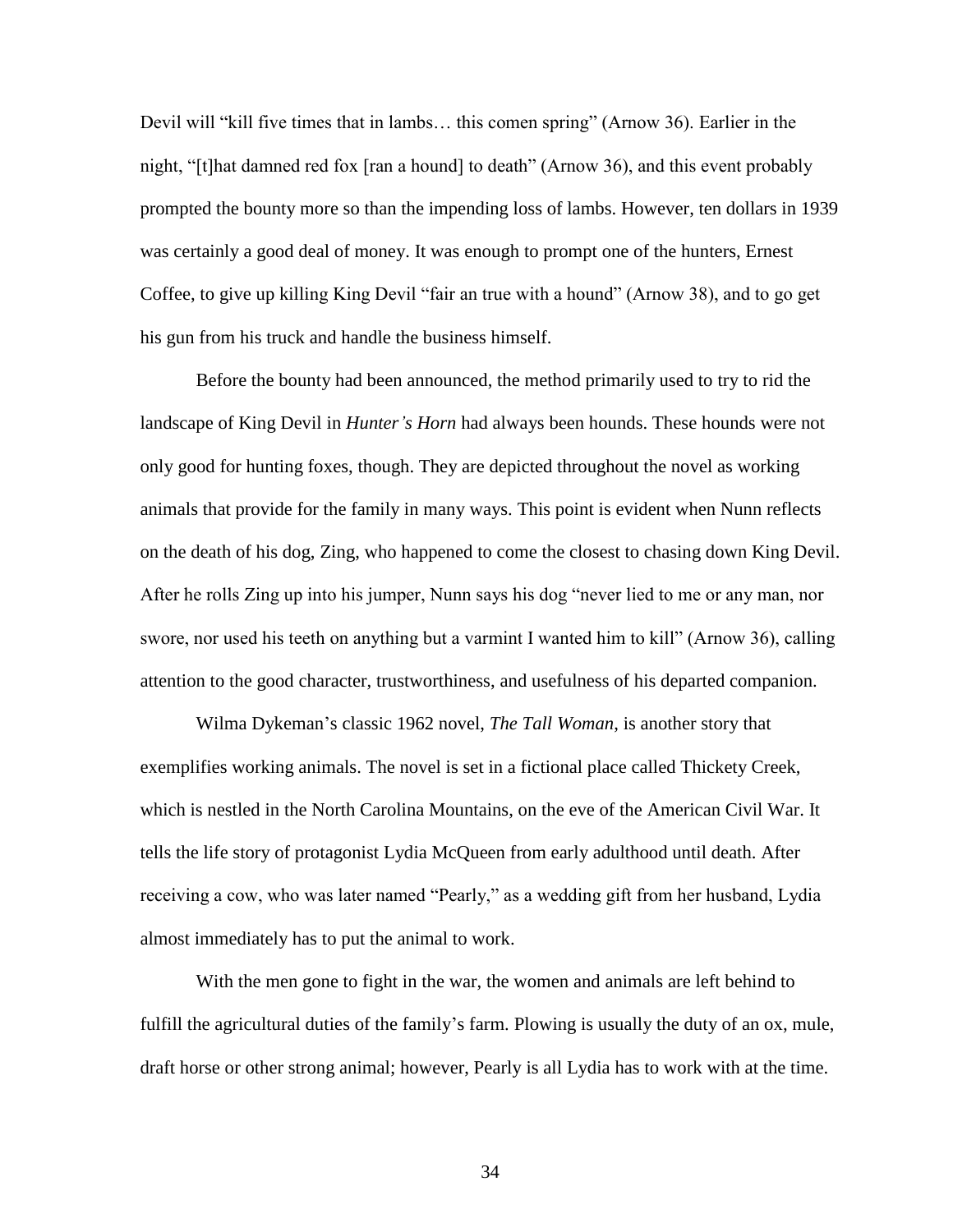Devil will "kill five times that in lambs… this comen spring" (Arnow 36). Earlier in the night, "[t]hat damned red fox [ran a hound] to death" (Arnow 36), and this event probably prompted the bounty more so than the impending loss of lambs. However, ten dollars in 1939 was certainly a good deal of money. It was enough to prompt one of the hunters, Ernest Coffee, to give up killing King Devil "fair an true with a hound" (Arnow 38), and to go get his gun from his truck and handle the business himself.

Before the bounty had been announced, the method primarily used to try to rid the landscape of King Devil in *Hunter's Horn* had always been hounds. These hounds were not only good for hunting foxes, though. They are depicted throughout the novel as working animals that provide for the family in many ways. This point is evident when Nunn reflects on the death of his dog, Zing, who happened to come the closest to chasing down King Devil. After he rolls Zing up into his jumper, Nunn says his dog "never lied to me or any man, nor swore, nor used his teeth on anything but a varmint I wanted him to kill" (Arnow 36), calling attention to the good character, trustworthiness, and usefulness of his departed companion.

Wilma Dykeman's classic 1962 novel, *The Tall Woman*, is another story that exemplifies working animals. The novel is set in a fictional place called Thickety Creek, which is nestled in the North Carolina Mountains, on the eve of the American Civil War. It tells the life story of protagonist Lydia McQueen from early adulthood until death. After receiving a cow, who was later named "Pearly," as a wedding gift from her husband, Lydia almost immediately has to put the animal to work.

With the men gone to fight in the war, the women and animals are left behind to fulfill the agricultural duties of the family's farm. Plowing is usually the duty of an ox, mule, draft horse or other strong animal; however, Pearly is all Lydia has to work with at the time.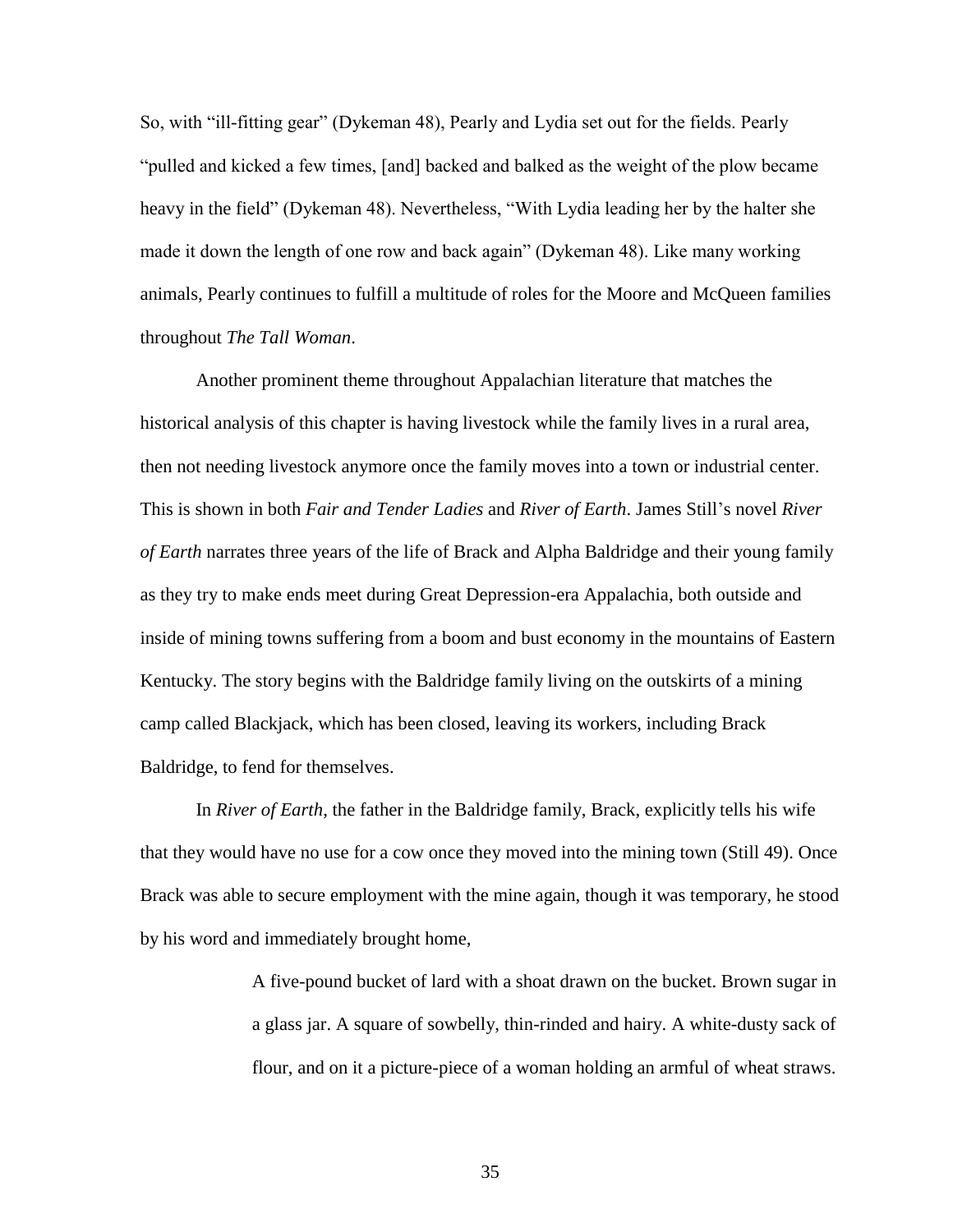So, with "ill-fitting gear" (Dykeman 48), Pearly and Lydia set out for the fields. Pearly "pulled and kicked a few times, [and] backed and balked as the weight of the plow became heavy in the field" (Dykeman 48). Nevertheless, "With Lydia leading her by the halter she made it down the length of one row and back again" (Dykeman 48). Like many working animals, Pearly continues to fulfill a multitude of roles for the Moore and McQueen families throughout *The Tall Woman*.

Another prominent theme throughout Appalachian literature that matches the historical analysis of this chapter is having livestock while the family lives in a rural area, then not needing livestock anymore once the family moves into a town or industrial center. This is shown in both *Fair and Tender Ladies* and *River of Earth*. James Still's novel *River of Earth* narrates three years of the life of Brack and Alpha Baldridge and their young family as they try to make ends meet during Great Depression-era Appalachia, both outside and inside of mining towns suffering from a boom and bust economy in the mountains of Eastern Kentucky. The story begins with the Baldridge family living on the outskirts of a mining camp called Blackjack, which has been closed, leaving its workers, including Brack Baldridge, to fend for themselves.

In *River of Earth*, the father in the Baldridge family, Brack, explicitly tells his wife that they would have no use for a cow once they moved into the mining town (Still 49). Once Brack was able to secure employment with the mine again, though it was temporary, he stood by his word and immediately brought home,

> A five-pound bucket of lard with a shoat drawn on the bucket. Brown sugar in a glass jar. A square of sowbelly, thin-rinded and hairy. A white-dusty sack of flour, and on it a picture-piece of a woman holding an armful of wheat straws.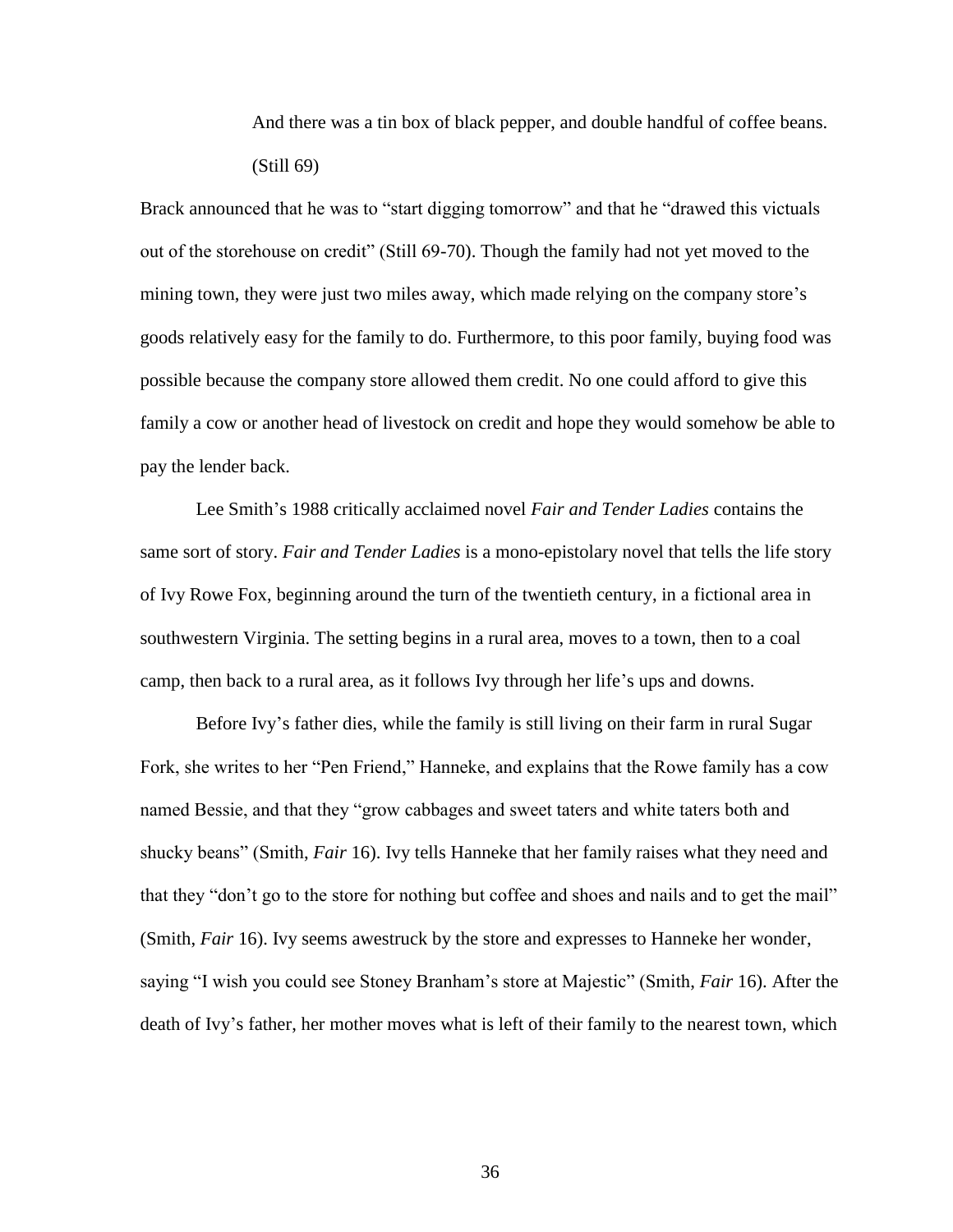> And there was a tin box of black pepper, and double handful of coffee beans. (Still 69)

Brack announced that he was to "start digging tomorrow" and that he "drawed this victuals out of the storehouse on credit" (Still 69-70). Though the family had not yet moved to the mining town, they were just two miles away, which made relying on the company store's goods relatively easy for the family to do. Furthermore, to this poor family, buying food was possible because the company store allowed them credit. No one could afford to give this family a cow or another head of livestock on credit and hope they would somehow be able to pay the lender back.

Lee Smith's 1988 critically acclaimed novel *Fair and Tender Ladies* contains the same sort of story. *Fair and Tender Ladies* is a mono-epistolary novel that tells the life story of Ivy Rowe Fox, beginning around the turn of the twentieth century, in a fictional area in southwestern Virginia. The setting begins in a rural area, moves to a town, then to a coal camp, then back to a rural area, as it follows Ivy through her life's ups and downs.

Before Ivy's father dies, while the family is still living on their farm in rural Sugar Fork, she writes to her "Pen Friend," Hanneke, and explains that the Rowe family has a cow named Bessie, and that they "grow cabbages and sweet taters and white taters both and shucky beans" (Smith, *Fair* 16). Ivy tells Hanneke that her family raises what they need and that they "don't go to the store for nothing but coffee and shoes and nails and to get the mail" (Smith, *Fair* 16). Ivy seems awestruck by the store and expresses to Hanneke her wonder, saying "I wish you could see Stoney Branham's store at Majestic" (Smith, *Fair* 16). After the death of Ivy's father, her mother moves what is left of their family to the nearest town, which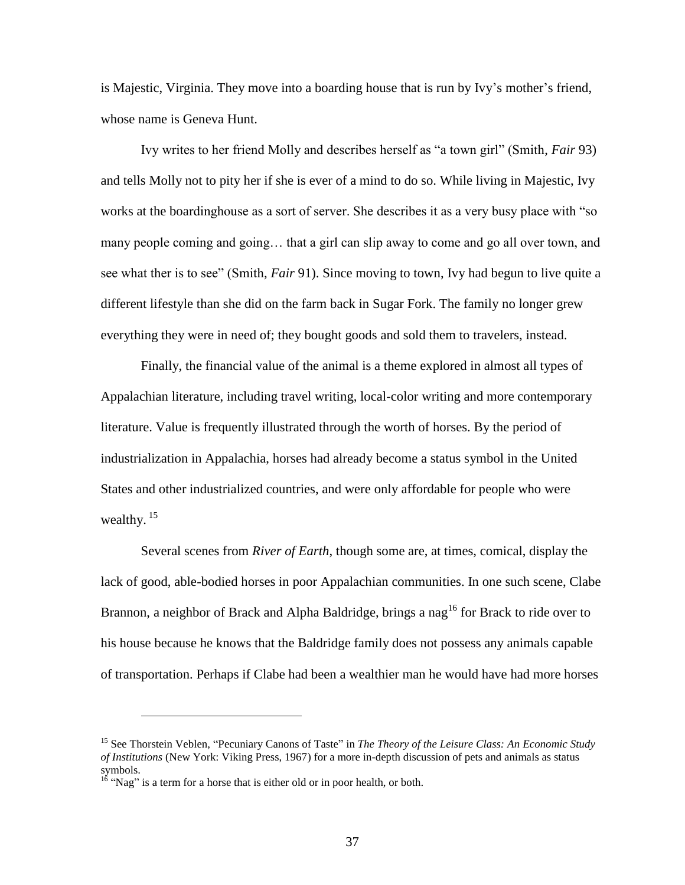is Majestic, Virginia. They move into a boarding house that is run by Ivy's mother's friend, whose name is Geneva Hunt.

Ivy writes to her friend Molly and describes herself as "a town girl" (Smith, *Fair* 93) and tells Molly not to pity her if she is ever of a mind to do so. While living in Majestic, Ivy works at the boardinghouse as a sort of server. She describes it as a very busy place with "so many people coming and going… that a girl can slip away to come and go all over town, and see what ther is to see" (Smith, *Fair* 91). Since moving to town, Ivy had begun to live quite a different lifestyle than she did on the farm back in Sugar Fork. The family no longer grew everything they were in need of; they bought goods and sold them to travelers, instead.

Finally, the financial value of the animal is a theme explored in almost all types of Appalachian literature, including travel writing, local-color writing and more contemporary literature. Value is frequently illustrated through the worth of horses. By the period of industrialization in Appalachia, horses had already become a status symbol in the United States and other industrialized countries, and were only affordable for people who were wealthy. [15]

Several scenes from *River of Earth*, though some are, at times, comical, display the lack of good, able-bodied horses in poor Appalachian communities. In one such scene, Clabe Brannon, a neighbor of Brack and Alpha Baldridge, brings a nag[16] for Brack to ride over to his house because he knows that the Baldridge family does not possess any animals capable of transportation. Perhaps if Clabe had been a wealthier man he would have had more horses

---

[15] See Thorstein Veblen, "Pecuniary Canons of Taste" in *The Theory of the Leisure Class: An Economic Study of Institutions* (New York: Viking Press, 1967) for a more in-depth discussion of pets and animals as status symbols.

[16] "Nag" is a term for a horse that is either old or in poor health, or both.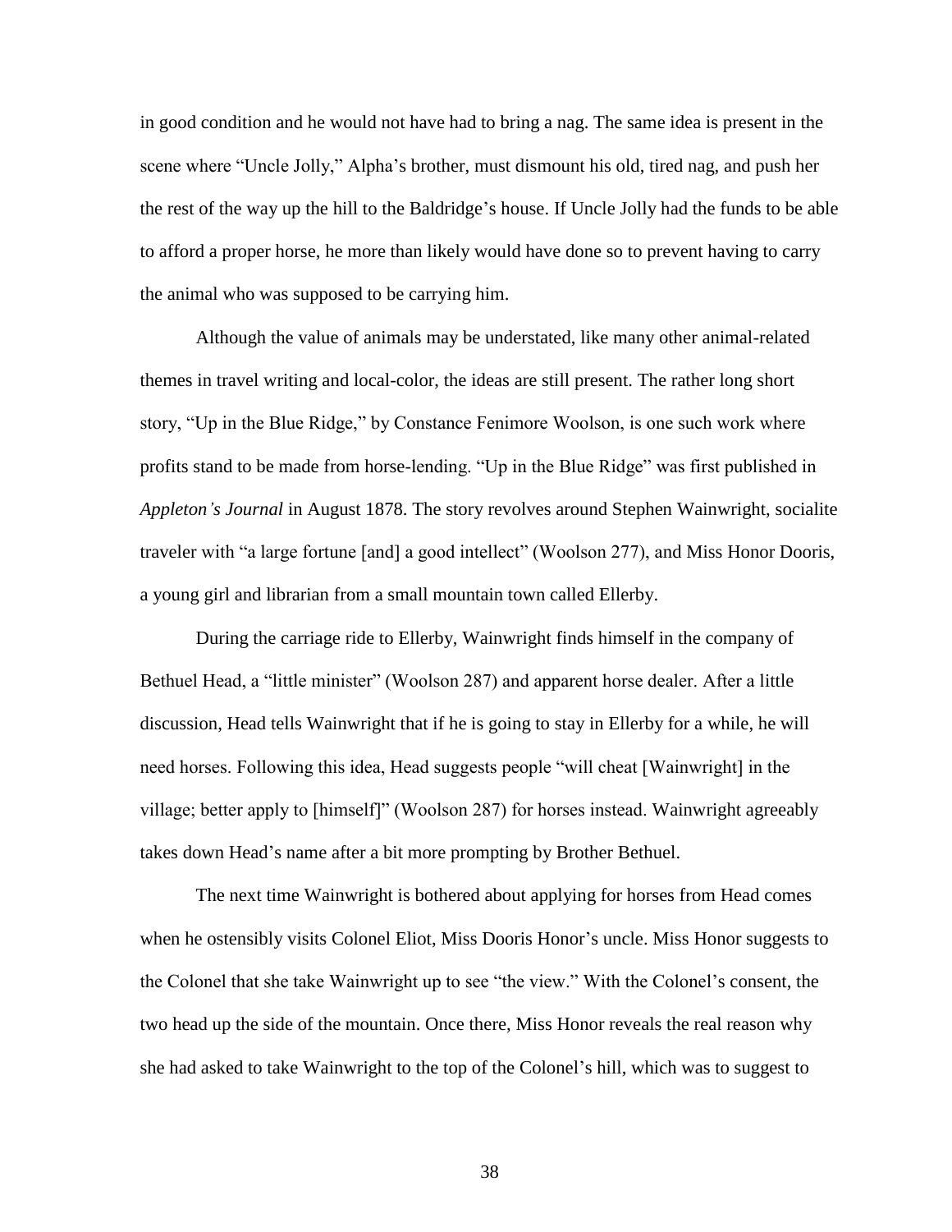in good condition and he would not have had to bring a nag. The same idea is present in the scene where "Uncle Jolly," Alpha's brother, must dismount his old, tired nag, and push her the rest of the way up the hill to the Baldridge's house. If Uncle Jolly had the funds to be able to afford a proper horse, he more than likely would have done so to prevent having to carry the animal who was supposed to be carrying him.

Although the value of animals may be understated, like many other animal-related themes in travel writing and local-color, the ideas are still present. The rather long short story, "Up in the Blue Ridge," by Constance Fenimore Woolson, is one such work where profits stand to be made from horse-lending. "Up in the Blue Ridge" was first published in *Appleton's Journal* in August 1878. The story revolves around Stephen Wainwright, socialite traveler with "a large fortune [and] a good intellect" (Woolson 277), and Miss Honor Dooris, a young girl and librarian from a small mountain town called Ellerby.

During the carriage ride to Ellerby, Wainwright finds himself in the company of Bethuel Head, a "little minister" (Woolson 287) and apparent horse dealer. After a little discussion, Head tells Wainwright that if he is going to stay in Ellerby for a while, he will need horses. Following this idea, Head suggests people "will cheat [Wainwright] in the village; better apply to [himself]" (Woolson 287) for horses instead. Wainwright agreeably takes down Head's name after a bit more prompting by Brother Bethuel.

The next time Wainwright is bothered about applying for horses from Head comes when he ostensibly visits Colonel Eliot, Miss Dooris Honor's uncle. Miss Honor suggests to the Colonel that she take Wainwright up to see "the view." With the Colonel's consent, the two head up the side of the mountain. Once there, Miss Honor reveals the real reason why she had asked to take Wainwright to the top of the Colonel's hill, which was to suggest to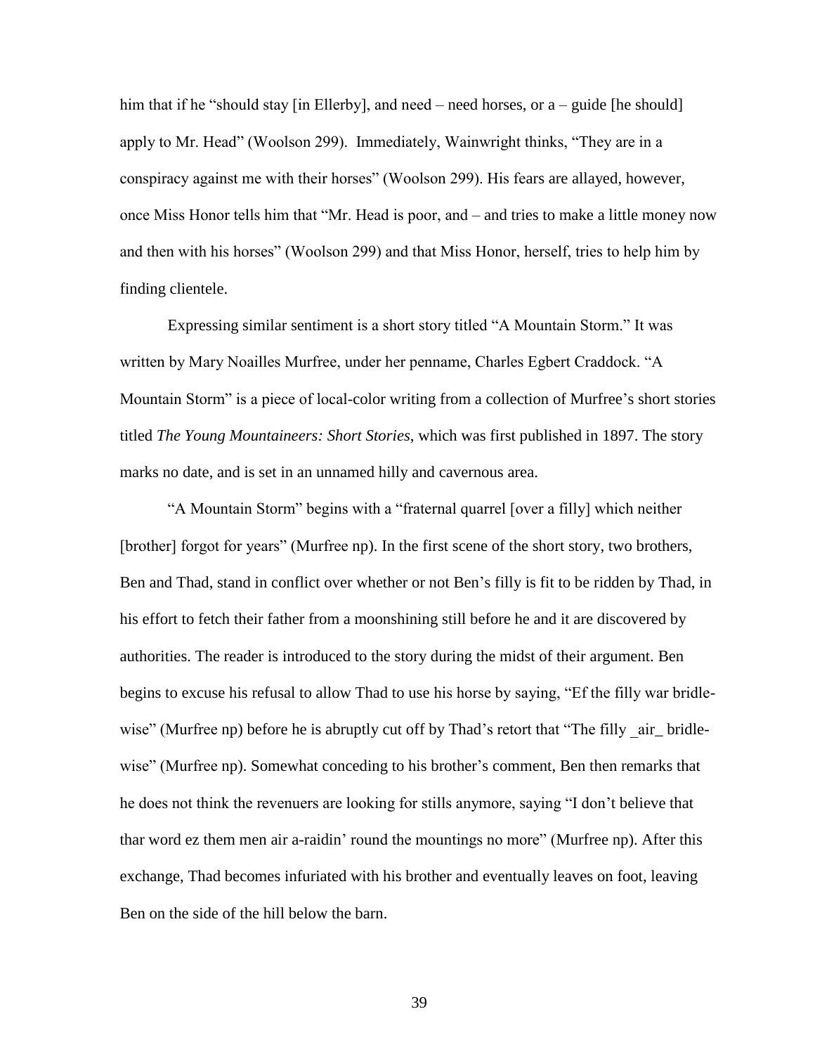him that if he "should stay [in Ellerby], and need – need horses, or a – guide [he should] apply to Mr. Head" (Woolson 299). Immediately, Wainwright thinks, "They are in a conspiracy against me with their horses" (Woolson 299). His fears are allayed, however, once Miss Honor tells him that "Mr. Head is poor, and – and tries to make a little money now and then with his horses" (Woolson 299) and that Miss Honor, herself, tries to help him by finding clientele.

Expressing similar sentiment is a short story titled "A Mountain Storm." It was written by Mary Noailles Murfree, under her penname, Charles Egbert Craddock. "A Mountain Storm" is a piece of local-color writing from a collection of Murfree's short stories titled *The Young Mountaineers: Short Stories*, which was first published in 1897. The story marks no date, and is set in an unnamed hilly and cavernous area.

"A Mountain Storm" begins with a "fraternal quarrel [over a filly] which neither [brother] forgot for years" (Murfree np). In the first scene of the short story, two brothers, Ben and Thad, stand in conflict over whether or not Ben's filly is fit to be ridden by Thad, in his effort to fetch their father from a moonshining still before he and it are discovered by authorities. The reader is introduced to the story during the midst of their argument. Ben begins to excuse his refusal to allow Thad to use his horse by saying, "Ef the filly war bridle-wise" (Murfree np) before he is abruptly cut off by Thad's retort that "The filly _air_ bridle-wise" (Murfree np). Somewhat conceding to his brother's comment, Ben then remarks that he does not think the revenuers are looking for stills anymore, saying "I don't believe that thar word ez them men air a-raidin' round the mountings no more" (Murfree np). After this exchange, Thad becomes infuriated with his brother and eventually leaves on foot, leaving Ben on the side of the hill below the barn.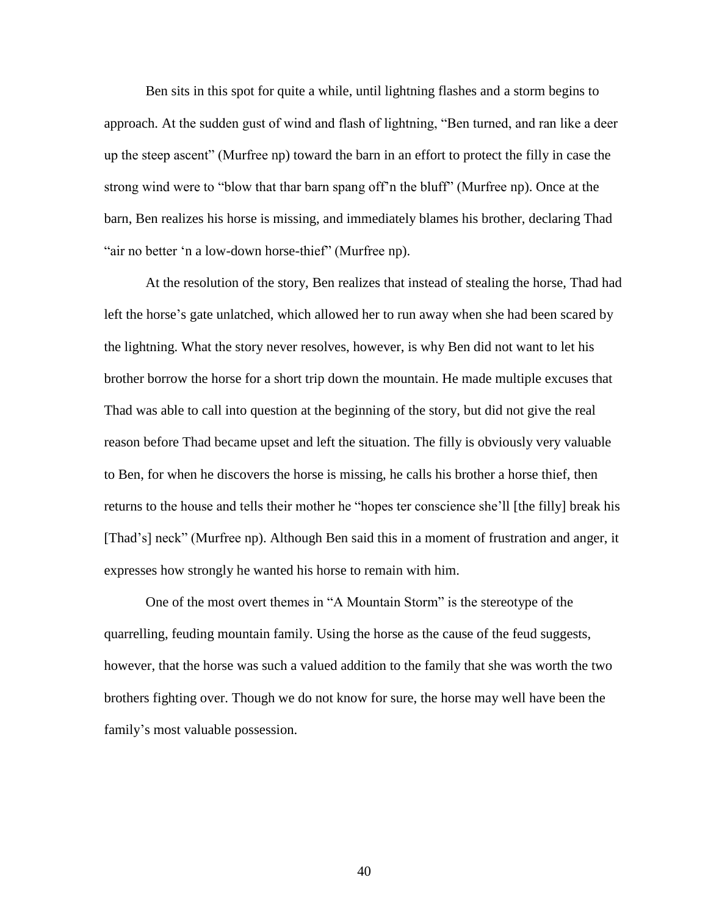Ben sits in this spot for quite a while, until lightning flashes and a storm begins to approach. At the sudden gust of wind and flash of lightning, "Ben turned, and ran like a deer up the steep ascent" (Murfree np) toward the barn in an effort to protect the filly in case the strong wind were to "blow that thar barn spang off'n the bluff" (Murfree np). Once at the barn, Ben realizes his horse is missing, and immediately blames his brother, declaring Thad "air no better 'n a low-down horse-thief" (Murfree np).

At the resolution of the story, Ben realizes that instead of stealing the horse, Thad had left the horse's gate unlatched, which allowed her to run away when she had been scared by the lightning. What the story never resolves, however, is why Ben did not want to let his brother borrow the horse for a short trip down the mountain. He made multiple excuses that Thad was able to call into question at the beginning of the story, but did not give the real reason before Thad became upset and left the situation. The filly is obviously very valuable to Ben, for when he discovers the horse is missing, he calls his brother a horse thief, then returns to the house and tells their mother he "hopes ter conscience she'll [the filly] break his [Thad's] neck" (Murfree np). Although Ben said this in a moment of frustration and anger, it expresses how strongly he wanted his horse to remain with him.

One of the most overt themes in "A Mountain Storm" is the stereotype of the quarrelling, feuding mountain family. Using the horse as the cause of the feud suggests, however, that the horse was such a valued addition to the family that she was worth the two brothers fighting over. Though we do not know for sure, the horse may well have been the family's most valuable possession.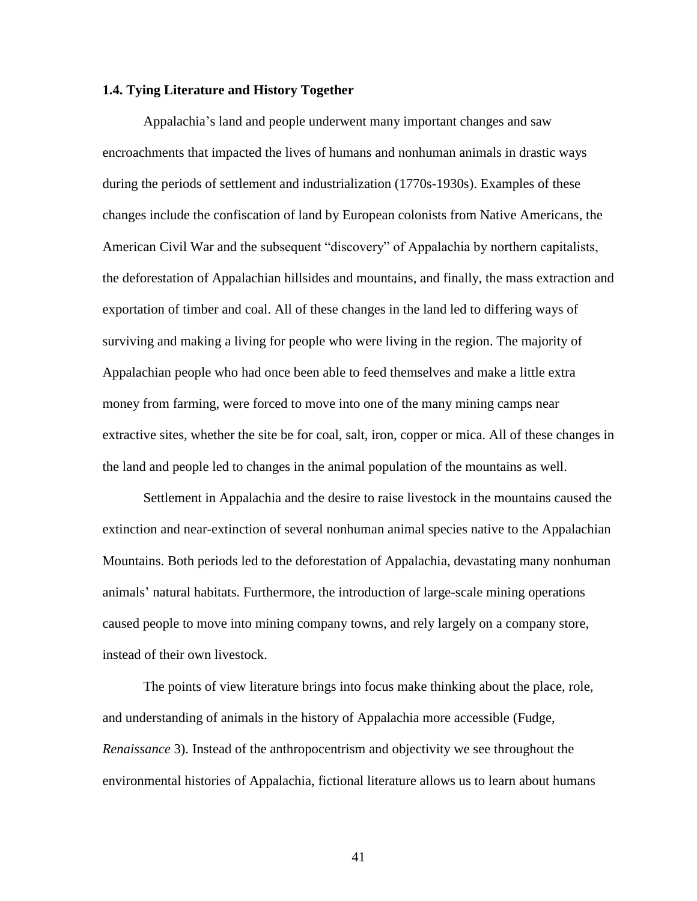### 1.4. Tying Literature and History Together

Appalachia's land and people underwent many important changes and saw encroachments that impacted the lives of humans and nonhuman animals in drastic ways during the periods of settlement and industrialization (1770s-1930s). Examples of these changes include the confiscation of land by European colonists from Native Americans, the American Civil War and the subsequent "discovery" of Appalachia by northern capitalists, the deforestation of Appalachian hillsides and mountains, and finally, the mass extraction and exportation of timber and coal. All of these changes in the land led to differing ways of surviving and making a living for people who were living in the region. The majority of Appalachian people who had once been able to feed themselves and make a little extra money from farming, were forced to move into one of the many mining camps near extractive sites, whether the site be for coal, salt, iron, copper or mica. All of these changes in the land and people led to changes in the animal population of the mountains as well.

Settlement in Appalachia and the desire to raise livestock in the mountains caused the extinction and near-extinction of several nonhuman animal species native to the Appalachian Mountains. Both periods led to the deforestation of Appalachia, devastating many nonhuman animals' natural habitats. Furthermore, the introduction of large-scale mining operations caused people to move into mining company towns, and rely largely on a company store, instead of their own livestock.

The points of view literature brings into focus make thinking about the place, role, and understanding of animals in the history of Appalachia more accessible (Fudge, *Renaissance* 3). Instead of the anthropocentrism and objectivity we see throughout the environmental histories of Appalachia, fictional literature allows us to learn about humans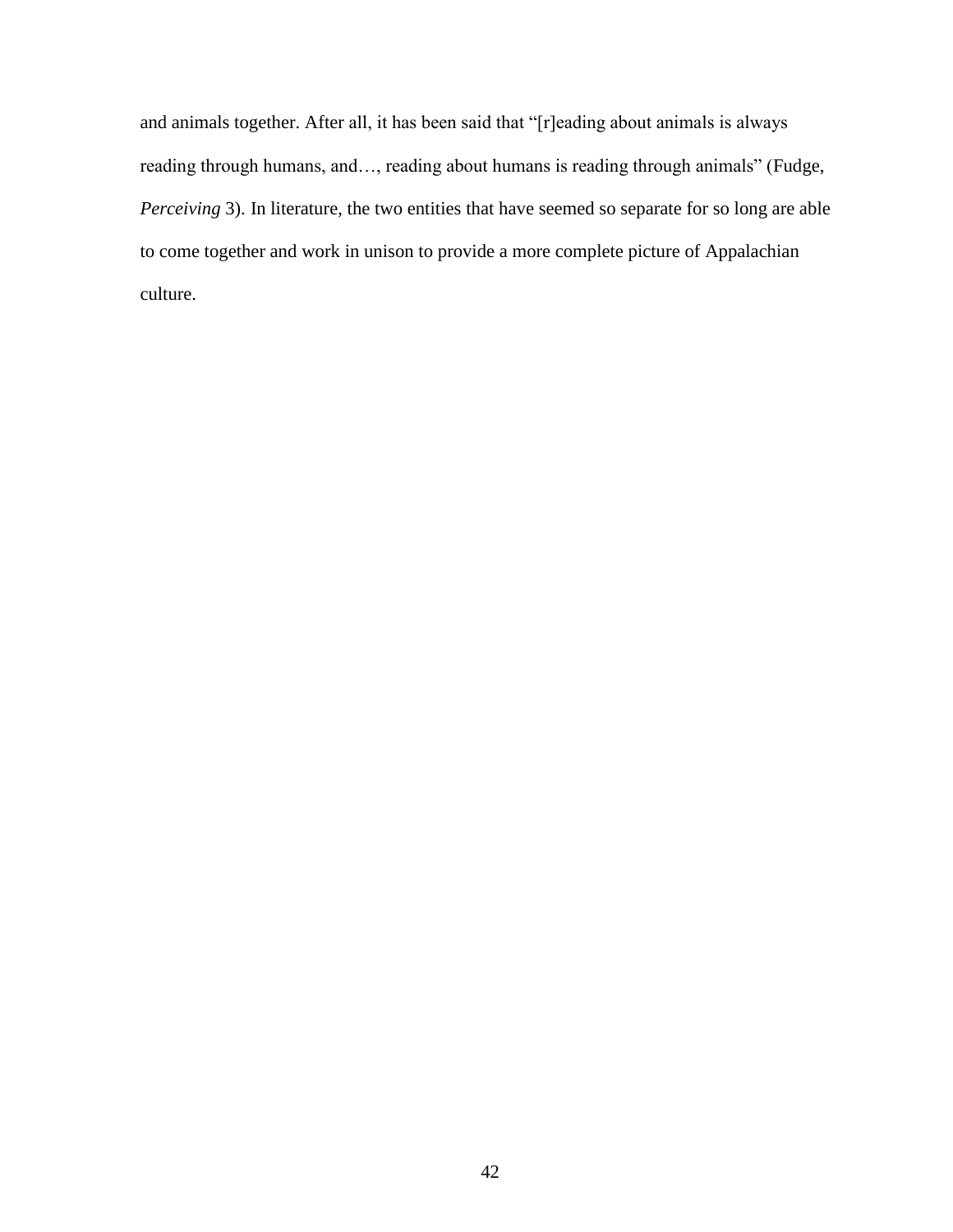and animals together. After all, it has been said that "[r]eading about animals is always reading through humans, and…, reading about humans is reading through animals" (Fudge, *Perceiving* 3). In literature, the two entities that have seemed so separate for so long are able to come together and work in unison to provide a more complete picture of Appalachian culture.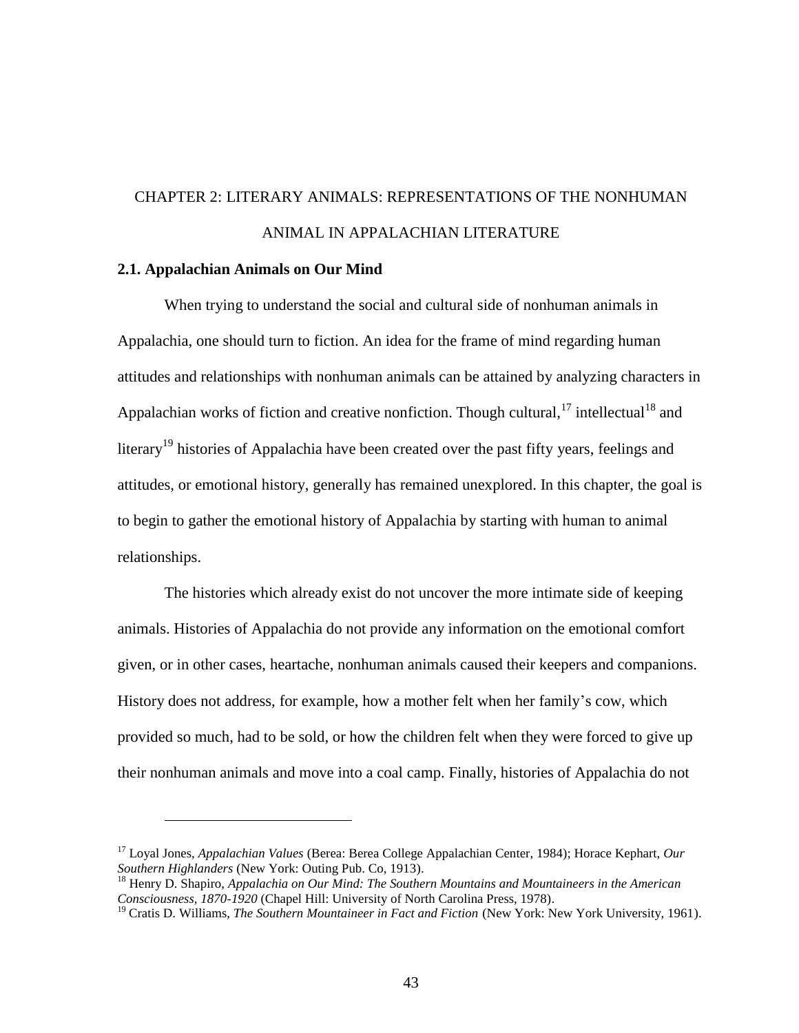# CHAPTER 2: LITERARY ANIMALS: REPRESENTATIONS OF THE NONHUMAN ANIMAL IN APPALACHIAN LITERATURE

## 2.1. Appalachian Animals on Our Mind

When trying to understand the social and cultural side of nonhuman animals in Appalachia, one should turn to fiction. An idea for the frame of mind regarding human attitudes and relationships with nonhuman animals can be attained by analyzing characters in Appalachian works of fiction and creative nonfiction. Though cultural,[17] intellectual[18] and literary[19] histories of Appalachia have been created over the past fifty years, feelings and attitudes, or emotional history, generally has remained unexplored. In this chapter, the goal is to begin to gather the emotional history of Appalachia by starting with human to animal relationships.

The histories which already exist do not uncover the more intimate side of keeping animals. Histories of Appalachia do not provide any information on the emotional comfort given, or in other cases, heartache, nonhuman animals caused their keepers and companions. History does not address, for example, how a mother felt when her family's cow, which provided so much, had to be sold, or how the children felt when they were forced to give up their nonhuman animals and move into a coal camp. Finally, histories of Appalachia do not

---

[17] Loyal Jones, *Appalachian Values* (Berea: Berea College Appalachian Center, 1984); Horace Kephart, *Our Southern Highlanders* (New York: Outing Pub. Co, 1913).

[18] Henry D. Shapiro, *Appalachia on Our Mind: The Southern Mountains and Mountaineers in the American Consciousness, 1870-1920* (Chapel Hill: University of North Carolina Press, 1978).

[19] Cratis D. Williams, *The Southern Mountaineer in Fact and Fiction* (New York: New York University, 1961).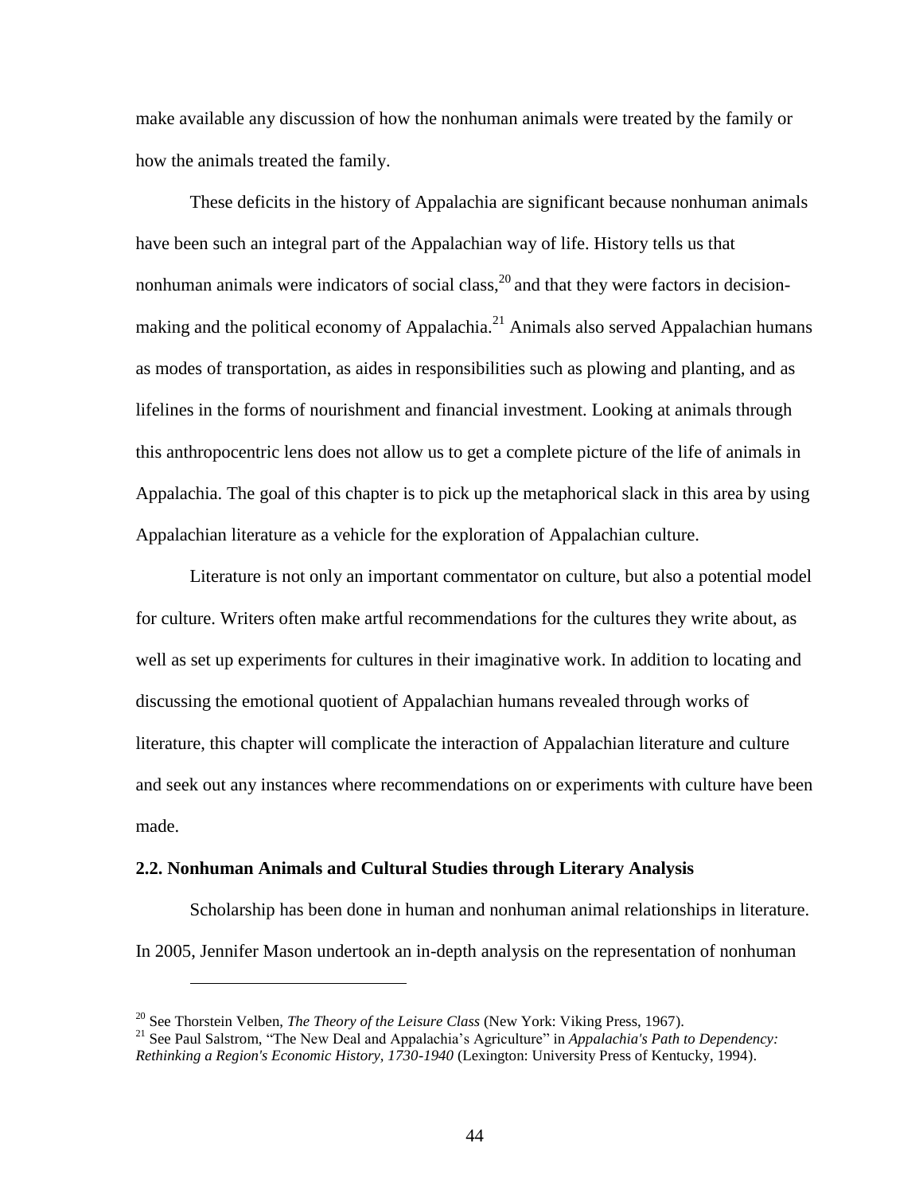make available any discussion of how the nonhuman animals were treated by the family or how the animals treated the family.

These deficits in the history of Appalachia are significant because nonhuman animals have been such an integral part of the Appalachian way of life. History tells us that nonhuman animals were indicators of social class,[20] and that they were factors in decision-making and the political economy of Appalachia.[21] Animals also served Appalachian humans as modes of transportation, as aides in responsibilities such as plowing and planting, and as lifelines in the forms of nourishment and financial investment. Looking at animals through this anthropocentric lens does not allow us to get a complete picture of the life of animals in Appalachia. The goal of this chapter is to pick up the metaphorical slack in this area by using Appalachian literature as a vehicle for the exploration of Appalachian culture.

Literature is not only an important commentator on culture, but also a potential model for culture. Writers often make artful recommendations for the cultures they write about, as well as set up experiments for cultures in their imaginative work. In addition to locating and discussing the emotional quotient of Appalachian humans revealed through works of literature, this chapter will complicate the interaction of Appalachian literature and culture and seek out any instances where recommendations on or experiments with culture have been made.

### 2.2. Nonhuman Animals and Cultural Studies through Literary Analysis

Scholarship has been done in human and nonhuman animal relationships in literature. In 2005, Jennifer Mason undertook an in-depth analysis on the representation of nonhuman

---

[20] See Thorstein Velben, *The Theory of the Leisure Class* (New York: Viking Press, 1967).

[21] See Paul Salstrom, "The New Deal and Appalachia's Agriculture" in *Appalachia's Path to Dependency: Rethinking a Region's Economic History, 1730-1940* (Lexington: University Press of Kentucky, 1994).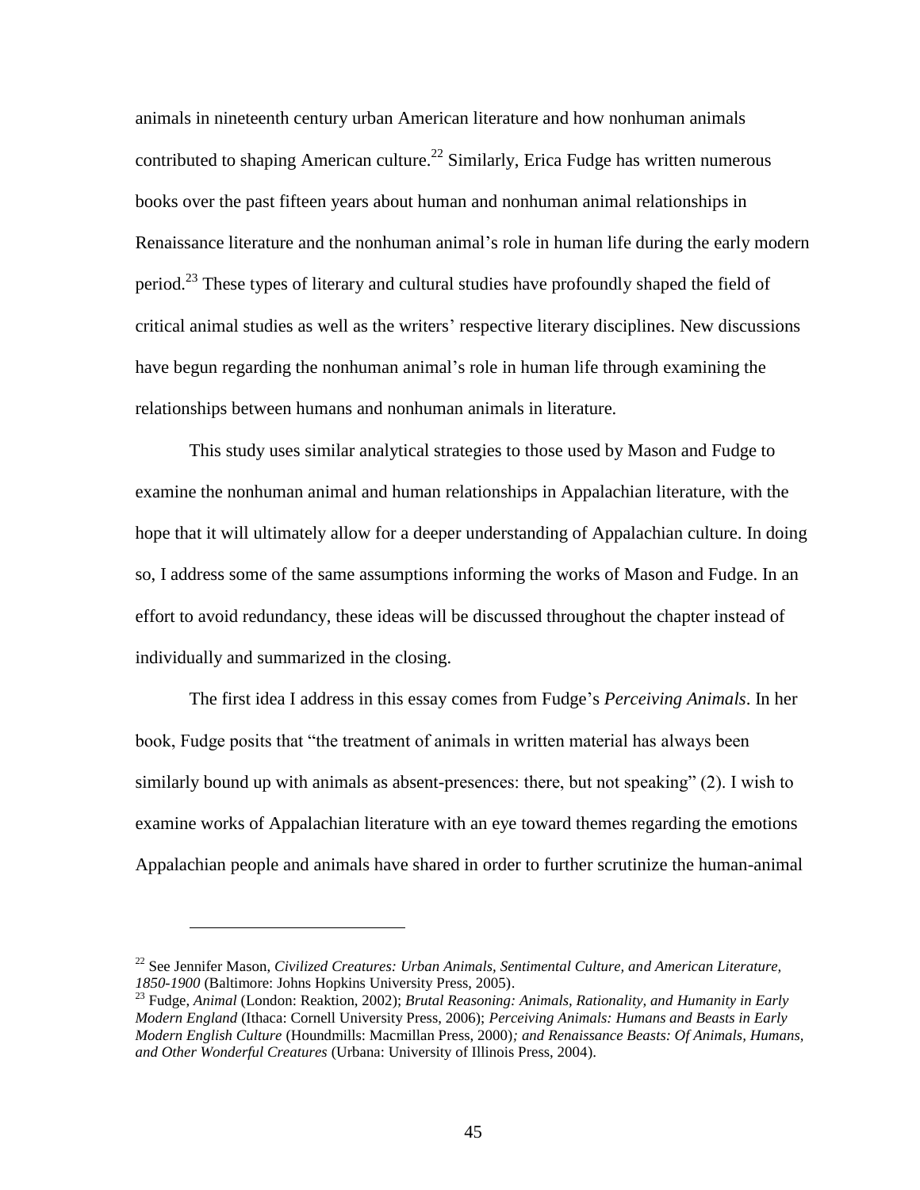animals in nineteenth century urban American literature and how nonhuman animals contributed to shaping American culture.[22] Similarly, Erica Fudge has written numerous books over the past fifteen years about human and nonhuman animal relationships in Renaissance literature and the nonhuman animal's role in human life during the early modern period.[23] These types of literary and cultural studies have profoundly shaped the field of critical animal studies as well as the writers' respective literary disciplines. New discussions have begun regarding the nonhuman animal's role in human life through examining the relationships between humans and nonhuman animals in literature.

This study uses similar analytical strategies to those used by Mason and Fudge to examine the nonhuman animal and human relationships in Appalachian literature, with the hope that it will ultimately allow for a deeper understanding of Appalachian culture. In doing so, I address some of the same assumptions informing the works of Mason and Fudge. In an effort to avoid redundancy, these ideas will be discussed throughout the chapter instead of individually and summarized in the closing.

The first idea I address in this essay comes from Fudge's *Perceiving Animals*. In her book, Fudge posits that "the treatment of animals in written material has always been similarly bound up with animals as absent-presences: there, but not speaking" (2). I wish to examine works of Appalachian literature with an eye toward themes regarding the emotions Appalachian people and animals have shared in order to further scrutinize the human-animal

---

[22] See Jennifer Mason, *Civilized Creatures: Urban Animals, Sentimental Culture, and American Literature, 1850-1900* (Baltimore: Johns Hopkins University Press, 2005).

[23] Fudge, *Animal* (London: Reaktion, 2002); *Brutal Reasoning: Animals, Rationality, and Humanity in Early Modern England* (Ithaca: Cornell University Press, 2006); *Perceiving Animals: Humans and Beasts in Early Modern English Culture* (Houndmills: Macmillan Press, 2000); *and Renaissance Beasts: Of Animals, Humans, and Other Wonderful Creatures* (Urbana: University of Illinois Press, 2004).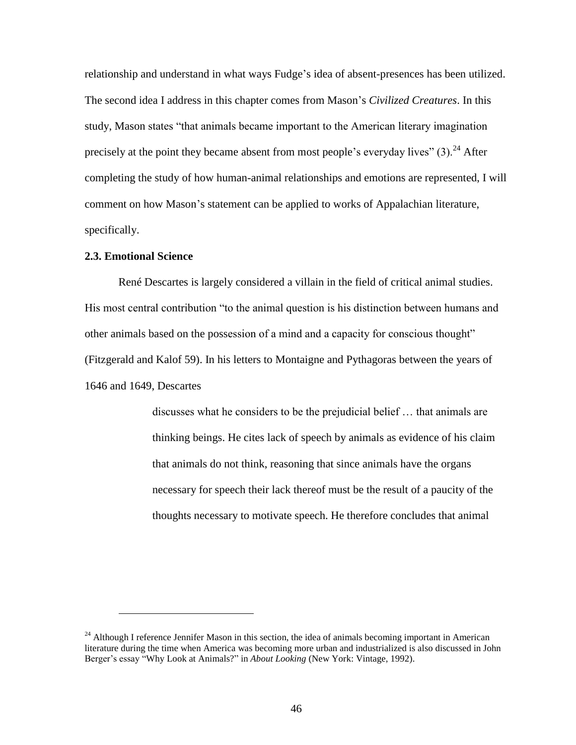relationship and understand in what ways Fudge's idea of absent-presences has been utilized. The second idea I address in this chapter comes from Mason's *Civilized Creatures*. In this study, Mason states "that animals became important to the American literary imagination precisely at the point they became absent from most people's everyday lives" (3).[24] After completing the study of how human-animal relationships and emotions are represented, I will comment on how Mason's statement can be applied to works of Appalachian literature, specifically.

### 2.3. Emotional Science

René Descartes is largely considered a villain in the field of critical animal studies. His most central contribution "to the animal question is his distinction between humans and other animals based on the possession of a mind and a capacity for conscious thought" (Fitzgerald and Kalof 59). In his letters to Montaigne and Pythagoras between the years of 1646 and 1649, Descartes

> discusses what he considers to be the prejudicial belief … that animals are thinking beings. He cites lack of speech by animals as evidence of his claim that animals do not think, reasoning that since animals have the organs necessary for speech their lack thereof must be the result of a paucity of the thoughts necessary to motivate speech. He therefore concludes that animal

---

[24] Although I reference Jennifer Mason in this section, the idea of animals becoming important in American literature during the time when America was becoming more urban and industrialized is also discussed in John Berger's essay "Why Look at Animals?" in *About Looking* (New York: Vintage, 1992).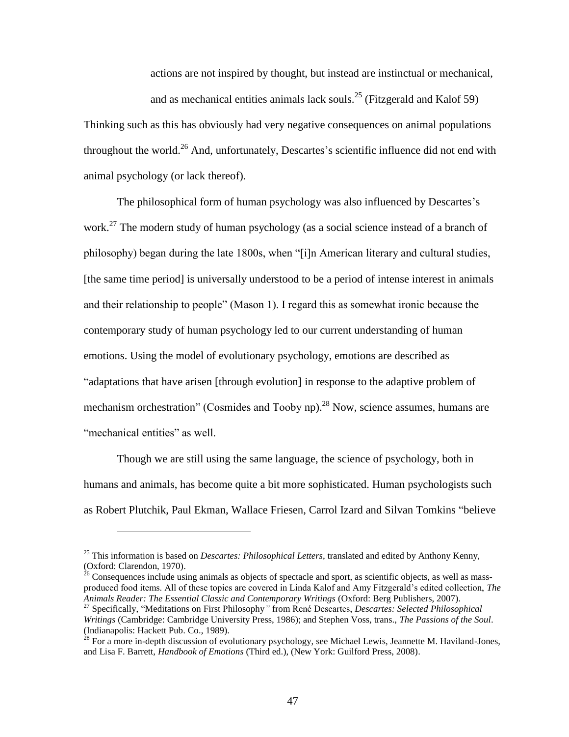> actions are not inspired by thought, but instead are instinctual or mechanical, and as mechanical entities animals lack souls.[25] (Fitzgerald and Kalof 59)

Thinking such as this has obviously had very negative consequences on animal populations throughout the world.[26] And, unfortunately, Descartes's scientific influence did not end with animal psychology (or lack thereof).

The philosophical form of human psychology was also influenced by Descartes's work.[27] The modern study of human psychology (as a social science instead of a branch of philosophy) began during the late 1800s, when "[i]n American literary and cultural studies, [the same time period] is universally understood to be a period of intense interest in animals and their relationship to people" (Mason 1). I regard this as somewhat ironic because the contemporary study of human psychology led to our current understanding of human emotions. Using the model of evolutionary psychology, emotions are described as "adaptations that have arisen [through evolution] in response to the adaptive problem of mechanism orchestration" (Cosmides and Tooby np).[28] Now, science assumes, humans are "mechanical entities" as well.

Though we are still using the same language, the science of psychology, both in humans and animals, has become quite a bit more sophisticated. Human psychologists such as Robert Plutchik, Paul Ekman, Wallace Friesen, Carrol Izard and Silvan Tomkins "believe

---

[25] This information is based on *Descartes: Philosophical Letters*, translated and edited by Anthony Kenny, (Oxford: Clarendon, 1970).

[26] Consequences include using animals as objects of spectacle and sport, as scientific objects, as well as mass-produced food items. All of these topics are covered in Linda Kalof and Amy Fitzgerald's edited collection, *The Animals Reader: The Essential Classic and Contemporary Writings* (Oxford: Berg Publishers, 2007).

[27] Specifically, "Meditations on First Philosophy" from René Descartes, *Descartes: Selected Philosophical Writings* (Cambridge: Cambridge University Press, 1986); and Stephen Voss, trans., *The Passions of the Soul*. (Indianapolis: Hackett Pub. Co., 1989).

[28] For a more in-depth discussion of evolutionary psychology, see Michael Lewis, Jeannette M. Haviland-Jones, and Lisa F. Barrett, *Handbook of Emotions* (Third ed.), (New York: Guilford Press, 2008).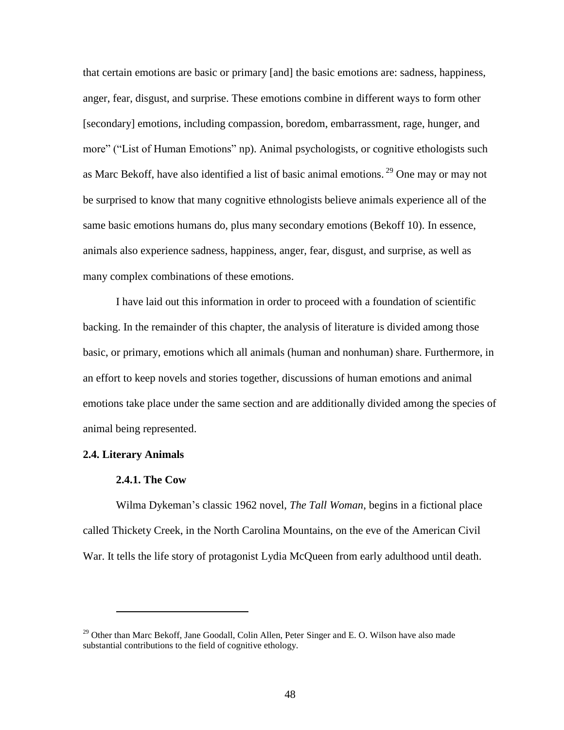that certain emotions are basic or primary [and] the basic emotions are: sadness, happiness, anger, fear, disgust, and surprise. These emotions combine in different ways to form other [secondary] emotions, including compassion, boredom, embarrassment, rage, hunger, and more" ("List of Human Emotions" np). Animal psychologists, or cognitive ethologists such as Marc Bekoff, have also identified a list of basic animal emotions. [29] One may or may not be surprised to know that many cognitive ethnologists believe animals experience all of the same basic emotions humans do, plus many secondary emotions (Bekoff 10). In essence, animals also experience sadness, happiness, anger, fear, disgust, and surprise, as well as many complex combinations of these emotions.

I have laid out this information in order to proceed with a foundation of scientific backing. In the remainder of this chapter, the analysis of literature is divided among those basic, or primary, emotions which all animals (human and nonhuman) share. Furthermore, in an effort to keep novels and stories together, discussions of human emotions and animal emotions take place under the same section and are additionally divided among the species of animal being represented.

## 2.4. Literary Animals

### 2.4.1. The Cow

Wilma Dykeman's classic 1962 novel, *The Tall Woman*, begins in a fictional place called Thickety Creek, in the North Carolina Mountains, on the eve of the American Civil War. It tells the life story of protagonist Lydia McQueen from early adulthood until death.

---

[29] Other than Marc Bekoff, Jane Goodall, Colin Allen, Peter Singer and E. O. Wilson have also made substantial contributions to the field of cognitive ethology.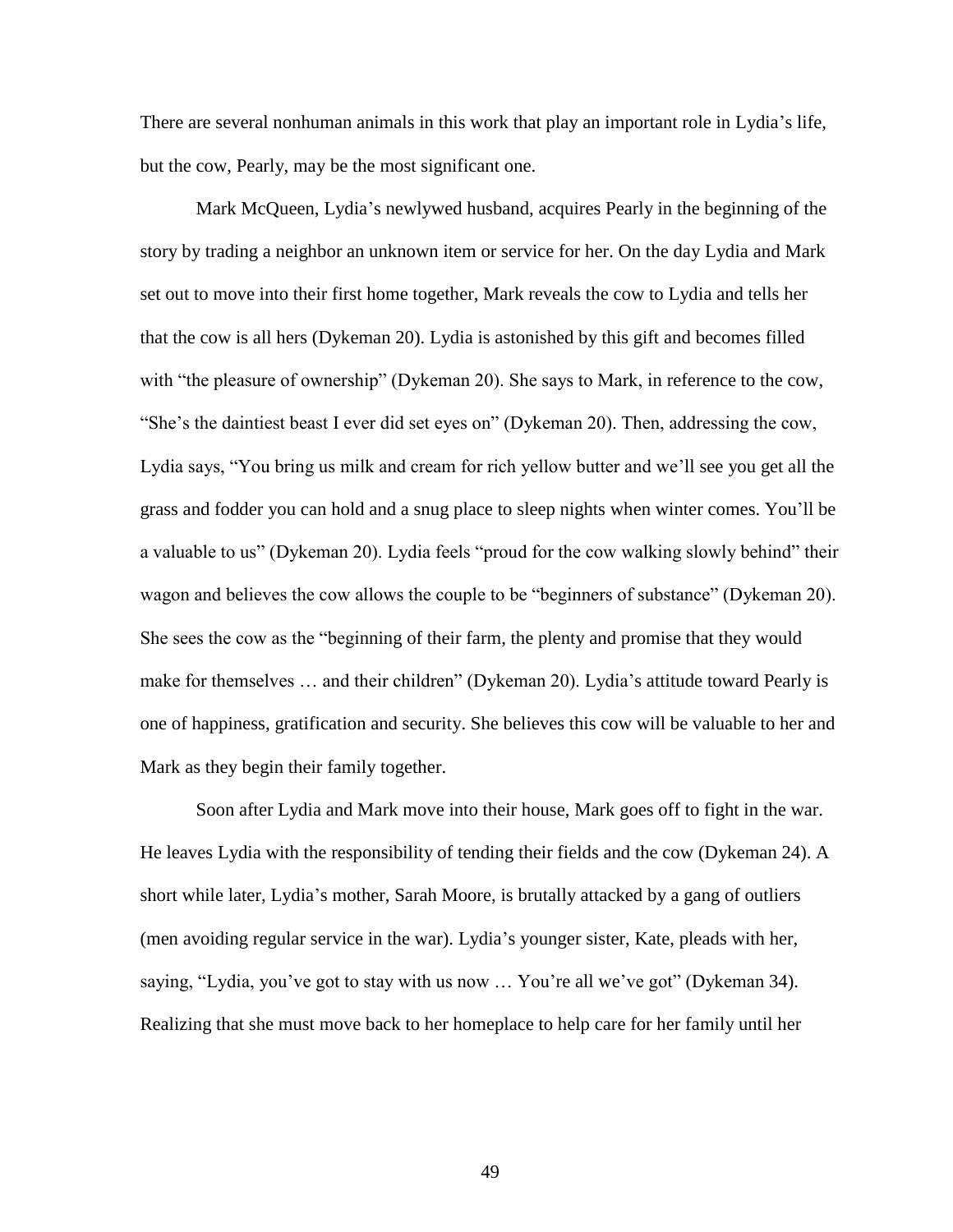There are several nonhuman animals in this work that play an important role in Lydia's life, but the cow, Pearly, may be the most significant one.

Mark McQueen, Lydia's newlywed husband, acquires Pearly in the beginning of the story by trading a neighbor an unknown item or service for her. On the day Lydia and Mark set out to move into their first home together, Mark reveals the cow to Lydia and tells her that the cow is all hers (Dykeman 20). Lydia is astonished by this gift and becomes filled with "the pleasure of ownership" (Dykeman 20). She says to Mark, in reference to the cow, "She's the daintiest beast I ever did set eyes on" (Dykeman 20). Then, addressing the cow, Lydia says, "You bring us milk and cream for rich yellow butter and we'll see you get all the grass and fodder you can hold and a snug place to sleep nights when winter comes. You'll be a valuable to us" (Dykeman 20). Lydia feels "proud for the cow walking slowly behind" their wagon and believes the cow allows the couple to be "beginners of substance" (Dykeman 20). She sees the cow as the "beginning of their farm, the plenty and promise that they would make for themselves … and their children" (Dykeman 20). Lydia's attitude toward Pearly is one of happiness, gratification and security. She believes this cow will be valuable to her and Mark as they begin their family together.

Soon after Lydia and Mark move into their house, Mark goes off to fight in the war. He leaves Lydia with the responsibility of tending their fields and the cow (Dykeman 24). A short while later, Lydia's mother, Sarah Moore, is brutally attacked by a gang of outliers (men avoiding regular service in the war). Lydia's younger sister, Kate, pleads with her, saying, "Lydia, you've got to stay with us now … You're all we've got" (Dykeman 34). Realizing that she must move back to her homeplace to help care for her family until her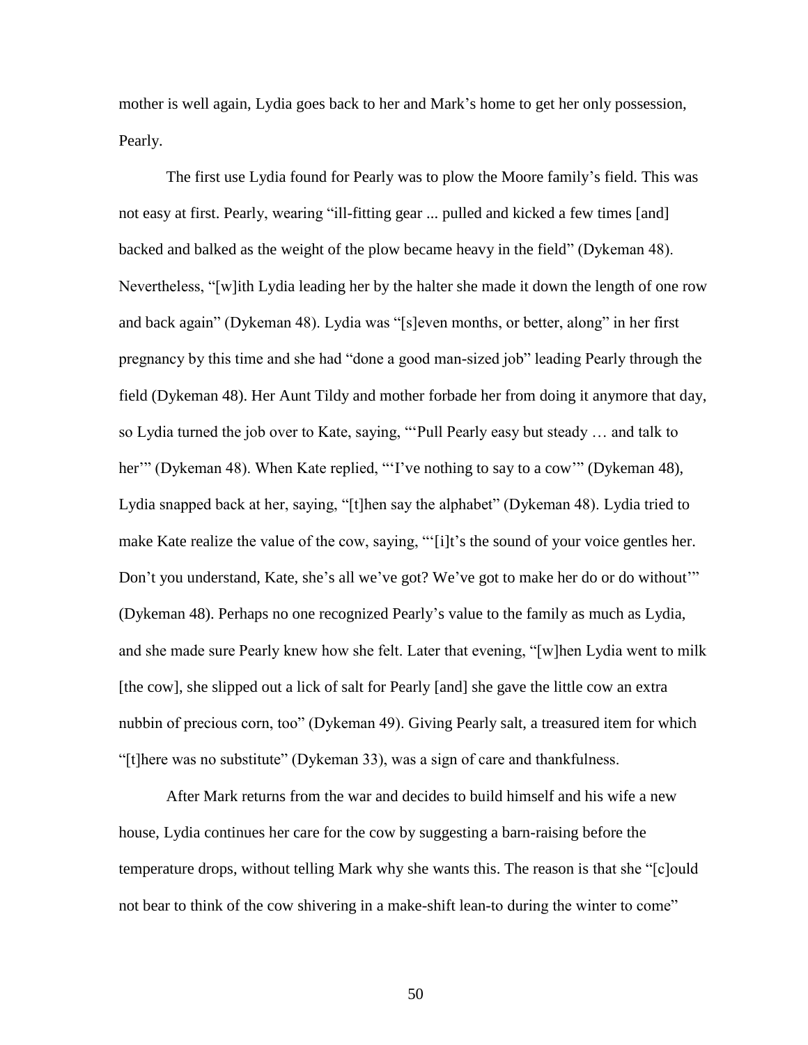mother is well again, Lydia goes back to her and Mark's home to get her only possession, Pearly.

The first use Lydia found for Pearly was to plow the Moore family's field. This was not easy at first. Pearly, wearing "ill-fitting gear ... pulled and kicked a few times [and] backed and balked as the weight of the plow became heavy in the field" (Dykeman 48). Nevertheless, "[w]ith Lydia leading her by the halter she made it down the length of one row and back again" (Dykeman 48). Lydia was "[s]even months, or better, along" in her first pregnancy by this time and she had "done a good man-sized job" leading Pearly through the field (Dykeman 48). Her Aunt Tildy and mother forbade her from doing it anymore that day, so Lydia turned the job over to Kate, saying, "'Pull Pearly easy but steady … and talk to her'" (Dykeman 48). When Kate replied, "'I've nothing to say to a cow'" (Dykeman 48), Lydia snapped back at her, saying, "[t]hen say the alphabet" (Dykeman 48). Lydia tried to make Kate realize the value of the cow, saying, "'[i]t's the sound of your voice gentles her. Don't you understand, Kate, she's all we've got? We've got to make her do or do without'" (Dykeman 48). Perhaps no one recognized Pearly's value to the family as much as Lydia, and she made sure Pearly knew how she felt. Later that evening, "[w]hen Lydia went to milk [the cow], she slipped out a lick of salt for Pearly [and] she gave the little cow an extra nubbin of precious corn, too" (Dykeman 49). Giving Pearly salt, a treasured item for which "[t]here was no substitute" (Dykeman 33), was a sign of care and thankfulness.

After Mark returns from the war and decides to build himself and his wife a new house, Lydia continues her care for the cow by suggesting a barn-raising before the temperature drops, without telling Mark why she wants this. The reason is that she "[c]ould not bear to think of the cow shivering in a make-shift lean-to during the winter to come"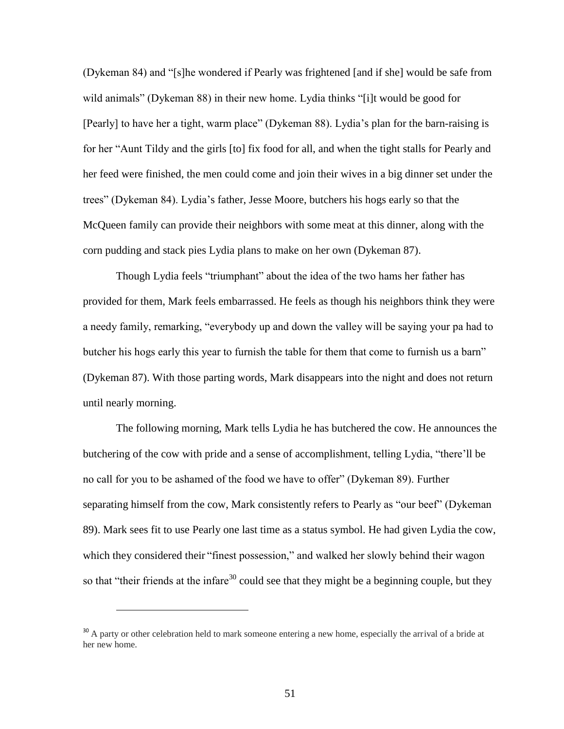(Dykeman 84) and "[s]he wondered if Pearly was frightened [and if she] would be safe from wild animals" (Dykeman 88) in their new home. Lydia thinks "[i]t would be good for [Pearly] to have her a tight, warm place" (Dykeman 88). Lydia's plan for the barn-raising is for her "Aunt Tildy and the girls [to] fix food for all, and when the tight stalls for Pearly and her feed were finished, the men could come and join their wives in a big dinner set under the trees" (Dykeman 84). Lydia's father, Jesse Moore, butchers his hogs early so that the McQueen family can provide their neighbors with some meat at this dinner, along with the corn pudding and stack pies Lydia plans to make on her own (Dykeman 87).

Though Lydia feels "triumphant" about the idea of the two hams her father has provided for them, Mark feels embarrassed. He feels as though his neighbors think they were a needy family, remarking, "everybody up and down the valley will be saying your pa had to butcher his hogs early this year to furnish the table for them that come to furnish us a barn" (Dykeman 87). With those parting words, Mark disappears into the night and does not return until nearly morning.

The following morning, Mark tells Lydia he has butchered the cow. He announces the butchering of the cow with pride and a sense of accomplishment, telling Lydia, "there'll be no call for you to be ashamed of the food we have to offer" (Dykeman 89). Further separating himself from the cow, Mark consistently refers to Pearly as "our beef" (Dykeman 89). Mark sees fit to use Pearly one last time as a status symbol. He had given Lydia the cow, which they considered their "finest possession," and walked her slowly behind their wagon so that "their friends at the infare[30] could see that they might be a beginning couple, but they

[30] A party or other celebration held to mark someone entering a new home, especially the arrival of a bride at her new home.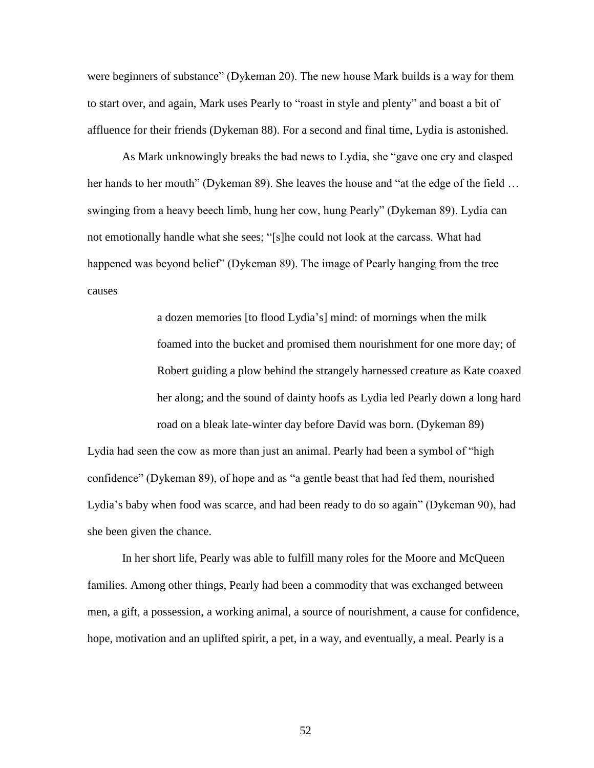were beginners of substance" (Dykeman 20). The new house Mark builds is a way for them to start over, and again, Mark uses Pearly to "roast in style and plenty" and boast a bit of affluence for their friends (Dykeman 88). For a second and final time, Lydia is astonished.

As Mark unknowingly breaks the bad news to Lydia, she "gave one cry and clasped her hands to her mouth" (Dykeman 89). She leaves the house and "at the edge of the field … swinging from a heavy beech limb, hung her cow, hung Pearly" (Dykeman 89). Lydia can not emotionally handle what she sees; "[s]he could not look at the carcass. What had happened was beyond belief" (Dykeman 89). The image of Pearly hanging from the tree causes

> a dozen memories [to flood Lydia's] mind: of mornings when the milk foamed into the bucket and promised them nourishment for one more day; of Robert guiding a plow behind the strangely harnessed creature as Kate coaxed her along; and the sound of dainty hoofs as Lydia led Pearly down a long hard road on a bleak late-winter day before David was born. (Dykeman 89)

Lydia had seen the cow as more than just an animal. Pearly had been a symbol of "high confidence" (Dykeman 89), of hope and as "a gentle beast that had fed them, nourished Lydia's baby when food was scarce, and had been ready to do so again" (Dykeman 90), had she been given the chance.

In her short life, Pearly was able to fulfill many roles for the Moore and McQueen families. Among other things, Pearly had been a commodity that was exchanged between men, a gift, a possession, a working animal, a source of nourishment, a cause for confidence, hope, motivation and an uplifted spirit, a pet, in a way, and eventually, a meal. Pearly is a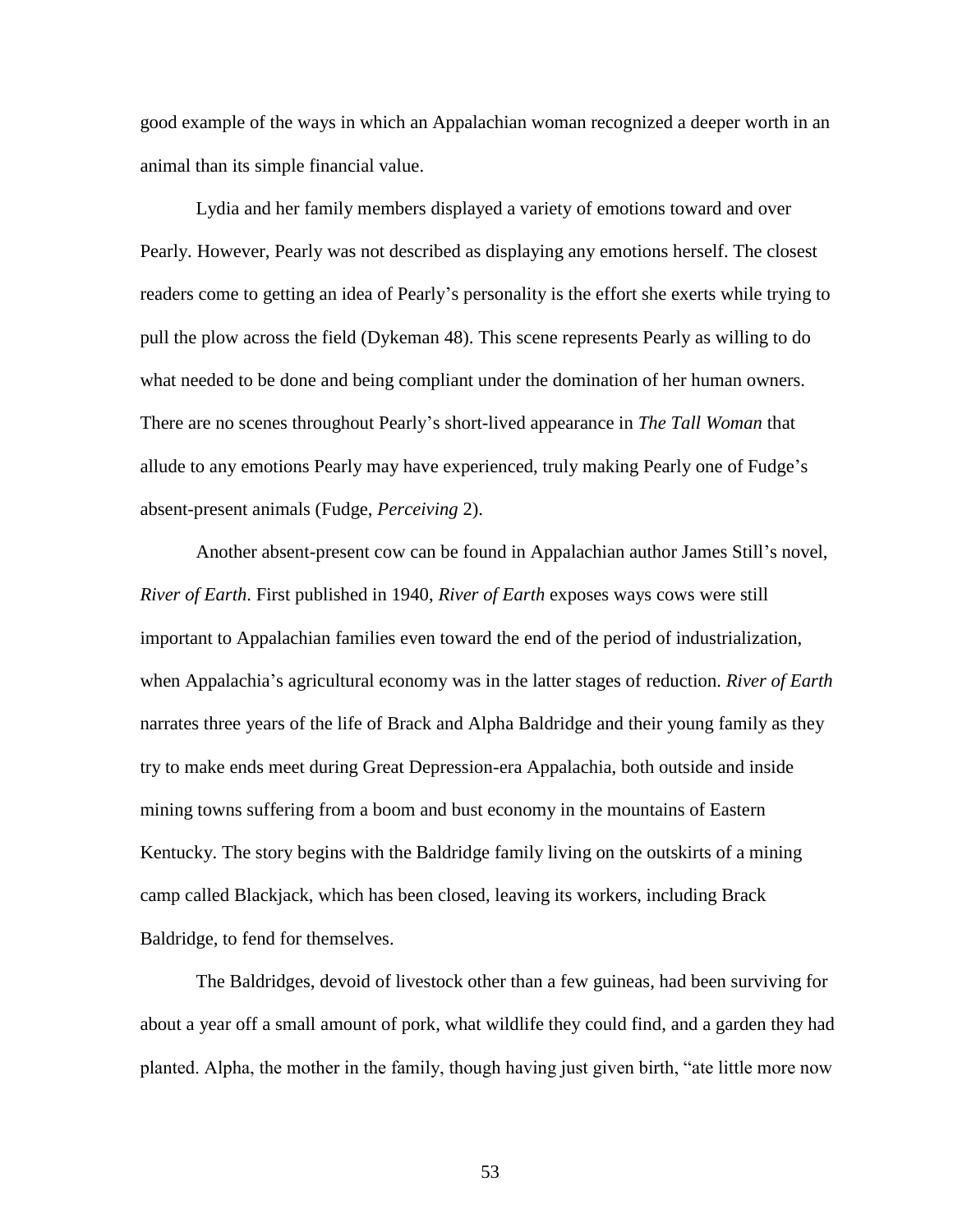good example of the ways in which an Appalachian woman recognized a deeper worth in an animal than its simple financial value.

Lydia and her family members displayed a variety of emotions toward and over Pearly. However, Pearly was not described as displaying any emotions herself. The closest readers come to getting an idea of Pearly's personality is the effort she exerts while trying to pull the plow across the field (Dykeman 48). This scene represents Pearly as willing to do what needed to be done and being compliant under the domination of her human owners. There are no scenes throughout Pearly's short-lived appearance in *The Tall Woman* that allude to any emotions Pearly may have experienced, truly making Pearly one of Fudge's absent-present animals (Fudge, *Perceiving* 2).

Another absent-present cow can be found in Appalachian author James Still's novel, *River of Earth*. First published in 1940, *River of Earth* exposes ways cows were still important to Appalachian families even toward the end of the period of industrialization, when Appalachia's agricultural economy was in the latter stages of reduction. *River of Earth* narrates three years of the life of Brack and Alpha Baldridge and their young family as they try to make ends meet during Great Depression-era Appalachia, both outside and inside mining towns suffering from a boom and bust economy in the mountains of Eastern Kentucky. The story begins with the Baldridge family living on the outskirts of a mining camp called Blackjack, which has been closed, leaving its workers, including Brack Baldridge, to fend for themselves.

The Baldridges, devoid of livestock other than a few guineas, had been surviving for about a year off a small amount of pork, what wildlife they could find, and a garden they had planted. Alpha, the mother in the family, though having just given birth, "ate little more now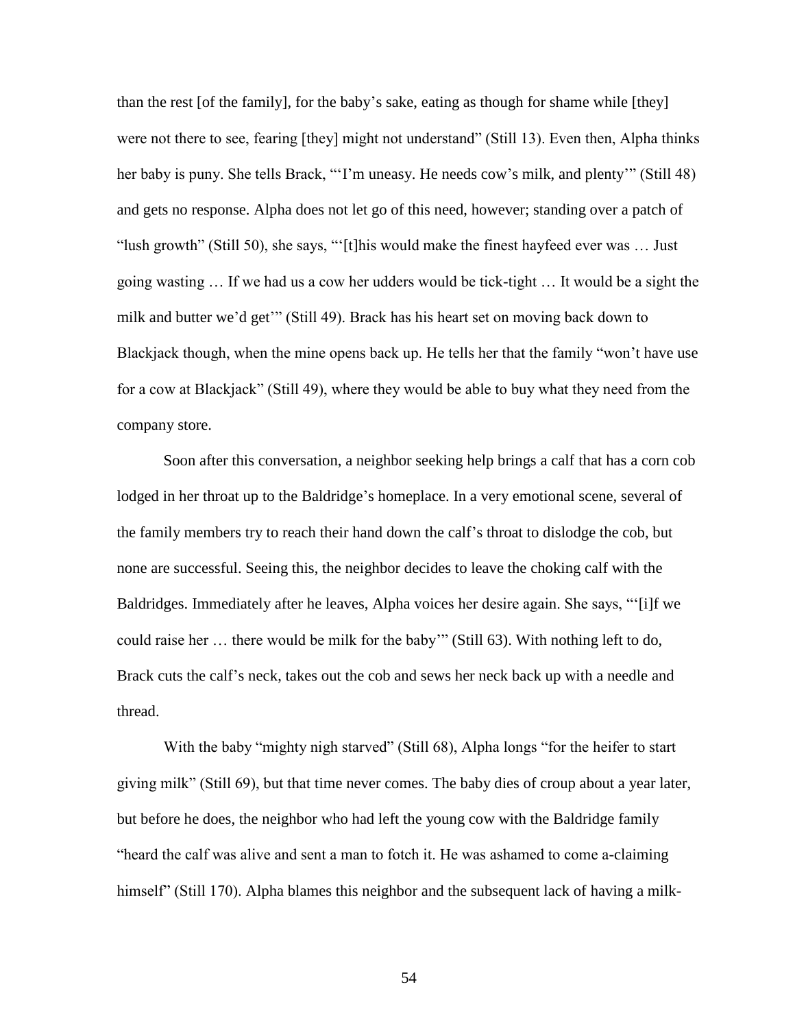than the rest [of the family], for the baby's sake, eating as though for shame while [they] were not there to see, fearing [they] might not understand" (Still 13). Even then, Alpha thinks her baby is puny. She tells Brack, "'I'm uneasy. He needs cow's milk, and plenty'" (Still 48) and gets no response. Alpha does not let go of this need, however; standing over a patch of "lush growth" (Still 50), she says, "'[t]his would make the finest hayfeed ever was … Just going wasting … If we had us a cow her udders would be tick-tight … It would be a sight the milk and butter we'd get'" (Still 49). Brack has his heart set on moving back down to Blackjack though, when the mine opens back up. He tells her that the family "won't have use for a cow at Blackjack" (Still 49), where they would be able to buy what they need from the company store.

Soon after this conversation, a neighbor seeking help brings a calf that has a corn cob lodged in her throat up to the Baldridge's homeplace. In a very emotional scene, several of the family members try to reach their hand down the calf's throat to dislodge the cob, but none are successful. Seeing this, the neighbor decides to leave the choking calf with the Baldridges. Immediately after he leaves, Alpha voices her desire again. She says, "'[i]f we could raise her … there would be milk for the baby'" (Still 63). With nothing left to do, Brack cuts the calf's neck, takes out the cob and sews her neck back up with a needle and thread.

With the baby "mighty nigh starved" (Still 68), Alpha longs "for the heifer to start giving milk" (Still 69), but that time never comes. The baby dies of croup about a year later, but before he does, the neighbor who had left the young cow with the Baldridge family "heard the calf was alive and sent a man to fotch it. He was ashamed to come a-claiming himself" (Still 170). Alpha blames this neighbor and the subsequent lack of having a milk-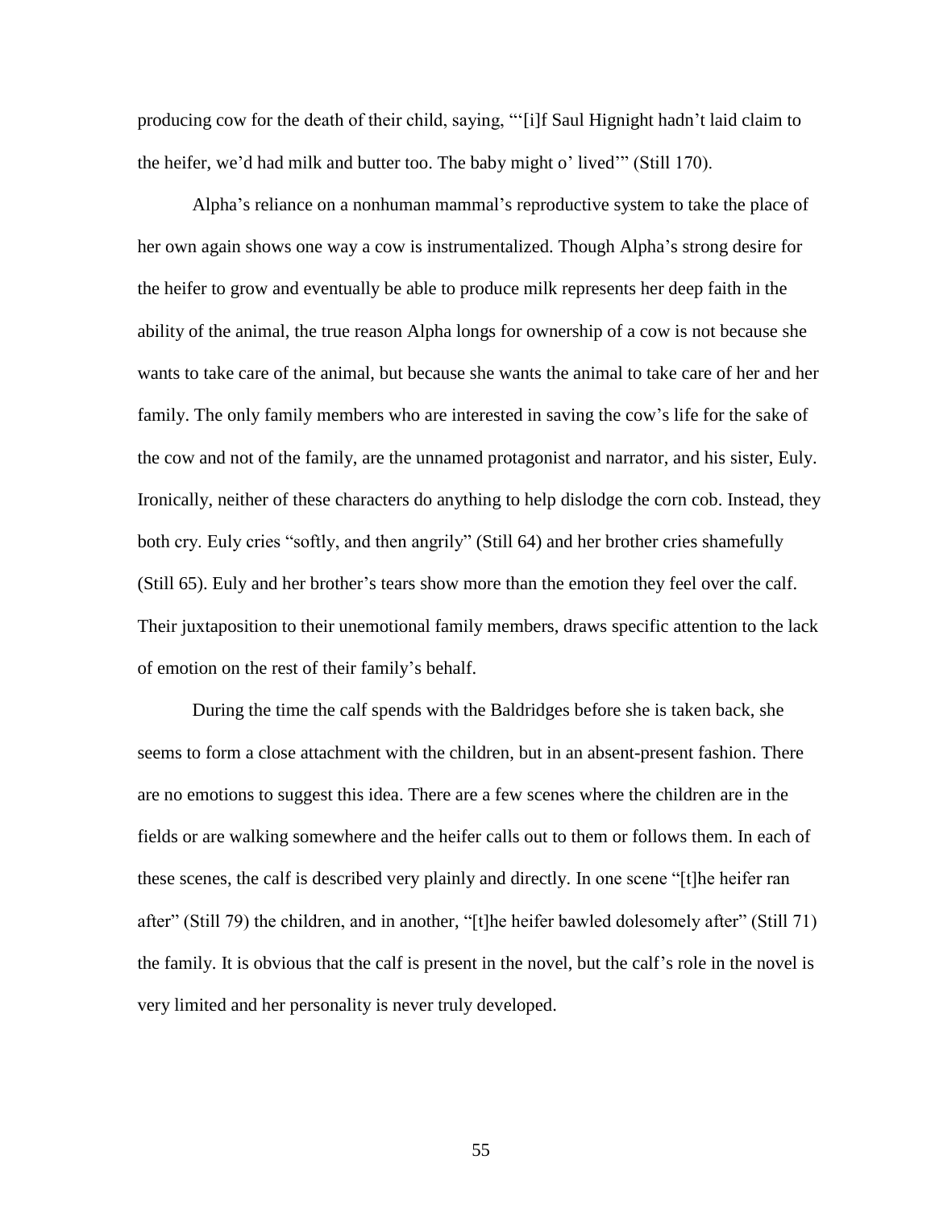producing cow for the death of their child, saying, "'[i]f Saul Hignight hadn't laid claim to the heifer, we'd had milk and butter too. The baby might o' lived'" (Still 170).

Alpha's reliance on a nonhuman mammal's reproductive system to take the place of her own again shows one way a cow is instrumentalized. Though Alpha's strong desire for the heifer to grow and eventually be able to produce milk represents her deep faith in the ability of the animal, the true reason Alpha longs for ownership of a cow is not because she wants to take care of the animal, but because she wants the animal to take care of her and her family. The only family members who are interested in saving the cow's life for the sake of the cow and not of the family, are the unnamed protagonist and narrator, and his sister, Euly. Ironically, neither of these characters do anything to help dislodge the corn cob. Instead, they both cry. Euly cries "softly, and then angrily" (Still 64) and her brother cries shamefully (Still 65). Euly and her brother's tears show more than the emotion they feel over the calf. Their juxtaposition to their unemotional family members, draws specific attention to the lack of emotion on the rest of their family's behalf.

During the time the calf spends with the Baldridges before she is taken back, she seems to form a close attachment with the children, but in an absent-present fashion. There are no emotions to suggest this idea. There are a few scenes where the children are in the fields or are walking somewhere and the heifer calls out to them or follows them. In each of these scenes, the calf is described very plainly and directly. In one scene "[t]he heifer ran after" (Still 79) the children, and in another, "[t]he heifer bawled dolesomely after" (Still 71) the family. It is obvious that the calf is present in the novel, but the calf's role in the novel is very limited and her personality is never truly developed.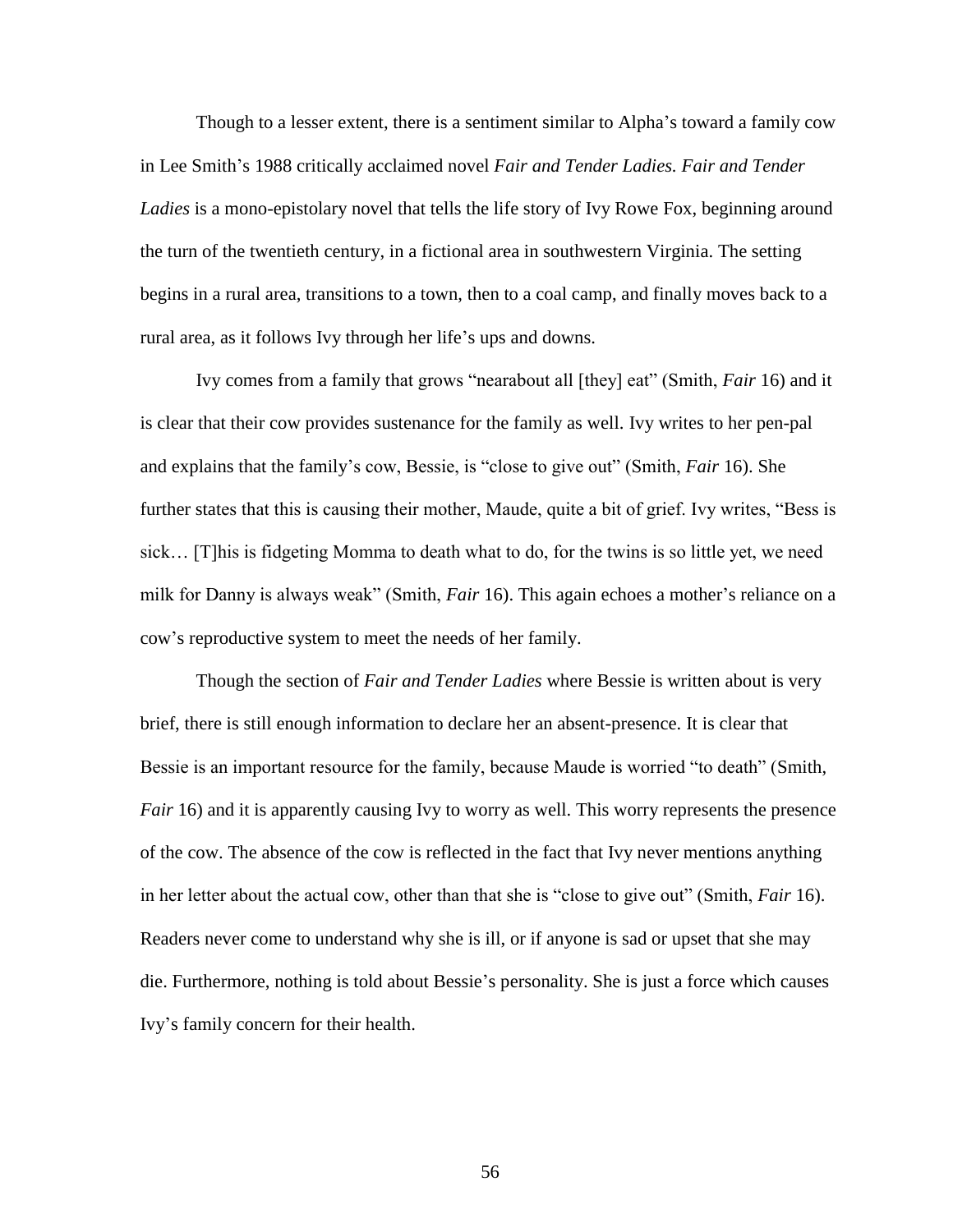Though to a lesser extent, there is a sentiment similar to Alpha's toward a family cow in Lee Smith's 1988 critically acclaimed novel *Fair and Tender Ladies. Fair and Tender Ladies* is a mono-epistolary novel that tells the life story of Ivy Rowe Fox, beginning around the turn of the twentieth century, in a fictional area in southwestern Virginia. The setting begins in a rural area, transitions to a town, then to a coal camp, and finally moves back to a rural area, as it follows Ivy through her life's ups and downs.

Ivy comes from a family that grows "nearabout all [they] eat" (Smith, *Fair* 16) and it is clear that their cow provides sustenance for the family as well. Ivy writes to her pen-pal and explains that the family's cow, Bessie, is "close to give out" (Smith, *Fair* 16). She further states that this is causing their mother, Maude, quite a bit of grief. Ivy writes, "Bess is sick… [T]his is fidgeting Momma to death what to do, for the twins is so little yet, we need milk for Danny is always weak" (Smith, *Fair* 16). This again echoes a mother's reliance on a cow's reproductive system to meet the needs of her family.

Though the section of *Fair and Tender Ladies* where Bessie is written about is very brief, there is still enough information to declare her an absent-presence. It is clear that Bessie is an important resource for the family, because Maude is worried "to death" (Smith, *Fair* 16) and it is apparently causing Ivy to worry as well. This worry represents the presence of the cow. The absence of the cow is reflected in the fact that Ivy never mentions anything in her letter about the actual cow, other than that she is "close to give out" (Smith, *Fair* 16). Readers never come to understand why she is ill, or if anyone is sad or upset that she may die. Furthermore, nothing is told about Bessie's personality. She is just a force which causes Ivy's family concern for their health.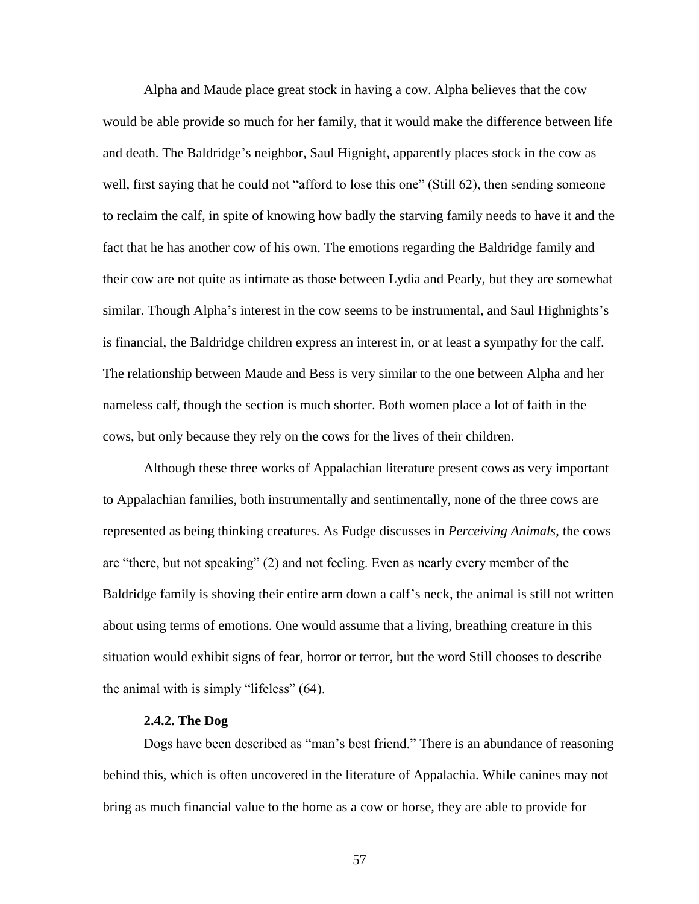Alpha and Maude place great stock in having a cow. Alpha believes that the cow would be able provide so much for her family, that it would make the difference between life and death. The Baldridge's neighbor, Saul Hignight, apparently places stock in the cow as well, first saying that he could not "afford to lose this one" (Still 62), then sending someone to reclaim the calf, in spite of knowing how badly the starving family needs to have it and the fact that he has another cow of his own. The emotions regarding the Baldridge family and their cow are not quite as intimate as those between Lydia and Pearly, but they are somewhat similar. Though Alpha's interest in the cow seems to be instrumental, and Saul Highnights's is financial, the Baldridge children express an interest in, or at least a sympathy for the calf. The relationship between Maude and Bess is very similar to the one between Alpha and her nameless calf, though the section is much shorter. Both women place a lot of faith in the cows, but only because they rely on the cows for the lives of their children.

Although these three works of Appalachian literature present cows as very important to Appalachian families, both instrumentally and sentimentally, none of the three cows are represented as being thinking creatures. As Fudge discusses in *Perceiving Animals*, the cows are "there, but not speaking" (2) and not feeling. Even as nearly every member of the Baldridge family is shoving their entire arm down a calf's neck, the animal is still not written about using terms of emotions. One would assume that a living, breathing creature in this situation would exhibit signs of fear, horror or terror, but the word Still chooses to describe the animal with is simply "lifeless" (64).

### 2.4.2. The Dog

Dogs have been described as "man's best friend." There is an abundance of reasoning behind this, which is often uncovered in the literature of Appalachia. While canines may not bring as much financial value to the home as a cow or horse, they are able to provide for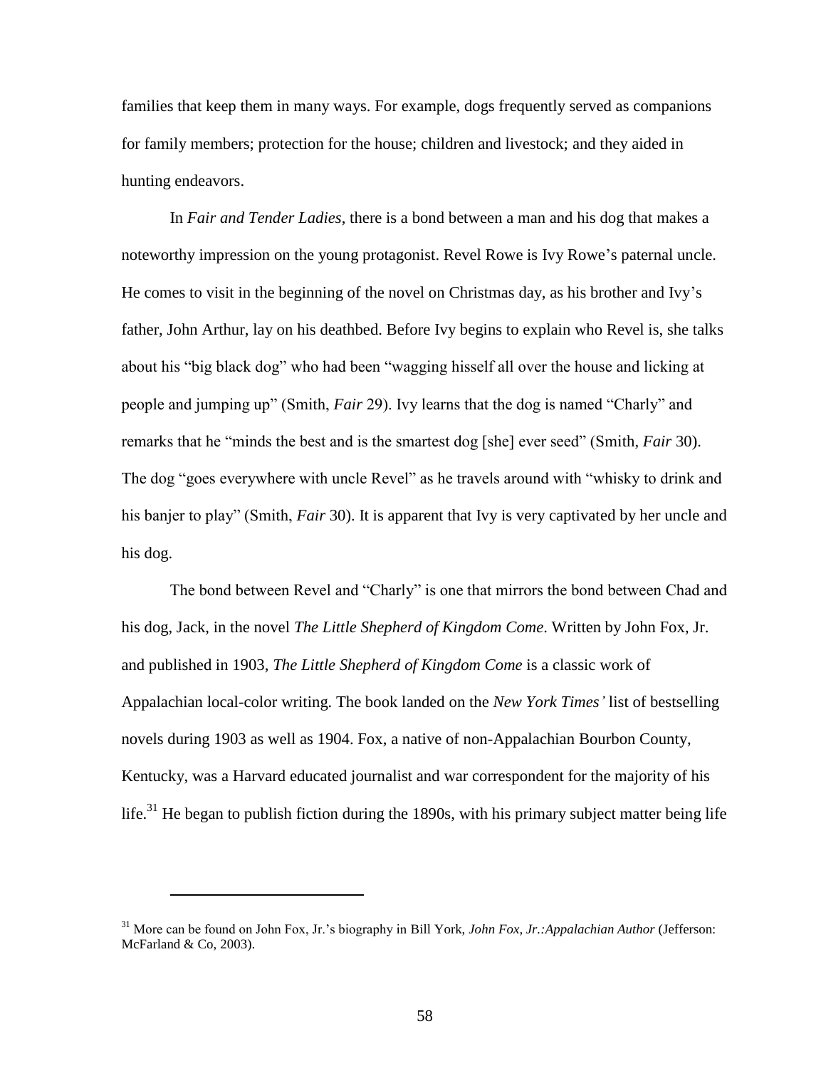families that keep them in many ways. For example, dogs frequently served as companions for family members; protection for the house; children and livestock; and they aided in hunting endeavors.

In *Fair and Tender Ladies*, there is a bond between a man and his dog that makes a noteworthy impression on the young protagonist. Revel Rowe is Ivy Rowe's paternal uncle. He comes to visit in the beginning of the novel on Christmas day, as his brother and Ivy's father, John Arthur, lay on his deathbed. Before Ivy begins to explain who Revel is, she talks about his "big black dog" who had been "wagging hisself all over the house and licking at people and jumping up" (Smith, *Fair* 29). Ivy learns that the dog is named "Charly" and remarks that he "minds the best and is the smartest dog [she] ever seed" (Smith, *Fair* 30). The dog "goes everywhere with uncle Revel" as he travels around with "whisky to drink and his banjer to play" (Smith, *Fair* 30). It is apparent that Ivy is very captivated by her uncle and his dog.

The bond between Revel and "Charly" is one that mirrors the bond between Chad and his dog, Jack, in the novel *The Little Shepherd of Kingdom Come*. Written by John Fox, Jr. and published in 1903, *The Little Shepherd of Kingdom Come* is a classic work of Appalachian local-color writing. The book landed on the *New York Times'* list of bestselling novels during 1903 as well as 1904. Fox, a native of non-Appalachian Bourbon County, Kentucky, was a Harvard educated journalist and war correspondent for the majority of his life.[31] He began to publish fiction during the 1890s, with his primary subject matter being life

---

[31] More can be found on John Fox, Jr.'s biography in Bill York, *John Fox, Jr.:Appalachian Author* (Jefferson: McFarland & Co, 2003).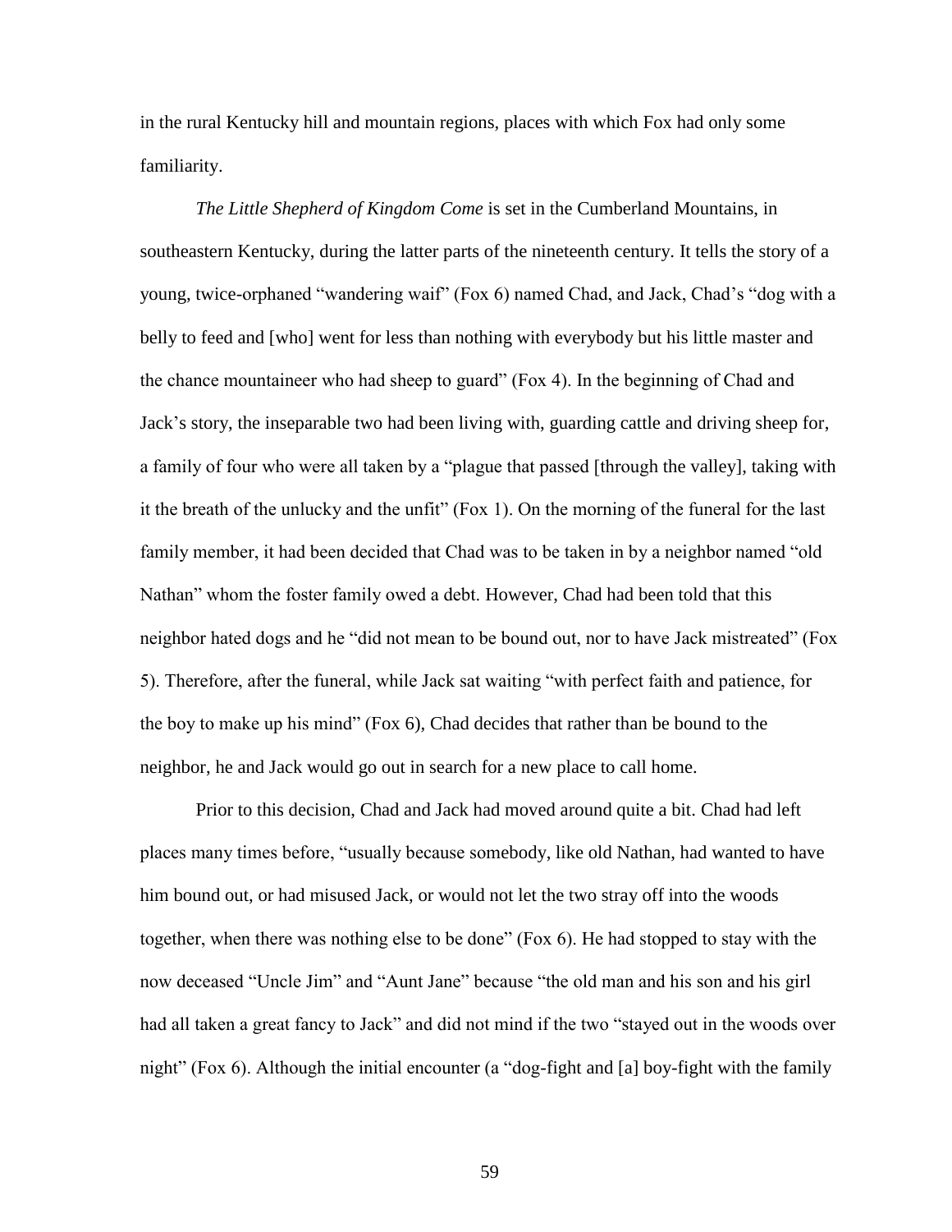in the rural Kentucky hill and mountain regions, places with which Fox had only some familiarity.

*The Little Shepherd of Kingdom Come* is set in the Cumberland Mountains, in southeastern Kentucky, during the latter parts of the nineteenth century. It tells the story of a young, twice-orphaned "wandering waif" (Fox 6) named Chad, and Jack, Chad's "dog with a belly to feed and [who] went for less than nothing with everybody but his little master and the chance mountaineer who had sheep to guard" (Fox 4). In the beginning of Chad and Jack's story, the inseparable two had been living with, guarding cattle and driving sheep for, a family of four who were all taken by a "plague that passed [through the valley], taking with it the breath of the unlucky and the unfit" (Fox 1). On the morning of the funeral for the last family member, it had been decided that Chad was to be taken in by a neighbor named "old Nathan" whom the foster family owed a debt. However, Chad had been told that this neighbor hated dogs and he "did not mean to be bound out, nor to have Jack mistreated" (Fox 5). Therefore, after the funeral, while Jack sat waiting "with perfect faith and patience, for the boy to make up his mind" (Fox 6), Chad decides that rather than be bound to the neighbor, he and Jack would go out in search for a new place to call home.

Prior to this decision, Chad and Jack had moved around quite a bit. Chad had left places many times before, "usually because somebody, like old Nathan, had wanted to have him bound out, or had misused Jack, or would not let the two stray off into the woods together, when there was nothing else to be done" (Fox 6). He had stopped to stay with the now deceased "Uncle Jim" and "Aunt Jane" because "the old man and his son and his girl had all taken a great fancy to Jack" and did not mind if the two "stayed out in the woods over night" (Fox 6). Although the initial encounter (a "dog-fight and [a] boy-fight with the family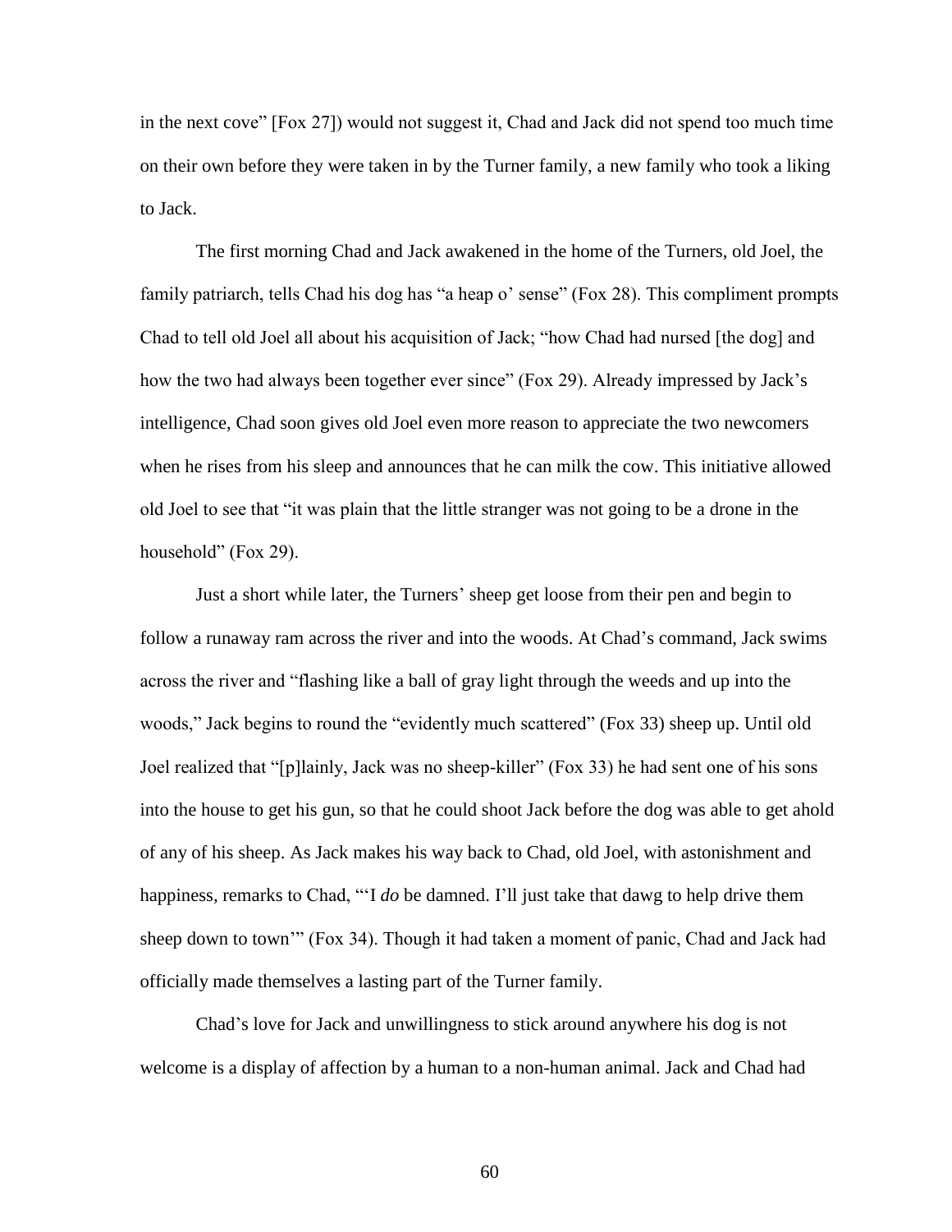in the next cove" [Fox 27]) would not suggest it, Chad and Jack did not spend too much time on their own before they were taken in by the Turner family, a new family who took a liking to Jack.

The first morning Chad and Jack awakened in the home of the Turners, old Joel, the family patriarch, tells Chad his dog has "a heap o' sense" (Fox 28). This compliment prompts Chad to tell old Joel all about his acquisition of Jack; "how Chad had nursed [the dog] and how the two had always been together ever since" (Fox 29). Already impressed by Jack's intelligence, Chad soon gives old Joel even more reason to appreciate the two newcomers when he rises from his sleep and announces that he can milk the cow. This initiative allowed old Joel to see that "it was plain that the little stranger was not going to be a drone in the household" (Fox 29).

Just a short while later, the Turners' sheep get loose from their pen and begin to follow a runaway ram across the river and into the woods. At Chad's command, Jack swims across the river and "flashing like a ball of gray light through the weeds and up into the woods," Jack begins to round the "evidently much scattered" (Fox 33) sheep up. Until old Joel realized that "[p]lainly, Jack was no sheep-killer" (Fox 33) he had sent one of his sons into the house to get his gun, so that he could shoot Jack before the dog was able to get ahold of any of his sheep. As Jack makes his way back to Chad, old Joel, with astonishment and happiness, remarks to Chad, "'I *do* be damned. I'll just take that dawg to help drive them sheep down to town'" (Fox 34). Though it had taken a moment of panic, Chad and Jack had officially made themselves a lasting part of the Turner family.

Chad's love for Jack and unwillingness to stick around anywhere his dog is not welcome is a display of affection by a human to a non-human animal. Jack and Chad had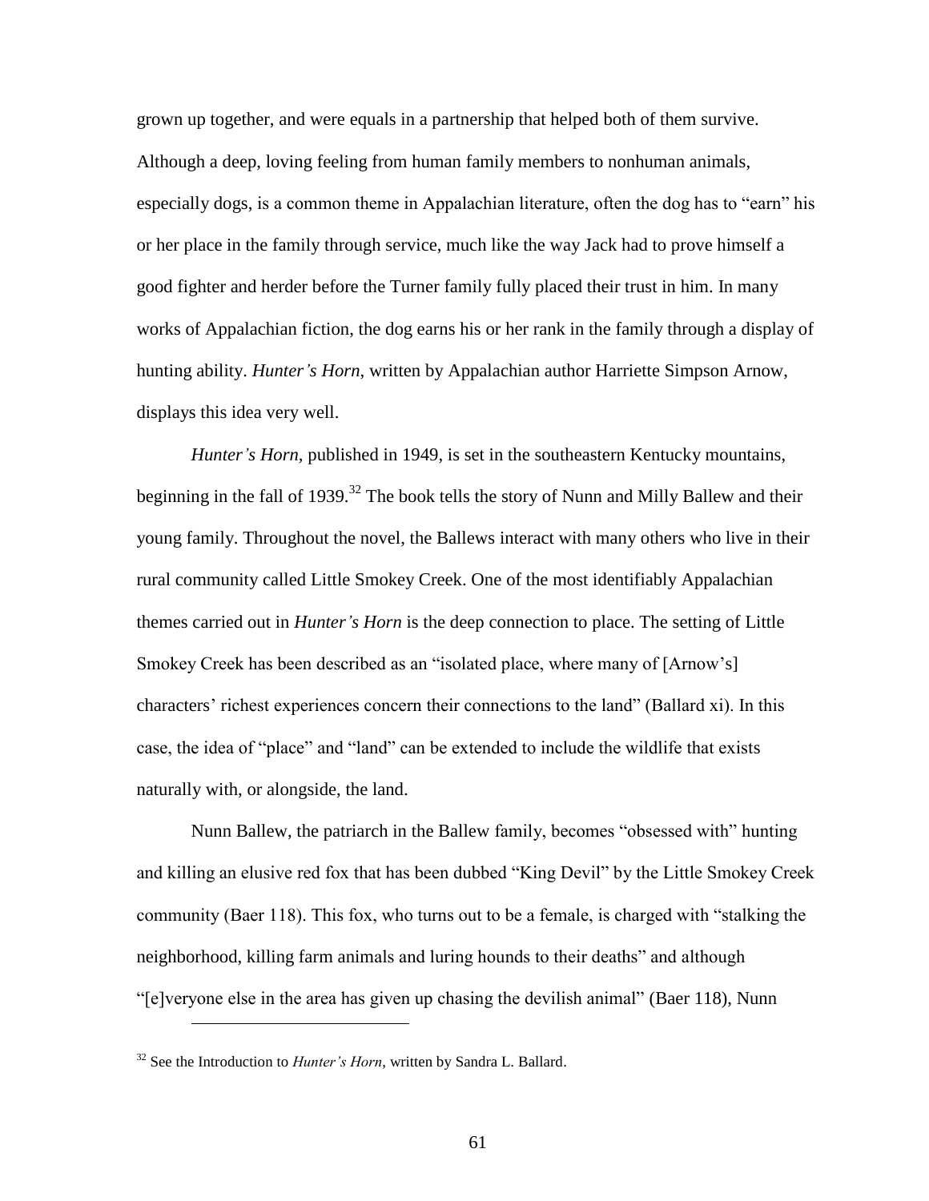grown up together, and were equals in a partnership that helped both of them survive. Although a deep, loving feeling from human family members to nonhuman animals, especially dogs, is a common theme in Appalachian literature, often the dog has to "earn" his or her place in the family through service, much like the way Jack had to prove himself a good fighter and herder before the Turner family fully placed their trust in him. In many works of Appalachian fiction, the dog earns his or her rank in the family through a display of hunting ability. *Hunter's Horn*, written by Appalachian author Harriette Simpson Arnow, displays this idea very well.

*Hunter's Horn*, published in 1949, is set in the southeastern Kentucky mountains, beginning in the fall of 1939.[32] The book tells the story of Nunn and Milly Ballew and their young family. Throughout the novel, the Ballews interact with many others who live in their rural community called Little Smokey Creek. One of the most identifiably Appalachian themes carried out in *Hunter's Horn* is the deep connection to place. The setting of Little Smokey Creek has been described as an "isolated place, where many of [Arnow's] characters' richest experiences concern their connections to the land" (Ballard xi). In this case, the idea of "place" and "land" can be extended to include the wildlife that exists naturally with, or alongside, the land.

Nunn Ballew, the patriarch in the Ballew family, becomes "obsessed with" hunting and killing an elusive red fox that has been dubbed "King Devil" by the Little Smokey Creek community (Baer 118). This fox, who turns out to be a female, is charged with "stalking the neighborhood, killing farm animals and luring hounds to their deaths" and although "[e]veryone else in the area has given up chasing the devilish animal" (Baer 118), Nunn

[32] See the Introduction to *Hunter's Horn*, written by Sandra L. Ballard.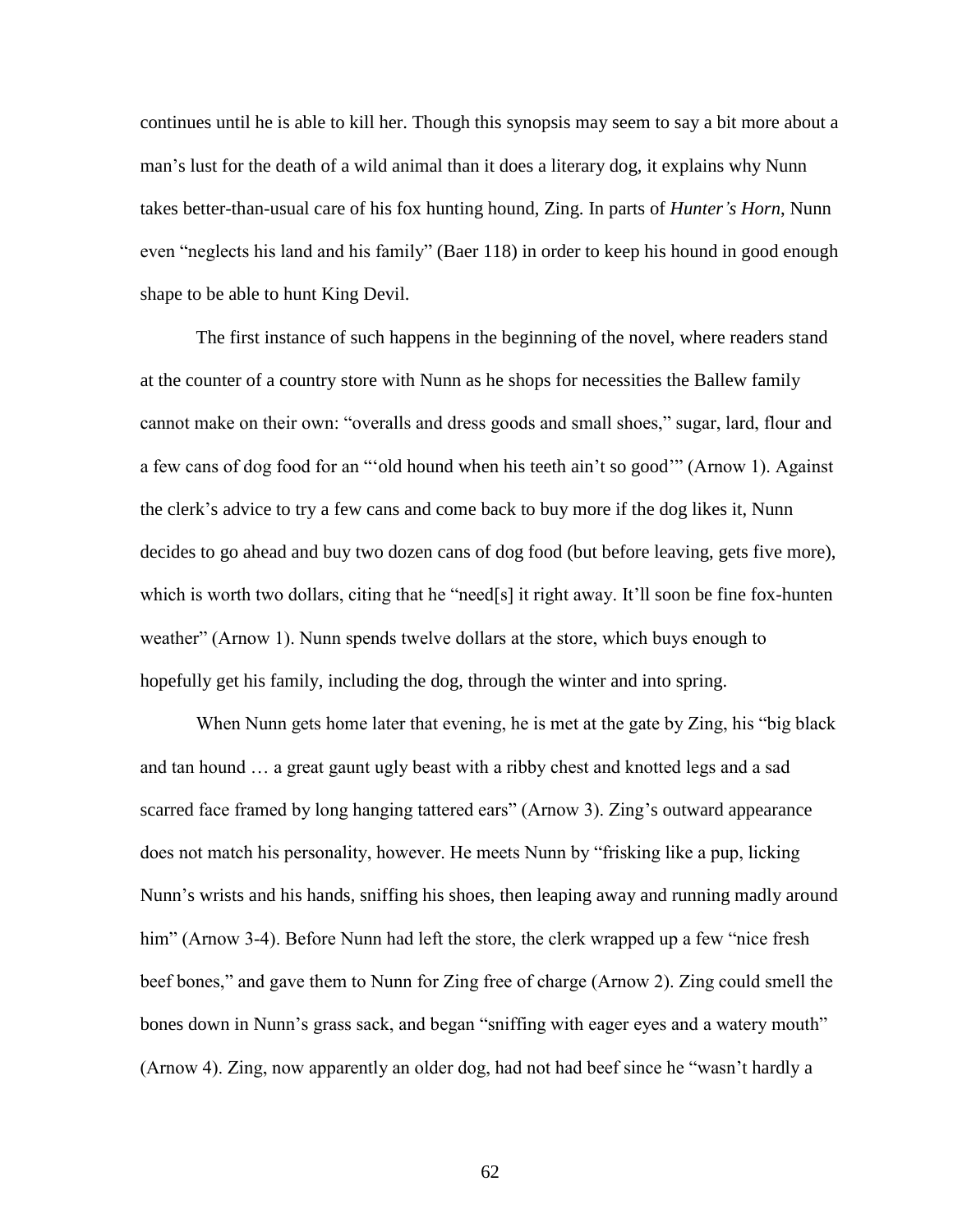continues until he is able to kill her. Though this synopsis may seem to say a bit more about a man's lust for the death of a wild animal than it does a literary dog, it explains why Nunn takes better-than-usual care of his fox hunting hound, Zing. In parts of *Hunter's Horn*, Nunn even "neglects his land and his family" (Baer 118) in order to keep his hound in good enough shape to be able to hunt King Devil.

The first instance of such happens in the beginning of the novel, where readers stand at the counter of a country store with Nunn as he shops for necessities the Ballew family cannot make on their own: "overalls and dress goods and small shoes," sugar, lard, flour and a few cans of dog food for an "'old hound when his teeth ain't so good'" (Arnow 1). Against the clerk's advice to try a few cans and come back to buy more if the dog likes it, Nunn decides to go ahead and buy two dozen cans of dog food (but before leaving, gets five more), which is worth two dollars, citing that he "need[s] it right away. It'll soon be fine fox-hunten weather" (Arnow 1). Nunn spends twelve dollars at the store, which buys enough to hopefully get his family, including the dog, through the winter and into spring.

When Nunn gets home later that evening, he is met at the gate by Zing, his "big black and tan hound … a great gaunt ugly beast with a ribby chest and knotted legs and a sad scarred face framed by long hanging tattered ears" (Arnow 3). Zing's outward appearance does not match his personality, however. He meets Nunn by "frisking like a pup, licking Nunn's wrists and his hands, sniffing his shoes, then leaping away and running madly around him" (Arnow 3-4). Before Nunn had left the store, the clerk wrapped up a few "nice fresh beef bones," and gave them to Nunn for Zing free of charge (Arnow 2). Zing could smell the bones down in Nunn's grass sack, and began "sniffing with eager eyes and a watery mouth" (Arnow 4). Zing, now apparently an older dog, had not had beef since he "wasn't hardly a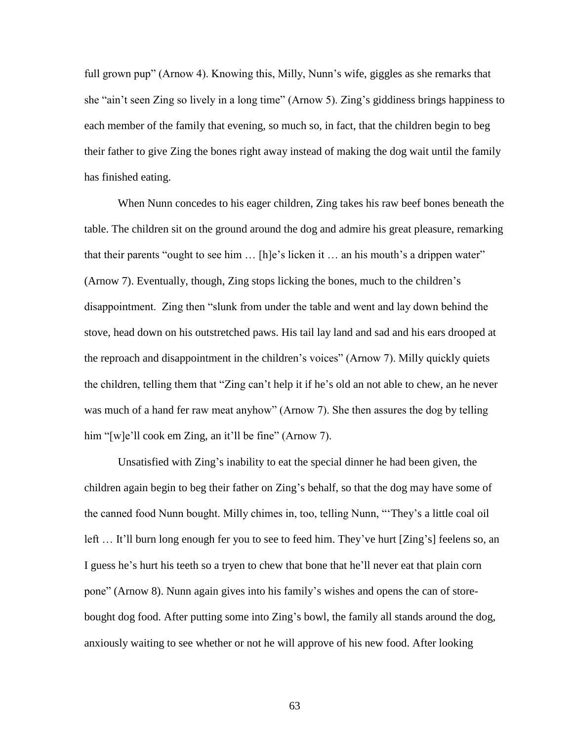full grown pup" (Arnow 4). Knowing this, Milly, Nunn's wife, giggles as she remarks that she "ain't seen Zing so lively in a long time" (Arnow 5). Zing's giddiness brings happiness to each member of the family that evening, so much so, in fact, that the children begin to beg their father to give Zing the bones right away instead of making the dog wait until the family has finished eating.

When Nunn concedes to his eager children, Zing takes his raw beef bones beneath the table. The children sit on the ground around the dog and admire his great pleasure, remarking that their parents "ought to see him … [h]e's licken it … an his mouth's a drippen water" (Arnow 7). Eventually, though, Zing stops licking the bones, much to the children's disappointment. Zing then "slunk from under the table and went and lay down behind the stove, head down on his outstretched paws. His tail lay land and sad and his ears drooped at the reproach and disappointment in the children's voices" (Arnow 7). Milly quickly quiets the children, telling them that "Zing can't help it if he's old an not able to chew, an he never was much of a hand fer raw meat anyhow" (Arnow 7). She then assures the dog by telling him "[w]e'll cook em Zing, an it'll be fine" (Arnow 7).

Unsatisfied with Zing's inability to eat the special dinner he had been given, the children again begin to beg their father on Zing's behalf, so that the dog may have some of the canned food Nunn bought. Milly chimes in, too, telling Nunn, "'They's a little coal oil left … It'll burn long enough fer you to see to feed him. They've hurt [Zing's] feelens so, an I guess he's hurt his teeth so a tryen to chew that bone that he'll never eat that plain corn pone" (Arnow 8). Nunn again gives into his family's wishes and opens the can of store-bought dog food. After putting some into Zing's bowl, the family all stands around the dog, anxiously waiting to see whether or not he will approve of his new food. After looking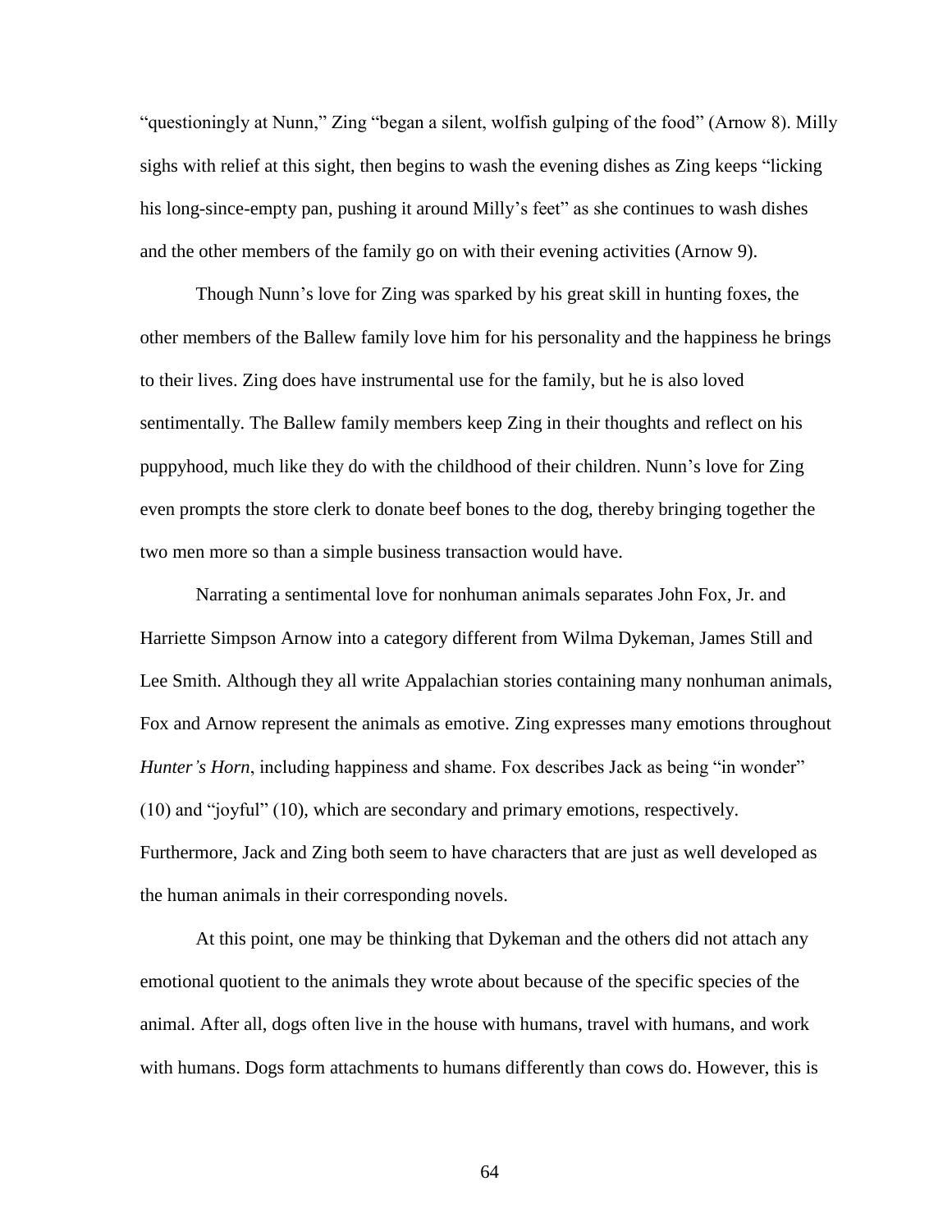"questioningly at Nunn," Zing "began a silent, wolfish gulping of the food" (Arnow 8). Milly sighs with relief at this sight, then begins to wash the evening dishes as Zing keeps "licking his long-since-empty pan, pushing it around Milly's feet" as she continues to wash dishes and the other members of the family go on with their evening activities (Arnow 9).

Though Nunn's love for Zing was sparked by his great skill in hunting foxes, the other members of the Ballew family love him for his personality and the happiness he brings to their lives. Zing does have instrumental use for the family, but he is also loved sentimentally. The Ballew family members keep Zing in their thoughts and reflect on his puppyhood, much like they do with the childhood of their children. Nunn's love for Zing even prompts the store clerk to donate beef bones to the dog, thereby bringing together the two men more so than a simple business transaction would have.

Narrating a sentimental love for nonhuman animals separates John Fox, Jr. and Harriette Simpson Arnow into a category different from Wilma Dykeman, James Still and Lee Smith. Although they all write Appalachian stories containing many nonhuman animals, Fox and Arnow represent the animals as emotive. Zing expresses many emotions throughout *Hunter's Horn*, including happiness and shame. Fox describes Jack as being "in wonder" (10) and "joyful" (10), which are secondary and primary emotions, respectively. Furthermore, Jack and Zing both seem to have characters that are just as well developed as the human animals in their corresponding novels.

At this point, one may be thinking that Dykeman and the others did not attach any emotional quotient to the animals they wrote about because of the specific species of the animal. After all, dogs often live in the house with humans, travel with humans, and work with humans. Dogs form attachments to humans differently than cows do. However, this is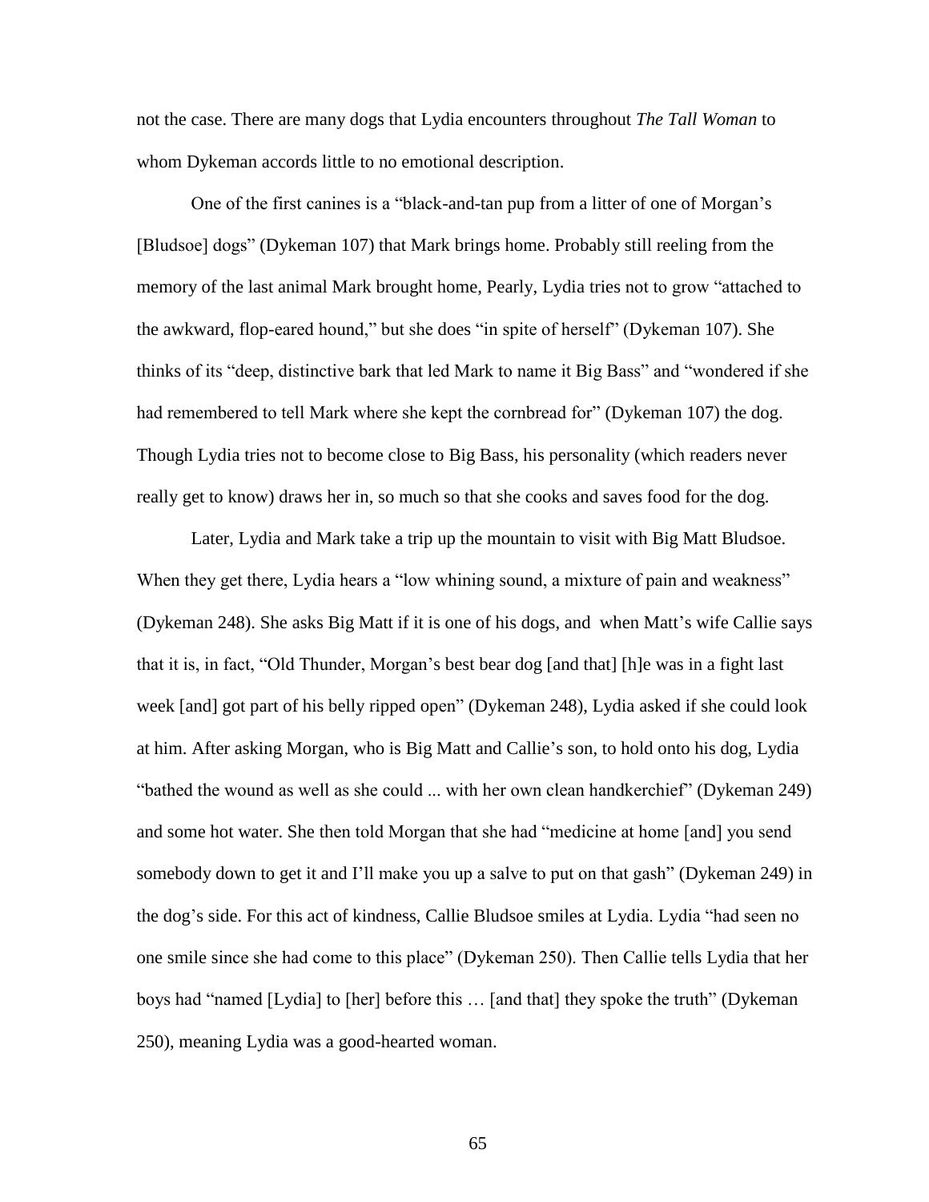not the case. There are many dogs that Lydia encounters throughout *The Tall Woman* to whom Dykeman accords little to no emotional description.

One of the first canines is a "black-and-tan pup from a litter of one of Morgan's [Bludsoe] dogs" (Dykeman 107) that Mark brings home. Probably still reeling from the memory of the last animal Mark brought home, Pearly, Lydia tries not to grow "attached to the awkward, flop-eared hound," but she does "in spite of herself" (Dykeman 107). She thinks of its "deep, distinctive bark that led Mark to name it Big Bass" and "wondered if she had remembered to tell Mark where she kept the cornbread for" (Dykeman 107) the dog. Though Lydia tries not to become close to Big Bass, his personality (which readers never really get to know) draws her in, so much so that she cooks and saves food for the dog.

Later, Lydia and Mark take a trip up the mountain to visit with Big Matt Bludsoe. When they get there, Lydia hears a "low whining sound, a mixture of pain and weakness" (Dykeman 248). She asks Big Matt if it is one of his dogs, and when Matt's wife Callie says that it is, in fact, "Old Thunder, Morgan's best bear dog [and that] [h]e was in a fight last week [and] got part of his belly ripped open" (Dykeman 248), Lydia asked if she could look at him. After asking Morgan, who is Big Matt and Callie's son, to hold onto his dog, Lydia "bathed the wound as well as she could ... with her own clean handkerchief" (Dykeman 249) and some hot water. She then told Morgan that she had "medicine at home [and] you send somebody down to get it and I'll make you up a salve to put on that gash" (Dykeman 249) in the dog's side. For this act of kindness, Callie Bludsoe smiles at Lydia. Lydia "had seen no one smile since she had come to this place" (Dykeman 250). Then Callie tells Lydia that her boys had "named [Lydia] to [her] before this … [and that] they spoke the truth" (Dykeman 250), meaning Lydia was a good-hearted woman.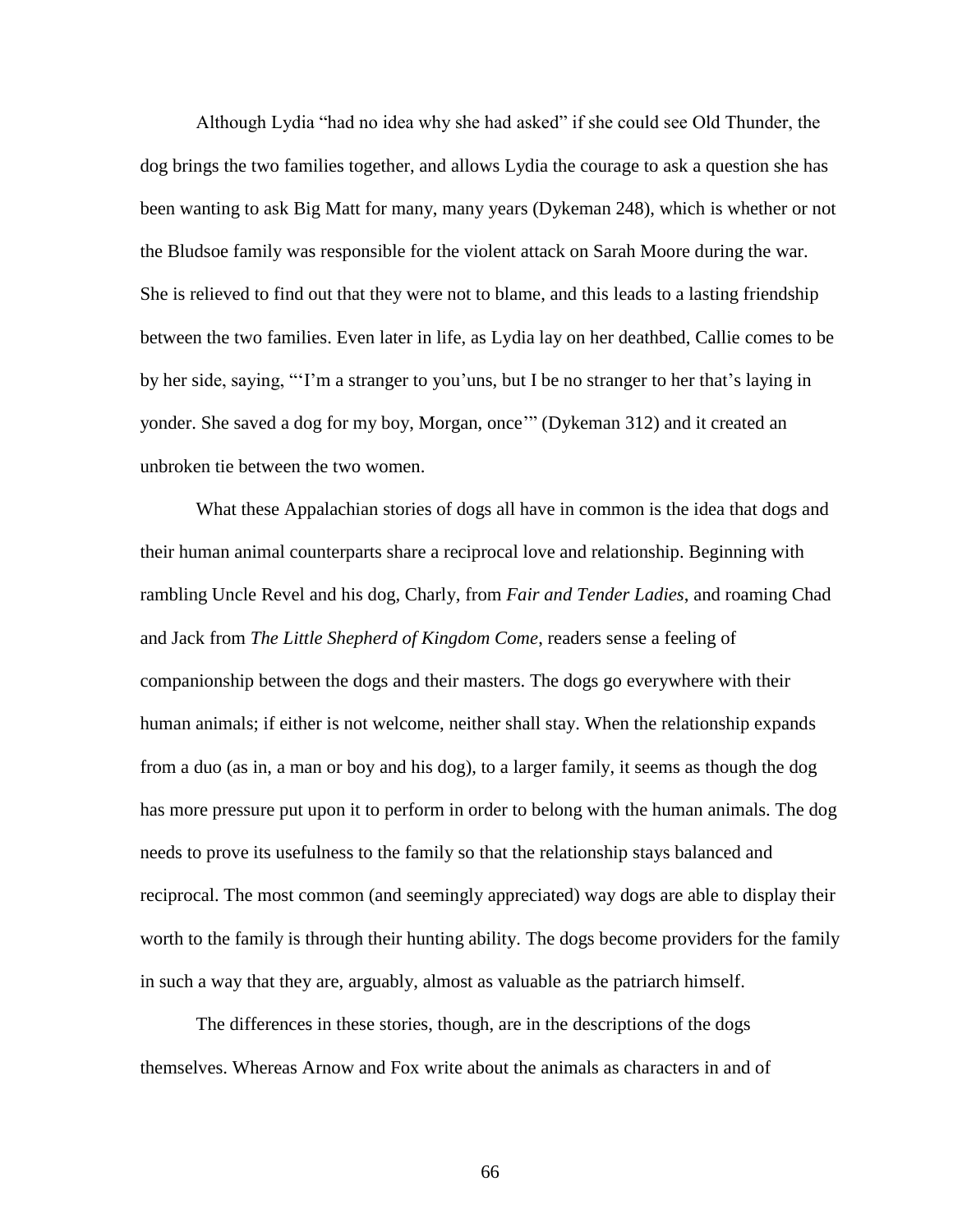Although Lydia "had no idea why she had asked" if she could see Old Thunder, the dog brings the two families together, and allows Lydia the courage to ask a question she has been wanting to ask Big Matt for many, many years (Dykeman 248), which is whether or not the Bludsoe family was responsible for the violent attack on Sarah Moore during the war. She is relieved to find out that they were not to blame, and this leads to a lasting friendship between the two families. Even later in life, as Lydia lay on her deathbed, Callie comes to be by her side, saying, "'I'm a stranger to you'uns, but I be no stranger to her that's laying in yonder. She saved a dog for my boy, Morgan, once'" (Dykeman 312) and it created an unbroken tie between the two women.

What these Appalachian stories of dogs all have in common is the idea that dogs and their human animal counterparts share a reciprocal love and relationship. Beginning with rambling Uncle Revel and his dog, Charly, from *Fair and Tender Ladies*, and roaming Chad and Jack from *The Little Shepherd of Kingdom Come*, readers sense a feeling of companionship between the dogs and their masters. The dogs go everywhere with their human animals; if either is not welcome, neither shall stay. When the relationship expands from a duo (as in, a man or boy and his dog), to a larger family, it seems as though the dog has more pressure put upon it to perform in order to belong with the human animals. The dog needs to prove its usefulness to the family so that the relationship stays balanced and reciprocal. The most common (and seemingly appreciated) way dogs are able to display their worth to the family is through their hunting ability. The dogs become providers for the family in such a way that they are, arguably, almost as valuable as the patriarch himself.

The differences in these stories, though, are in the descriptions of the dogs themselves. Whereas Arnow and Fox write about the animals as characters in and of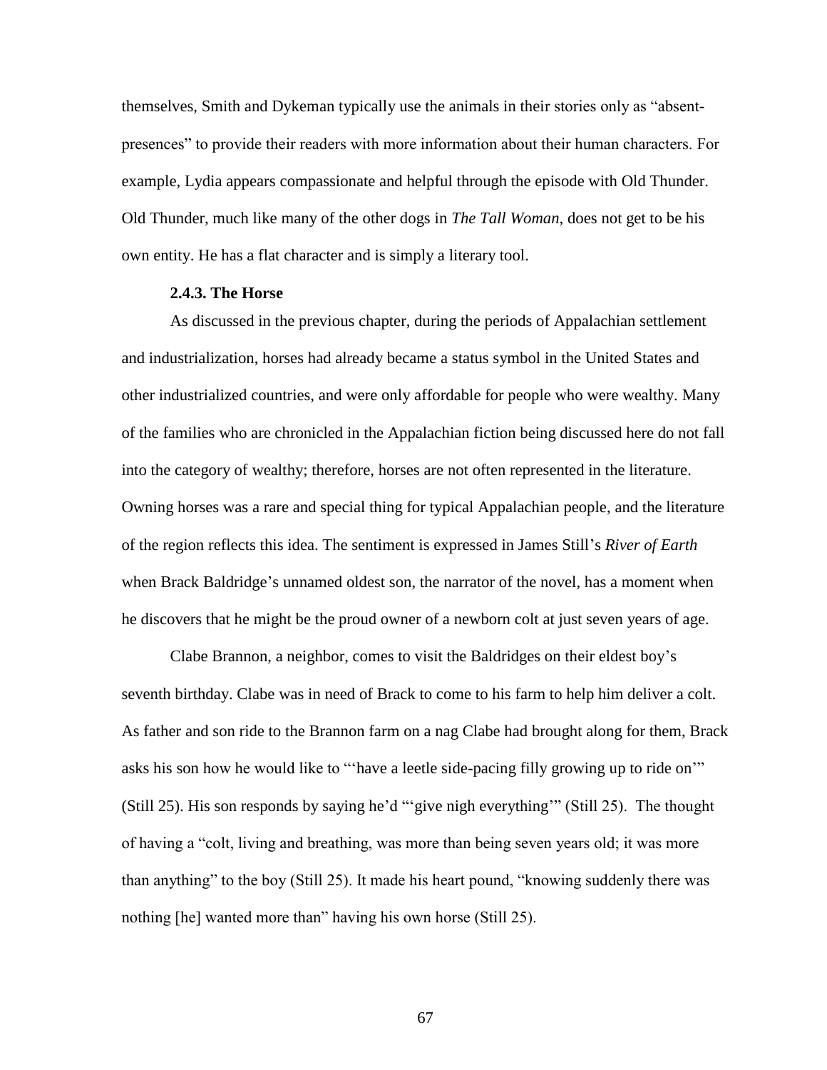themselves, Smith and Dykeman typically use the animals in their stories only as "absent-presences" to provide their readers with more information about their human characters. For example, Lydia appears compassionate and helpful through the episode with Old Thunder. Old Thunder, much like many of the other dogs in *The Tall Woman*, does not get to be his own entity. He has a flat character and is simply a literary tool.

### 2.4.3. The Horse

As discussed in the previous chapter, during the periods of Appalachian settlement and industrialization, horses had already became a status symbol in the United States and other industrialized countries, and were only affordable for people who were wealthy. Many of the families who are chronicled in the Appalachian fiction being discussed here do not fall into the category of wealthy; therefore, horses are not often represented in the literature. Owning horses was a rare and special thing for typical Appalachian people, and the literature of the region reflects this idea. The sentiment is expressed in James Still's *River of Earth* when Brack Baldridge's unnamed oldest son, the narrator of the novel, has a moment when he discovers that he might be the proud owner of a newborn colt at just seven years of age.

Clabe Brannon, a neighbor, comes to visit the Baldridges on their eldest boy's seventh birthday. Clabe was in need of Brack to come to his farm to help him deliver a colt. As father and son ride to the Brannon farm on a nag Clabe had brought along for them, Brack asks his son how he would like to "'have a leetle side-pacing filly growing up to ride on'" (Still 25). His son responds by saying he'd "'give nigh everything'" (Still 25). The thought of having a "colt, living and breathing, was more than being seven years old; it was more than anything" to the boy (Still 25). It made his heart pound, "knowing suddenly there was nothing [he] wanted more than" having his own horse (Still 25).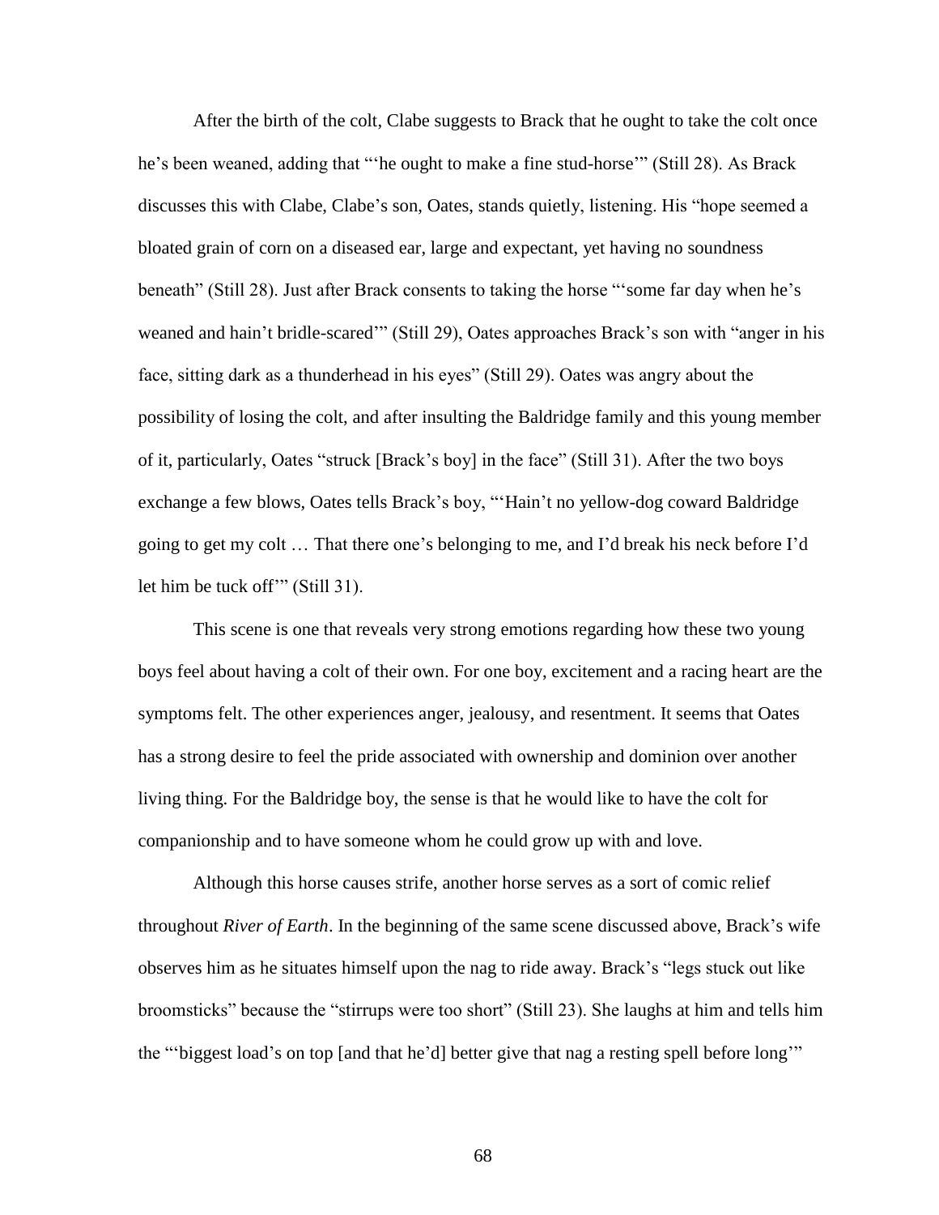After the birth of the colt, Clabe suggests to Brack that he ought to take the colt once he's been weaned, adding that "'he ought to make a fine stud-horse'" (Still 28). As Brack discusses this with Clabe, Clabe's son, Oates, stands quietly, listening. His "hope seemed a bloated grain of corn on a diseased ear, large and expectant, yet having no soundness beneath" (Still 28). Just after Brack consents to taking the horse "'some far day when he's weaned and hain't bridle-scared'" (Still 29), Oates approaches Brack's son with "anger in his face, sitting dark as a thunderhead in his eyes" (Still 29). Oates was angry about the possibility of losing the colt, and after insulting the Baldridge family and this young member of it, particularly, Oates "struck [Brack's boy] in the face" (Still 31). After the two boys exchange a few blows, Oates tells Brack's boy, "'Hain't no yellow-dog coward Baldridge going to get my colt … That there one's belonging to me, and I'd break his neck before I'd let him be tuck off'" (Still 31).

This scene is one that reveals very strong emotions regarding how these two young boys feel about having a colt of their own. For one boy, excitement and a racing heart are the symptoms felt. The other experiences anger, jealousy, and resentment. It seems that Oates has a strong desire to feel the pride associated with ownership and dominion over another living thing. For the Baldridge boy, the sense is that he would like to have the colt for companionship and to have someone whom he could grow up with and love.

Although this horse causes strife, another horse serves as a sort of comic relief throughout *River of Earth*. In the beginning of the same scene discussed above, Brack's wife observes him as he situates himself upon the nag to ride away. Brack's "legs stuck out like broomsticks" because the "stirrups were too short" (Still 23). She laughs at him and tells him the "'biggest load's on top [and that he'd] better give that nag a resting spell before long'"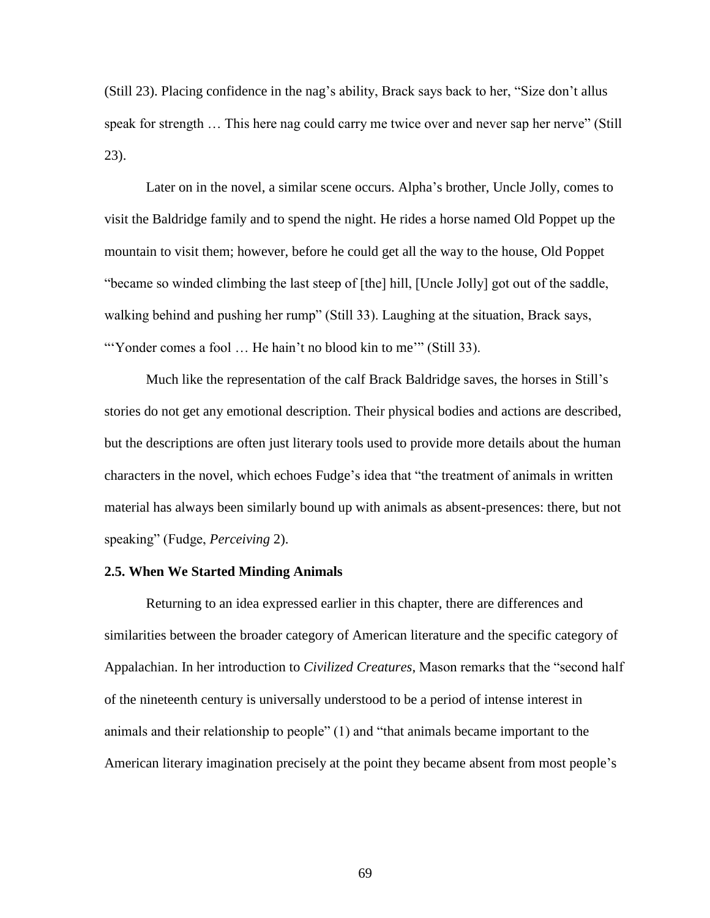(Still 23). Placing confidence in the nag's ability, Brack says back to her, "Size don't allus speak for strength … This here nag could carry me twice over and never sap her nerve" (Still 23).

Later on in the novel, a similar scene occurs. Alpha's brother, Uncle Jolly, comes to visit the Baldridge family and to spend the night. He rides a horse named Old Poppet up the mountain to visit them; however, before he could get all the way to the house, Old Poppet "became so winded climbing the last steep of [the] hill, [Uncle Jolly] got out of the saddle, walking behind and pushing her rump" (Still 33). Laughing at the situation, Brack says, "'Yonder comes a fool … He hain't no blood kin to me'" (Still 33).

Much like the representation of the calf Brack Baldridge saves, the horses in Still's stories do not get any emotional description. Their physical bodies and actions are described, but the descriptions are often just literary tools used to provide more details about the human characters in the novel, which echoes Fudge's idea that "the treatment of animals in written material has always been similarly bound up with animals as absent-presences: there, but not speaking" (Fudge, *Perceiving* 2).

### 2.5. When We Started Minding Animals

Returning to an idea expressed earlier in this chapter, there are differences and similarities between the broader category of American literature and the specific category of Appalachian. In her introduction to *Civilized Creatures*, Mason remarks that the "second half of the nineteenth century is universally understood to be a period of intense interest in animals and their relationship to people" (1) and "that animals became important to the American literary imagination precisely at the point they became absent from most people's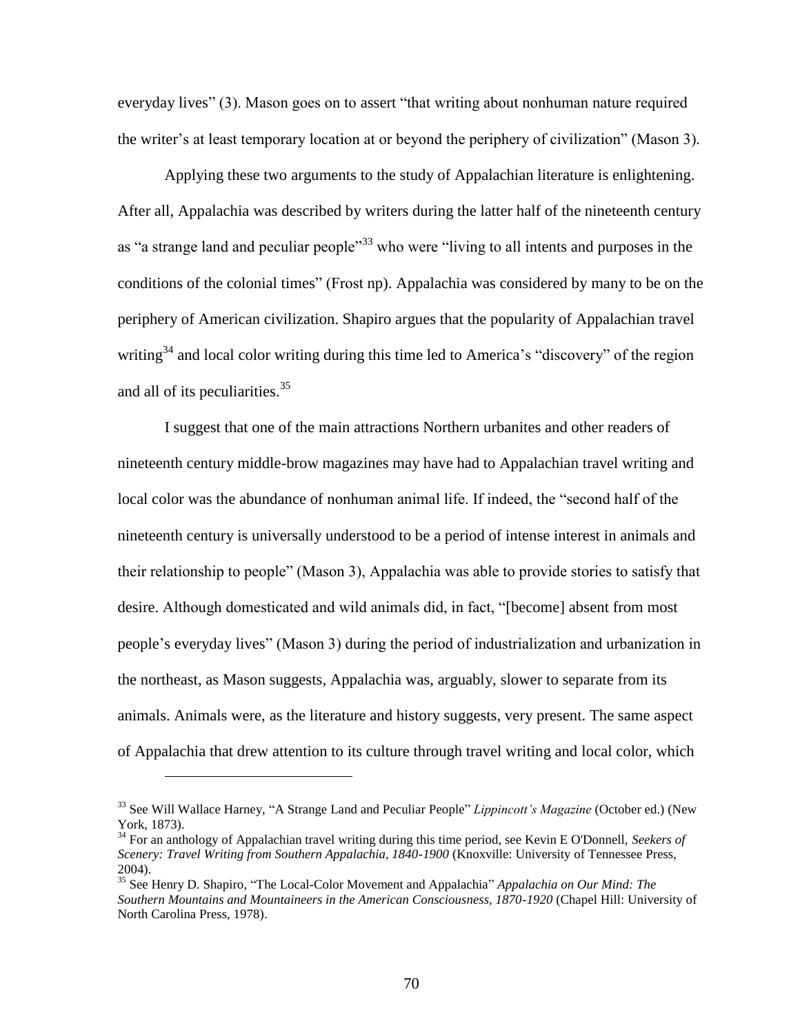everyday lives" (3). Mason goes on to assert "that writing about nonhuman nature required the writer's at least temporary location at or beyond the periphery of civilization" (Mason 3).

Applying these two arguments to the study of Appalachian literature is enlightening. After all, Appalachia was described by writers during the latter half of the nineteenth century as "a strange land and peculiar people"[33] who were "living to all intents and purposes in the conditions of the colonial times" (Frost np). Appalachia was considered by many to be on the periphery of American civilization. Shapiro argues that the popularity of Appalachian travel writing[34] and local color writing during this time led to America's "discovery" of the region and all of its peculiarities.[35]

I suggest that one of the main attractions Northern urbanites and other readers of nineteenth century middle-brow magazines may have had to Appalachian travel writing and local color was the abundance of nonhuman animal life. If indeed, the "second half of the nineteenth century is universally understood to be a period of intense interest in animals and their relationship to people" (Mason 3), Appalachia was able to provide stories to satisfy that desire. Although domesticated and wild animals did, in fact, "[become] absent from most people's everyday lives" (Mason 3) during the period of industrialization and urbanization in the northeast, as Mason suggests, Appalachia was, arguably, slower to separate from its animals. Animals were, as the literature and history suggests, very present. The same aspect of Appalachia that drew attention to its culture through travel writing and local color, which

---

[33] See Will Wallace Harney, "A Strange Land and Peculiar People" *Lippincott's Magazine* (October ed.) (New York, 1873).

[34] For an anthology of Appalachian travel writing during this time period, see Kevin E O'Donnell, *Seekers of Scenery: Travel Writing from Southern Appalachia, 1840-1900* (Knoxville: University of Tennessee Press, 2004).

[35] See Henry D. Shapiro, "The Local-Color Movement and Appalachia" *Appalachia on Our Mind: The Southern Mountains and Mountaineers in the American Consciousness, 1870-1920* (Chapel Hill: University of North Carolina Press, 1978).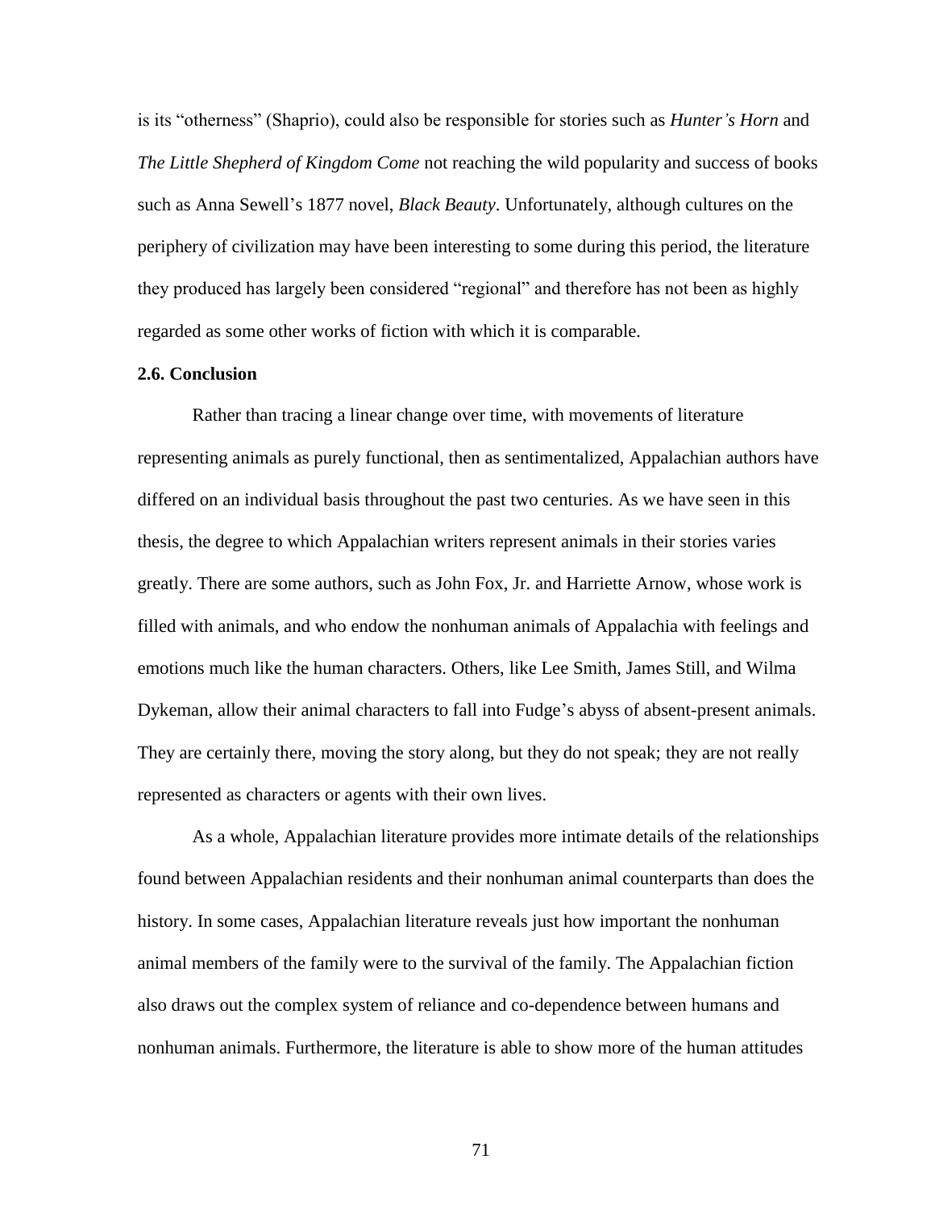is its "otherness" (Shaprio), could also be responsible for stories such as *Hunter's Horn* and *The Little Shepherd of Kingdom Come* not reaching the wild popularity and success of books such as Anna Sewell's 1877 novel, *Black Beauty*. Unfortunately, although cultures on the periphery of civilization may have been interesting to some during this period, the literature they produced has largely been considered "regional" and therefore has not been as highly regarded as some other works of fiction with which it is comparable.

### 2.6. Conclusion

Rather than tracing a linear change over time, with movements of literature representing animals as purely functional, then as sentimentalized, Appalachian authors have differed on an individual basis throughout the past two centuries. As we have seen in this thesis, the degree to which Appalachian writers represent animals in their stories varies greatly. There are some authors, such as John Fox, Jr. and Harriette Arnow, whose work is filled with animals, and who endow the nonhuman animals of Appalachia with feelings and emotions much like the human characters. Others, like Lee Smith, James Still, and Wilma Dykeman, allow their animal characters to fall into Fudge's abyss of absent-present animals. They are certainly there, moving the story along, but they do not speak; they are not really represented as characters or agents with their own lives.

As a whole, Appalachian literature provides more intimate details of the relationships found between Appalachian residents and their nonhuman animal counterparts than does the history. In some cases, Appalachian literature reveals just how important the nonhuman animal members of the family were to the survival of the family. The Appalachian fiction also draws out the complex system of reliance and co-dependence between humans and nonhuman animals. Furthermore, the literature is able to show more of the human attitudes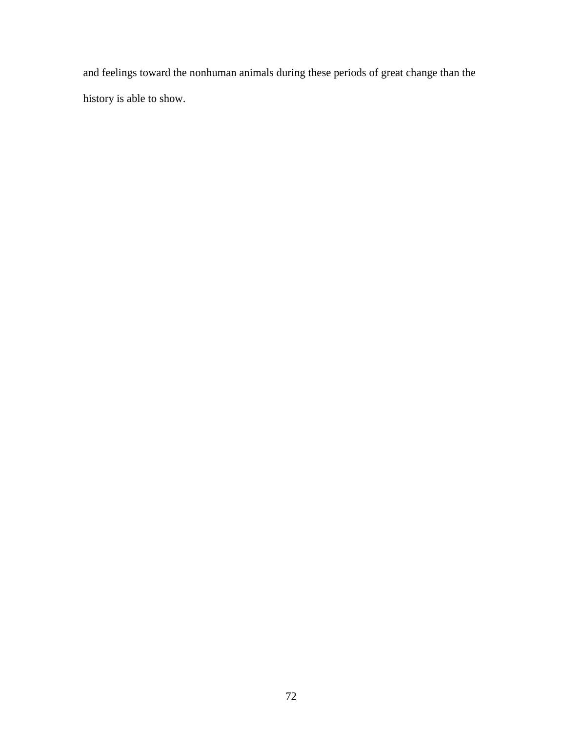and feelings toward the nonhuman animals during these periods of great change than the history is able to show.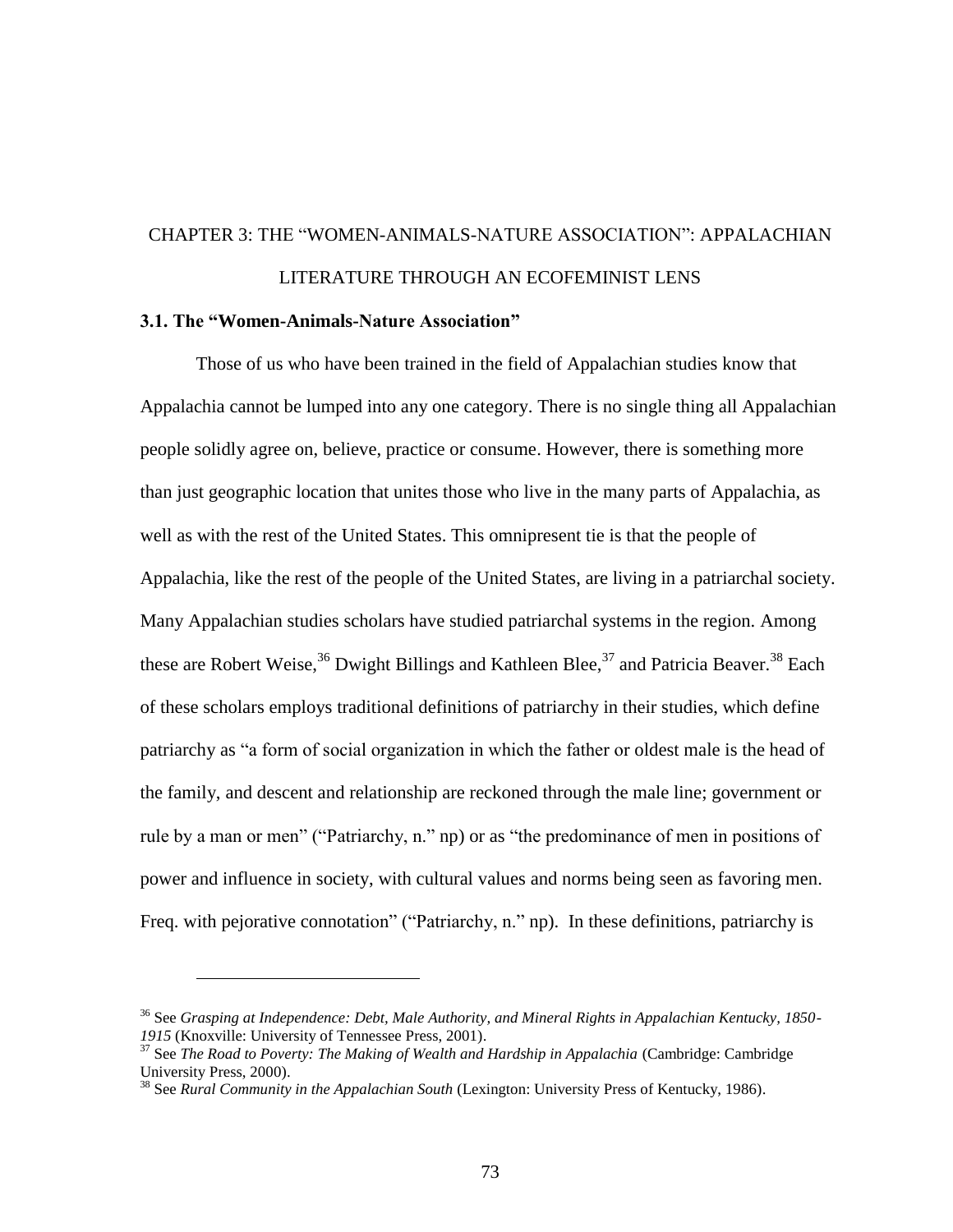# CHAPTER 3: THE "WOMEN-ANIMALS-NATURE ASSOCIATION": APPALACHIAN LITERATURE THROUGH AN ECOFEMINIST LENS

## 3.1. The "Women-Animals-Nature Association"

Those of us who have been trained in the field of Appalachian studies know that Appalachia cannot be lumped into any one category. There is no single thing all Appalachian people solidly agree on, believe, practice or consume. However, there is something more than just geographic location that unites those who live in the many parts of Appalachia, as well as with the rest of the United States. This omnipresent tie is that the people of Appalachia, like the rest of the people of the United States, are living in a patriarchal society. Many Appalachian studies scholars have studied patriarchal systems in the region. Among these are Robert Weise,[36] Dwight Billings and Kathleen Blee,[37] and Patricia Beaver.[38] Each of these scholars employs traditional definitions of patriarchy in their studies, which define patriarchy as "a form of social organization in which the father or oldest male is the head of the family, and descent and relationship are reckoned through the male line; government or rule by a man or men" ("Patriarchy, n." np) or as "the predominance of men in positions of power and influence in society, with cultural values and norms being seen as favoring men. Freq. with pejorative connotation" ("Patriarchy, n." np). In these definitions, patriarchy is

---

[36] See *Grasping at Independence: Debt, Male Authority, and Mineral Rights in Appalachian Kentucky, 1850-1915* (Knoxville: University of Tennessee Press, 2001).

[37] See *The Road to Poverty: The Making of Wealth and Hardship in Appalachia* (Cambridge: Cambridge University Press, 2000).

[38] See *Rural Community in the Appalachian South* (Lexington: University Press of Kentucky, 1986).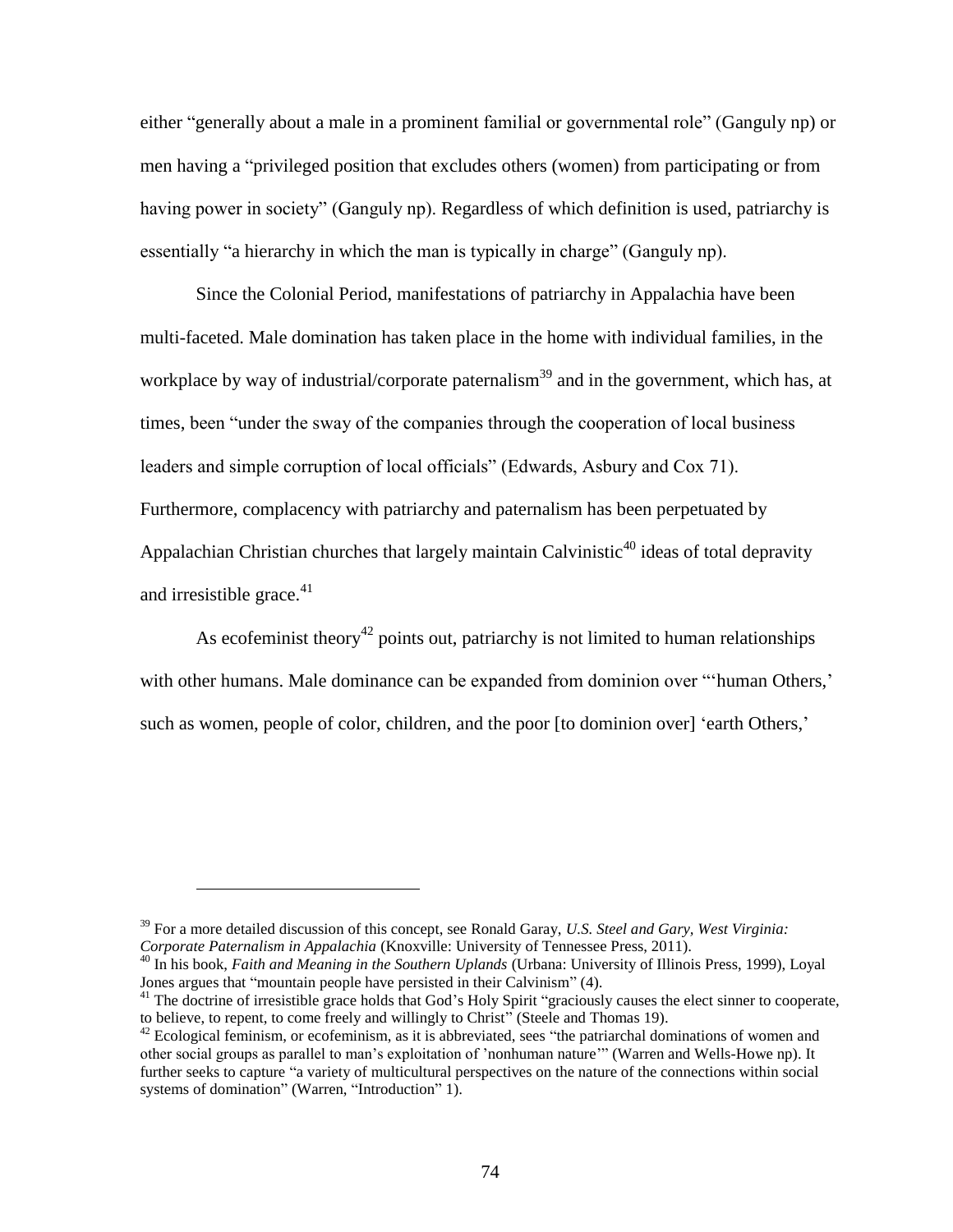either "generally about a male in a prominent familial or governmental role" (Ganguly np) or men having a "privileged position that excludes others (women) from participating or from having power in society" (Ganguly np). Regardless of which definition is used, patriarchy is essentially "a hierarchy in which the man is typically in charge" (Ganguly np).

Since the Colonial Period, manifestations of patriarchy in Appalachia have been multi-faceted. Male domination has taken place in the home with individual families, in the workplace by way of industrial/corporate paternalism[39] and in the government, which has, at times, been "under the sway of the companies through the cooperation of local business leaders and simple corruption of local officials" (Edwards, Asbury and Cox 71). Furthermore, complacency with patriarchy and paternalism has been perpetuated by Appalachian Christian churches that largely maintain Calvinistic[40] ideas of total depravity and irresistible grace.[41]

As ecofeminist theory[42] points out, patriarchy is not limited to human relationships with other humans. Male dominance can be expanded from dominion over "'human Others,' such as women, people of color, children, and the poor [to dominion over] 'earth Others,'

---

[39] For a more detailed discussion of this concept, see Ronald Garay, *U.S. Steel and Gary, West Virginia: Corporate Paternalism in Appalachia* (Knoxville: University of Tennessee Press, 2011).

[40] In his book, *Faith and Meaning in the Southern Uplands* (Urbana: University of Illinois Press, 1999), Loyal Jones argues that "mountain people have persisted in their Calvinism" (4).

[41] The doctrine of irresistible grace holds that God's Holy Spirit "graciously causes the elect sinner to cooperate, to believe, to repent, to come freely and willingly to Christ" (Steele and Thomas 19).

[42] Ecological feminism, or ecofeminism, as it is abbreviated, sees "the patriarchal dominations of women and other social groups as parallel to man's exploitation of 'nonhuman nature'" (Warren and Wells-Howe np). It further seeks to capture "a variety of multicultural perspectives on the nature of the connections within social systems of domination" (Warren, "Introduction" 1).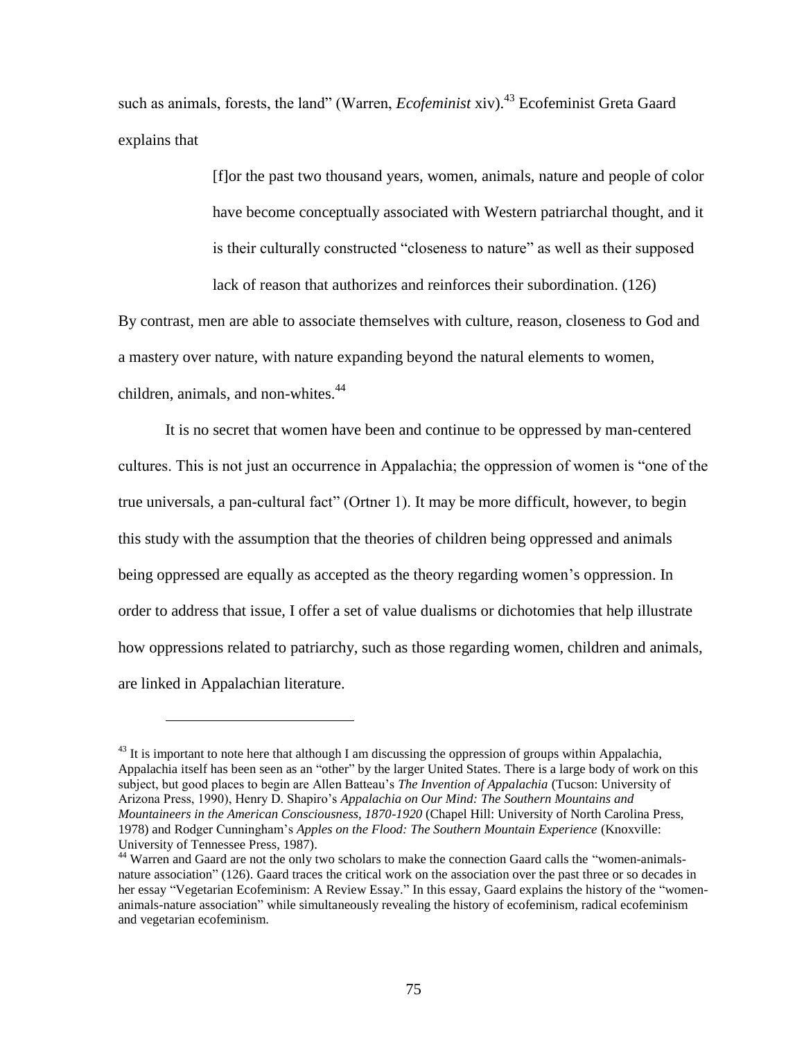such as animals, forests, the land" (Warren, *Ecofeminist* xiv).[43] Ecofeminist Greta Gaard explains that

> [f]or the past two thousand years, women, animals, nature and people of color have become conceptually associated with Western patriarchal thought, and it is their culturally constructed "closeness to nature" as well as their supposed lack of reason that authorizes and reinforces their subordination. (126)

By contrast, men are able to associate themselves with culture, reason, closeness to God and a mastery over nature, with nature expanding beyond the natural elements to women, children, animals, and non-whites.[44]

It is no secret that women have been and continue to be oppressed by man-centered cultures. This is not just an occurrence in Appalachia; the oppression of women is "one of the true universals, a pan-cultural fact" (Ortner 1). It may be more difficult, however, to begin this study with the assumption that the theories of children being oppressed and animals being oppressed are equally as accepted as the theory regarding women's oppression. In order to address that issue, I offer a set of value dualisms or dichotomies that help illustrate how oppressions related to patriarchy, such as those regarding women, children and animals, are linked in Appalachian literature.

---

[43] It is important to note here that although I am discussing the oppression of groups within Appalachia, Appalachia itself has been seen as an "other" by the larger United States. There is a large body of work on this subject, but good places to begin are Allen Batteau's *The Invention of Appalachia* (Tucson: University of Arizona Press, 1990), Henry D. Shapiro's *Appalachia on Our Mind: The Southern Mountains and Mountaineers in the American Consciousness, 1870-1920* (Chapel Hill: University of North Carolina Press, 1978) and Rodger Cunningham's *Apples on the Flood: The Southern Mountain Experience* (Knoxville: University of Tennessee Press, 1987).

[44] Warren and Gaard are not the only two scholars to make the connection Gaard calls the "women-animals-nature association" (126). Gaard traces the critical work on the association over the past three or so decades in her essay "Vegetarian Ecofeminism: A Review Essay." In this essay, Gaard explains the history of the "women-animals-nature association" while simultaneously revealing the history of ecofeminism, radical ecofeminism and vegetarian ecofeminism.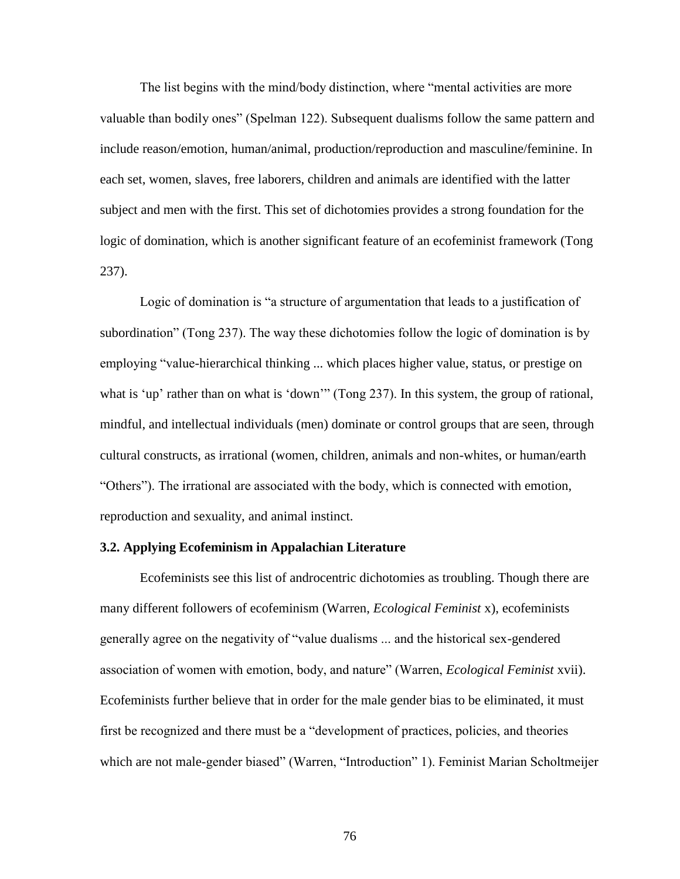The list begins with the mind/body distinction, where "mental activities are more valuable than bodily ones" (Spelman 122). Subsequent dualisms follow the same pattern and include reason/emotion, human/animal, production/reproduction and masculine/feminine. In each set, women, slaves, free laborers, children and animals are identified with the latter subject and men with the first. This set of dichotomies provides a strong foundation for the logic of domination, which is another significant feature of an ecofeminist framework (Tong 237).

Logic of domination is "a structure of argumentation that leads to a justification of subordination" (Tong 237). The way these dichotomies follow the logic of domination is by employing "value-hierarchical thinking ... which places higher value, status, or prestige on what is 'up' rather than on what is 'down'" (Tong 237). In this system, the group of rational, mindful, and intellectual individuals (men) dominate or control groups that are seen, through cultural constructs, as irrational (women, children, animals and non-whites, or human/earth "Others"). The irrational are associated with the body, which is connected with emotion, reproduction and sexuality, and animal instinct.

### 3.2. Applying Ecofeminism in Appalachian Literature

Ecofeminists see this list of androcentric dichotomies as troubling. Though there are many different followers of ecofeminism (Warren, *Ecological Feminist* x), ecofeminists generally agree on the negativity of "value dualisms ... and the historical sex-gendered association of women with emotion, body, and nature" (Warren, *Ecological Feminist* xvii). Ecofeminists further believe that in order for the male gender bias to be eliminated, it must first be recognized and there must be a "development of practices, policies, and theories which are not male-gender biased" (Warren, "Introduction" 1). Feminist Marian Scholtmeijer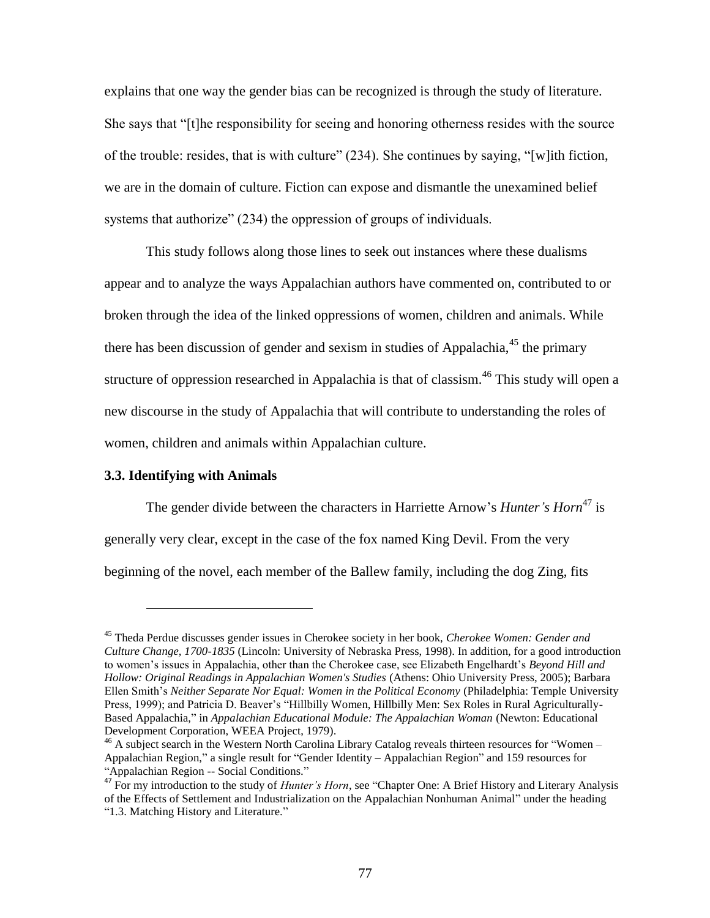explains that one way the gender bias can be recognized is through the study of literature. She says that "[t]he responsibility for seeing and honoring otherness resides with the source of the trouble: resides, that is with culture" (234). She continues by saying, "[w]ith fiction, we are in the domain of culture. Fiction can expose and dismantle the unexamined belief systems that authorize" (234) the oppression of groups of individuals.

This study follows along those lines to seek out instances where these dualisms appear and to analyze the ways Appalachian authors have commented on, contributed to or broken through the idea of the linked oppressions of women, children and animals. While there has been discussion of gender and sexism in studies of Appalachia,[45] the primary structure of oppression researched in Appalachia is that of classism.[46] This study will open a new discourse in the study of Appalachia that will contribute to understanding the roles of women, children and animals within Appalachian culture.

### 3.3. Identifying with Animals

The gender divide between the characters in Harriette Arnow's *Hunter's Horn*[47] is generally very clear, except in the case of the fox named King Devil. From the very beginning of the novel, each member of the Ballew family, including the dog Zing, fits

---

[45] Theda Perdue discusses gender issues in Cherokee society in her book, *Cherokee Women: Gender and Culture Change, 1700-1835* (Lincoln: University of Nebraska Press, 1998). In addition, for a good introduction to women's issues in Appalachia, other than the Cherokee case, see Elizabeth Engelhardt's *Beyond Hill and Hollow: Original Readings in Appalachian Women's Studies* (Athens: Ohio University Press, 2005); Barbara Ellen Smith's *Neither Separate Nor Equal: Women in the Political Economy* (Philadelphia: Temple University Press, 1999); and Patricia D. Beaver's "Hillbilly Women, Hillbilly Men: Sex Roles in Rural Agriculturally-Based Appalachia," in *Appalachian Educational Module: The Appalachian Woman* (Newton: Educational Development Corporation, WEEA Project, 1979).

[46] A subject search in the Western North Carolina Library Catalog reveals thirteen resources for "Women – Appalachian Region," a single result for "Gender Identity – Appalachian Region" and 159 resources for "Appalachian Region -- Social Conditions."

[47] For my introduction to the study of *Hunter's Horn*, see "Chapter One: A Brief History and Literary Analysis of the Effects of Settlement and Industrialization on the Appalachian Nonhuman Animal" under the heading "1.3. Matching History and Literature."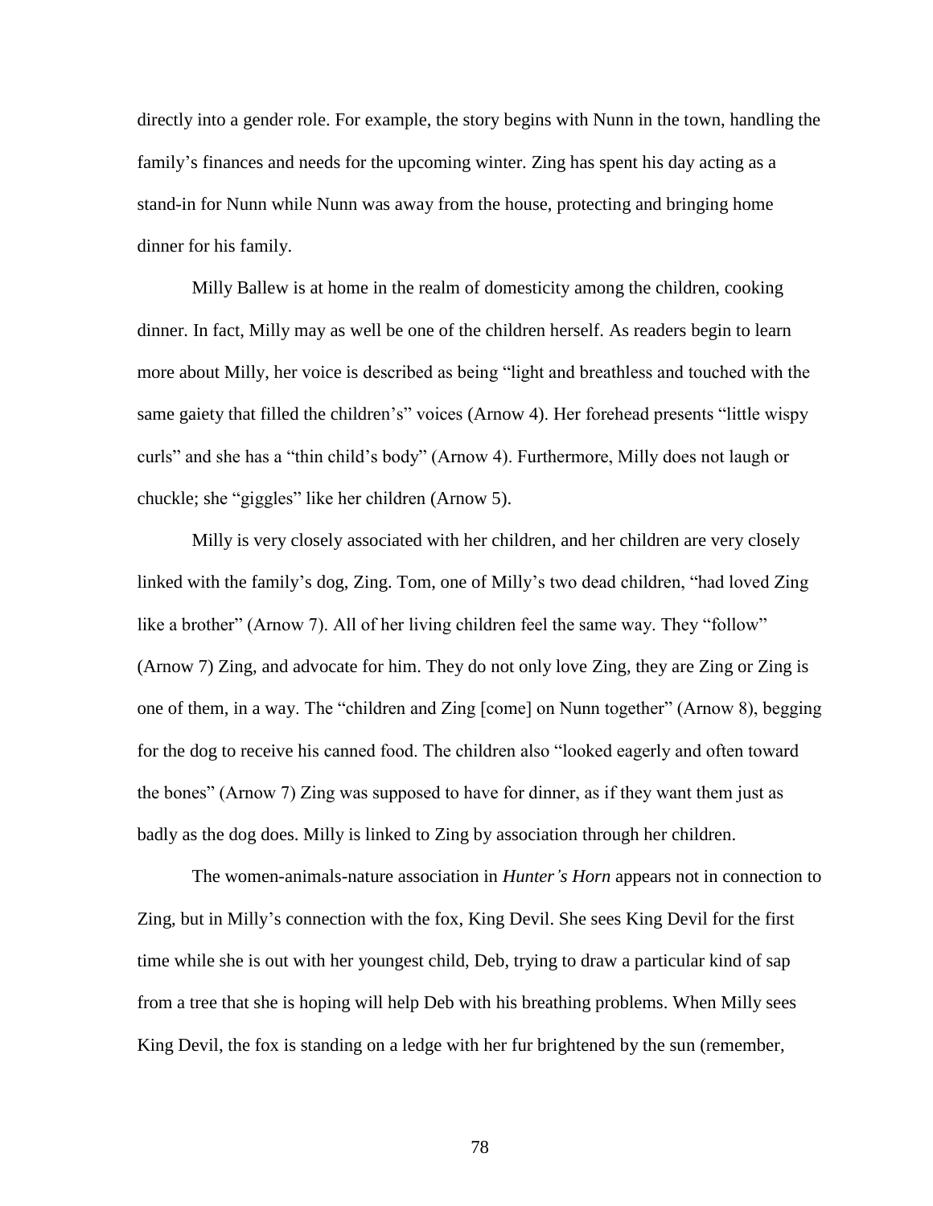directly into a gender role. For example, the story begins with Nunn in the town, handling the family's finances and needs for the upcoming winter. Zing has spent his day acting as a stand-in for Nunn while Nunn was away from the house, protecting and bringing home dinner for his family.

Milly Ballew is at home in the realm of domesticity among the children, cooking dinner. In fact, Milly may as well be one of the children herself. As readers begin to learn more about Milly, her voice is described as being "light and breathless and touched with the same gaiety that filled the children's" voices (Arnow 4). Her forehead presents "little wispy curls" and she has a "thin child's body" (Arnow 4). Furthermore, Milly does not laugh or chuckle; she "giggles" like her children (Arnow 5).

Milly is very closely associated with her children, and her children are very closely linked with the family's dog, Zing. Tom, one of Milly's two dead children, "had loved Zing like a brother" (Arnow 7). All of her living children feel the same way. They "follow" (Arnow 7) Zing, and advocate for him. They do not only love Zing, they are Zing or Zing is one of them, in a way. The "children and Zing [come] on Nunn together" (Arnow 8), begging for the dog to receive his canned food. The children also "looked eagerly and often toward the bones" (Arnow 7) Zing was supposed to have for dinner, as if they want them just as badly as the dog does. Milly is linked to Zing by association through her children.

The women-animals-nature association in *Hunter's Horn* appears not in connection to Zing, but in Milly's connection with the fox, King Devil. She sees King Devil for the first time while she is out with her youngest child, Deb, trying to draw a particular kind of sap from a tree that she is hoping will help Deb with his breathing problems. When Milly sees King Devil, the fox is standing on a ledge with her fur brightened by the sun (remember,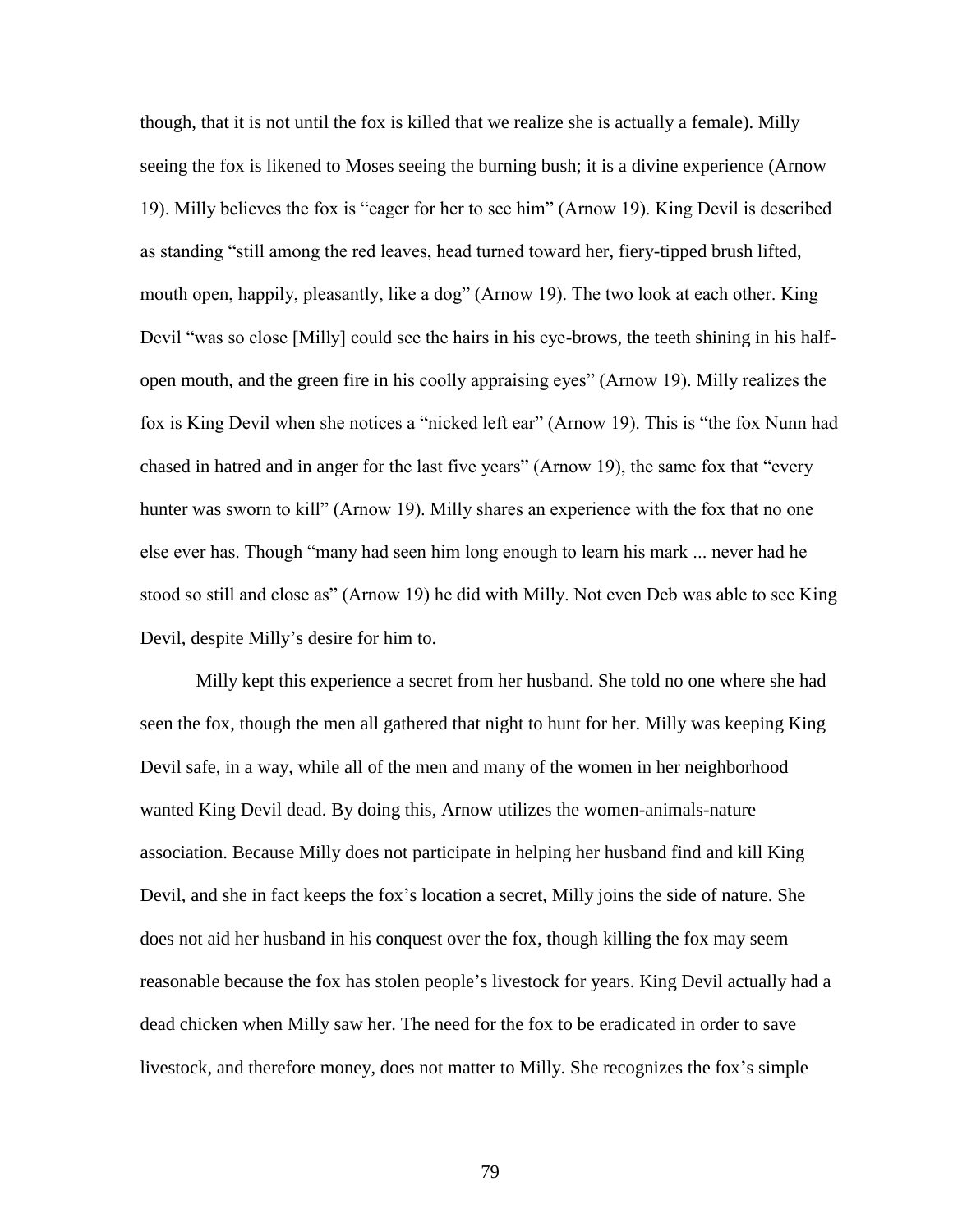though, that it is not until the fox is killed that we realize she is actually a female). Milly seeing the fox is likened to Moses seeing the burning bush; it is a divine experience (Arnow 19). Milly believes the fox is "eager for her to see him" (Arnow 19). King Devil is described as standing "still among the red leaves, head turned toward her, fiery-tipped brush lifted, mouth open, happily, pleasantly, like a dog" (Arnow 19). The two look at each other. King Devil "was so close [Milly] could see the hairs in his eye-brows, the teeth shining in his half-open mouth, and the green fire in his coolly appraising eyes" (Arnow 19). Milly realizes the fox is King Devil when she notices a "nicked left ear" (Arnow 19). This is "the fox Nunn had chased in hatred and in anger for the last five years" (Arnow 19), the same fox that "every hunter was sworn to kill" (Arnow 19). Milly shares an experience with the fox that no one else ever has. Though "many had seen him long enough to learn his mark ... never had he stood so still and close as" (Arnow 19) he did with Milly. Not even Deb was able to see King Devil, despite Milly's desire for him to.

Milly kept this experience a secret from her husband. She told no one where she had seen the fox, though the men all gathered that night to hunt for her. Milly was keeping King Devil safe, in a way, while all of the men and many of the women in her neighborhood wanted King Devil dead. By doing this, Arnow utilizes the women-animals-nature association. Because Milly does not participate in helping her husband find and kill King Devil, and she in fact keeps the fox's location a secret, Milly joins the side of nature. She does not aid her husband in his conquest over the fox, though killing the fox may seem reasonable because the fox has stolen people's livestock for years. King Devil actually had a dead chicken when Milly saw her. The need for the fox to be eradicated in order to save livestock, and therefore money, does not matter to Milly. She recognizes the fox's simple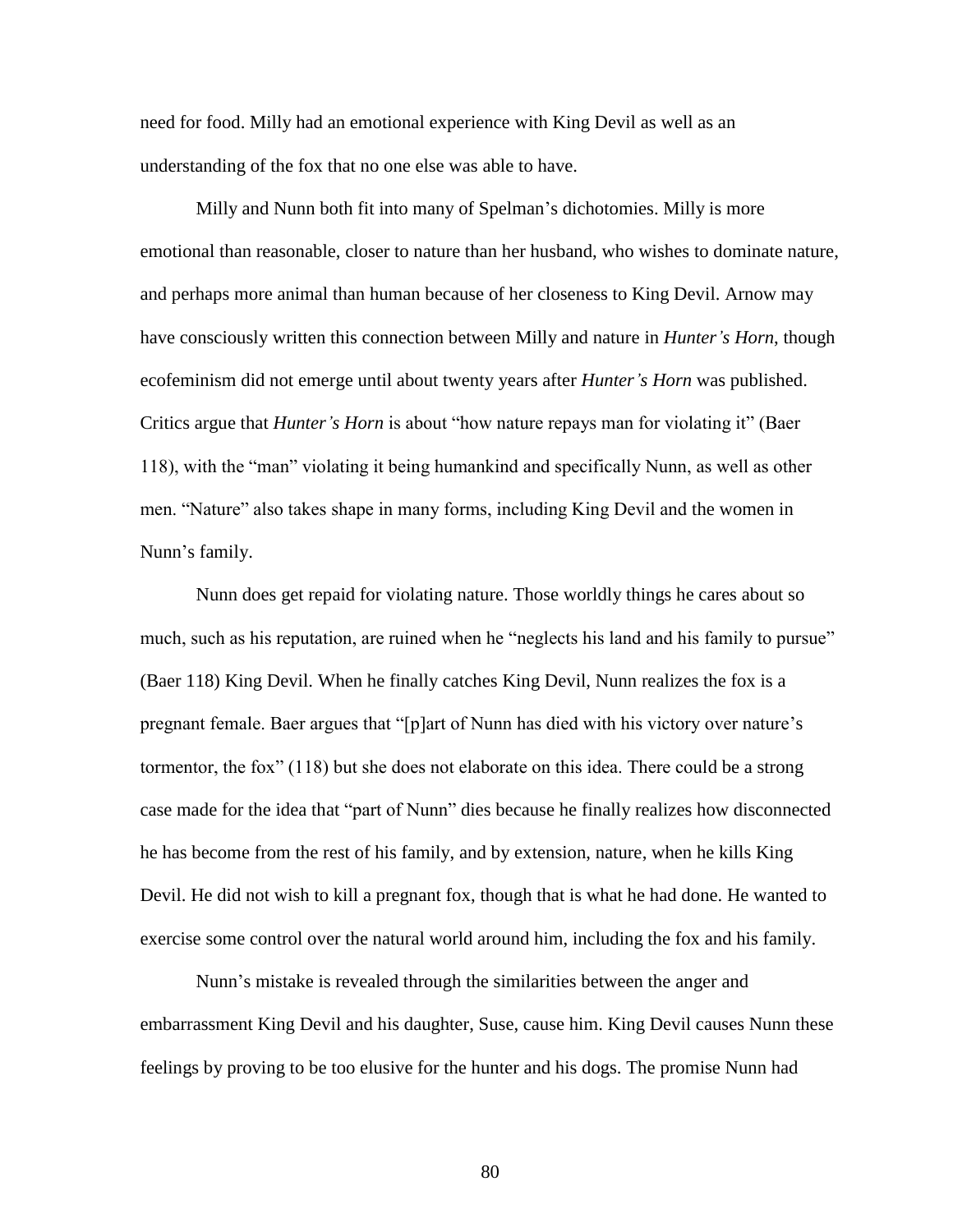need for food. Milly had an emotional experience with King Devil as well as an understanding of the fox that no one else was able to have.

Milly and Nunn both fit into many of Spelman's dichotomies. Milly is more emotional than reasonable, closer to nature than her husband, who wishes to dominate nature, and perhaps more animal than human because of her closeness to King Devil. Arnow may have consciously written this connection between Milly and nature in *Hunter's Horn*, though ecofeminism did not emerge until about twenty years after *Hunter's Horn* was published. Critics argue that *Hunter's Horn* is about "how nature repays man for violating it" (Baer 118), with the "man" violating it being humankind and specifically Nunn, as well as other men. "Nature" also takes shape in many forms, including King Devil and the women in Nunn's family.

Nunn does get repaid for violating nature. Those worldly things he cares about so much, such as his reputation, are ruined when he "neglects his land and his family to pursue" (Baer 118) King Devil. When he finally catches King Devil, Nunn realizes the fox is a pregnant female. Baer argues that "[p]art of Nunn has died with his victory over nature's tormentor, the fox" (118) but she does not elaborate on this idea. There could be a strong case made for the idea that "part of Nunn" dies because he finally realizes how disconnected he has become from the rest of his family, and by extension, nature, when he kills King Devil. He did not wish to kill a pregnant fox, though that is what he had done. He wanted to exercise some control over the natural world around him, including the fox and his family.

Nunn's mistake is revealed through the similarities between the anger and embarrassment King Devil and his daughter, Suse, cause him. King Devil causes Nunn these feelings by proving to be too elusive for the hunter and his dogs. The promise Nunn had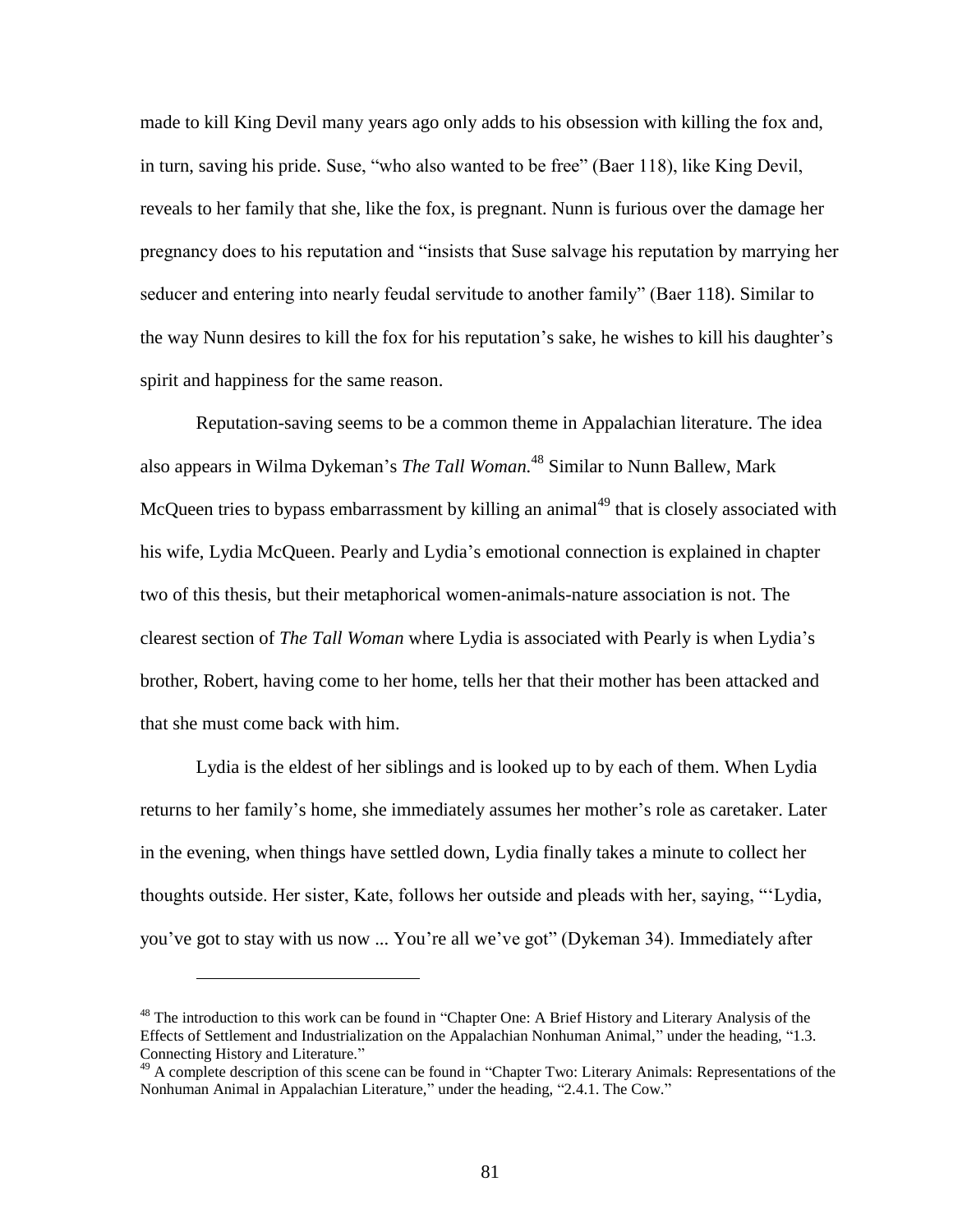made to kill King Devil many years ago only adds to his obsession with killing the fox and, in turn, saving his pride. Suse, "who also wanted to be free" (Baer 118), like King Devil, reveals to her family that she, like the fox, is pregnant. Nunn is furious over the damage her pregnancy does to his reputation and "insists that Suse salvage his reputation by marrying her seducer and entering into nearly feudal servitude to another family" (Baer 118). Similar to the way Nunn desires to kill the fox for his reputation's sake, he wishes to kill his daughter's spirit and happiness for the same reason.

Reputation-saving seems to be a common theme in Appalachian literature. The idea also appears in Wilma Dykeman's *The Tall Woman.*[48] Similar to Nunn Ballew, Mark McQueen tries to bypass embarrassment by killing an animal[49] that is closely associated with his wife, Lydia McQueen. Pearly and Lydia's emotional connection is explained in chapter two of this thesis, but their metaphorical women-animals-nature association is not. The clearest section of *The Tall Woman* where Lydia is associated with Pearly is when Lydia's brother, Robert, having come to her home, tells her that their mother has been attacked and that she must come back with him.

Lydia is the eldest of her siblings and is looked up to by each of them. When Lydia returns to her family's home, she immediately assumes her mother's role as caretaker. Later in the evening, when things have settled down, Lydia finally takes a minute to collect her thoughts outside. Her sister, Kate, follows her outside and pleads with her, saying, "'Lydia, you've got to stay with us now ... You're all we've got" (Dykeman 34). Immediately after

---

[48] The introduction to this work can be found in "Chapter One: A Brief History and Literary Analysis of the Effects of Settlement and Industrialization on the Appalachian Nonhuman Animal," under the heading, "1.3. Connecting History and Literature."

[49] A complete description of this scene can be found in "Chapter Two: Literary Animals: Representations of the Nonhuman Animal in Appalachian Literature," under the heading, "2.4.1. The Cow."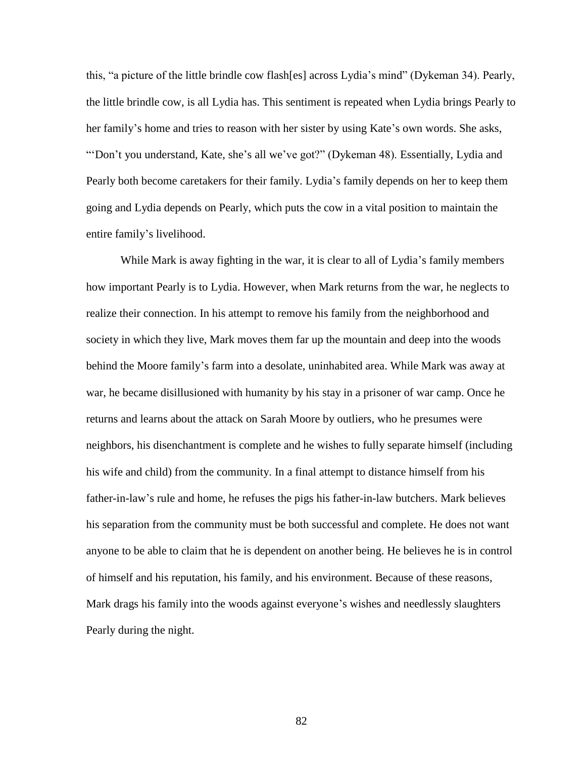this, “a picture of the little brindle cow flash[es] across Lydia’s mind” (Dykeman 34). Pearly, the little brindle cow, is all Lydia has. This sentiment is repeated when Lydia brings Pearly to her family’s home and tries to reason with her sister by using Kate’s own words. She asks, “‘Don’t you understand, Kate, she’s all we’ve got?” (Dykeman 48). Essentially, Lydia and Pearly both become caretakers for their family. Lydia’s family depends on her to keep them going and Lydia depends on Pearly, which puts the cow in a vital position to maintain the entire family’s livelihood.

While Mark is away fighting in the war, it is clear to all of Lydia’s family members how important Pearly is to Lydia. However, when Mark returns from the war, he neglects to realize their connection. In his attempt to remove his family from the neighborhood and society in which they live, Mark moves them far up the mountain and deep into the woods behind the Moore family’s farm into a desolate, uninhabited area. While Mark was away at war, he became disillusioned with humanity by his stay in a prisoner of war camp. Once he returns and learns about the attack on Sarah Moore by outliers, who he presumes were neighbors, his disenchantment is complete and he wishes to fully separate himself (including his wife and child) from the community. In a final attempt to distance himself from his father-in-law’s rule and home, he refuses the pigs his father-in-law butchers. Mark believes his separation from the community must be both successful and complete. He does not want anyone to be able to claim that he is dependent on another being. He believes he is in control of himself and his reputation, his family, and his environment. Because of these reasons, Mark drags his family into the woods against everyone’s wishes and needlessly slaughters Pearly during the night.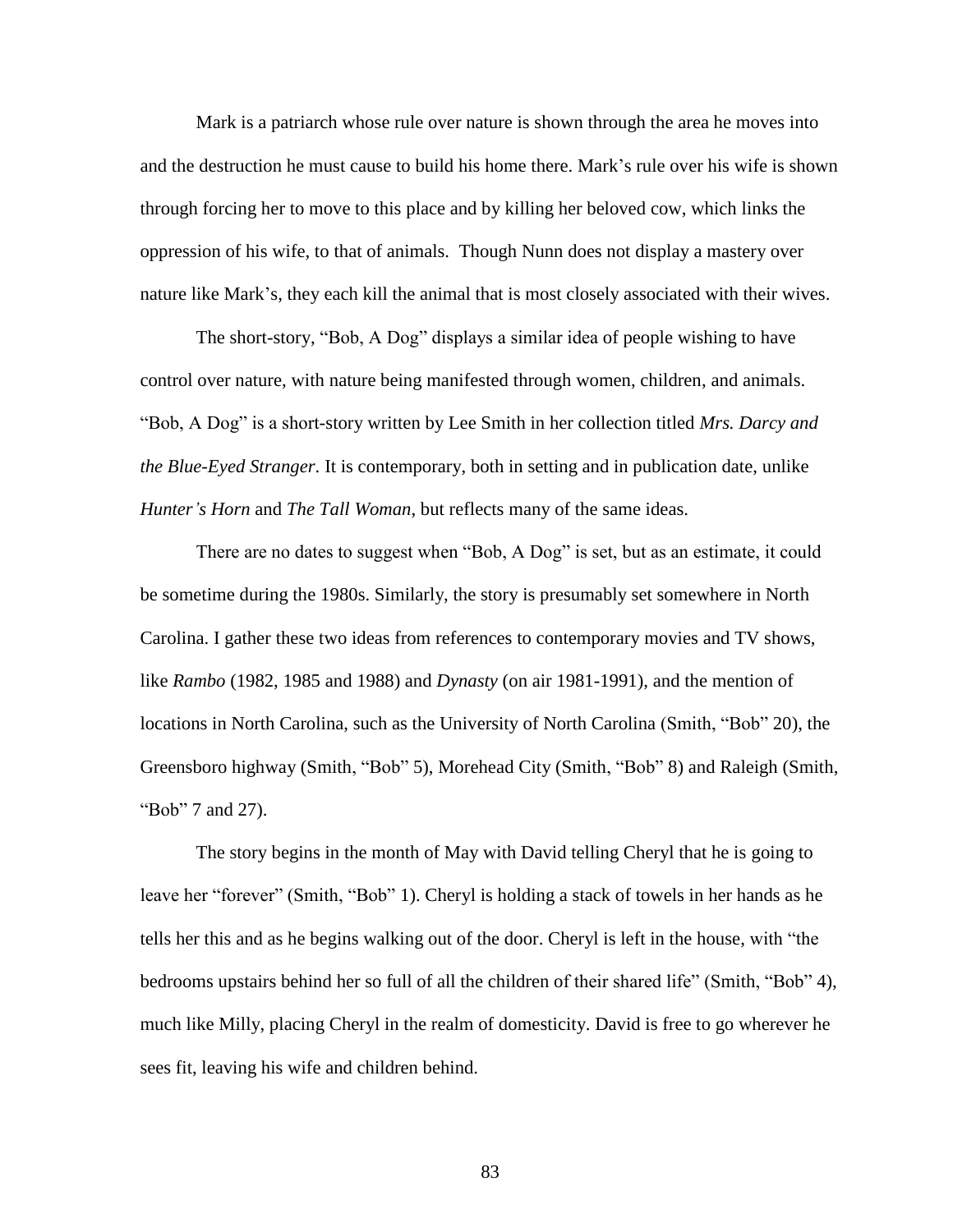Mark is a patriarch whose rule over nature is shown through the area he moves into and the destruction he must cause to build his home there. Mark's rule over his wife is shown through forcing her to move to this place and by killing her beloved cow, which links the oppression of his wife, to that of animals. Though Nunn does not display a mastery over nature like Mark's, they each kill the animal that is most closely associated with their wives.

The short-story, "Bob, A Dog" displays a similar idea of people wishing to have control over nature, with nature being manifested through women, children, and animals. "Bob, A Dog" is a short-story written by Lee Smith in her collection titled *Mrs. Darcy and the Blue-Eyed Stranger*. It is contemporary, both in setting and in publication date, unlike *Hunter's Horn* and *The Tall Woman*, but reflects many of the same ideas.

There are no dates to suggest when "Bob, A Dog" is set, but as an estimate, it could be sometime during the 1980s. Similarly, the story is presumably set somewhere in North Carolina. I gather these two ideas from references to contemporary movies and TV shows, like *Rambo* (1982, 1985 and 1988) and *Dynasty* (on air 1981-1991), and the mention of locations in North Carolina, such as the University of North Carolina (Smith, "Bob" 20), the Greensboro highway (Smith, "Bob" 5), Morehead City (Smith, "Bob" 8) and Raleigh (Smith, "Bob" 7 and 27).

The story begins in the month of May with David telling Cheryl that he is going to leave her "forever" (Smith, "Bob" 1). Cheryl is holding a stack of towels in her hands as he tells her this and as he begins walking out of the door. Cheryl is left in the house, with "the bedrooms upstairs behind her so full of all the children of their shared life" (Smith, "Bob" 4), much like Milly, placing Cheryl in the realm of domesticity. David is free to go wherever he sees fit, leaving his wife and children behind.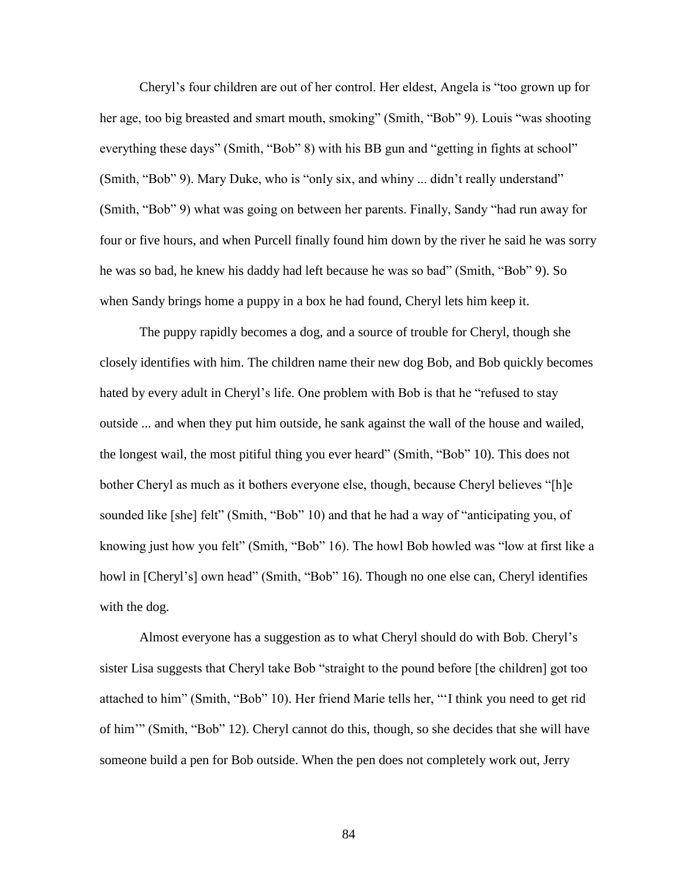Cheryl's four children are out of her control. Her eldest, Angela is "too grown up for her age, too big breasted and smart mouth, smoking" (Smith, "Bob" 9). Louis "was shooting everything these days" (Smith, "Bob" 8) with his BB gun and "getting in fights at school" (Smith, "Bob" 9). Mary Duke, who is "only six, and whiny ... didn't really understand" (Smith, "Bob" 9) what was going on between her parents. Finally, Sandy "had run away for four or five hours, and when Purcell finally found him down by the river he said he was sorry he was so bad, he knew his daddy had left because he was so bad" (Smith, "Bob" 9). So when Sandy brings home a puppy in a box he had found, Cheryl lets him keep it.

The puppy rapidly becomes a dog, and a source of trouble for Cheryl, though she closely identifies with him. The children name their new dog Bob, and Bob quickly becomes hated by every adult in Cheryl's life. One problem with Bob is that he "refused to stay outside ... and when they put him outside, he sank against the wall of the house and wailed, the longest wail, the most pitiful thing you ever heard" (Smith, "Bob" 10). This does not bother Cheryl as much as it bothers everyone else, though, because Cheryl believes "[h]e sounded like [she] felt" (Smith, "Bob" 10) and that he had a way of "anticipating you, of knowing just how you felt" (Smith, "Bob" 16). The howl Bob howled was "low at first like a howl in [Cheryl's] own head" (Smith, "Bob" 16). Though no one else can, Cheryl identifies with the dog.

Almost everyone has a suggestion as to what Cheryl should do with Bob. Cheryl's sister Lisa suggests that Cheryl take Bob "straight to the pound before [the children] got too attached to him" (Smith, "Bob" 10). Her friend Marie tells her, "'I think you need to get rid of him'" (Smith, "Bob" 12). Cheryl cannot do this, though, so she decides that she will have someone build a pen for Bob outside. When the pen does not completely work out, Jerry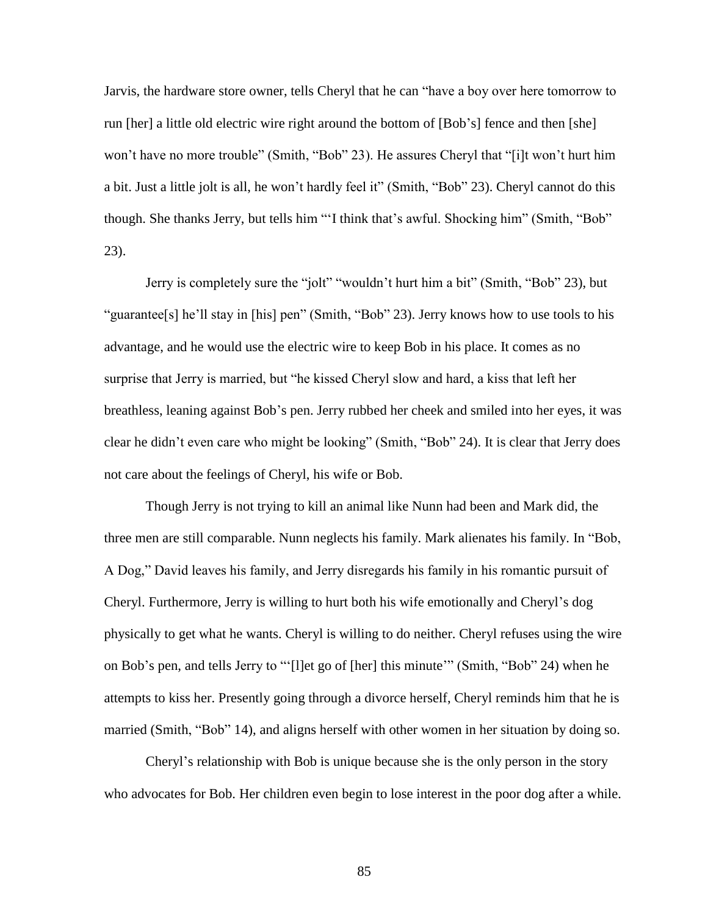Jarvis, the hardware store owner, tells Cheryl that he can "have a boy over here tomorrow to run [her] a little old electric wire right around the bottom of [Bob's] fence and then [she] won't have no more trouble" (Smith, "Bob" 23). He assures Cheryl that "[i]t won't hurt him a bit. Just a little jolt is all, he won't hardly feel it" (Smith, "Bob" 23). Cheryl cannot do this though. She thanks Jerry, but tells him "'I think that's awful. Shocking him" (Smith, "Bob" 23).

Jerry is completely sure the "jolt" "wouldn't hurt him a bit" (Smith, "Bob" 23), but "guarantee[s] he'll stay in [his] pen" (Smith, "Bob" 23). Jerry knows how to use tools to his advantage, and he would use the electric wire to keep Bob in his place. It comes as no surprise that Jerry is married, but "he kissed Cheryl slow and hard, a kiss that left her breathless, leaning against Bob's pen. Jerry rubbed her cheek and smiled into her eyes, it was clear he didn't even care who might be looking" (Smith, "Bob" 24). It is clear that Jerry does not care about the feelings of Cheryl, his wife or Bob.

Though Jerry is not trying to kill an animal like Nunn had been and Mark did, the three men are still comparable. Nunn neglects his family. Mark alienates his family. In "Bob, A Dog," David leaves his family, and Jerry disregards his family in his romantic pursuit of Cheryl. Furthermore, Jerry is willing to hurt both his wife emotionally and Cheryl's dog physically to get what he wants. Cheryl is willing to do neither. Cheryl refuses using the wire on Bob's pen, and tells Jerry to "'[l]et go of [her] this minute'" (Smith, "Bob" 24) when he attempts to kiss her. Presently going through a divorce herself, Cheryl reminds him that he is married (Smith, "Bob" 14), and aligns herself with other women in her situation by doing so.

Cheryl's relationship with Bob is unique because she is the only person in the story who advocates for Bob. Her children even begin to lose interest in the poor dog after a while.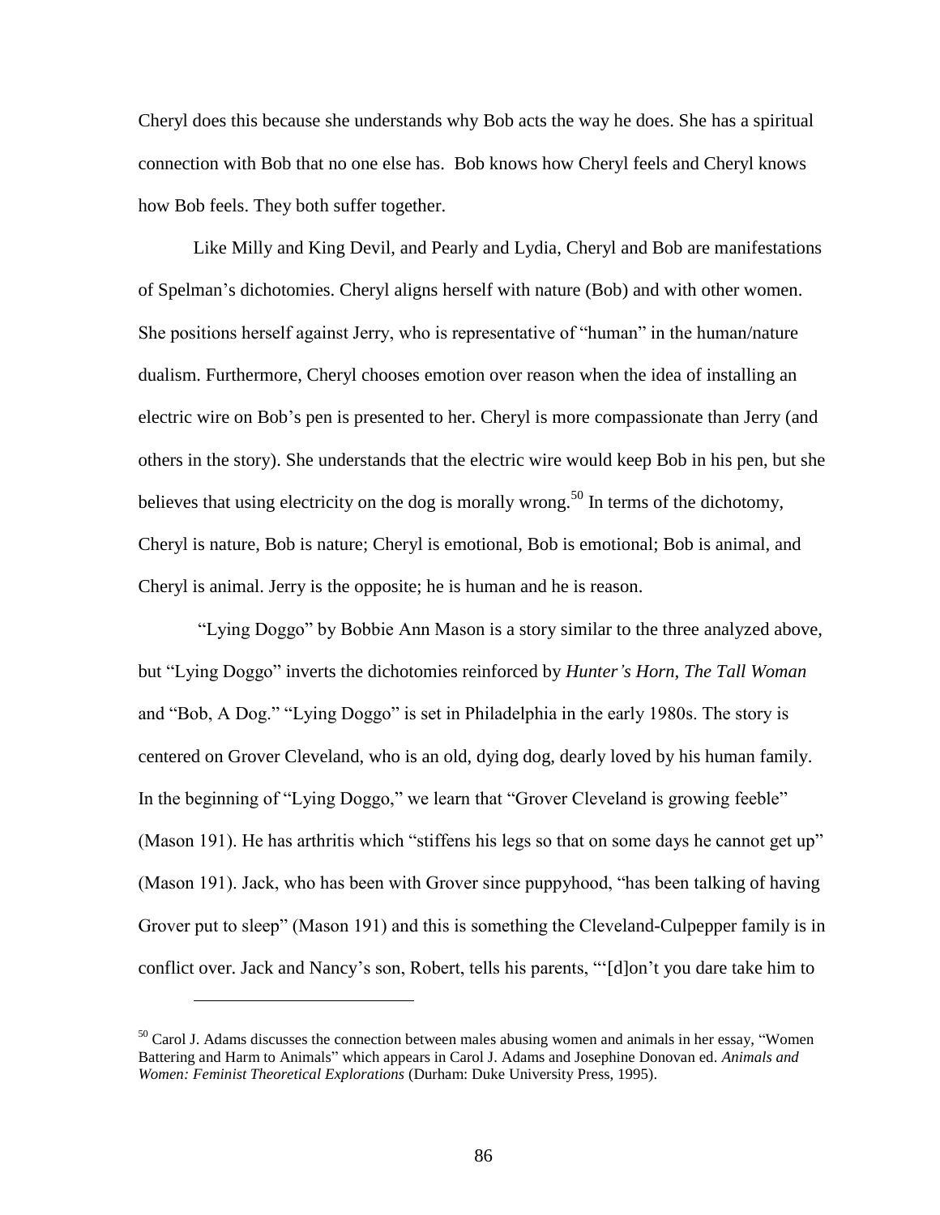Cheryl does this because she understands why Bob acts the way he does. She has a spiritual connection with Bob that no one else has. Bob knows how Cheryl feels and Cheryl knows how Bob feels. They both suffer together.

Like Milly and King Devil, and Pearly and Lydia, Cheryl and Bob are manifestations of Spelman's dichotomies. Cheryl aligns herself with nature (Bob) and with other women. She positions herself against Jerry, who is representative of "human" in the human/nature dualism. Furthermore, Cheryl chooses emotion over reason when the idea of installing an electric wire on Bob's pen is presented to her. Cheryl is more compassionate than Jerry (and others in the story). She understands that the electric wire would keep Bob in his pen, but she believes that using electricity on the dog is morally wrong.[50] In terms of the dichotomy, Cheryl is nature, Bob is nature; Cheryl is emotional, Bob is emotional; Bob is animal, and Cheryl is animal. Jerry is the opposite; he is human and he is reason.

"Lying Doggo" by Bobbie Ann Mason is a story similar to the three analyzed above, but "Lying Doggo" inverts the dichotomies reinforced by *Hunter's Horn, The Tall Woman* and "Bob, A Dog." "Lying Doggo" is set in Philadelphia in the early 1980s. The story is centered on Grover Cleveland, who is an old, dying dog, dearly loved by his human family. In the beginning of "Lying Doggo," we learn that "Grover Cleveland is growing feeble" (Mason 191). He has arthritis which "stiffens his legs so that on some days he cannot get up" (Mason 191). Jack, who has been with Grover since puppyhood, "has been talking of having Grover put to sleep" (Mason 191) and this is something the Cleveland-Culpepper family is in conflict over. Jack and Nancy's son, Robert, tells his parents, "'[d]on't you dare take him to

---

[50] Carol J. Adams discusses the connection between males abusing women and animals in her essay, "Women Battering and Harm to Animals" which appears in Carol J. Adams and Josephine Donovan ed. *Animals and Women: Feminist Theoretical Explorations* (Durham: Duke University Press, 1995).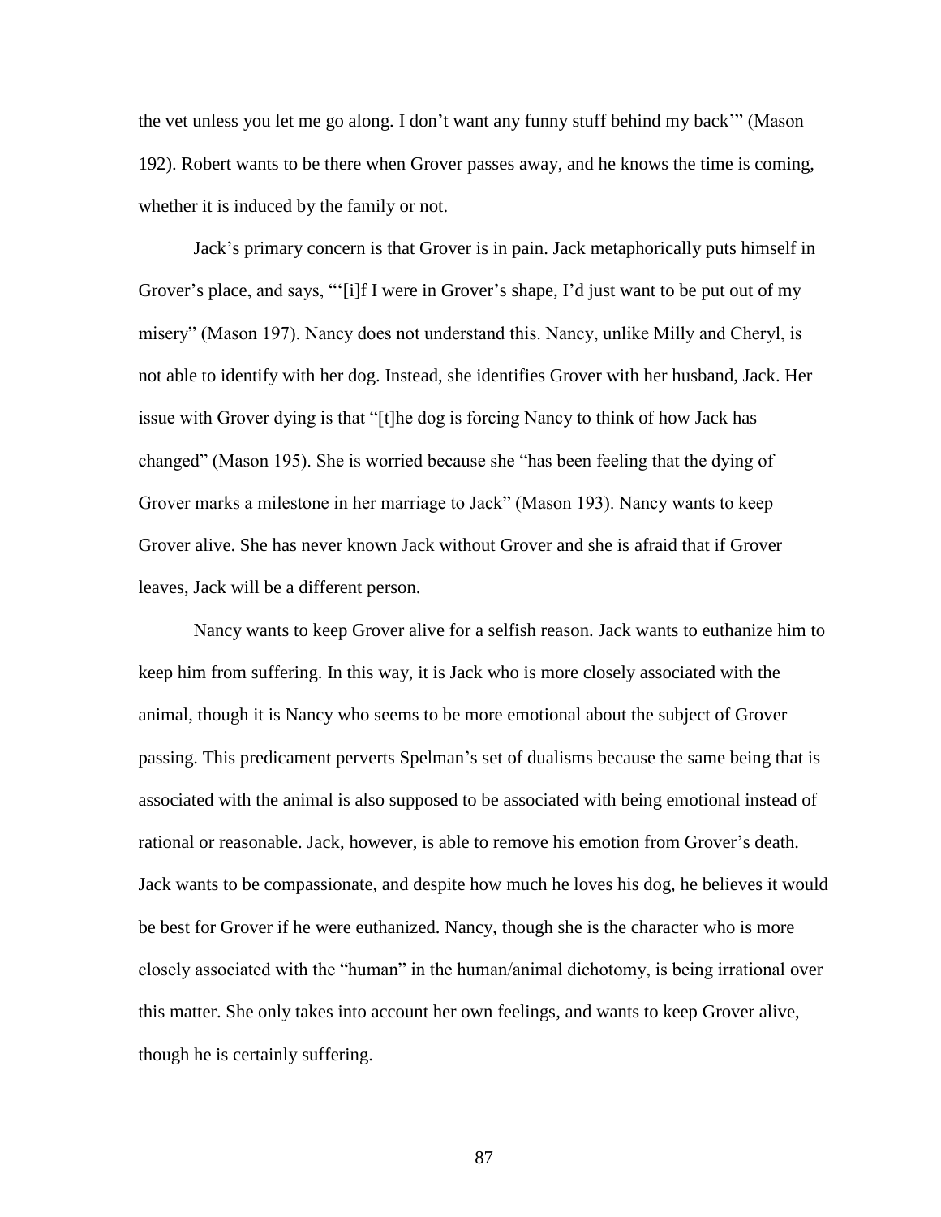the vet unless you let me go along. I don't want any funny stuff behind my back'" (Mason 192). Robert wants to be there when Grover passes away, and he knows the time is coming, whether it is induced by the family or not.

Jack's primary concern is that Grover is in pain. Jack metaphorically puts himself in Grover's place, and says, "'[i]f I were in Grover's shape, I'd just want to be put out of my misery" (Mason 197). Nancy does not understand this. Nancy, unlike Milly and Cheryl, is not able to identify with her dog. Instead, she identifies Grover with her husband, Jack. Her issue with Grover dying is that "[t]he dog is forcing Nancy to think of how Jack has changed" (Mason 195). She is worried because she "has been feeling that the dying of Grover marks a milestone in her marriage to Jack" (Mason 193). Nancy wants to keep Grover alive. She has never known Jack without Grover and she is afraid that if Grover leaves, Jack will be a different person.

Nancy wants to keep Grover alive for a selfish reason. Jack wants to euthanize him to keep him from suffering. In this way, it is Jack who is more closely associated with the animal, though it is Nancy who seems to be more emotional about the subject of Grover passing. This predicament perverts Spelman's set of dualisms because the same being that is associated with the animal is also supposed to be associated with being emotional instead of rational or reasonable. Jack, however, is able to remove his emotion from Grover's death. Jack wants to be compassionate, and despite how much he loves his dog, he believes it would be best for Grover if he were euthanized. Nancy, though she is the character who is more closely associated with the "human" in the human/animal dichotomy, is being irrational over this matter. She only takes into account her own feelings, and wants to keep Grover alive, though he is certainly suffering.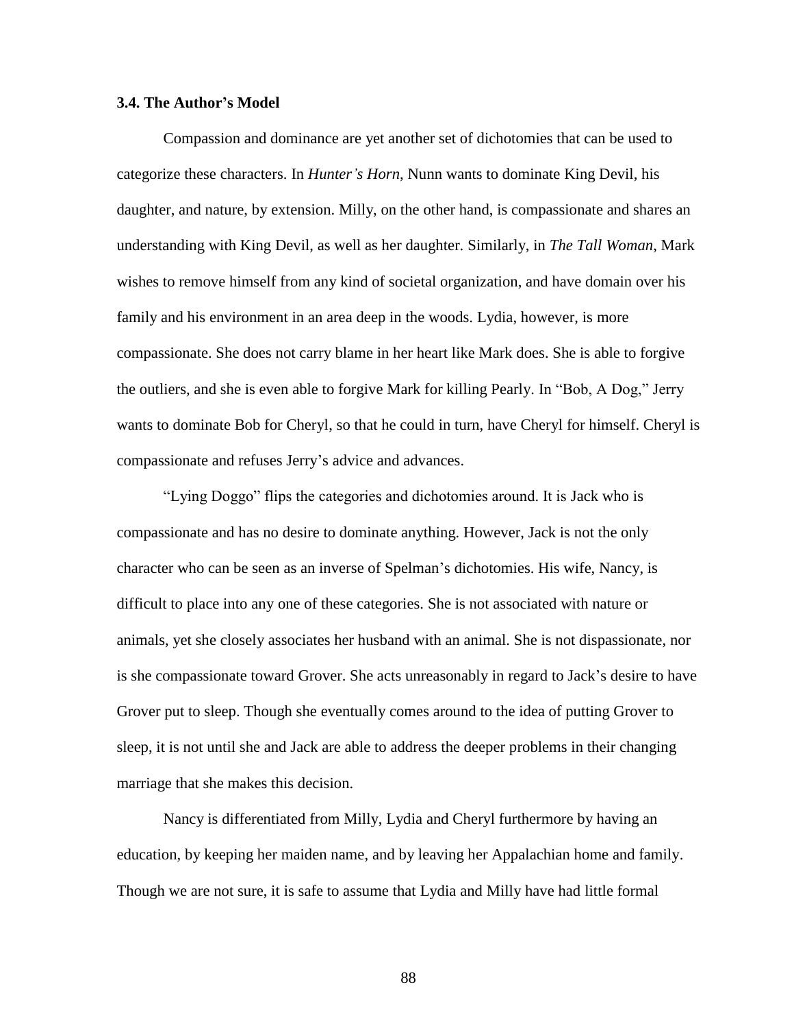### 3.4. The Author's Model

Compassion and dominance are yet another set of dichotomies that can be used to categorize these characters. In *Hunter's Horn*, Nunn wants to dominate King Devil, his daughter, and nature, by extension. Milly, on the other hand, is compassionate and shares an understanding with King Devil, as well as her daughter. Similarly, in *The Tall Woman*, Mark wishes to remove himself from any kind of societal organization, and have domain over his family and his environment in an area deep in the woods. Lydia, however, is more compassionate. She does not carry blame in her heart like Mark does. She is able to forgive the outliers, and she is even able to forgive Mark for killing Pearly. In "Bob, A Dog," Jerry wants to dominate Bob for Cheryl, so that he could in turn, have Cheryl for himself. Cheryl is compassionate and refuses Jerry's advice and advances.

"Lying Doggo" flips the categories and dichotomies around. It is Jack who is compassionate and has no desire to dominate anything. However, Jack is not the only character who can be seen as an inverse of Spelman's dichotomies. His wife, Nancy, is difficult to place into any one of these categories. She is not associated with nature or animals, yet she closely associates her husband with an animal. She is not dispassionate, nor is she compassionate toward Grover. She acts unreasonably in regard to Jack's desire to have Grover put to sleep. Though she eventually comes around to the idea of putting Grover to sleep, it is not until she and Jack are able to address the deeper problems in their changing marriage that she makes this decision.

Nancy is differentiated from Milly, Lydia and Cheryl furthermore by having an education, by keeping her maiden name, and by leaving her Appalachian home and family. Though we are not sure, it is safe to assume that Lydia and Milly have had little formal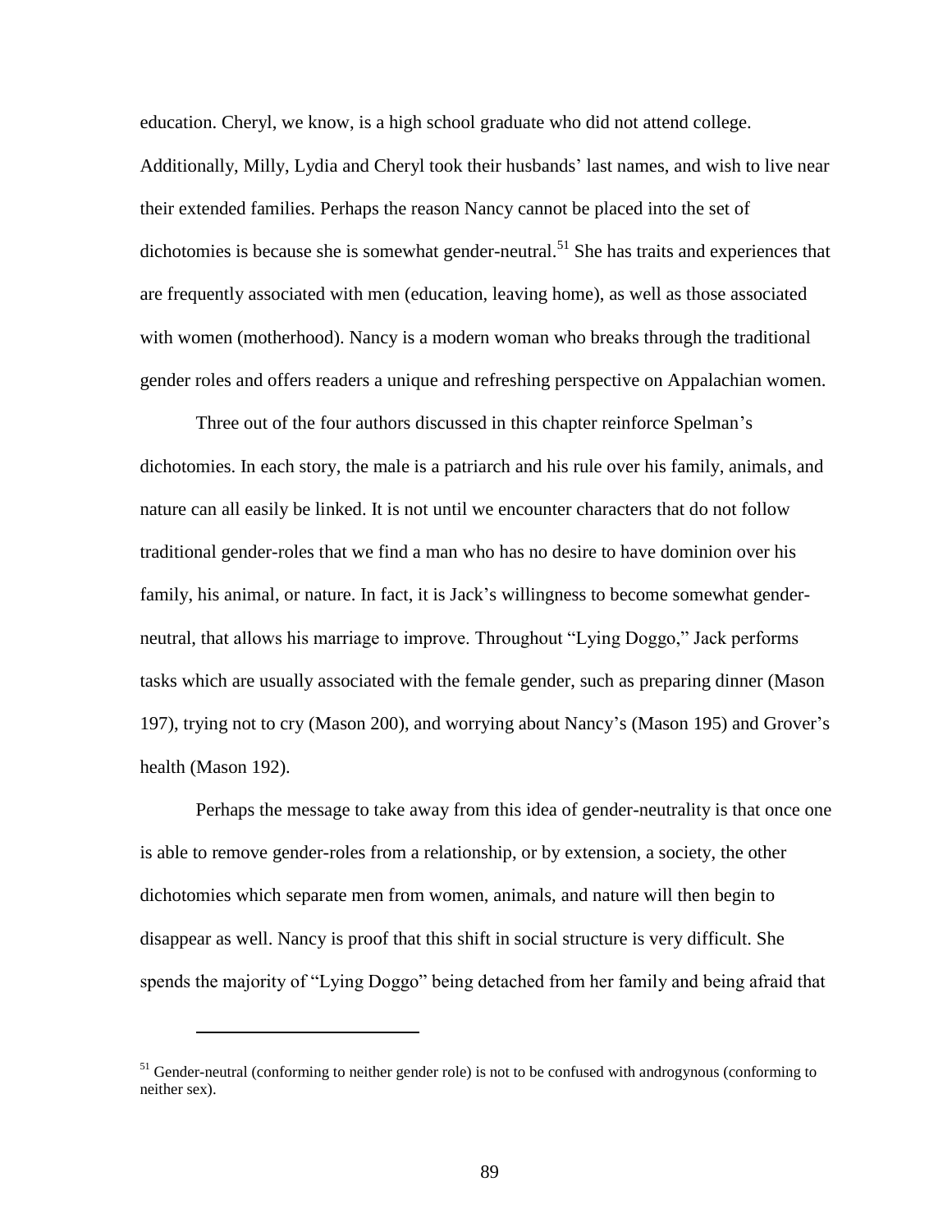education. Cheryl, we know, is a high school graduate who did not attend college. Additionally, Milly, Lydia and Cheryl took their husbands' last names, and wish to live near their extended families. Perhaps the reason Nancy cannot be placed into the set of dichotomies is because she is somewhat gender-neutral.[51] She has traits and experiences that are frequently associated with men (education, leaving home), as well as those associated with women (motherhood). Nancy is a modern woman who breaks through the traditional gender roles and offers readers a unique and refreshing perspective on Appalachian women.

Three out of the four authors discussed in this chapter reinforce Spelman's dichotomies. In each story, the male is a patriarch and his rule over his family, animals, and nature can all easily be linked. It is not until we encounter characters that do not follow traditional gender-roles that we find a man who has no desire to have dominion over his family, his animal, or nature. In fact, it is Jack's willingness to become somewhat gender-neutral, that allows his marriage to improve. Throughout "Lying Doggo," Jack performs tasks which are usually associated with the female gender, such as preparing dinner (Mason 197), trying not to cry (Mason 200), and worrying about Nancy's (Mason 195) and Grover's health (Mason 192).

Perhaps the message to take away from this idea of gender-neutrality is that once one is able to remove gender-roles from a relationship, or by extension, a society, the other dichotomies which separate men from women, animals, and nature will then begin to disappear as well. Nancy is proof that this shift in social structure is very difficult. She spends the majority of "Lying Doggo" being detached from her family and being afraid that

[51] Gender-neutral (conforming to neither gender role) is not to be confused with androgynous (conforming to neither sex).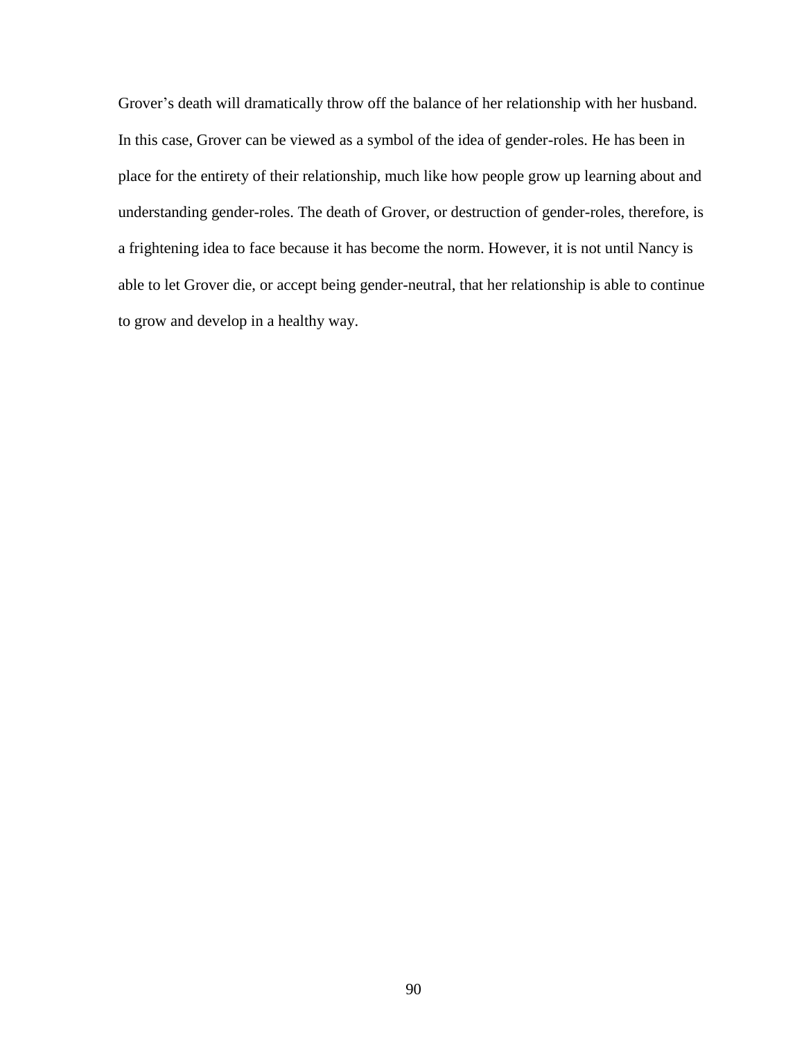Grover's death will dramatically throw off the balance of her relationship with her husband. In this case, Grover can be viewed as a symbol of the idea of gender-roles. He has been in place for the entirety of their relationship, much like how people grow up learning about and understanding gender-roles. The death of Grover, or destruction of gender-roles, therefore, is a frightening idea to face because it has become the norm. However, it is not until Nancy is able to let Grover die, or accept being gender-neutral, that her relationship is able to continue to grow and develop in a healthy way.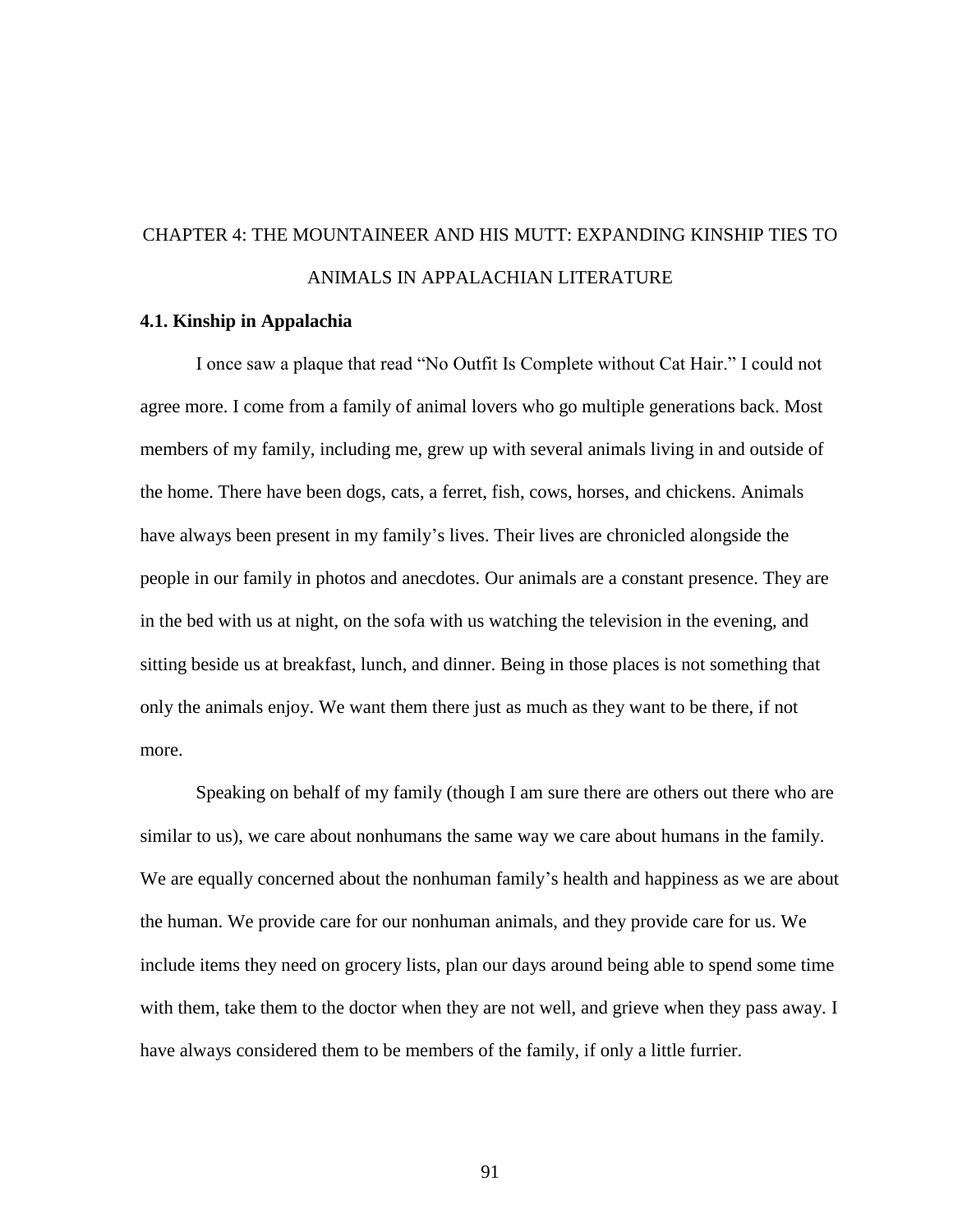# CHAPTER 4: THE MOUNTAINEER AND HIS MUTT: EXPANDING KINSHIP TIES TO ANIMALS IN APPALACHIAN LITERATURE

## 4.1. Kinship in Appalachia

I once saw a plaque that read "No Outfit Is Complete without Cat Hair." I could not agree more. I come from a family of animal lovers who go multiple generations back. Most members of my family, including me, grew up with several animals living in and outside of the home. There have been dogs, cats, a ferret, fish, cows, horses, and chickens. Animals have always been present in my family's lives. Their lives are chronicled alongside the people in our family in photos and anecdotes. Our animals are a constant presence. They are in the bed with us at night, on the sofa with us watching the television in the evening, and sitting beside us at breakfast, lunch, and dinner. Being in those places is not something that only the animals enjoy. We want them there just as much as they want to be there, if not more.

Speaking on behalf of my family (though I am sure there are others out there who are similar to us), we care about nonhumans the same way we care about humans in the family. We are equally concerned about the nonhuman family's health and happiness as we are about the human. We provide care for our nonhuman animals, and they provide care for us. We include items they need on grocery lists, plan our days around being able to spend some time with them, take them to the doctor when they are not well, and grieve when they pass away. I have always considered them to be members of the family, if only a little furrier.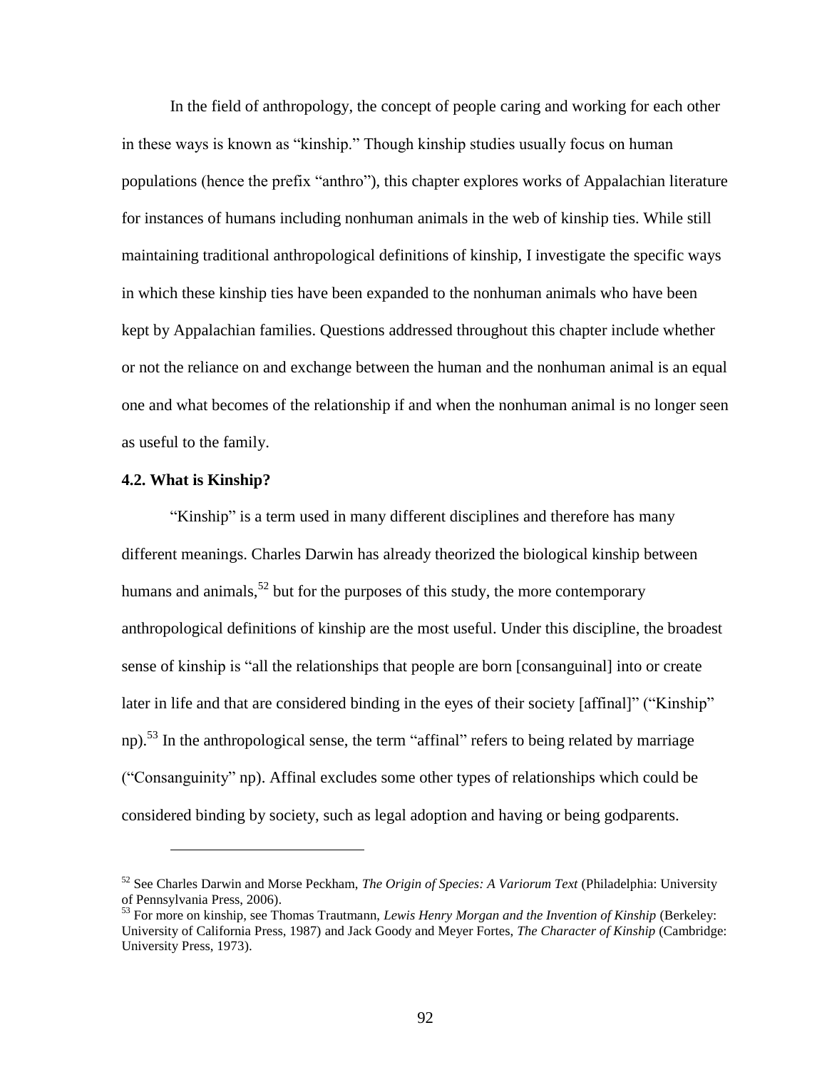In the field of anthropology, the concept of people caring and working for each other in these ways is known as "kinship." Though kinship studies usually focus on human populations (hence the prefix "anthro"), this chapter explores works of Appalachian literature for instances of humans including nonhuman animals in the web of kinship ties. While still maintaining traditional anthropological definitions of kinship, I investigate the specific ways in which these kinship ties have been expanded to the nonhuman animals who have been kept by Appalachian families. Questions addressed throughout this chapter include whether or not the reliance on and exchange between the human and the nonhuman animal is an equal one and what becomes of the relationship if and when the nonhuman animal is no longer seen as useful to the family.

### 4.2. What is Kinship?

"Kinship" is a term used in many different disciplines and therefore has many different meanings. Charles Darwin has already theorized the biological kinship between humans and animals,[52] but for the purposes of this study, the more contemporary anthropological definitions of kinship are the most useful. Under this discipline, the broadest sense of kinship is "all the relationships that people are born [consanguinal] into or create later in life and that are considered binding in the eyes of their society [affinal]" ("Kinship" np).[53] In the anthropological sense, the term "affinal" refers to being related by marriage ("Consanguinity" np). Affinal excludes some other types of relationships which could be considered binding by society, such as legal adoption and having or being godparents.

---

[52] See Charles Darwin and Morse Peckham, *The Origin of Species: A Variorum Text* (Philadelphia: University of Pennsylvania Press, 2006).

[53] For more on kinship, see Thomas Trautmann, *Lewis Henry Morgan and the Invention of Kinship* (Berkeley: University of California Press, 1987) and Jack Goody and Meyer Fortes, *The Character of Kinship* (Cambridge: University Press, 1973).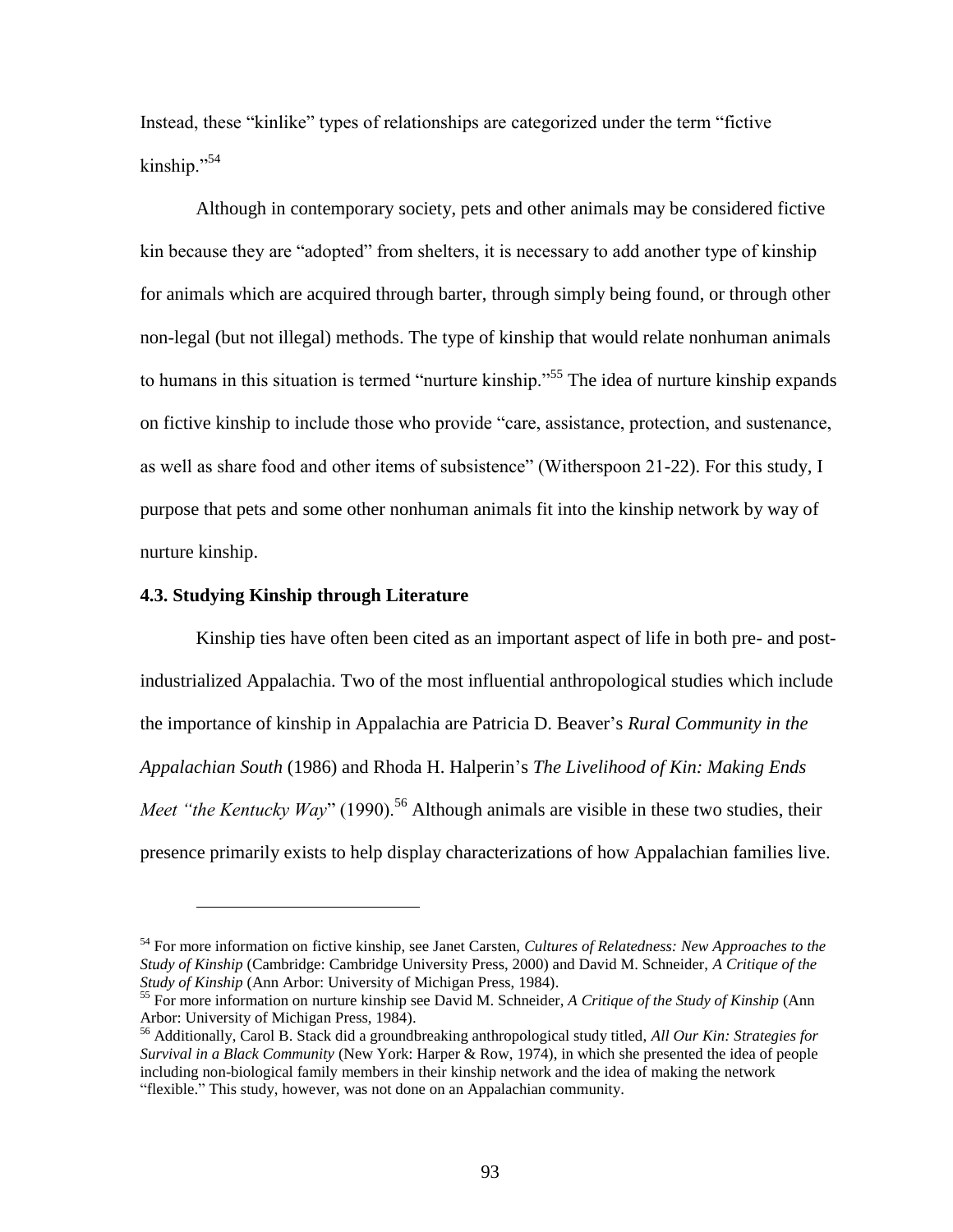Instead, these "kinlike" types of relationships are categorized under the term "fictive kinship."[54]

Although in contemporary society, pets and other animals may be considered fictive kin because they are "adopted" from shelters, it is necessary to add another type of kinship for animals which are acquired through barter, through simply being found, or through other non-legal (but not illegal) methods. The type of kinship that would relate nonhuman animals to humans in this situation is termed "nurture kinship."[55] The idea of nurture kinship expands on fictive kinship to include those who provide "care, assistance, protection, and sustenance, as well as share food and other items of subsistence" (Witherspoon 21-22). For this study, I purpose that pets and some other nonhuman animals fit into the kinship network by way of nurture kinship.

### 4.3. Studying Kinship through Literature

Kinship ties have often been cited as an important aspect of life in both pre- and post-industrialized Appalachia. Two of the most influential anthropological studies which include the importance of kinship in Appalachia are Patricia D. Beaver's *Rural Community in the Appalachian South* (1986) and Rhoda H. Halperin's *The Livelihood of Kin: Making Ends Meet "the Kentucky Way*" (1990).[56] Although animals are visible in these two studies, their presence primarily exists to help display characterizations of how Appalachian families live.

---

[54] For more information on fictive kinship, see Janet Carsten, *Cultures of Relatedness: New Approaches to the Study of Kinship* (Cambridge: Cambridge University Press, 2000) and David M. Schneider, *A Critique of the Study of Kinship* (Ann Arbor: University of Michigan Press, 1984).

[55] For more information on nurture kinship see David M. Schneider, *A Critique of the Study of Kinship* (Ann Arbor: University of Michigan Press, 1984).

[56] Additionally, Carol B. Stack did a groundbreaking anthropological study titled, *All Our Kin: Strategies for Survival in a Black Community* (New York: Harper & Row, 1974), in which she presented the idea of people including non-biological family members in their kinship network and the idea of making the network "flexible." This study, however, was not done on an Appalachian community.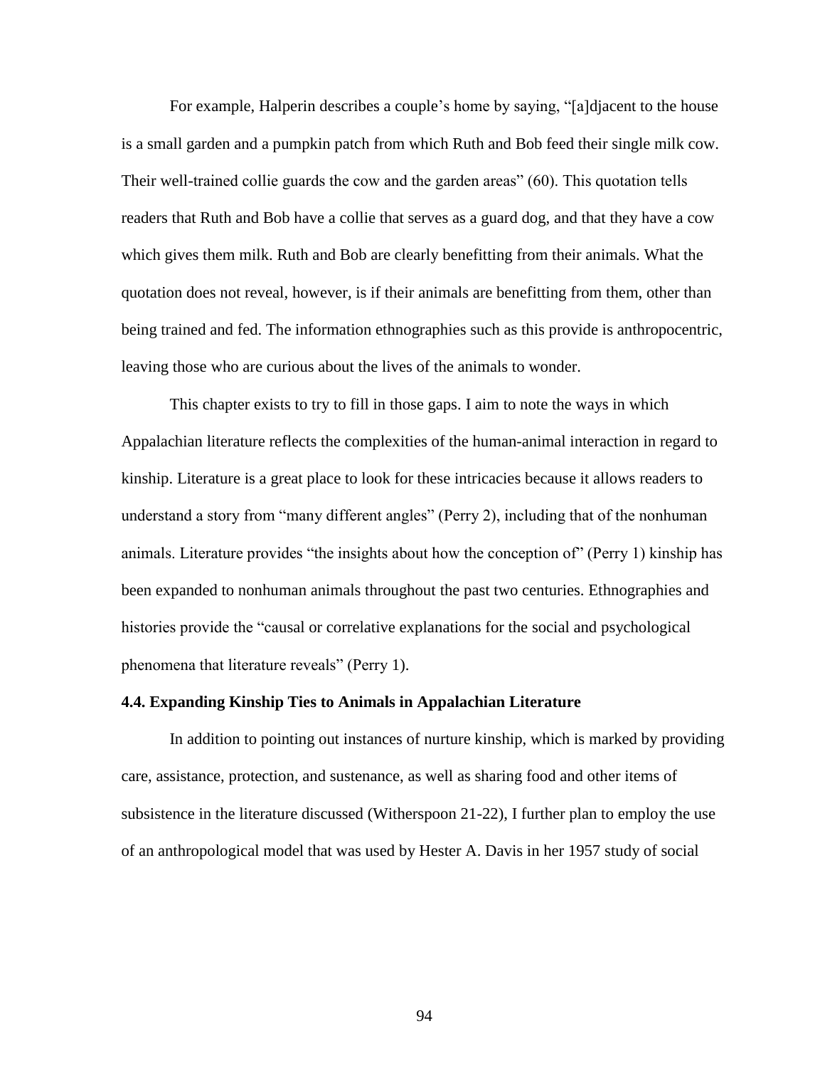For example, Halperin describes a couple's home by saying, "[a]djacent to the house is a small garden and a pumpkin patch from which Ruth and Bob feed their single milk cow. Their well-trained collie guards the cow and the garden areas" (60). This quotation tells readers that Ruth and Bob have a collie that serves as a guard dog, and that they have a cow which gives them milk. Ruth and Bob are clearly benefitting from their animals. What the quotation does not reveal, however, is if their animals are benefitting from them, other than being trained and fed. The information ethnographies such as this provide is anthropocentric, leaving those who are curious about the lives of the animals to wonder.

This chapter exists to try to fill in those gaps. I aim to note the ways in which Appalachian literature reflects the complexities of the human-animal interaction in regard to kinship. Literature is a great place to look for these intricacies because it allows readers to understand a story from "many different angles" (Perry 2), including that of the nonhuman animals. Literature provides "the insights about how the conception of" (Perry 1) kinship has been expanded to nonhuman animals throughout the past two centuries. Ethnographies and histories provide the "causal or correlative explanations for the social and psychological phenomena that literature reveals" (Perry 1).

### 4.4. Expanding Kinship Ties to Animals in Appalachian Literature

In addition to pointing out instances of nurture kinship, which is marked by providing care, assistance, protection, and sustenance, as well as sharing food and other items of subsistence in the literature discussed (Witherspoon 21-22), I further plan to employ the use of an anthropological model that was used by Hester A. Davis in her 1957 study of social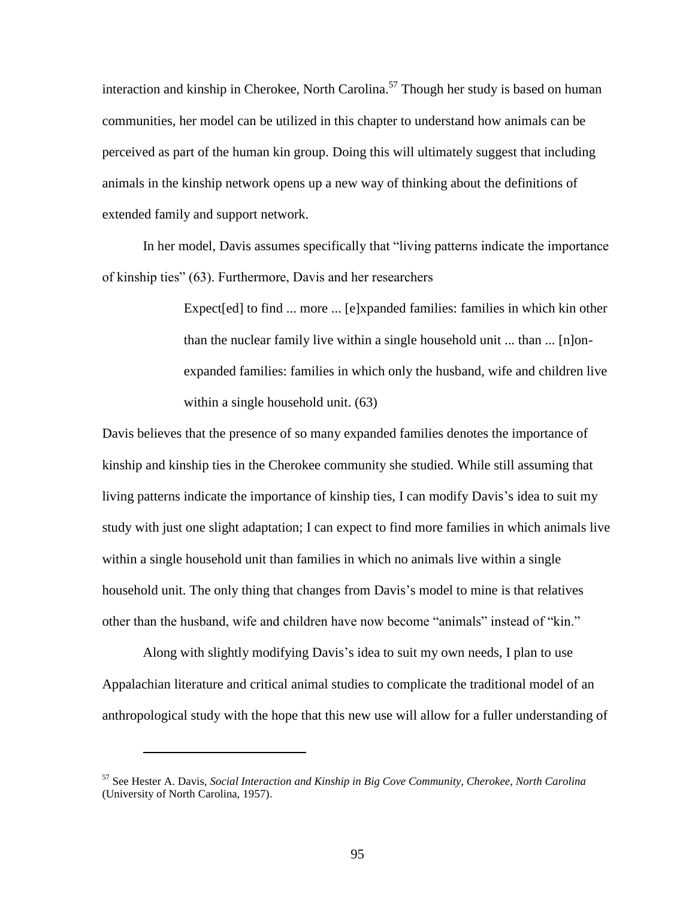interaction and kinship in Cherokee, North Carolina.[57] Though her study is based on human communities, her model can be utilized in this chapter to understand how animals can be perceived as part of the human kin group. Doing this will ultimately suggest that including animals in the kinship network opens up a new way of thinking about the definitions of extended family and support network.

In her model, Davis assumes specifically that "living patterns indicate the importance of kinship ties" (63). Furthermore, Davis and her researchers

> Expect[ed] to find ... more ... [e]xpanded families: families in which kin other than the nuclear family live within a single household unit ... than ... [n]on-expanded families: families in which only the husband, wife and children live within a single household unit. (63)

Davis believes that the presence of so many expanded families denotes the importance of kinship and kinship ties in the Cherokee community she studied. While still assuming that living patterns indicate the importance of kinship ties, I can modify Davis's idea to suit my study with just one slight adaptation; I can expect to find more families in which animals live within a single household unit than families in which no animals live within a single household unit. The only thing that changes from Davis's model to mine is that relatives other than the husband, wife and children have now become "animals" instead of "kin."

Along with slightly modifying Davis's idea to suit my own needs, I plan to use Appalachian literature and critical animal studies to complicate the traditional model of an anthropological study with the hope that this new use will allow for a fuller understanding of

---

[57] See Hester A. Davis, *Social Interaction and Kinship in Big Cove Community, Cherokee, North Carolina* (University of North Carolina, 1957).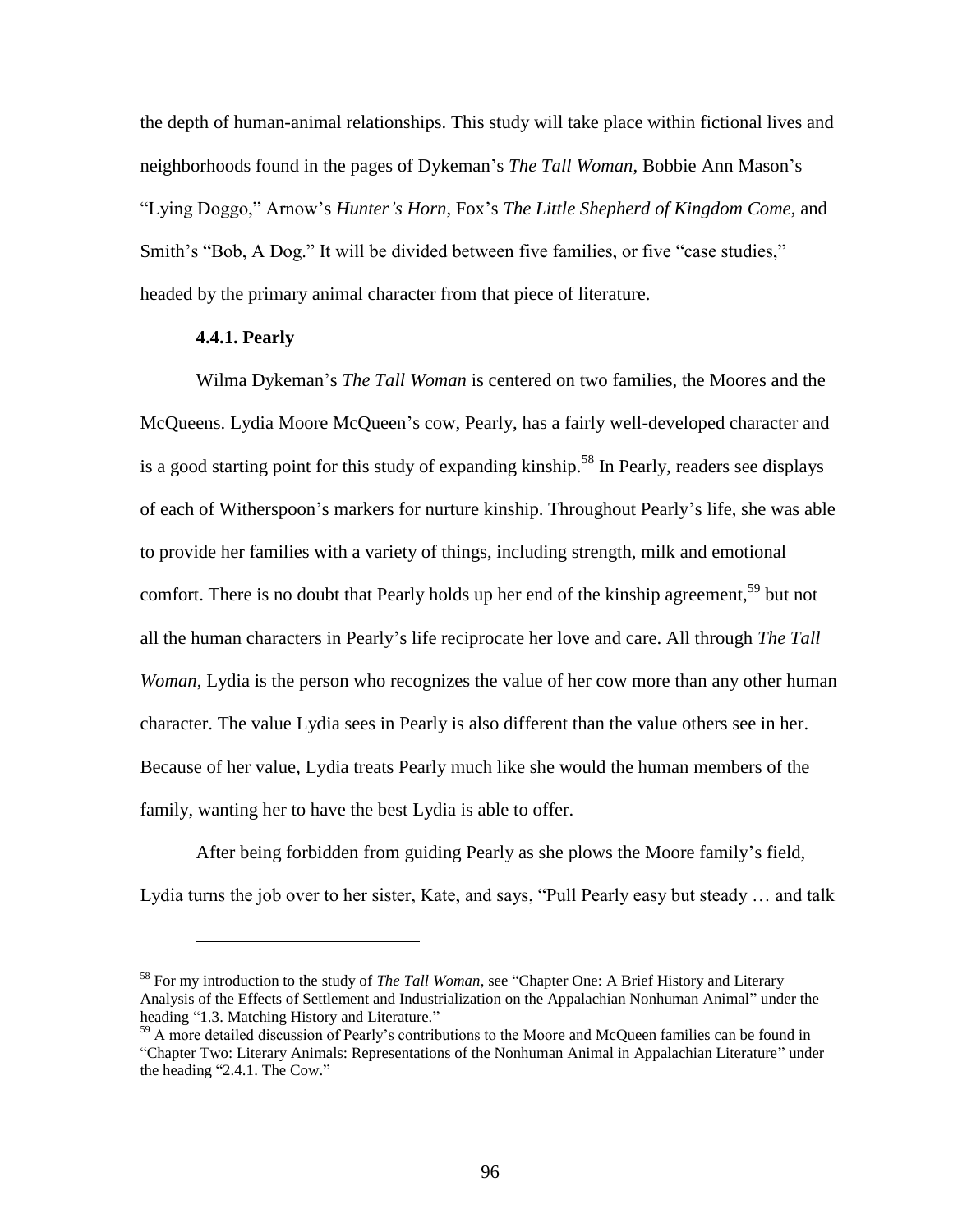the depth of human-animal relationships. This study will take place within fictional lives and neighborhoods found in the pages of Dykeman's *The Tall Woman*, Bobbie Ann Mason's "Lying Doggo," Arnow's *Hunter's Horn*, Fox's *The Little Shepherd of Kingdom Come*, and Smith's "Bob, A Dog." It will be divided between five families, or five "case studies," headed by the primary animal character from that piece of literature.

#### 4.4.1. Pearly

Wilma Dykeman's *The Tall Woman* is centered on two families, the Moores and the McQueens. Lydia Moore McQueen's cow, Pearly, has a fairly well-developed character and is a good starting point for this study of expanding kinship.[58] In Pearly, readers see displays of each of Witherspoon's markers for nurture kinship. Throughout Pearly's life, she was able to provide her families with a variety of things, including strength, milk and emotional comfort. There is no doubt that Pearly holds up her end of the kinship agreement,[59] but not all the human characters in Pearly's life reciprocate her love and care. All through *The Tall Woman*, Lydia is the person who recognizes the value of her cow more than any other human character. The value Lydia sees in Pearly is also different than the value others see in her. Because of her value, Lydia treats Pearly much like she would the human members of the family, wanting her to have the best Lydia is able to offer.

After being forbidden from guiding Pearly as she plows the Moore family's field, Lydia turns the job over to her sister, Kate, and says, "Pull Pearly easy but steady … and talk

---

[58] For my introduction to the study of *The Tall Woman*, see "Chapter One: A Brief History and Literary Analysis of the Effects of Settlement and Industrialization on the Appalachian Nonhuman Animal" under the heading "1.3. Matching History and Literature."

[59] A more detailed discussion of Pearly's contributions to the Moore and McQueen families can be found in "Chapter Two: Literary Animals: Representations of the Nonhuman Animal in Appalachian Literature" under the heading "2.4.1. The Cow."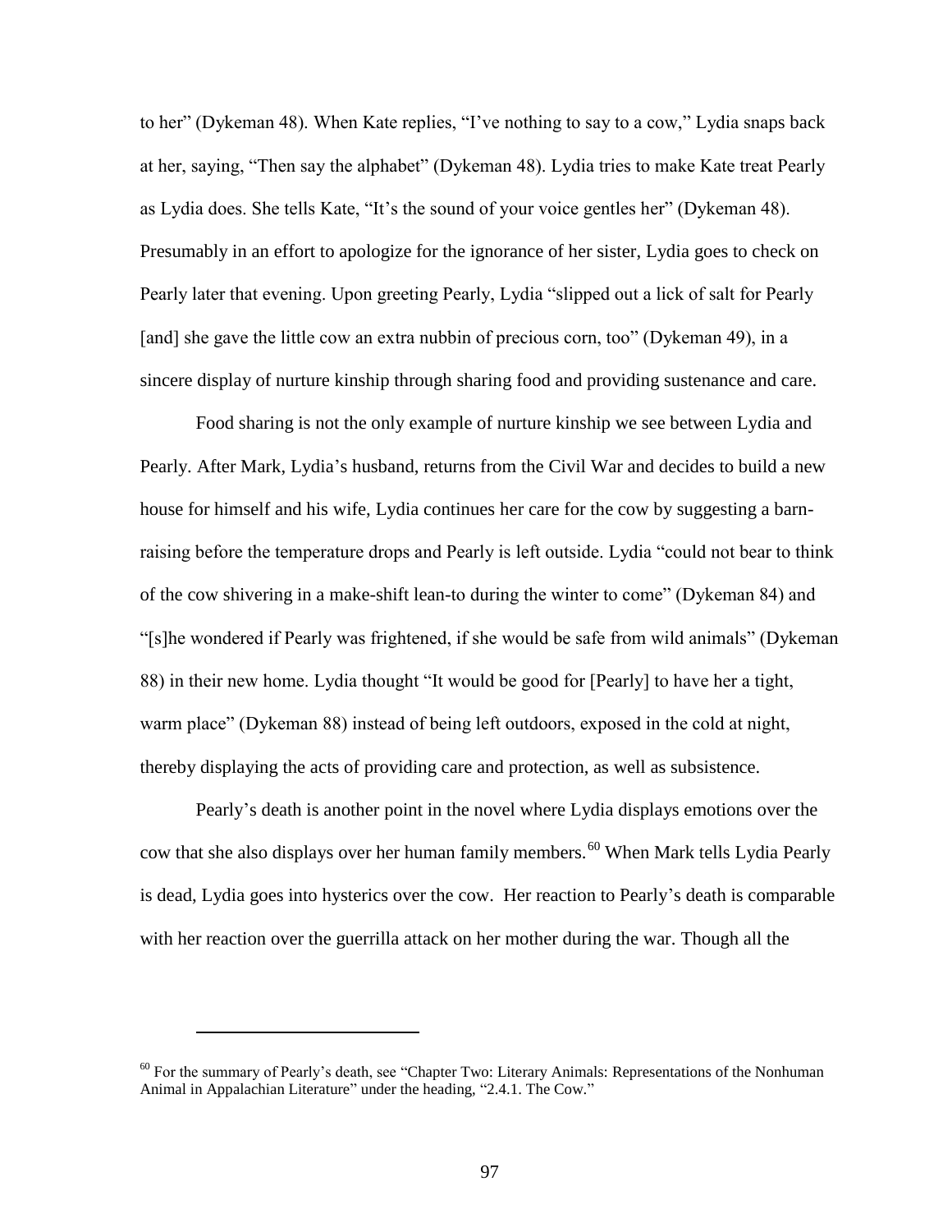to her" (Dykeman 48). When Kate replies, "I've nothing to say to a cow," Lydia snaps back at her, saying, "Then say the alphabet" (Dykeman 48). Lydia tries to make Kate treat Pearly as Lydia does. She tells Kate, "It's the sound of your voice gentles her" (Dykeman 48). Presumably in an effort to apologize for the ignorance of her sister, Lydia goes to check on Pearly later that evening. Upon greeting Pearly, Lydia "slipped out a lick of salt for Pearly [and] she gave the little cow an extra nubbin of precious corn, too" (Dykeman 49), in a sincere display of nurture kinship through sharing food and providing sustenance and care.

Food sharing is not the only example of nurture kinship we see between Lydia and Pearly. After Mark, Lydia's husband, returns from the Civil War and decides to build a new house for himself and his wife, Lydia continues her care for the cow by suggesting a barn-raising before the temperature drops and Pearly is left outside. Lydia "could not bear to think of the cow shivering in a make-shift lean-to during the winter to come" (Dykeman 84) and "[s]he wondered if Pearly was frightened, if she would be safe from wild animals" (Dykeman 88) in their new home. Lydia thought "It would be good for [Pearly] to have her a tight, warm place" (Dykeman 88) instead of being left outdoors, exposed in the cold at night, thereby displaying the acts of providing care and protection, as well as subsistence.

Pearly's death is another point in the novel where Lydia displays emotions over the cow that she also displays over her human family members.[60] When Mark tells Lydia Pearly is dead, Lydia goes into hysterics over the cow. Her reaction to Pearly's death is comparable with her reaction over the guerrilla attack on her mother during the war. Though all the

[60] For the summary of Pearly's death, see "Chapter Two: Literary Animals: Representations of the Nonhuman Animal in Appalachian Literature" under the heading, "2.4.1. The Cow."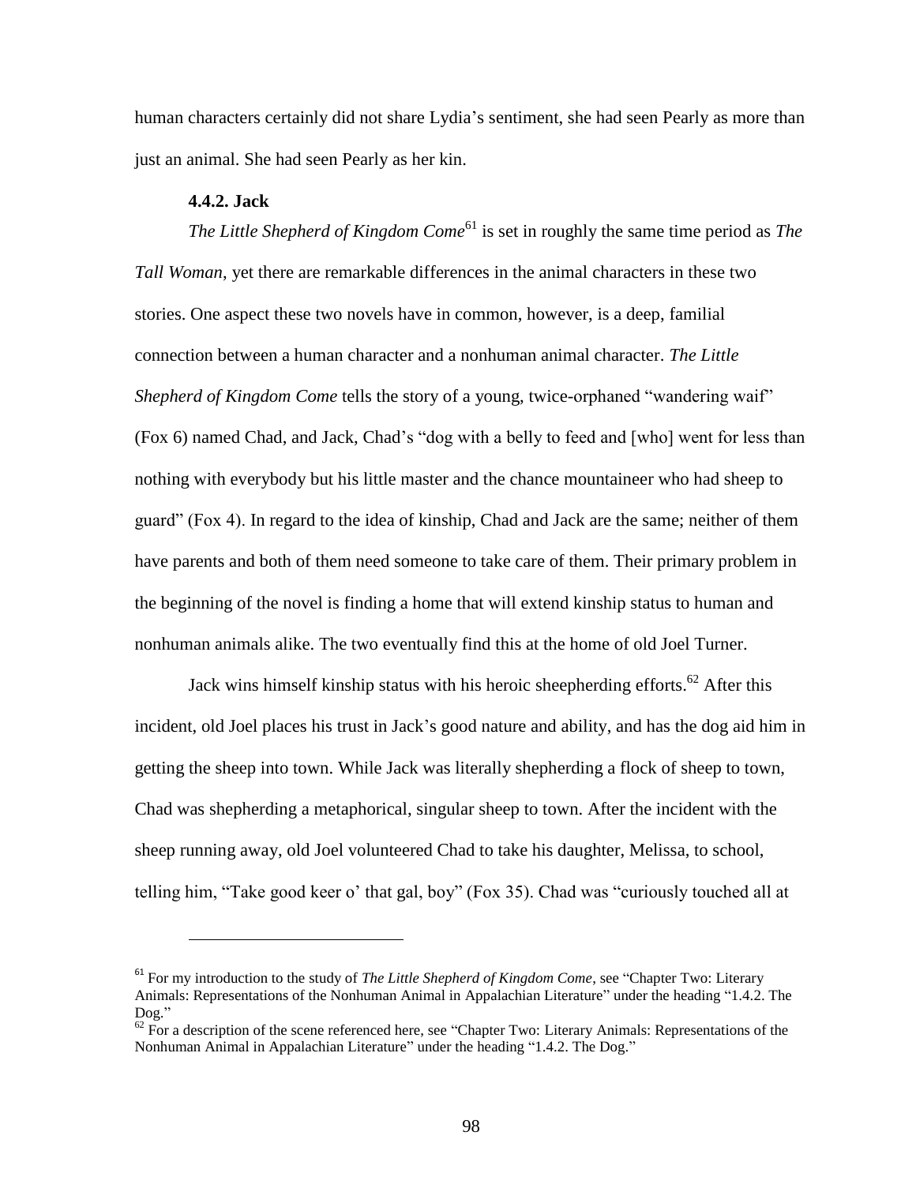human characters certainly did not share Lydia's sentiment, she had seen Pearly as more than just an animal. She had seen Pearly as her kin.

### 4.4.2. Jack

*The Little Shepherd of Kingdom Come*[61] is set in roughly the same time period as *The Tall Woman*, yet there are remarkable differences in the animal characters in these two stories. One aspect these two novels have in common, however, is a deep, familial connection between a human character and a nonhuman animal character. *The Little Shepherd of Kingdom Come* tells the story of a young, twice-orphaned "wandering waif" (Fox 6) named Chad, and Jack, Chad's "dog with a belly to feed and [who] went for less than nothing with everybody but his little master and the chance mountaineer who had sheep to guard" (Fox 4). In regard to the idea of kinship, Chad and Jack are the same; neither of them have parents and both of them need someone to take care of them. Their primary problem in the beginning of the novel is finding a home that will extend kinship status to human and nonhuman animals alike. The two eventually find this at the home of old Joel Turner.

Jack wins himself kinship status with his heroic sheepherding efforts.[62] After this incident, old Joel places his trust in Jack's good nature and ability, and has the dog aid him in getting the sheep into town. While Jack was literally shepherding a flock of sheep to town, Chad was shepherding a metaphorical, singular sheep to town. After the incident with the sheep running away, old Joel volunteered Chad to take his daughter, Melissa, to school, telling him, "Take good keer o' that gal, boy" (Fox 35). Chad was "curiously touched all at

---

[61] For my introduction to the study of *The Little Shepherd of Kingdom Come*, see "Chapter Two: Literary Animals: Representations of the Nonhuman Animal in Appalachian Literature" under the heading "1.4.2. The Dog."

[62] For a description of the scene referenced here, see "Chapter Two: Literary Animals: Representations of the Nonhuman Animal in Appalachian Literature" under the heading "1.4.2. The Dog."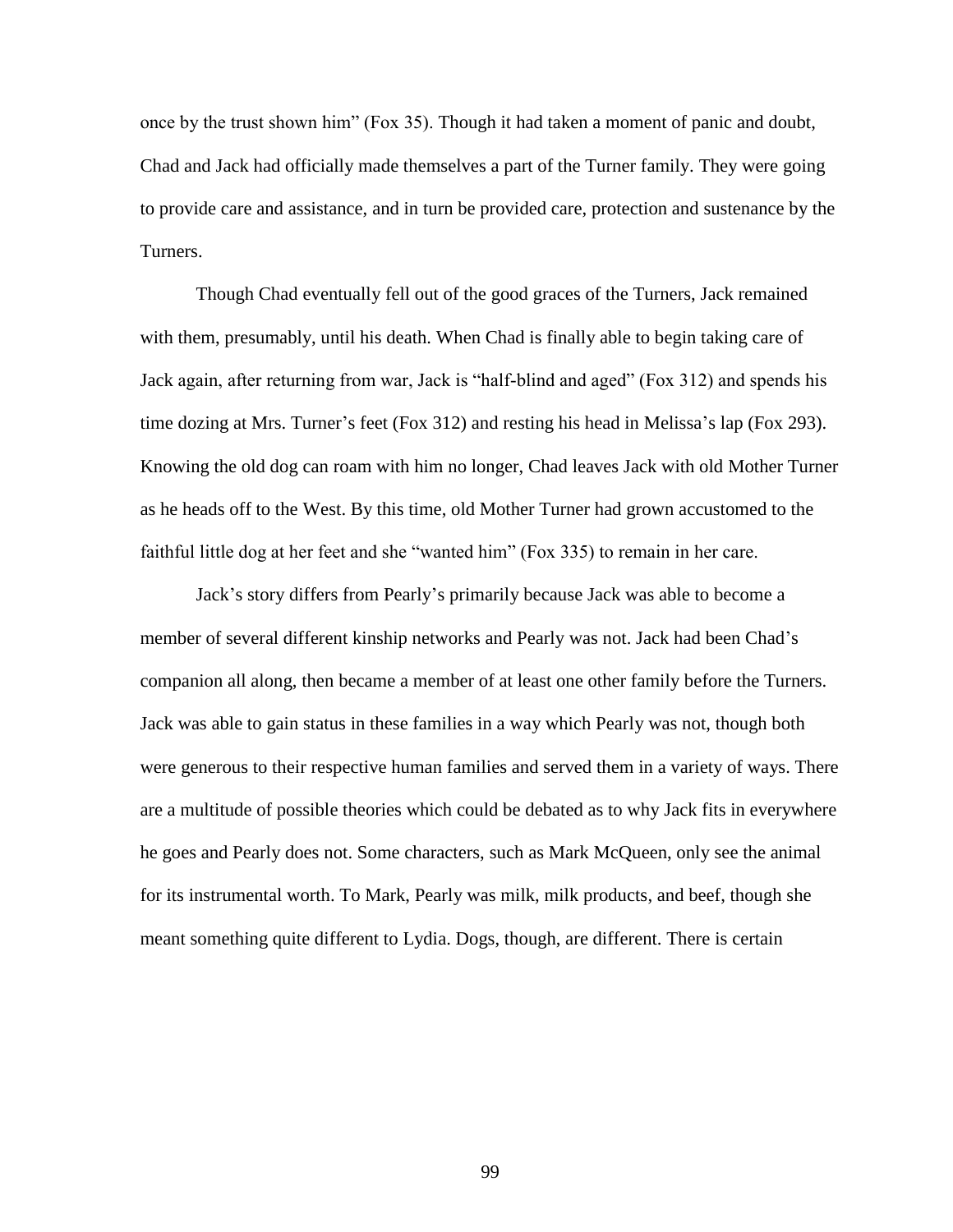once by the trust shown him" (Fox 35). Though it had taken a moment of panic and doubt, Chad and Jack had officially made themselves a part of the Turner family. They were going to provide care and assistance, and in turn be provided care, protection and sustenance by the Turners.

Though Chad eventually fell out of the good graces of the Turners, Jack remained with them, presumably, until his death. When Chad is finally able to begin taking care of Jack again, after returning from war, Jack is "half-blind and aged" (Fox 312) and spends his time dozing at Mrs. Turner's feet (Fox 312) and resting his head in Melissa's lap (Fox 293). Knowing the old dog can roam with him no longer, Chad leaves Jack with old Mother Turner as he heads off to the West. By this time, old Mother Turner had grown accustomed to the faithful little dog at her feet and she "wanted him" (Fox 335) to remain in her care.

Jack's story differs from Pearly's primarily because Jack was able to become a member of several different kinship networks and Pearly was not. Jack had been Chad's companion all along, then became a member of at least one other family before the Turners. Jack was able to gain status in these families in a way which Pearly was not, though both were generous to their respective human families and served them in a variety of ways. There are a multitude of possible theories which could be debated as to why Jack fits in everywhere he goes and Pearly does not. Some characters, such as Mark McQueen, only see the animal for its instrumental worth. To Mark, Pearly was milk, milk products, and beef, though she meant something quite different to Lydia. Dogs, though, are different. There is certain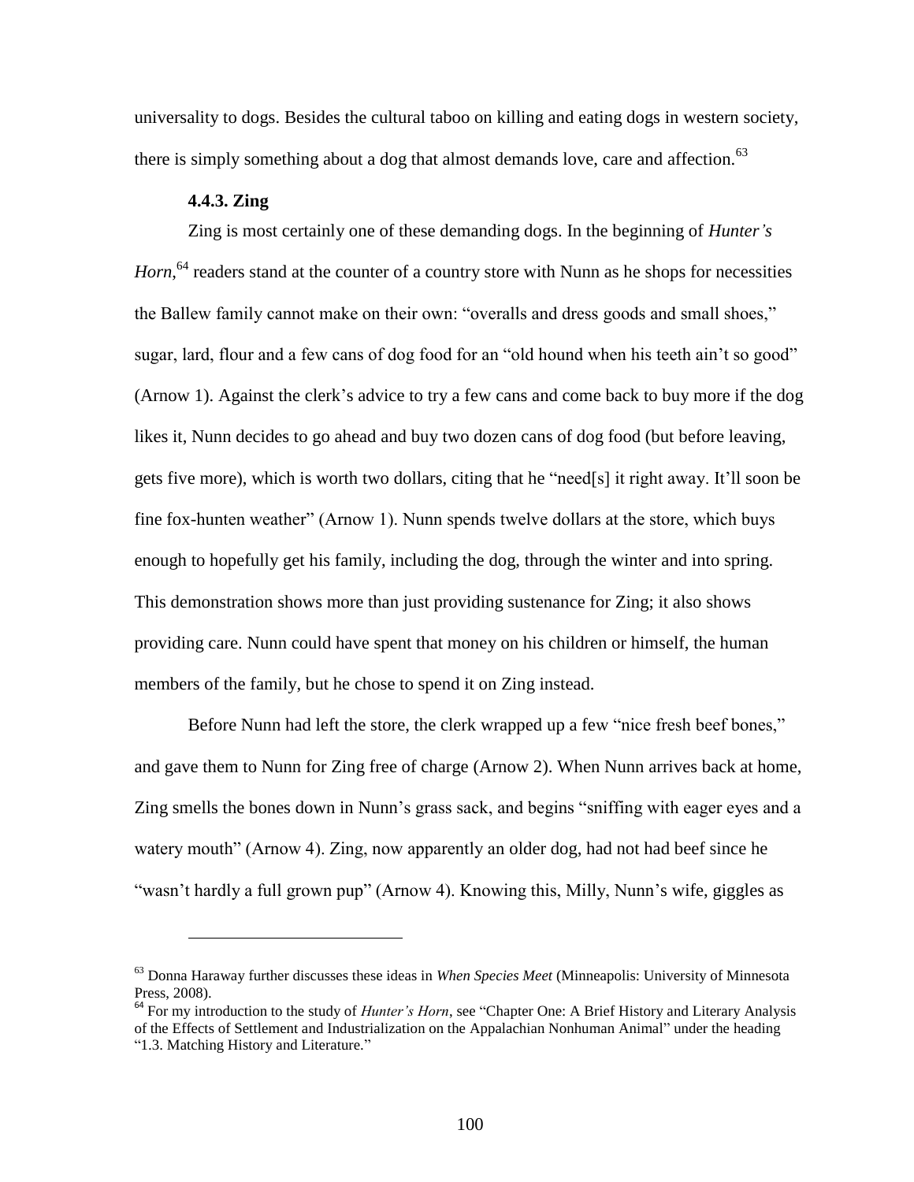universality to dogs. Besides the cultural taboo on killing and eating dogs in western society, there is simply something about a dog that almost demands love, care and affection.[63]

### 4.4.3. Zing

Zing is most certainly one of these demanding dogs. In the beginning of *Hunter's Horn*,[64] readers stand at the counter of a country store with Nunn as he shops for necessities the Ballew family cannot make on their own: "overalls and dress goods and small shoes," sugar, lard, flour and a few cans of dog food for an "old hound when his teeth ain't so good" (Arnow 1). Against the clerk's advice to try a few cans and come back to buy more if the dog likes it, Nunn decides to go ahead and buy two dozen cans of dog food (but before leaving, gets five more), which is worth two dollars, citing that he "need[s] it right away. It'll soon be fine fox-hunten weather" (Arnow 1). Nunn spends twelve dollars at the store, which buys enough to hopefully get his family, including the dog, through the winter and into spring. This demonstration shows more than just providing sustenance for Zing; it also shows providing care. Nunn could have spent that money on his children or himself, the human members of the family, but he chose to spend it on Zing instead.

Before Nunn had left the store, the clerk wrapped up a few "nice fresh beef bones," and gave them to Nunn for Zing free of charge (Arnow 2). When Nunn arrives back at home, Zing smells the bones down in Nunn's grass sack, and begins "sniffing with eager eyes and a watery mouth" (Arnow 4). Zing, now apparently an older dog, had not had beef since he "wasn't hardly a full grown pup" (Arnow 4). Knowing this, Milly, Nunn's wife, giggles as

---

[63] Donna Haraway further discusses these ideas in *When Species Meet* (Minneapolis: University of Minnesota Press, 2008).

[64] For my introduction to the study of *Hunter's Horn*, see "Chapter One: A Brief History and Literary Analysis of the Effects of Settlement and Industrialization on the Appalachian Nonhuman Animal" under the heading "1.3. Matching History and Literature."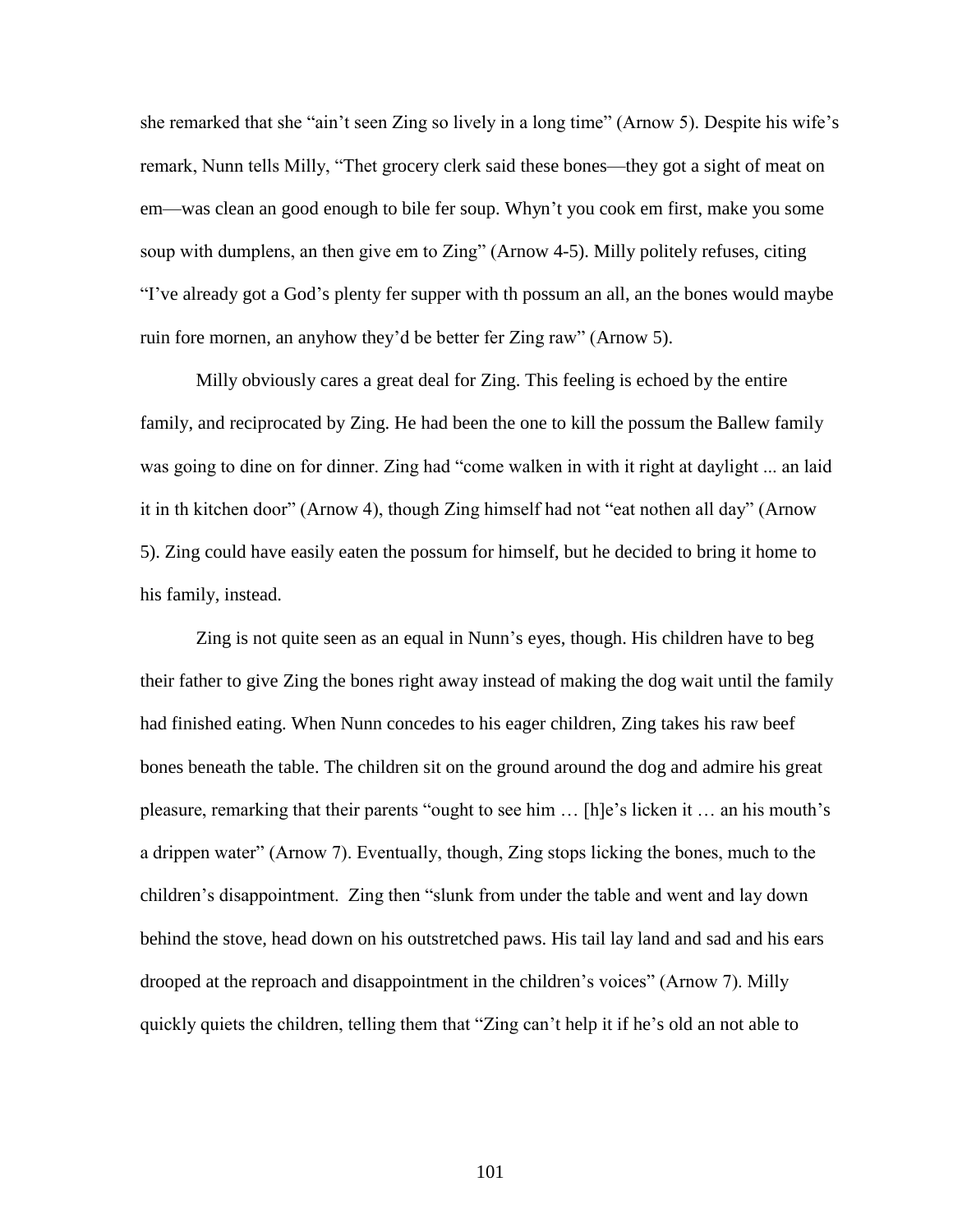she remarked that she "ain't seen Zing so lively in a long time" (Arnow 5). Despite his wife's remark, Nunn tells Milly, "Thet grocery clerk said these bones—they got a sight of meat on em—was clean an good enough to bile fer soup. Whyn't you cook em first, make you some soup with dumplens, an then give em to Zing" (Arnow 4-5). Milly politely refuses, citing "I've already got a God's plenty fer supper with th possum an all, an the bones would maybe ruin fore mornen, an anyhow they'd be better fer Zing raw" (Arnow 5).

Milly obviously cares a great deal for Zing. This feeling is echoed by the entire family, and reciprocated by Zing. He had been the one to kill the possum the Ballew family was going to dine on for dinner. Zing had "come walken in with it right at daylight ... an laid it in th kitchen door" (Arnow 4), though Zing himself had not "eat nothen all day" (Arnow 5). Zing could have easily eaten the possum for himself, but he decided to bring it home to his family, instead.

Zing is not quite seen as an equal in Nunn's eyes, though. His children have to beg their father to give Zing the bones right away instead of making the dog wait until the family had finished eating. When Nunn concedes to his eager children, Zing takes his raw beef bones beneath the table. The children sit on the ground around the dog and admire his great pleasure, remarking that their parents "ought to see him … [h]e's licken it … an his mouth's a drippen water" (Arnow 7). Eventually, though, Zing stops licking the bones, much to the children's disappointment. Zing then "slunk from under the table and went and lay down behind the stove, head down on his outstretched paws. His tail lay land and sad and his ears drooped at the reproach and disappointment in the children's voices" (Arnow 7). Milly quickly quiets the children, telling them that "Zing can't help it if he's old an not able to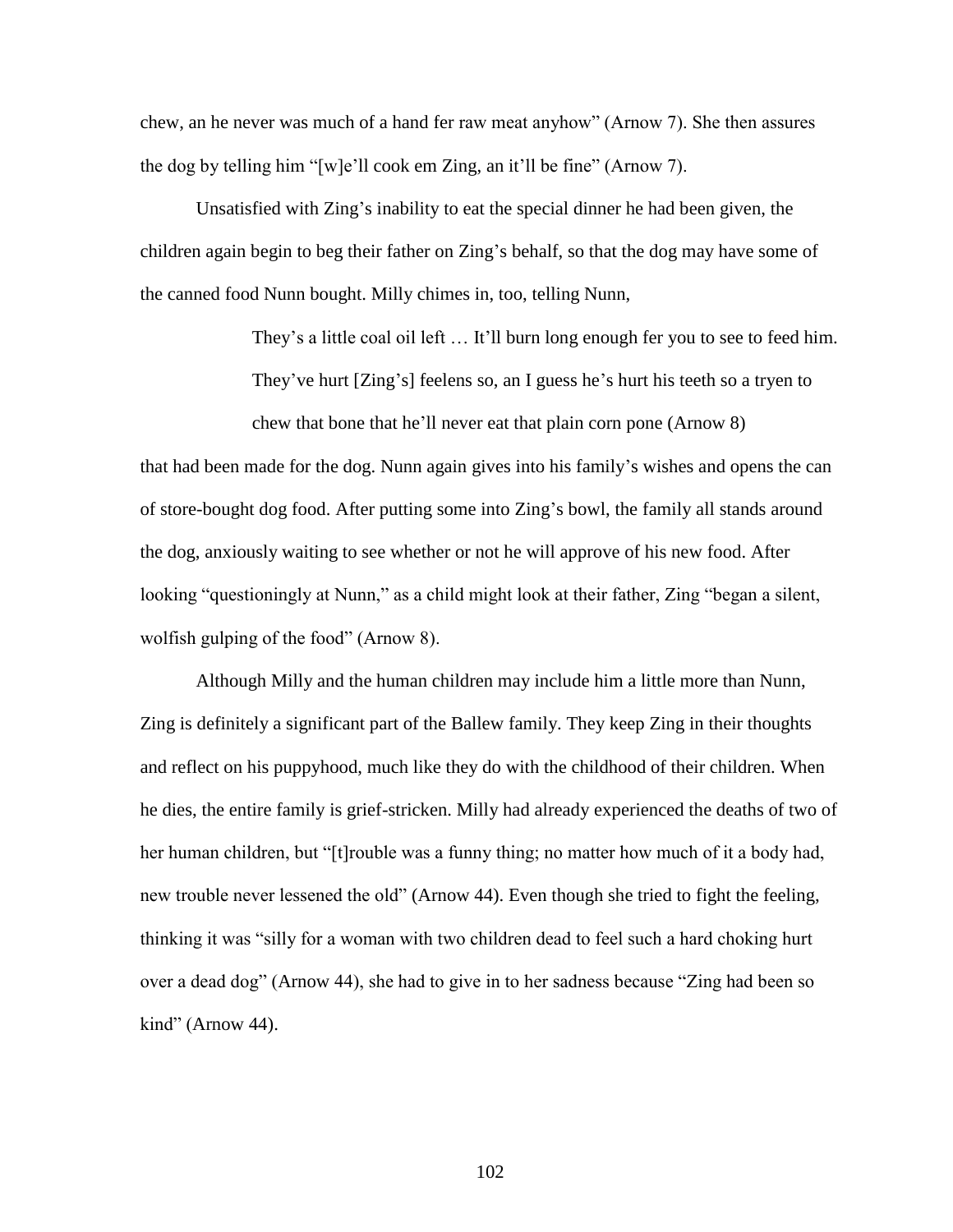chew, an he never was much of a hand fer raw meat anyhow" (Arnow 7). She then assures the dog by telling him "[w]e'll cook em Zing, an it'll be fine" (Arnow 7).

Unsatisfied with Zing's inability to eat the special dinner he had been given, the children again begin to beg their father on Zing's behalf, so that the dog may have some of the canned food Nunn bought. Milly chimes in, too, telling Nunn,

> They's a little coal oil left … It'll burn long enough fer you to see to feed him. They've hurt [Zing's] feelens so, an I guess he's hurt his teeth so a tryen to chew that bone that he'll never eat that plain corn pone (Arnow 8)

that had been made for the dog. Nunn again gives into his family's wishes and opens the can of store-bought dog food. After putting some into Zing's bowl, the family all stands around the dog, anxiously waiting to see whether or not he will approve of his new food. After looking "questioningly at Nunn," as a child might look at their father, Zing "began a silent, wolfish gulping of the food" (Arnow 8).

Although Milly and the human children may include him a little more than Nunn, Zing is definitely a significant part of the Ballew family. They keep Zing in their thoughts and reflect on his puppyhood, much like they do with the childhood of their children. When he dies, the entire family is grief-stricken. Milly had already experienced the deaths of two of her human children, but "[t]rouble was a funny thing; no matter how much of it a body had, new trouble never lessened the old" (Arnow 44). Even though she tried to fight the feeling, thinking it was "silly for a woman with two children dead to feel such a hard choking hurt over a dead dog" (Arnow 44), she had to give in to her sadness because "Zing had been so kind" (Arnow 44).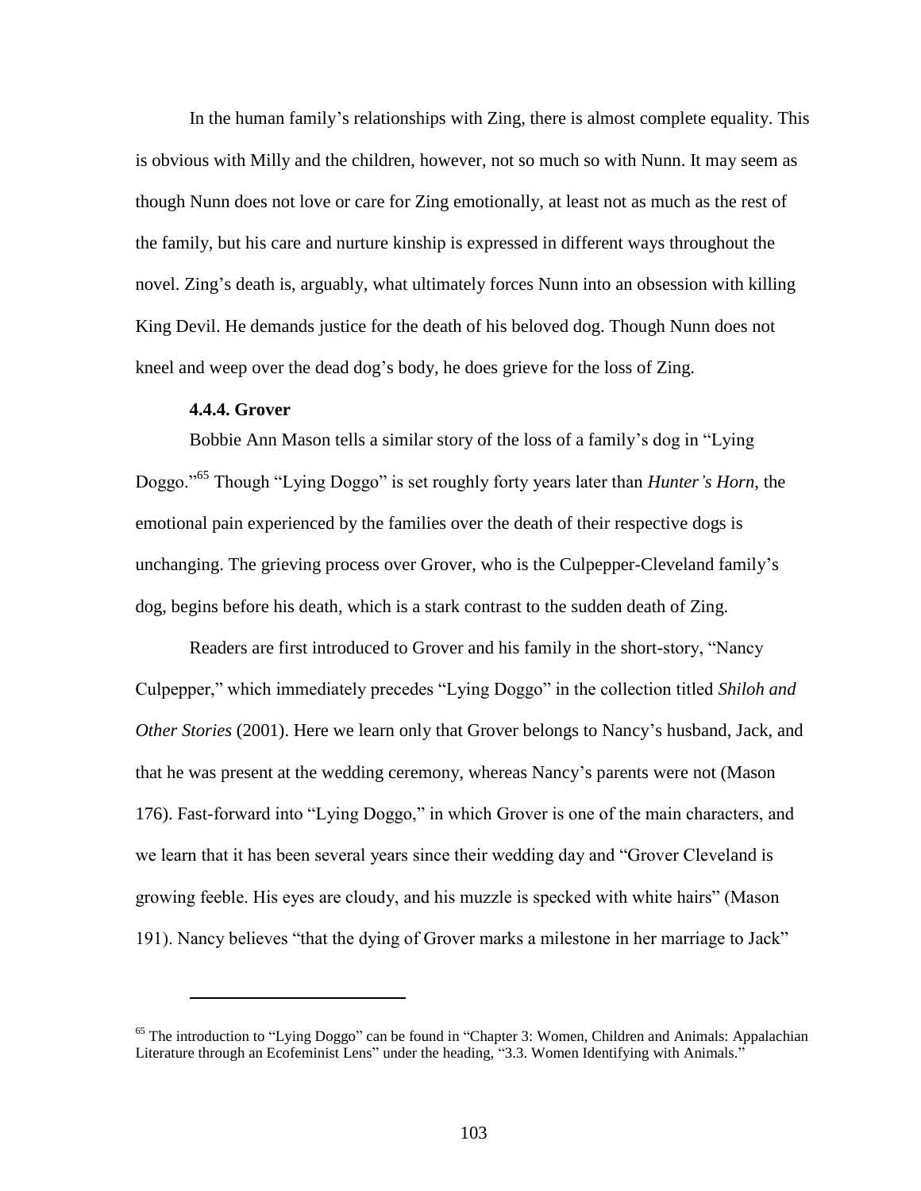In the human family's relationships with Zing, there is almost complete equality. This is obvious with Milly and the children, however, not so much so with Nunn. It may seem as though Nunn does not love or care for Zing emotionally, at least not as much as the rest of the family, but his care and nurture kinship is expressed in different ways throughout the novel. Zing's death is, arguably, what ultimately forces Nunn into an obsession with killing King Devil. He demands justice for the death of his beloved dog. Though Nunn does not kneel and weep over the dead dog's body, he does grieve for the loss of Zing.

#### 4.4.4. Grover

Bobbie Ann Mason tells a similar story of the loss of a family's dog in "Lying Doggo."[65] Though "Lying Doggo" is set roughly forty years later than *Hunter's Horn*, the emotional pain experienced by the families over the death of their respective dogs is unchanging. The grieving process over Grover, who is the Culpepper-Cleveland family's dog, begins before his death, which is a stark contrast to the sudden death of Zing.

Readers are first introduced to Grover and his family in the short-story, "Nancy Culpepper," which immediately precedes "Lying Doggo" in the collection titled *Shiloh and Other Stories* (2001). Here we learn only that Grover belongs to Nancy's husband, Jack, and that he was present at the wedding ceremony, whereas Nancy's parents were not (Mason 176). Fast-forward into "Lying Doggo," in which Grover is one of the main characters, and we learn that it has been several years since their wedding day and "Grover Cleveland is growing feeble. His eyes are cloudy, and his muzzle is specked with white hairs" (Mason 191). Nancy believes "that the dying of Grover marks a milestone in her marriage to Jack"

---

[65] The introduction to "Lying Doggo" can be found in "Chapter 3: Women, Children and Animals: Appalachian Literature through an Ecofeminist Lens" under the heading, "3.3. Women Identifying with Animals."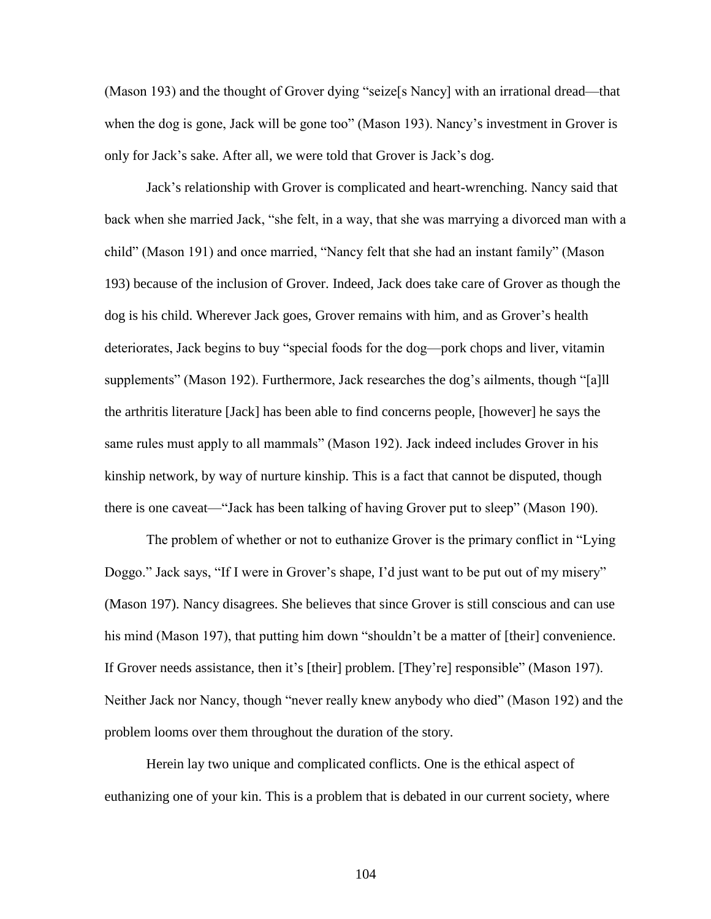(Mason 193) and the thought of Grover dying "seize[s Nancy] with an irrational dread—that when the dog is gone, Jack will be gone too" (Mason 193). Nancy's investment in Grover is only for Jack's sake. After all, we were told that Grover is Jack's dog.

Jack's relationship with Grover is complicated and heart-wrenching. Nancy said that back when she married Jack, "she felt, in a way, that she was marrying a divorced man with a child" (Mason 191) and once married, "Nancy felt that she had an instant family" (Mason 193) because of the inclusion of Grover. Indeed, Jack does take care of Grover as though the dog is his child. Wherever Jack goes, Grover remains with him, and as Grover's health deteriorates, Jack begins to buy "special foods for the dog—pork chops and liver, vitamin supplements" (Mason 192). Furthermore, Jack researches the dog's ailments, though "[a]ll the arthritis literature [Jack] has been able to find concerns people, [however] he says the same rules must apply to all mammals" (Mason 192). Jack indeed includes Grover in his kinship network, by way of nurture kinship. This is a fact that cannot be disputed, though there is one caveat—"Jack has been talking of having Grover put to sleep" (Mason 190).

The problem of whether or not to euthanize Grover is the primary conflict in "Lying Doggo." Jack says, "If I were in Grover's shape, I'd just want to be put out of my misery" (Mason 197). Nancy disagrees. She believes that since Grover is still conscious and can use his mind (Mason 197), that putting him down "shouldn't be a matter of [their] convenience. If Grover needs assistance, then it's [their] problem. [They're] responsible" (Mason 197). Neither Jack nor Nancy, though "never really knew anybody who died" (Mason 192) and the problem looms over them throughout the duration of the story.

Herein lay two unique and complicated conflicts. One is the ethical aspect of euthanizing one of your kin. This is a problem that is debated in our current society, where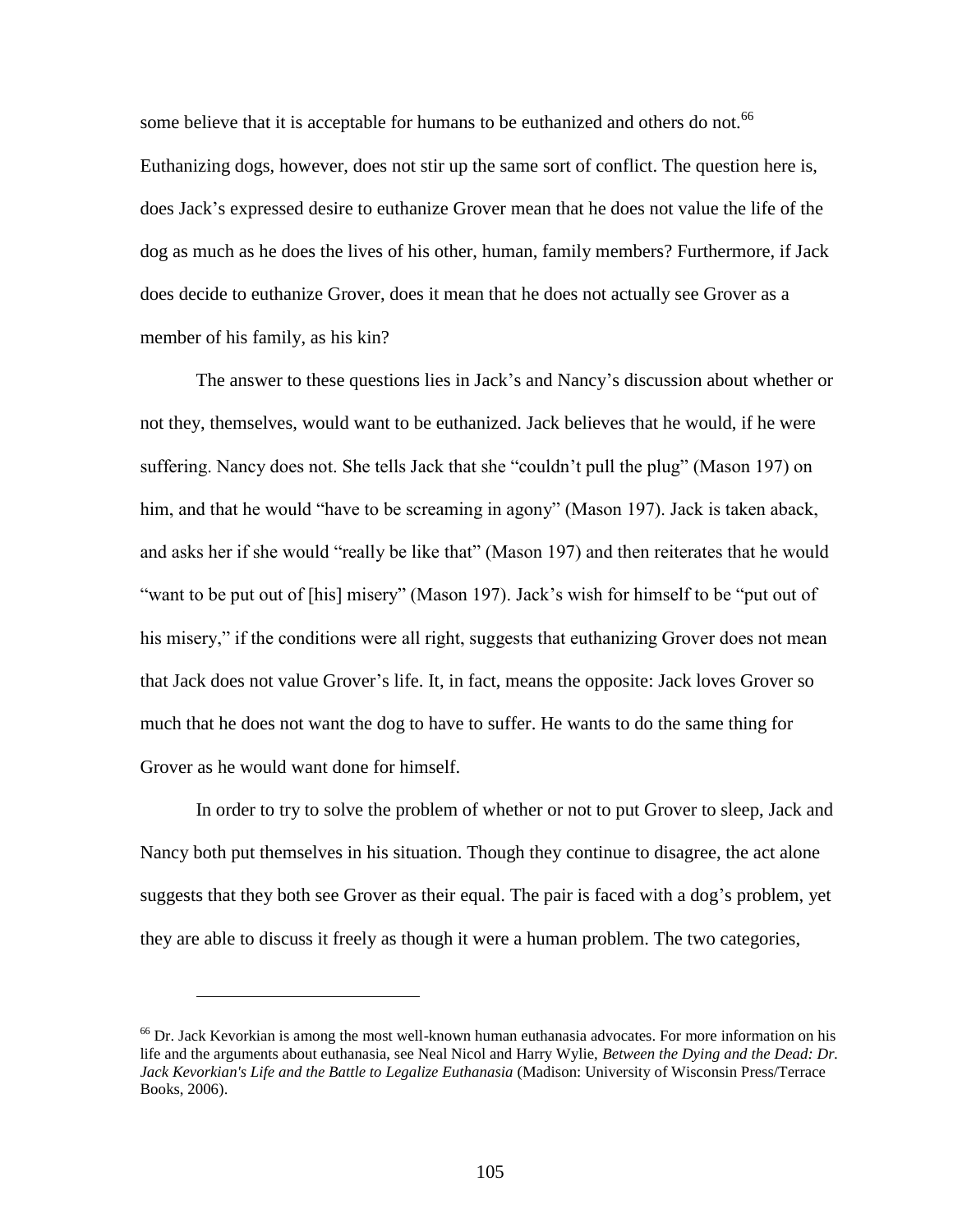some believe that it is acceptable for humans to be euthanized and others do not.[66] Euthanizing dogs, however, does not stir up the same sort of conflict. The question here is, does Jack's expressed desire to euthanize Grover mean that he does not value the life of the dog as much as he does the lives of his other, human, family members? Furthermore, if Jack does decide to euthanize Grover, does it mean that he does not actually see Grover as a member of his family, as his kin?

The answer to these questions lies in Jack's and Nancy's discussion about whether or not they, themselves, would want to be euthanized. Jack believes that he would, if he were suffering. Nancy does not. She tells Jack that she "couldn't pull the plug" (Mason 197) on him, and that he would "have to be screaming in agony" (Mason 197). Jack is taken aback, and asks her if she would "really be like that" (Mason 197) and then reiterates that he would "want to be put out of [his] misery" (Mason 197). Jack's wish for himself to be "put out of his misery," if the conditions were all right, suggests that euthanizing Grover does not mean that Jack does not value Grover's life. It, in fact, means the opposite: Jack loves Grover so much that he does not want the dog to have to suffer. He wants to do the same thing for Grover as he would want done for himself.

In order to try to solve the problem of whether or not to put Grover to sleep, Jack and Nancy both put themselves in his situation. Though they continue to disagree, the act alone suggests that they both see Grover as their equal. The pair is faced with a dog's problem, yet they are able to discuss it freely as though it were a human problem. The two categories,

---

[66] Dr. Jack Kevorkian is among the most well-known human euthanasia advocates. For more information on his life and the arguments about euthanasia, see Neal Nicol and Harry Wylie, *Between the Dying and the Dead: Dr. Jack Kevorkian's Life and the Battle to Legalize Euthanasia* (Madison: University of Wisconsin Press/Terrace Books, 2006).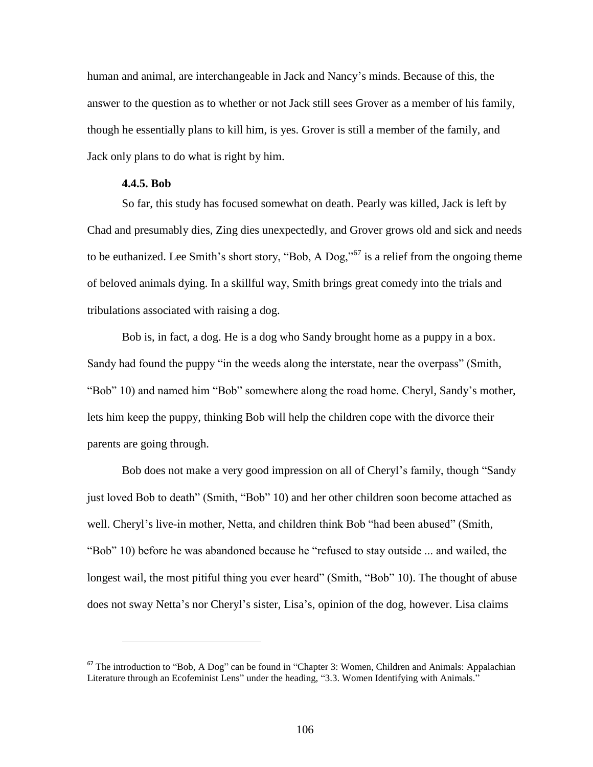human and animal, are interchangeable in Jack and Nancy's minds. Because of this, the answer to the question as to whether or not Jack still sees Grover as a member of his family, though he essentially plans to kill him, is yes. Grover is still a member of the family, and Jack only plans to do what is right by him.

#### 4.4.5. Bob

So far, this study has focused somewhat on death. Pearly was killed, Jack is left by Chad and presumably dies, Zing dies unexpectedly, and Grover grows old and sick and needs to be euthanized. Lee Smith's short story, "Bob, A Dog,"[67] is a relief from the ongoing theme of beloved animals dying. In a skillful way, Smith brings great comedy into the trials and tribulations associated with raising a dog.

Bob is, in fact, a dog. He is a dog who Sandy brought home as a puppy in a box. Sandy had found the puppy "in the weeds along the interstate, near the overpass" (Smith, "Bob" 10) and named him "Bob" somewhere along the road home. Cheryl, Sandy's mother, lets him keep the puppy, thinking Bob will help the children cope with the divorce their parents are going through.

Bob does not make a very good impression on all of Cheryl's family, though "Sandy just loved Bob to death" (Smith, "Bob" 10) and her other children soon become attached as well. Cheryl's live-in mother, Netta, and children think Bob "had been abused" (Smith, "Bob" 10) before he was abandoned because he "refused to stay outside ... and wailed, the longest wail, the most pitiful thing you ever heard" (Smith, "Bob" 10). The thought of abuse does not sway Netta's nor Cheryl's sister, Lisa's, opinion of the dog, however. Lisa claims

---

[67] The introduction to "Bob, A Dog" can be found in "Chapter 3: Women, Children and Animals: Appalachian Literature through an Ecofeminist Lens" under the heading, "3.3. Women Identifying with Animals."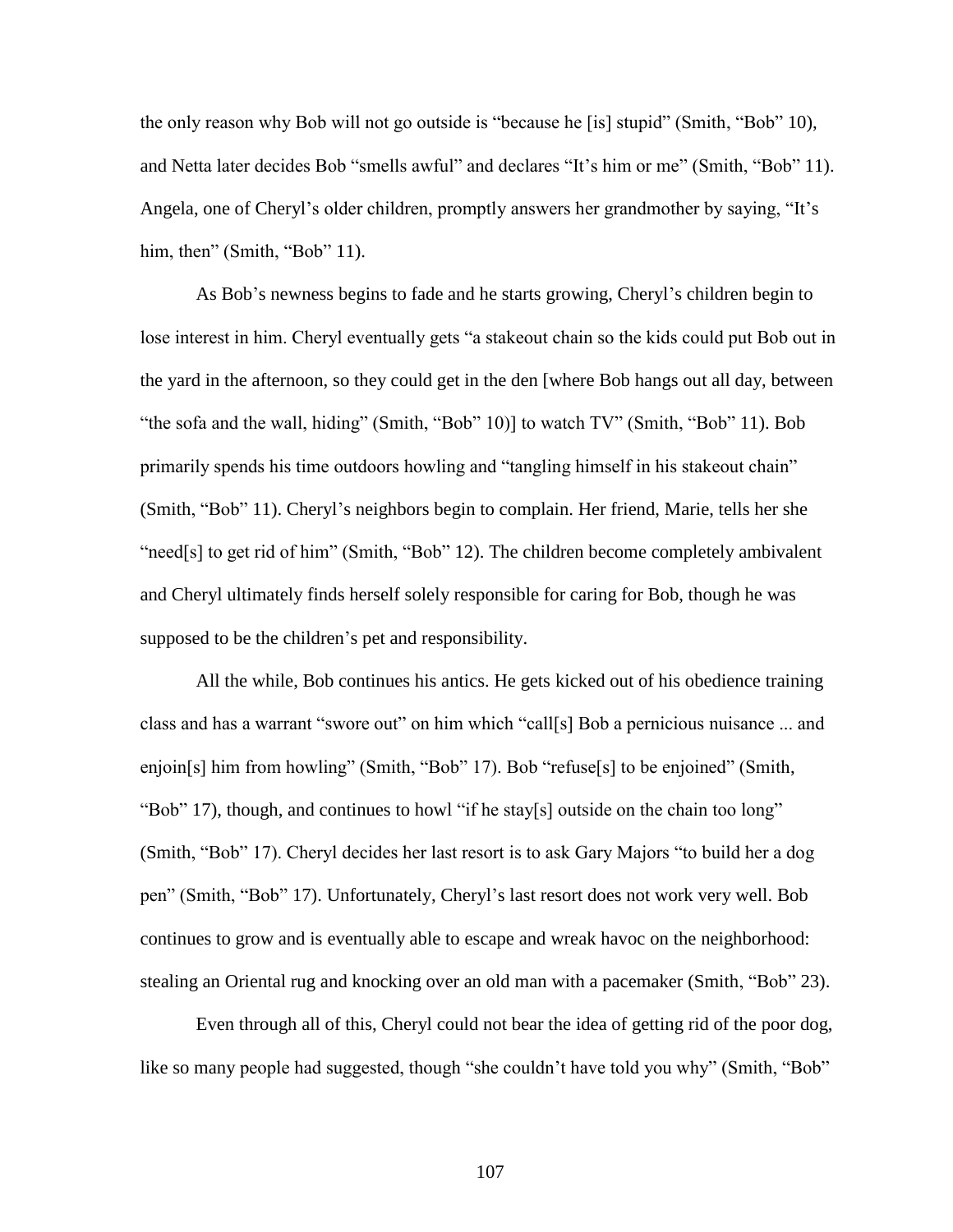the only reason why Bob will not go outside is "because he [is] stupid" (Smith, "Bob" 10), and Netta later decides Bob "smells awful" and declares "It's him or me" (Smith, "Bob" 11). Angela, one of Cheryl's older children, promptly answers her grandmother by saying, "It's him, then" (Smith, "Bob" 11).

As Bob's newness begins to fade and he starts growing, Cheryl's children begin to lose interest in him. Cheryl eventually gets "a stakeout chain so the kids could put Bob out in the yard in the afternoon, so they could get in the den [where Bob hangs out all day, between "the sofa and the wall, hiding" (Smith, "Bob" 10)] to watch TV" (Smith, "Bob" 11). Bob primarily spends his time outdoors howling and "tangling himself in his stakeout chain" (Smith, "Bob" 11). Cheryl's neighbors begin to complain. Her friend, Marie, tells her she "need[s] to get rid of him" (Smith, "Bob" 12). The children become completely ambivalent and Cheryl ultimately finds herself solely responsible for caring for Bob, though he was supposed to be the children's pet and responsibility.

All the while, Bob continues his antics. He gets kicked out of his obedience training class and has a warrant "swore out" on him which "call[s] Bob a pernicious nuisance ... and enjoin[s] him from howling" (Smith, "Bob" 17). Bob "refuse[s] to be enjoined" (Smith, "Bob" 17), though, and continues to howl "if he stay[s] outside on the chain too long" (Smith, "Bob" 17). Cheryl decides her last resort is to ask Gary Majors "to build her a dog pen" (Smith, "Bob" 17). Unfortunately, Cheryl's last resort does not work very well. Bob continues to grow and is eventually able to escape and wreak havoc on the neighborhood: stealing an Oriental rug and knocking over an old man with a pacemaker (Smith, "Bob" 23).

Even through all of this, Cheryl could not bear the idea of getting rid of the poor dog, like so many people had suggested, though "she couldn't have told you why" (Smith, "Bob"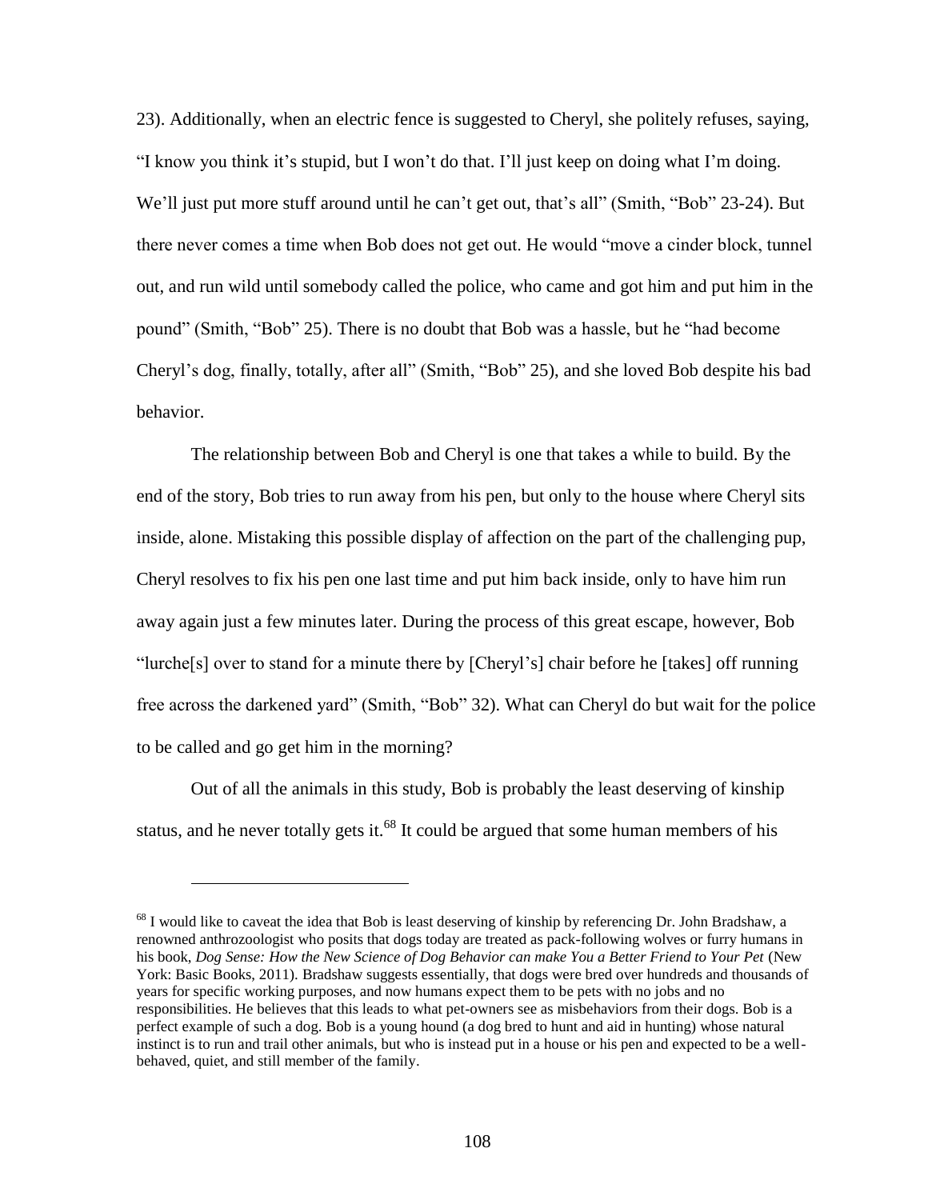23). Additionally, when an electric fence is suggested to Cheryl, she politely refuses, saying, "I know you think it's stupid, but I won't do that. I'll just keep on doing what I'm doing. We'll just put more stuff around until he can't get out, that's all" (Smith, "Bob" 23-24). But there never comes a time when Bob does not get out. He would "move a cinder block, tunnel out, and run wild until somebody called the police, who came and got him and put him in the pound" (Smith, "Bob" 25). There is no doubt that Bob was a hassle, but he "had become Cheryl's dog, finally, totally, after all" (Smith, "Bob" 25), and she loved Bob despite his bad behavior.

The relationship between Bob and Cheryl is one that takes a while to build. By the end of the story, Bob tries to run away from his pen, but only to the house where Cheryl sits inside, alone. Mistaking this possible display of affection on the part of the challenging pup, Cheryl resolves to fix his pen one last time and put him back inside, only to have him run away again just a few minutes later. During the process of this great escape, however, Bob "lurche[s] over to stand for a minute there by [Cheryl's] chair before he [takes] off running free across the darkened yard" (Smith, "Bob" 32). What can Cheryl do but wait for the police to be called and go get him in the morning?

Out of all the animals in this study, Bob is probably the least deserving of kinship status, and he never totally gets it.[68] It could be argued that some human members of his

---

[68] I would like to caveat the idea that Bob is least deserving of kinship by referencing Dr. John Bradshaw, a renowned anthrozoologist who posits that dogs today are treated as pack-following wolves or furry humans in his book, *Dog Sense: How the New Science of Dog Behavior can make You a Better Friend to Your Pet* (New York: Basic Books, 2011). Bradshaw suggests essentially, that dogs were bred over hundreds and thousands of years for specific working purposes, and now humans expect them to be pets with no jobs and no responsibilities. He believes that this leads to what pet-owners see as misbehaviors from their dogs. Bob is a perfect example of such a dog. Bob is a young hound (a dog bred to hunt and aid in hunting) whose natural instinct is to run and trail other animals, but who is instead put in a house or his pen and expected to be a well-behaved, quiet, and still member of the family.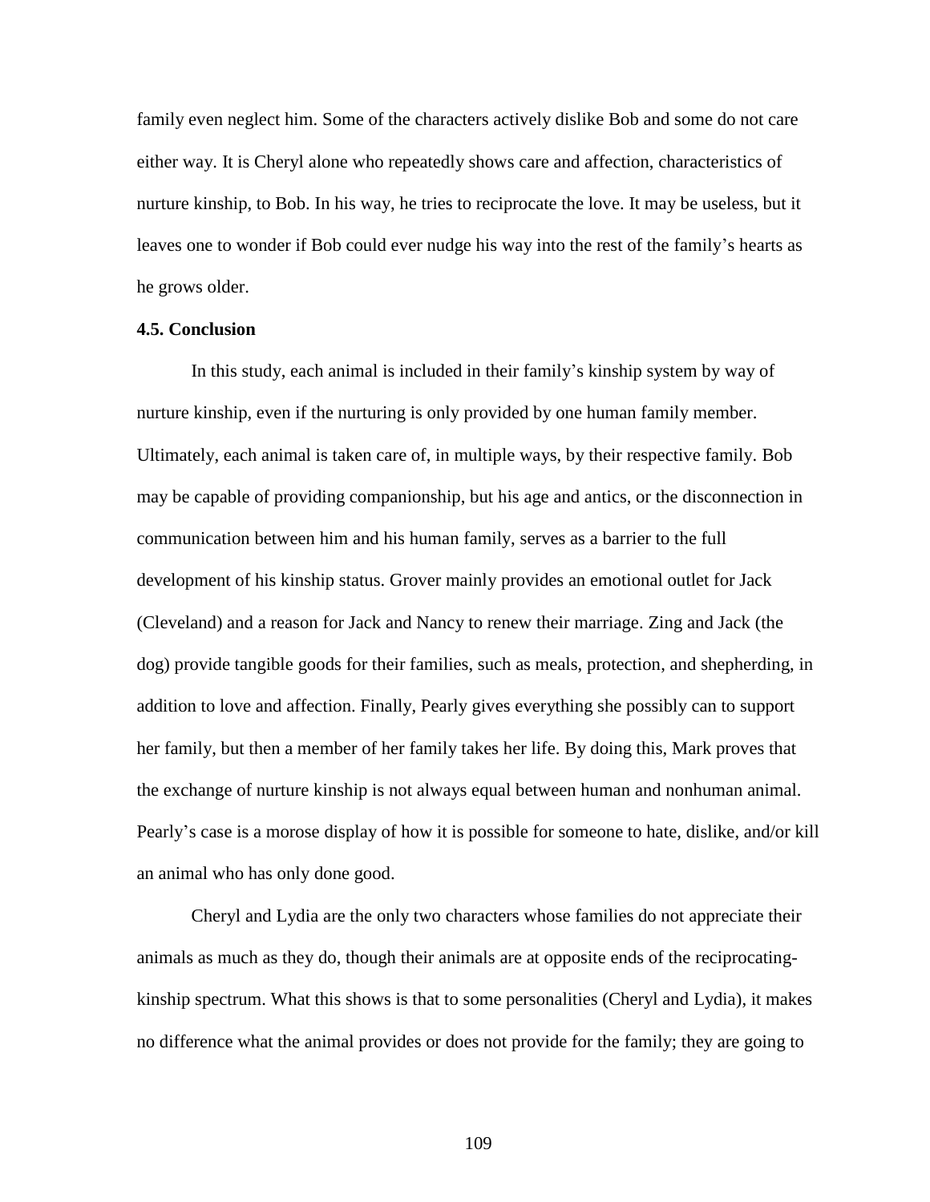family even neglect him. Some of the characters actively dislike Bob and some do not care either way. It is Cheryl alone who repeatedly shows care and affection, characteristics of nurture kinship, to Bob. In his way, he tries to reciprocate the love. It may be useless, but it leaves one to wonder if Bob could ever nudge his way into the rest of the family's hearts as he grows older.

### 4.5. Conclusion

In this study, each animal is included in their family's kinship system by way of nurture kinship, even if the nurturing is only provided by one human family member. Ultimately, each animal is taken care of, in multiple ways, by their respective family. Bob may be capable of providing companionship, but his age and antics, or the disconnection in communication between him and his human family, serves as a barrier to the full development of his kinship status. Grover mainly provides an emotional outlet for Jack (Cleveland) and a reason for Jack and Nancy to renew their marriage. Zing and Jack (the dog) provide tangible goods for their families, such as meals, protection, and shepherding, in addition to love and affection. Finally, Pearly gives everything she possibly can to support her family, but then a member of her family takes her life. By doing this, Mark proves that the exchange of nurture kinship is not always equal between human and nonhuman animal. Pearly's case is a morose display of how it is possible for someone to hate, dislike, and/or kill an animal who has only done good.

Cheryl and Lydia are the only two characters whose families do not appreciate their animals as much as they do, though their animals are at opposite ends of the reciprocating-kinship spectrum. What this shows is that to some personalities (Cheryl and Lydia), it makes no difference what the animal provides or does not provide for the family; they are going to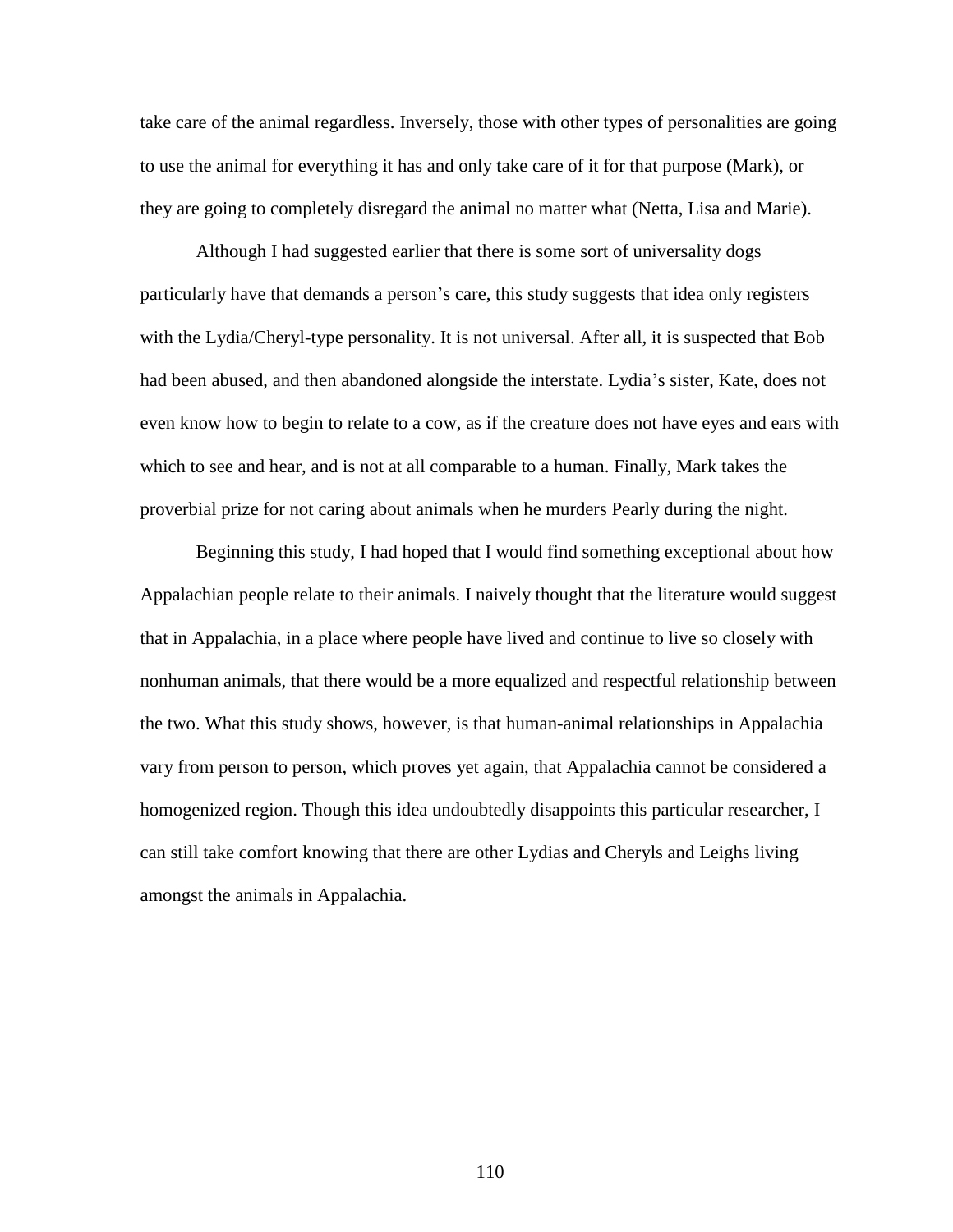take care of the animal regardless. Inversely, those with other types of personalities are going to use the animal for everything it has and only take care of it for that purpose (Mark), or they are going to completely disregard the animal no matter what (Netta, Lisa and Marie).

Although I had suggested earlier that there is some sort of universality dogs particularly have that demands a person's care, this study suggests that idea only registers with the Lydia/Cheryl-type personality. It is not universal. After all, it is suspected that Bob had been abused, and then abandoned alongside the interstate. Lydia's sister, Kate, does not even know how to begin to relate to a cow, as if the creature does not have eyes and ears with which to see and hear, and is not at all comparable to a human. Finally, Mark takes the proverbial prize for not caring about animals when he murders Pearly during the night.

Beginning this study, I had hoped that I would find something exceptional about how Appalachian people relate to their animals. I naively thought that the literature would suggest that in Appalachia, in a place where people have lived and continue to live so closely with nonhuman animals, that there would be a more equalized and respectful relationship between the two. What this study shows, however, is that human-animal relationships in Appalachia vary from person to person, which proves yet again, that Appalachia cannot be considered a homogenized region. Though this idea undoubtedly disappoints this particular researcher, I can still take comfort knowing that there are other Lydias and Cheryls and Leighs living amongst the animals in Appalachia.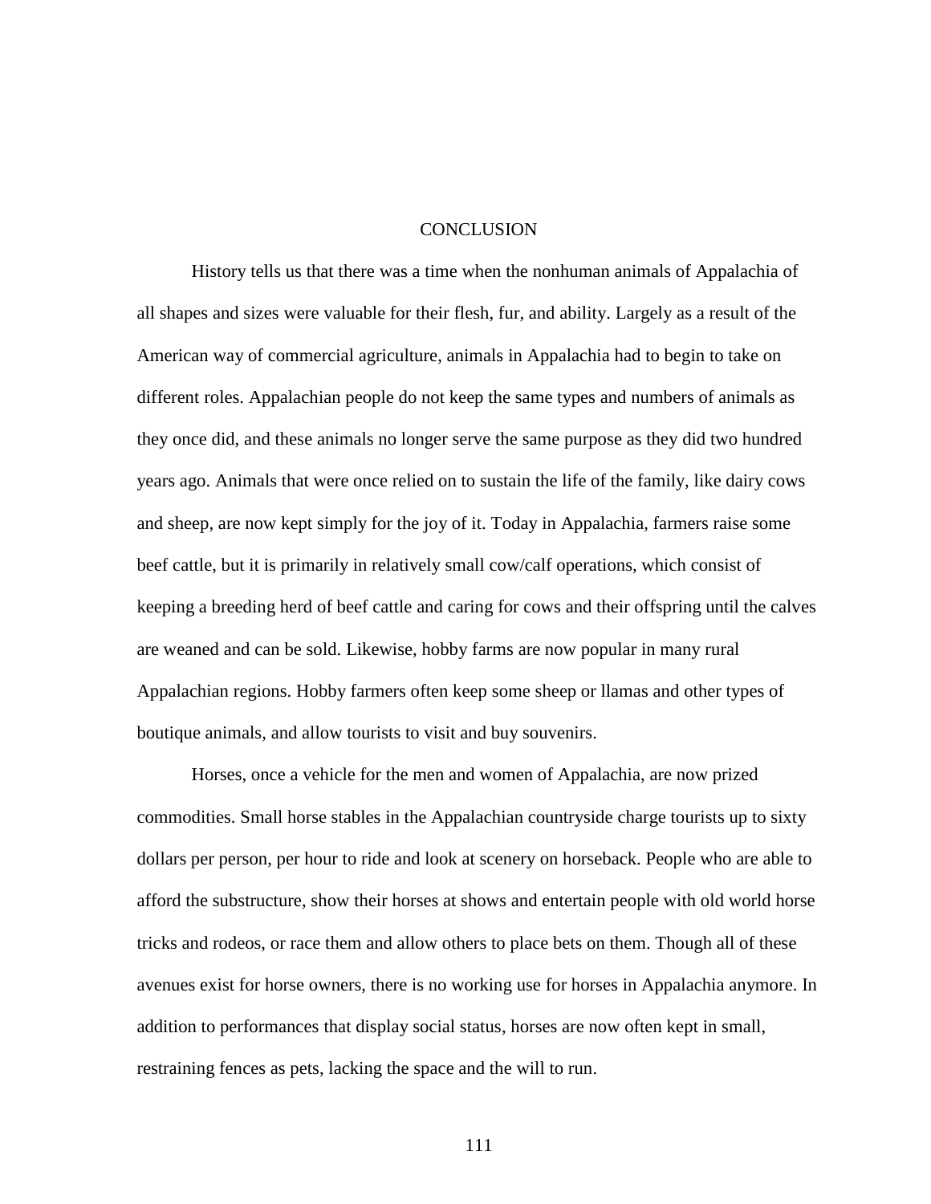# CONCLUSION

History tells us that there was a time when the nonhuman animals of Appalachia of all shapes and sizes were valuable for their flesh, fur, and ability. Largely as a result of the American way of commercial agriculture, animals in Appalachia had to begin to take on different roles. Appalachian people do not keep the same types and numbers of animals as they once did, and these animals no longer serve the same purpose as they did two hundred years ago. Animals that were once relied on to sustain the life of the family, like dairy cows and sheep, are now kept simply for the joy of it. Today in Appalachia, farmers raise some beef cattle, but it is primarily in relatively small cow/calf operations, which consist of keeping a breeding herd of beef cattle and caring for cows and their offspring until the calves are weaned and can be sold. Likewise, hobby farms are now popular in many rural Appalachian regions. Hobby farmers often keep some sheep or llamas and other types of boutique animals, and allow tourists to visit and buy souvenirs.

Horses, once a vehicle for the men and women of Appalachia, are now prized commodities. Small horse stables in the Appalachian countryside charge tourists up to sixty dollars per person, per hour to ride and look at scenery on horseback. People who are able to afford the substructure, show their horses at shows and entertain people with old world horse tricks and rodeos, or race them and allow others to place bets on them. Though all of these avenues exist for horse owners, there is no working use for horses in Appalachia anymore. In addition to performances that display social status, horses are now often kept in small, restraining fences as pets, lacking the space and the will to run.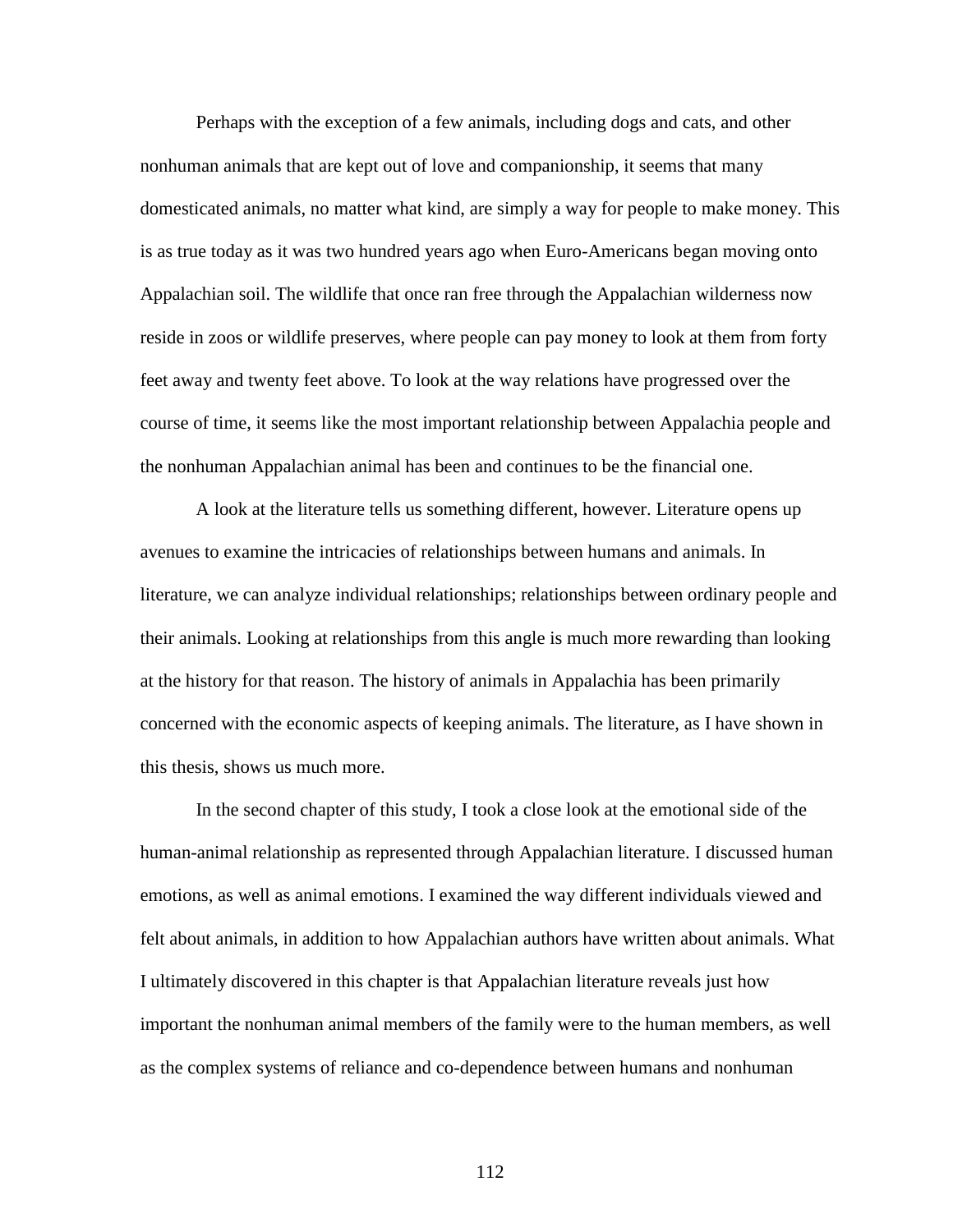Perhaps with the exception of a few animals, including dogs and cats, and other nonhuman animals that are kept out of love and companionship, it seems that many domesticated animals, no matter what kind, are simply a way for people to make money. This is as true today as it was two hundred years ago when Euro-Americans began moving onto Appalachian soil. The wildlife that once ran free through the Appalachian wilderness now reside in zoos or wildlife preserves, where people can pay money to look at them from forty feet away and twenty feet above. To look at the way relations have progressed over the course of time, it seems like the most important relationship between Appalachia people and the nonhuman Appalachian animal has been and continues to be the financial one.

A look at the literature tells us something different, however. Literature opens up avenues to examine the intricacies of relationships between humans and animals. In literature, we can analyze individual relationships; relationships between ordinary people and their animals. Looking at relationships from this angle is much more rewarding than looking at the history for that reason. The history of animals in Appalachia has been primarily concerned with the economic aspects of keeping animals. The literature, as I have shown in this thesis, shows us much more.

In the second chapter of this study, I took a close look at the emotional side of the human-animal relationship as represented through Appalachian literature. I discussed human emotions, as well as animal emotions. I examined the way different individuals viewed and felt about animals, in addition to how Appalachian authors have written about animals. What I ultimately discovered in this chapter is that Appalachian literature reveals just how important the nonhuman animal members of the family were to the human members, as well as the complex systems of reliance and co-dependence between humans and nonhuman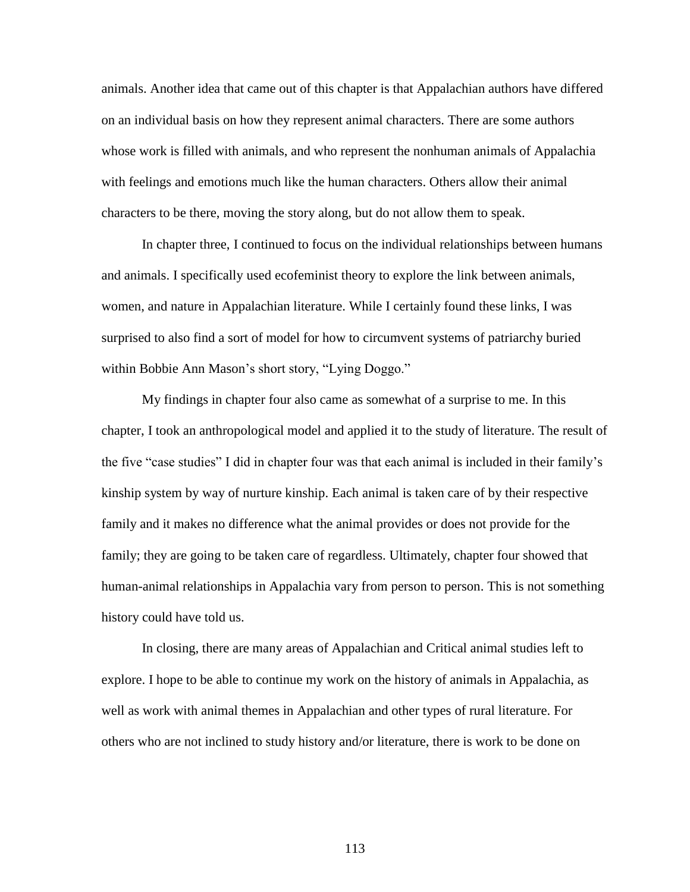animals. Another idea that came out of this chapter is that Appalachian authors have differed on an individual basis on how they represent animal characters. There are some authors whose work is filled with animals, and who represent the nonhuman animals of Appalachia with feelings and emotions much like the human characters. Others allow their animal characters to be there, moving the story along, but do not allow them to speak.

In chapter three, I continued to focus on the individual relationships between humans and animals. I specifically used ecofeminist theory to explore the link between animals, women, and nature in Appalachian literature. While I certainly found these links, I was surprised to also find a sort of model for how to circumvent systems of patriarchy buried within Bobbie Ann Mason's short story, "Lying Doggo."

My findings in chapter four also came as somewhat of a surprise to me. In this chapter, I took an anthropological model and applied it to the study of literature. The result of the five "case studies" I did in chapter four was that each animal is included in their family's kinship system by way of nurture kinship. Each animal is taken care of by their respective family and it makes no difference what the animal provides or does not provide for the family; they are going to be taken care of regardless. Ultimately, chapter four showed that human-animal relationships in Appalachia vary from person to person. This is not something history could have told us.

In closing, there are many areas of Appalachian and Critical animal studies left to explore. I hope to be able to continue my work on the history of animals in Appalachia, as well as work with animal themes in Appalachian and other types of rural literature. For others who are not inclined to study history and/or literature, there is work to be done on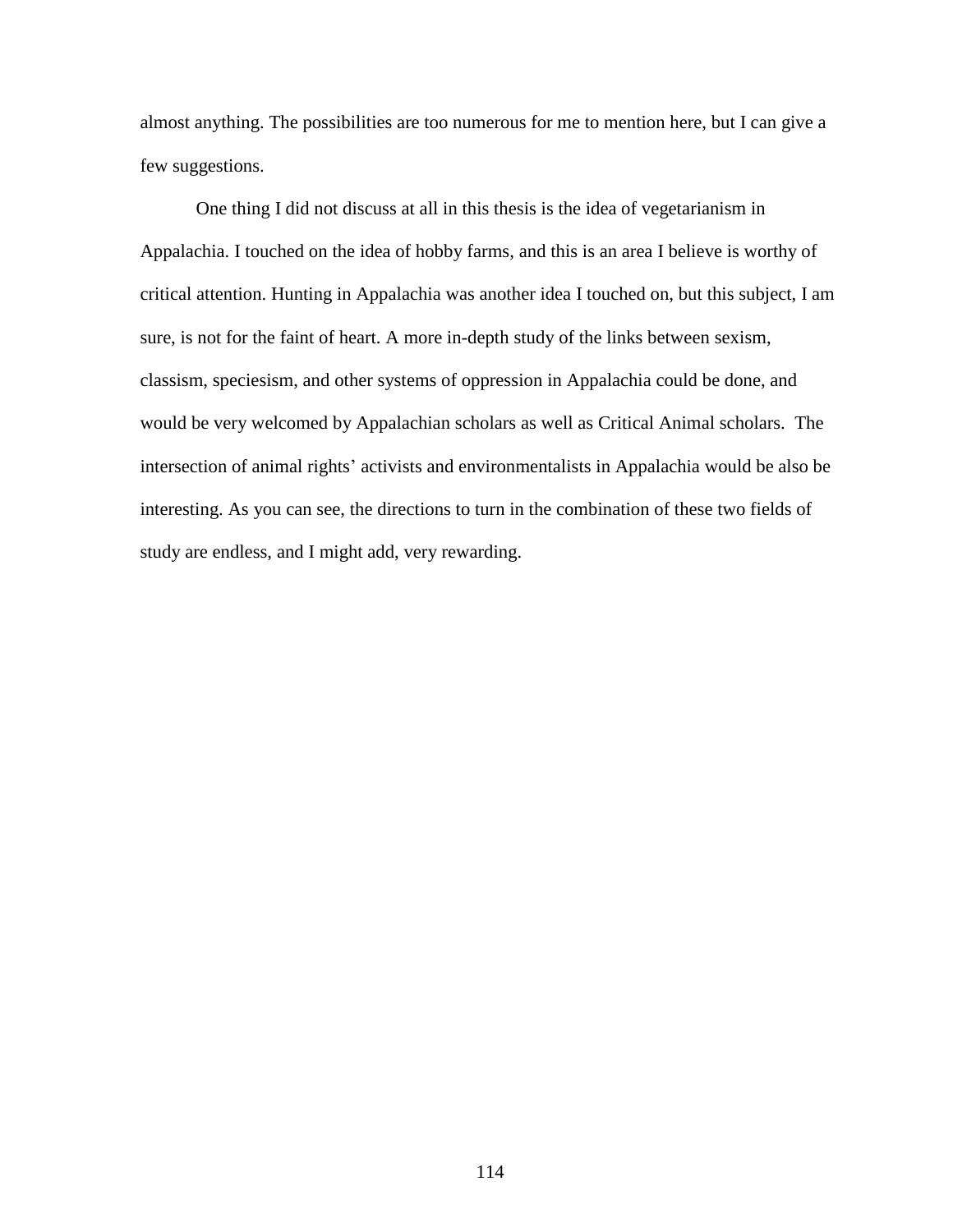almost anything. The possibilities are too numerous for me to mention here, but I can give a few suggestions.

One thing I did not discuss at all in this thesis is the idea of vegetarianism in Appalachia. I touched on the idea of hobby farms, and this is an area I believe is worthy of critical attention. Hunting in Appalachia was another idea I touched on, but this subject, I am sure, is not for the faint of heart. A more in-depth study of the links between sexism, classism, speciesism, and other systems of oppression in Appalachia could be done, and would be very welcomed by Appalachian scholars as well as Critical Animal scholars. The intersection of animal rights' activists and environmentalists in Appalachia would be also be interesting. As you can see, the directions to turn in the combination of these two fields of study are endless, and I might add, very rewarding.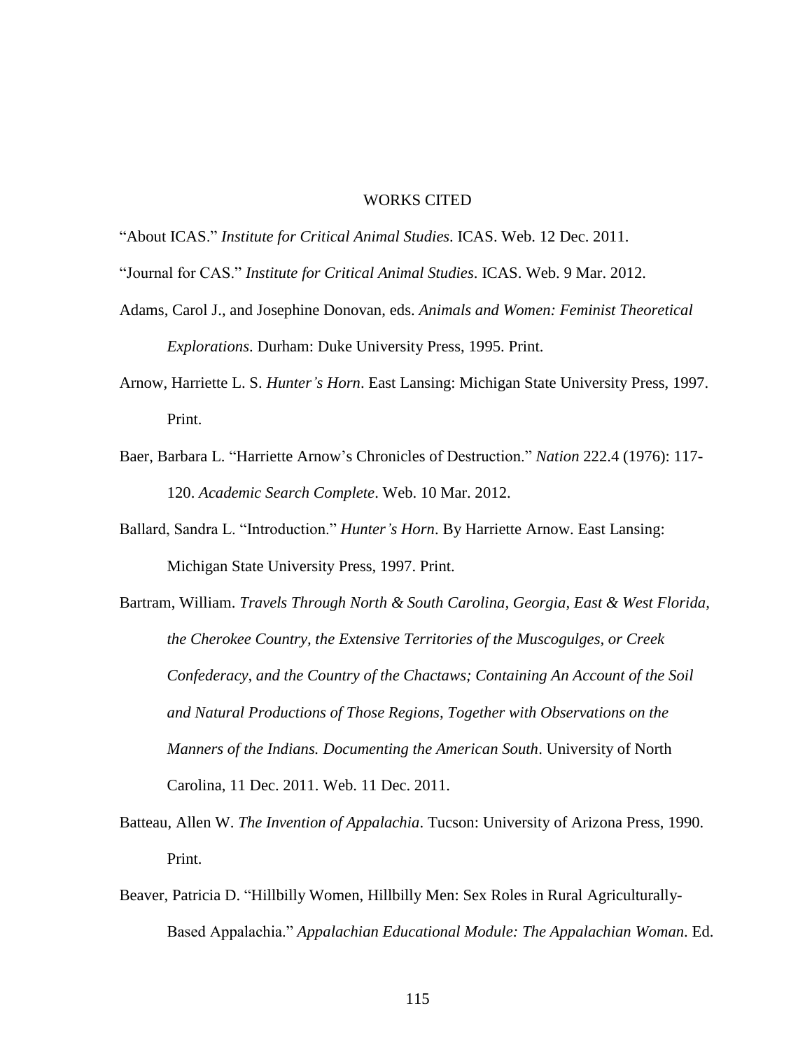# WORKS CITED

"About ICAS." *Institute for Critical Animal Studies*. ICAS. Web. 12 Dec. 2011.

"Journal for CAS." *Institute for Critical Animal Studies*. ICAS. Web. 9 Mar. 2012.

Adams, Carol J., and Josephine Donovan, eds. *Animals and Women: Feminist Theoretical Explorations*. Durham: Duke University Press, 1995. Print.

Arnow, Harriette L. S. *Hunter's Horn*. East Lansing: Michigan State University Press, 1997. Print.

Baer, Barbara L. "Harriette Arnow's Chronicles of Destruction." *Nation* 222.4 (1976): 117-120. *Academic Search Complete*. Web. 10 Mar. 2012.

Ballard, Sandra L. "Introduction." *Hunter's Horn*. By Harriette Arnow. East Lansing: Michigan State University Press, 1997. Print.

Bartram, William. *Travels Through North & South Carolina, Georgia, East & West Florida, the Cherokee Country, the Extensive Territories of the Muscogulges, or Creek Confederacy, and the Country of the Chactaws; Containing An Account of the Soil and Natural Productions of Those Regions, Together with Observations on the Manners of the Indians. Documenting the American South*. University of North Carolina, 11 Dec. 2011. Web. 11 Dec. 2011.

Batteau, Allen W. *The Invention of Appalachia*. Tucson: University of Arizona Press, 1990. Print.

Beaver, Patricia D. "Hillbilly Women, Hillbilly Men: Sex Roles in Rural Agriculturally-Based Appalachia." *Appalachian Educational Module: The Appalachian Woman*. Ed.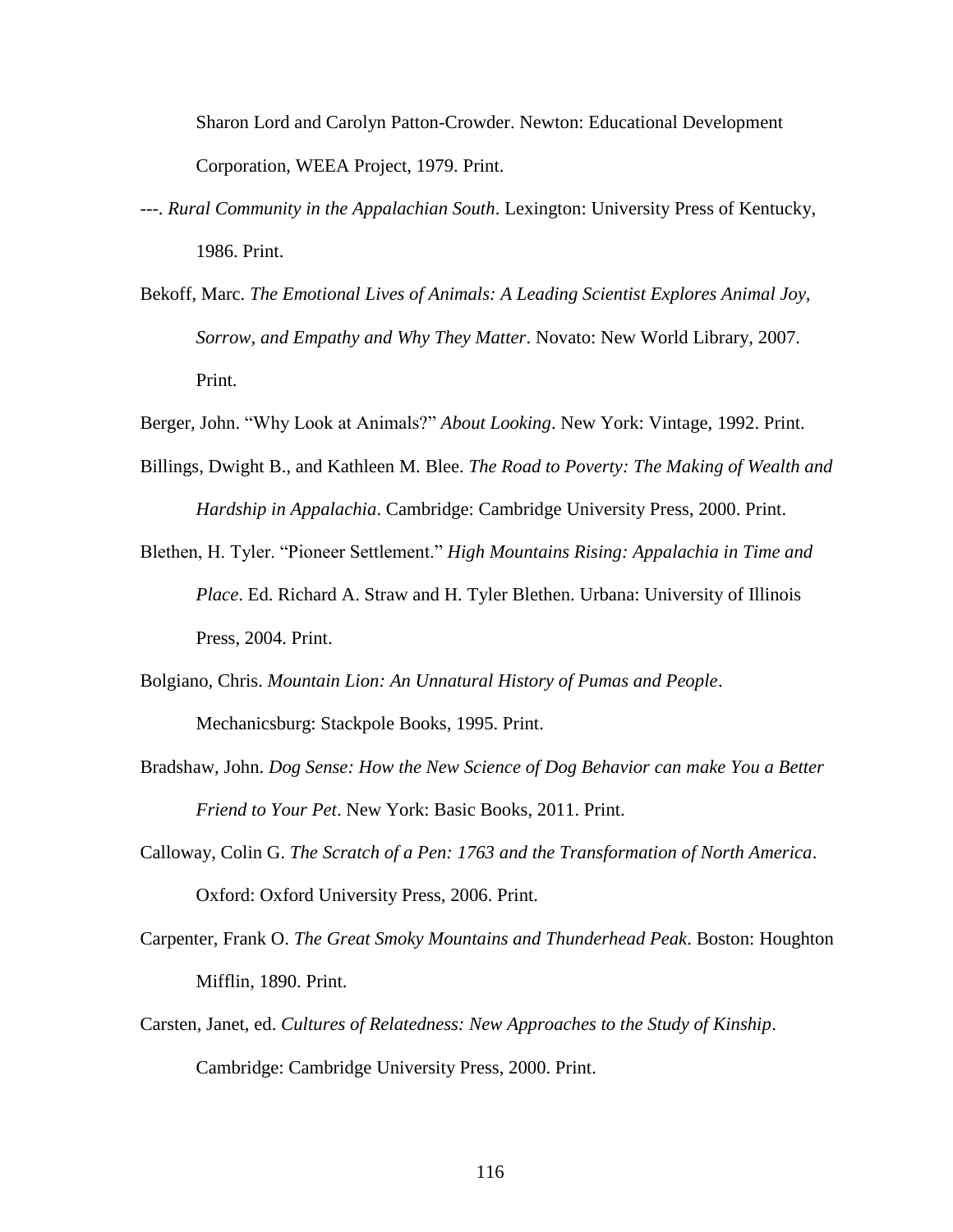Sharon Lord and Carolyn Patton-Crowder. Newton: Educational Development Corporation, WEEA Project, 1979. Print.

---. *Rural Community in the Appalachian South*. Lexington: University Press of Kentucky, 1986. Print.

Bekoff, Marc. *The Emotional Lives of Animals: A Leading Scientist Explores Animal Joy, Sorrow, and Empathy and Why They Matter*. Novato: New World Library, 2007. Print.

Berger, John. "Why Look at Animals?" *About Looking*. New York: Vintage, 1992. Print.

Billings, Dwight B., and Kathleen M. Blee. *The Road to Poverty: The Making of Wealth and Hardship in Appalachia*. Cambridge: Cambridge University Press, 2000. Print.

Blethen, H. Tyler. "Pioneer Settlement." *High Mountains Rising: Appalachia in Time and Place*. Ed. Richard A. Straw and H. Tyler Blethen. Urbana: University of Illinois Press, 2004. Print.

Bolgiano, Chris. *Mountain Lion: An Unnatural History of Pumas and People*. Mechanicsburg: Stackpole Books, 1995. Print.

Bradshaw, John. *Dog Sense: How the New Science of Dog Behavior can make You a Better Friend to Your Pet*. New York: Basic Books, 2011. Print.

Calloway, Colin G. *The Scratch of a Pen: 1763 and the Transformation of North America*. Oxford: Oxford University Press, 2006. Print.

Carpenter, Frank O. *The Great Smoky Mountains and Thunderhead Peak*. Boston: Houghton Mifflin, 1890. Print.

Carsten, Janet, ed. *Cultures of Relatedness: New Approaches to the Study of Kinship*. Cambridge: Cambridge University Press, 2000. Print.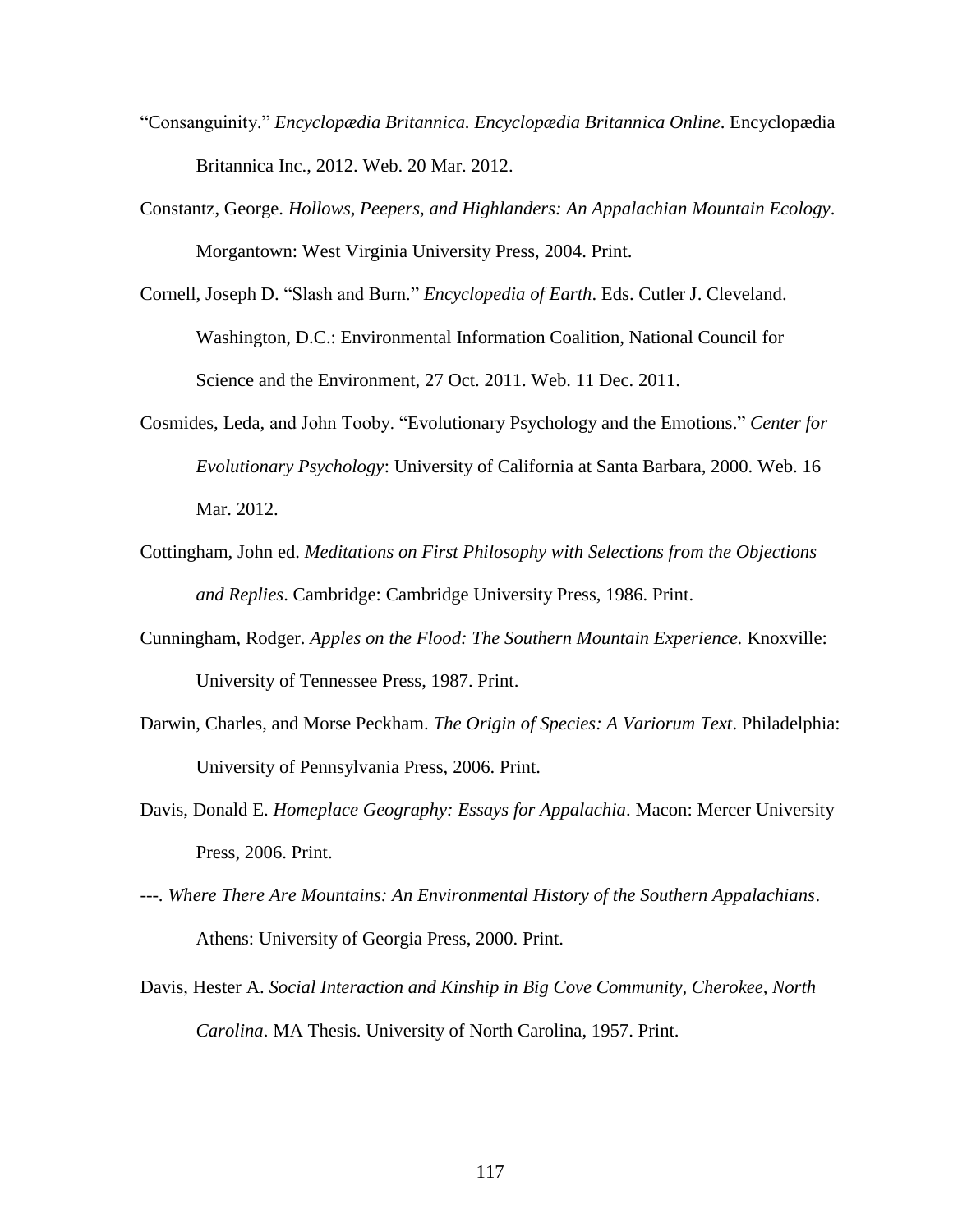"Consanguinity." *Encyclopædia Britannica. Encyclopædia Britannica Online*. Encyclopædia Britannica Inc., 2012. Web. 20 Mar. 2012.

Constantz, George. *Hollows, Peepers, and Highlanders: An Appalachian Mountain Ecology*. Morgantown: West Virginia University Press, 2004. Print.

Cornell, Joseph D. "Slash and Burn." *Encyclopedia of Earth*. Eds. Cutler J. Cleveland. Washington, D.C.: Environmental Information Coalition, National Council for Science and the Environment, 27 Oct. 2011. Web. 11 Dec. 2011.

Cosmides, Leda, and John Tooby. "Evolutionary Psychology and the Emotions." *Center for Evolutionary Psychology*: University of California at Santa Barbara, 2000. Web. 16 Mar. 2012.

Cottingham, John ed. *Meditations on First Philosophy with Selections from the Objections and Replies*. Cambridge: Cambridge University Press, 1986. Print.

Cunningham, Rodger. *Apples on the Flood: The Southern Mountain Experience.* Knoxville: University of Tennessee Press, 1987. Print.

Darwin, Charles, and Morse Peckham. *The Origin of Species: A Variorum Text*. Philadelphia: University of Pennsylvania Press, 2006. Print.

Davis, Donald E. *Homeplace Geography: Essays for Appalachia*. Macon: Mercer University Press, 2006. Print.

---. *Where There Are Mountains: An Environmental History of the Southern Appalachians*. Athens: University of Georgia Press, 2000. Print.

Davis, Hester A. *Social Interaction and Kinship in Big Cove Community, Cherokee, North Carolina*. MA Thesis. University of North Carolina, 1957. Print.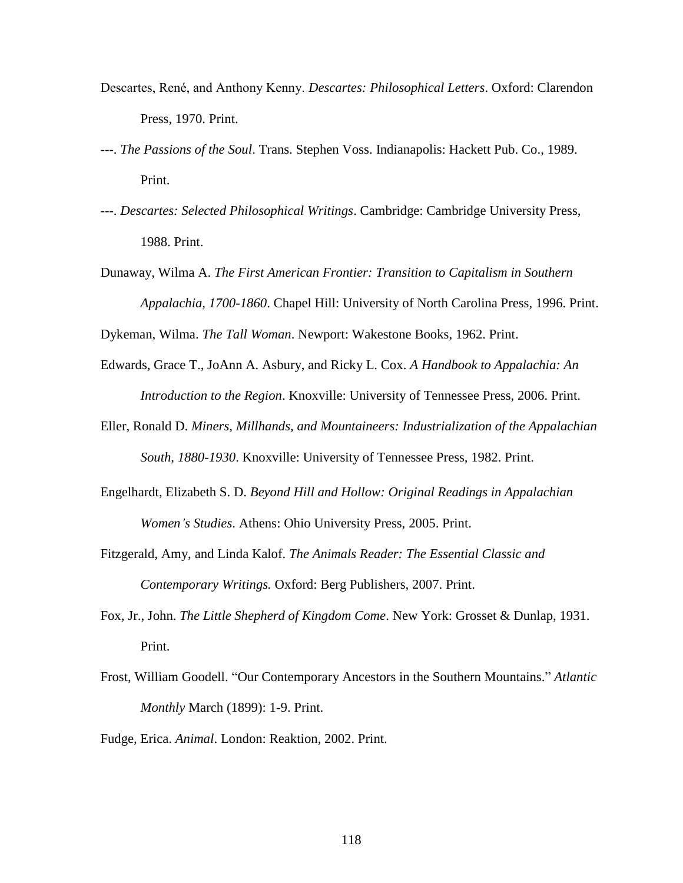Descartes, René, and Anthony Kenny. *Descartes: Philosophical Letters*. Oxford: Clarendon Press, 1970. Print.

---. *The Passions of the Soul*. Trans. Stephen Voss. Indianapolis: Hackett Pub. Co., 1989. Print.

---. *Descartes: Selected Philosophical Writings*. Cambridge: Cambridge University Press, 1988. Print.

Dunaway, Wilma A. *The First American Frontier: Transition to Capitalism in Southern Appalachia, 1700-1860*. Chapel Hill: University of North Carolina Press, 1996. Print.

Dykeman, Wilma. *The Tall Woman*. Newport: Wakestone Books, 1962. Print.

Edwards, Grace T., JoAnn A. Asbury, and Ricky L. Cox. *A Handbook to Appalachia: An Introduction to the Region*. Knoxville: University of Tennessee Press, 2006. Print.

Eller, Ronald D. *Miners, Millhands, and Mountaineers: Industrialization of the Appalachian South, 1880-1930*. Knoxville: University of Tennessee Press, 1982. Print.

Engelhardt, Elizabeth S. D. *Beyond Hill and Hollow: Original Readings in Appalachian Women's Studies*. Athens: Ohio University Press, 2005. Print.

Fitzgerald, Amy, and Linda Kalof. *The Animals Reader: The Essential Classic and Contemporary Writings.* Oxford: Berg Publishers, 2007. Print.

Fox, Jr., John. *The Little Shepherd of Kingdom Come*. New York: Grosset & Dunlap, 1931. Print.

Frost, William Goodell. "Our Contemporary Ancestors in the Southern Mountains." *Atlantic Monthly* March (1899): 1-9. Print.

Fudge, Erica. *Animal*. London: Reaktion, 2002. Print.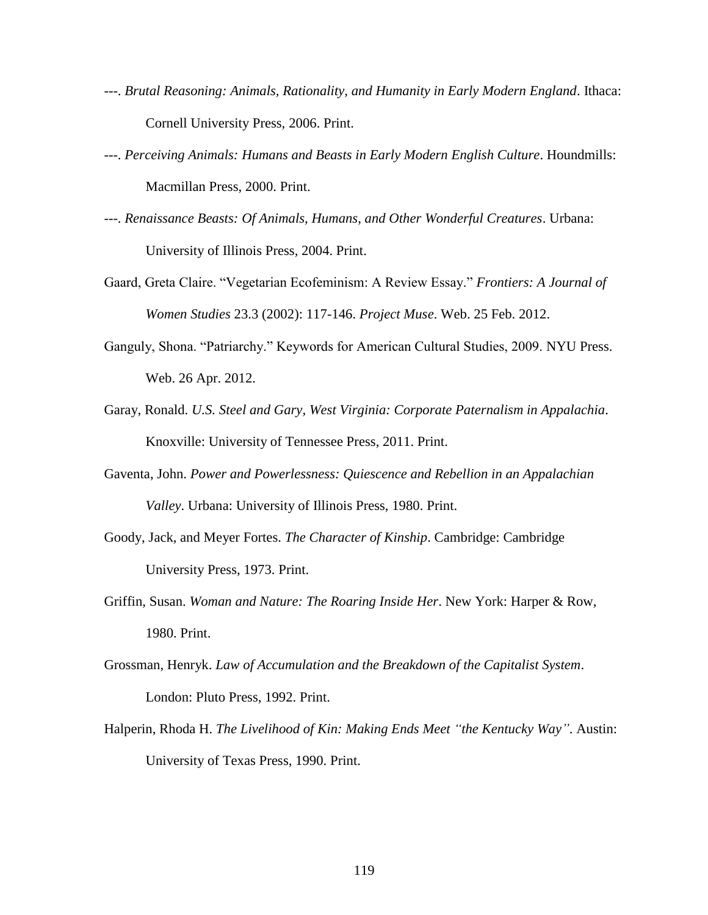---. *Brutal Reasoning: Animals, Rationality, and Humanity in Early Modern England*. Ithaca: Cornell University Press, 2006. Print.

---. *Perceiving Animals: Humans and Beasts in Early Modern English Culture*. Houndmills: Macmillan Press, 2000. Print.

---. *Renaissance Beasts: Of Animals, Humans, and Other Wonderful Creatures*. Urbana: University of Illinois Press, 2004. Print.

Gaard, Greta Claire. "Vegetarian Ecofeminism: A Review Essay." *Frontiers: A Journal of Women Studies* 23.3 (2002): 117-146. *Project Muse*. Web. 25 Feb. 2012.

Ganguly, Shona. "Patriarchy." Keywords for American Cultural Studies, 2009. NYU Press. Web. 26 Apr. 2012.

Garay, Ronald. *U.S. Steel and Gary, West Virginia: Corporate Paternalism in Appalachia*. Knoxville: University of Tennessee Press, 2011. Print.

Gaventa, John. *Power and Powerlessness: Quiescence and Rebellion in an Appalachian Valley*. Urbana: University of Illinois Press, 1980. Print.

Goody, Jack, and Meyer Fortes. *The Character of Kinship*. Cambridge: Cambridge University Press, 1973. Print.

Griffin, Susan. *Woman and Nature: The Roaring Inside Her*. New York: Harper & Row, 1980. Print.

Grossman, Henryk. *Law of Accumulation and the Breakdown of the Capitalist System*. London: Pluto Press, 1992. Print.

Halperin, Rhoda H. *The Livelihood of Kin: Making Ends Meet "the Kentucky Way"*. Austin: University of Texas Press, 1990. Print.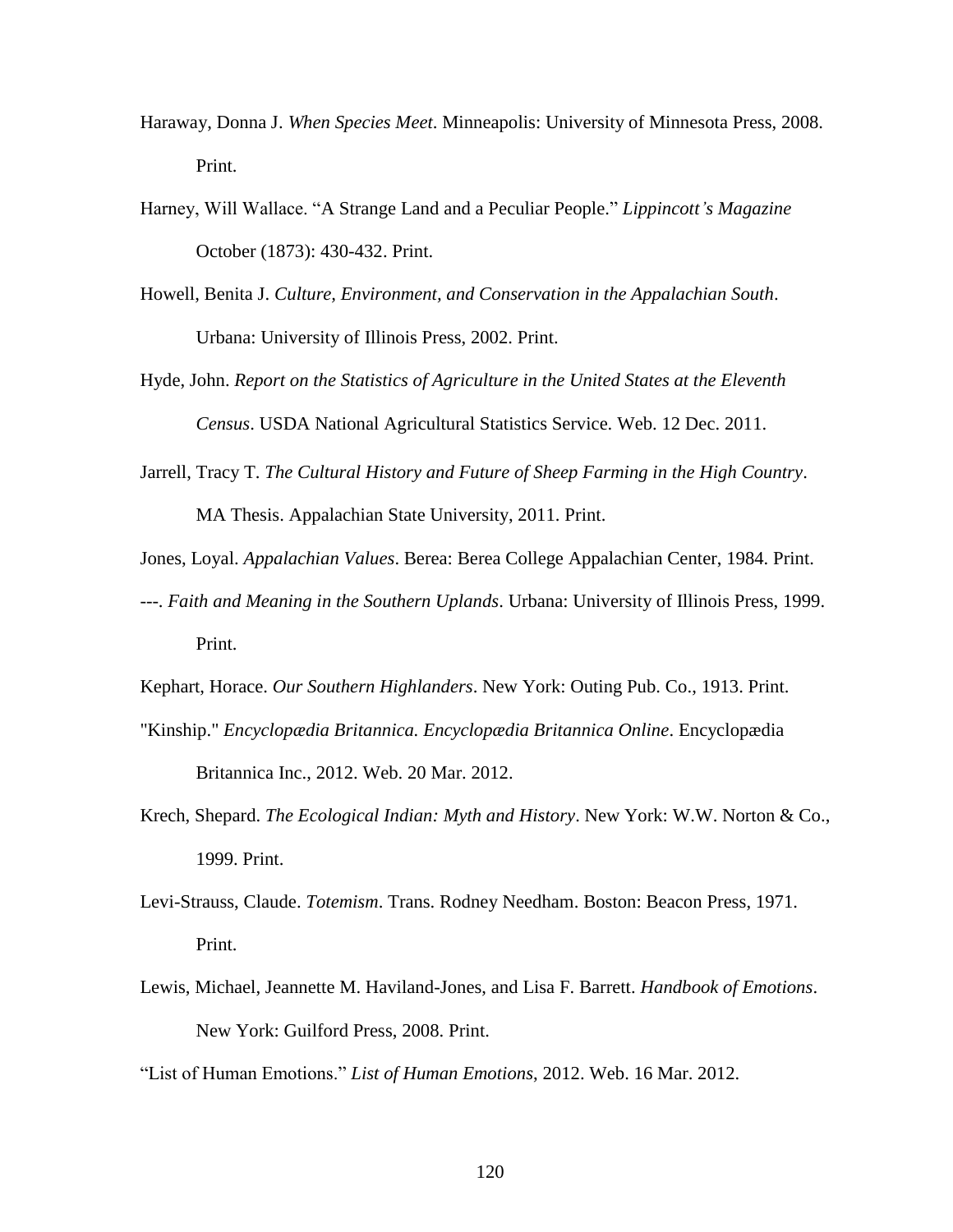Haraway, Donna J. *When Species Meet*. Minneapolis: University of Minnesota Press, 2008. Print.

Harney, Will Wallace. "A Strange Land and a Peculiar People." *Lippincott's Magazine* October (1873): 430-432. Print.

Howell, Benita J. *Culture, Environment, and Conservation in the Appalachian South*. Urbana: University of Illinois Press, 2002. Print.

Hyde, John. *Report on the Statistics of Agriculture in the United States at the Eleventh Census*. USDA National Agricultural Statistics Service. Web. 12 Dec. 2011.

Jarrell, Tracy T. *The Cultural History and Future of Sheep Farming in the High Country*. MA Thesis. Appalachian State University, 2011. Print.

Jones, Loyal. *Appalachian Values*. Berea: Berea College Appalachian Center, 1984. Print.

---. *Faith and Meaning in the Southern Uplands*. Urbana: University of Illinois Press, 1999. Print.

Kephart, Horace. *Our Southern Highlanders*. New York: Outing Pub. Co., 1913. Print.

"Kinship." *Encyclopædia Britannica. Encyclopædia Britannica Online*. Encyclopædia Britannica Inc., 2012. Web. 20 Mar. 2012.

Krech, Shepard. *The Ecological Indian: Myth and History*. New York: W.W. Norton & Co., 1999. Print.

Levi-Strauss, Claude. *Totemism*. Trans. Rodney Needham. Boston: Beacon Press, 1971. Print.

Lewis, Michael, Jeannette M. Haviland-Jones, and Lisa F. Barrett. *Handbook of Emotions*. New York: Guilford Press, 2008. Print.

"List of Human Emotions." *List of Human Emotions*, 2012. Web. 16 Mar. 2012.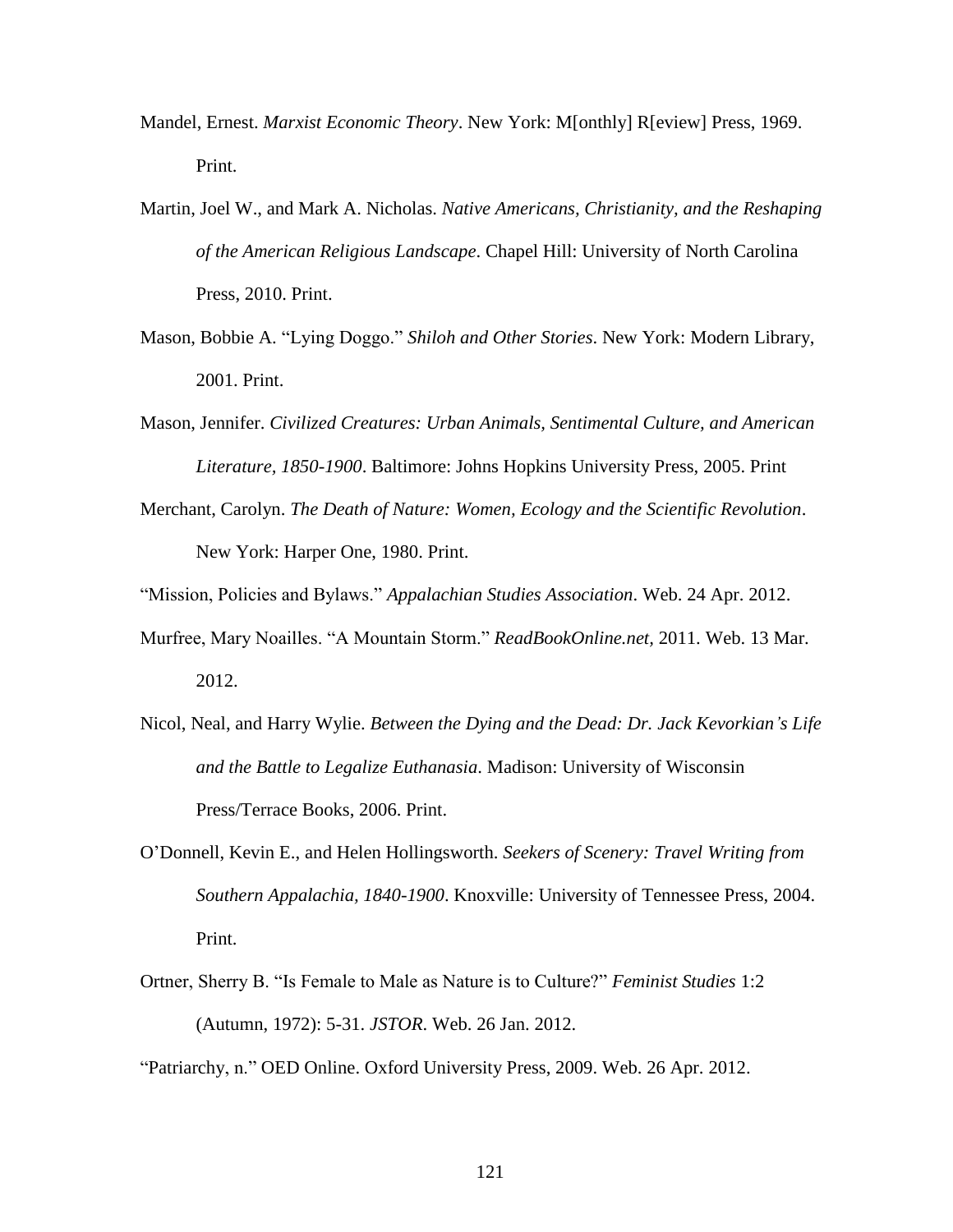Mandel, Ernest. *Marxist Economic Theory*. New York: M[onthly] R[eview] Press, 1969. Print.

Martin, Joel W., and Mark A. Nicholas. *Native Americans, Christianity, and the Reshaping of the American Religious Landscape*. Chapel Hill: University of North Carolina Press, 2010. Print.

Mason, Bobbie A. "Lying Doggo." *Shiloh and Other Stories*. New York: Modern Library, 2001. Print.

Mason, Jennifer. *Civilized Creatures: Urban Animals, Sentimental Culture, and American Literature, 1850-1900*. Baltimore: Johns Hopkins University Press, 2005. Print

Merchant, Carolyn. *The Death of Nature: Women, Ecology and the Scientific Revolution*. New York: Harper One, 1980. Print.

"Mission, Policies and Bylaws." *Appalachian Studies Association*. Web. 24 Apr. 2012.

Murfree, Mary Noailles. "A Mountain Storm." *ReadBookOnline.net,* 2011. Web. 13 Mar. 2012.

Nicol, Neal, and Harry Wylie. *Between the Dying and the Dead: Dr. Jack Kevorkian's Life and the Battle to Legalize Euthanasia*. Madison: University of Wisconsin Press/Terrace Books, 2006. Print.

O'Donnell, Kevin E., and Helen Hollingsworth. *Seekers of Scenery: Travel Writing from Southern Appalachia, 1840-1900*. Knoxville: University of Tennessee Press, 2004. Print.

Ortner, Sherry B. "Is Female to Male as Nature is to Culture?" *Feminist Studies* 1:2 (Autumn, 1972): 5-31. *JSTOR*. Web. 26 Jan. 2012.

"Patriarchy, n." OED Online. Oxford University Press, 2009. Web. 26 Apr. 2012.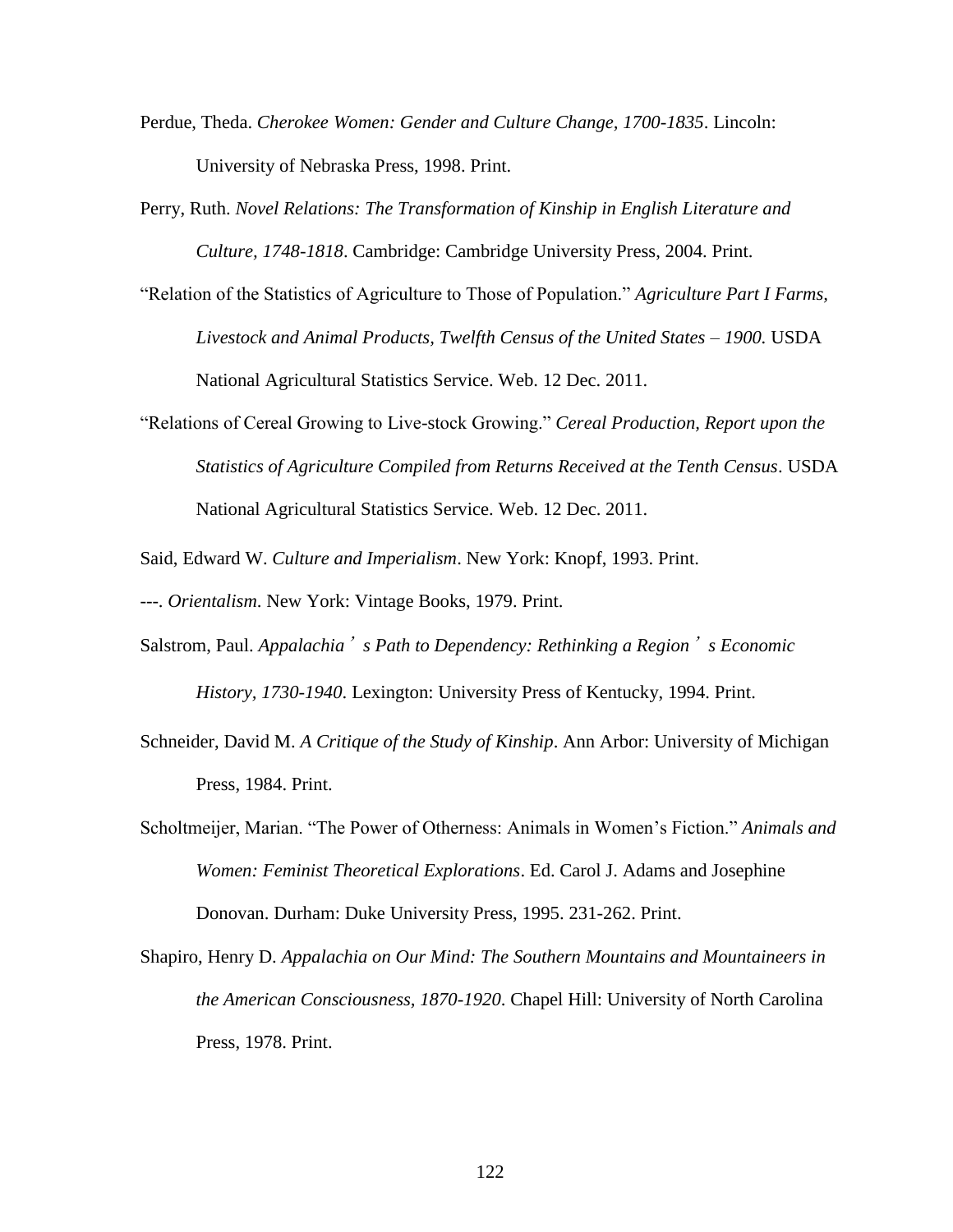Perdue, Theda. *Cherokee Women: Gender and Culture Change, 1700-1835*. Lincoln: University of Nebraska Press, 1998. Print.

Perry, Ruth. *Novel Relations: The Transformation of Kinship in English Literature and Culture, 1748-1818*. Cambridge: Cambridge University Press, 2004. Print.

"Relation of the Statistics of Agriculture to Those of Population." *Agriculture Part I Farms, Livestock and Animal Products, Twelfth Census of the United States – 1900.* USDA National Agricultural Statistics Service. Web. 12 Dec. 2011.

"Relations of Cereal Growing to Live-stock Growing." *Cereal Production, Report upon the Statistics of Agriculture Compiled from Returns Received at the Tenth Census*. USDA National Agricultural Statistics Service. Web. 12 Dec. 2011.

Said, Edward W. *Culture and Imperialism*. New York: Knopf, 1993. Print.

---. *Orientalism*. New York: Vintage Books, 1979. Print.

Salstrom, Paul. *Appalachia's Path to Dependency: Rethinking a Region's Economic History, 1730-1940*. Lexington: University Press of Kentucky, 1994. Print.

Schneider, David M. *A Critique of the Study of Kinship*. Ann Arbor: University of Michigan Press, 1984. Print.

Scholtmeijer, Marian. "The Power of Otherness: Animals in Women's Fiction." *Animals and Women: Feminist Theoretical Explorations*. Ed. Carol J. Adams and Josephine Donovan. Durham: Duke University Press, 1995. 231-262. Print.

Shapiro, Henry D. *Appalachia on Our Mind: The Southern Mountains and Mountaineers in the American Consciousness, 1870-1920*. Chapel Hill: University of North Carolina Press, 1978. Print.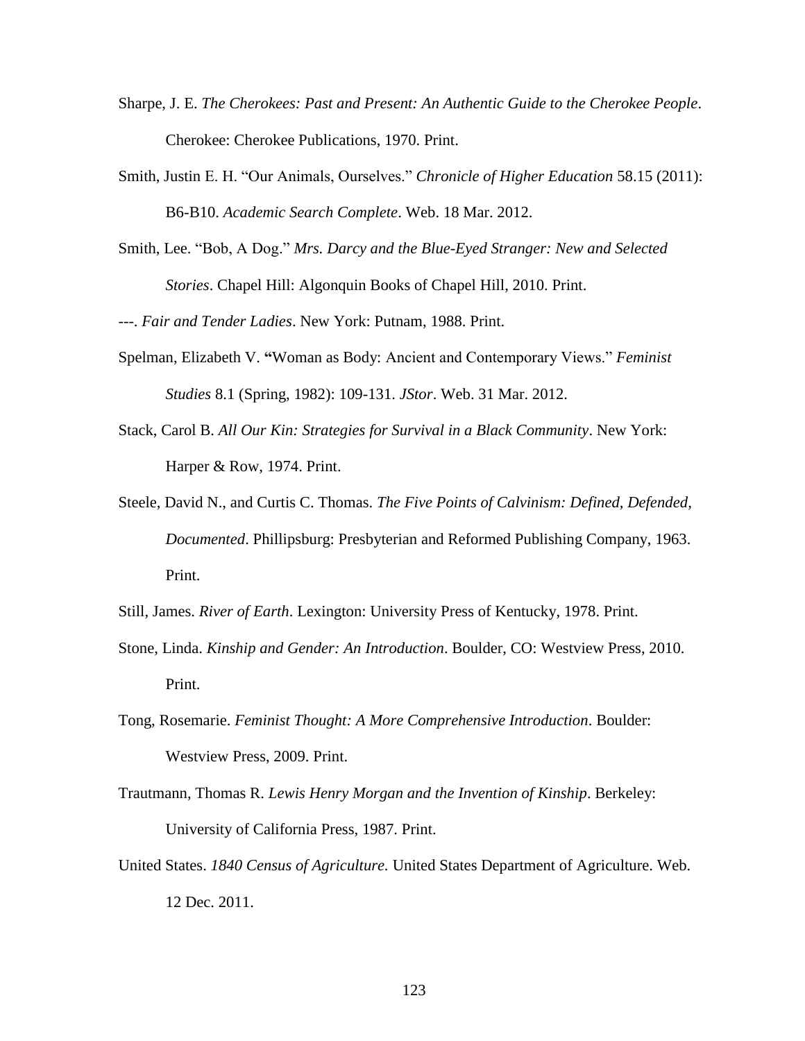Sharpe, J. E. *The Cherokees: Past and Present: An Authentic Guide to the Cherokee People*. Cherokee: Cherokee Publications, 1970. Print.

Smith, Justin E. H. "Our Animals, Ourselves." *Chronicle of Higher Education* 58.15 (2011): B6-B10. *Academic Search Complete*. Web. 18 Mar. 2012.

Smith, Lee. "Bob, A Dog." *Mrs. Darcy and the Blue-Eyed Stranger: New and Selected Stories*. Chapel Hill: Algonquin Books of Chapel Hill, 2010. Print.

---. *Fair and Tender Ladies*. New York: Putnam, 1988. Print.

Spelman, Elizabeth V. **"**Woman as Body: Ancient and Contemporary Views." *Feminist Studies* 8.1 (Spring, 1982): 109-131. *JStor*. Web. 31 Mar. 2012.

Stack, Carol B. *All Our Kin: Strategies for Survival in a Black Community*. New York: Harper & Row, 1974. Print.

Steele, David N., and Curtis C. Thomas. *The Five Points of Calvinism: Defined, Defended, Documented*. Phillipsburg: Presbyterian and Reformed Publishing Company, 1963. Print.

Still, James. *River of Earth*. Lexington: University Press of Kentucky, 1978. Print.

Stone, Linda. *Kinship and Gender: An Introduction*. Boulder, CO: Westview Press, 2010. Print.

Tong, Rosemarie. *Feminist Thought: A More Comprehensive Introduction*. Boulder: Westview Press, 2009. Print.

Trautmann, Thomas R. *Lewis Henry Morgan and the Invention of Kinship*. Berkeley: University of California Press, 1987. Print.

United States. *1840 Census of Agriculture.* United States Department of Agriculture. Web. 12 Dec. 2011.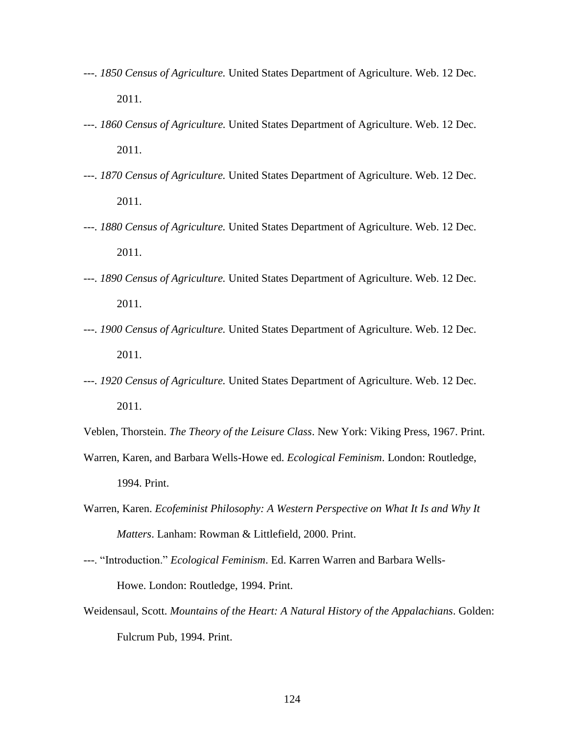---. *1850 Census of Agriculture.* United States Department of Agriculture. Web. 12 Dec. 2011.

---. *1860 Census of Agriculture.* United States Department of Agriculture. Web. 12 Dec. 2011.

---. *1870 Census of Agriculture.* United States Department of Agriculture. Web. 12 Dec. 2011.

---. *1880 Census of Agriculture.* United States Department of Agriculture. Web. 12 Dec. 2011.

---. *1890 Census of Agriculture.* United States Department of Agriculture. Web. 12 Dec. 2011.

---. *1900 Census of Agriculture.* United States Department of Agriculture. Web. 12 Dec. 2011.

---. *1920 Census of Agriculture.* United States Department of Agriculture. Web. 12 Dec. 2011.

Veblen, Thorstein. *The Theory of the Leisure Class*. New York: Viking Press, 1967. Print.

Warren, Karen, and Barbara Wells-Howe ed. *Ecological Feminism*. London: Routledge, 1994. Print.

Warren, Karen. *Ecofeminist Philosophy: A Western Perspective on What It Is and Why It Matters*. Lanham: Rowman & Littlefield, 2000. Print.

---. "Introduction." *Ecological Feminism*. Ed. Karren Warren and Barbara Wells-Howe. London: Routledge, 1994. Print.

Weidensaul, Scott. *Mountains of the Heart: A Natural History of the Appalachians*. Golden: Fulcrum Pub, 1994. Print.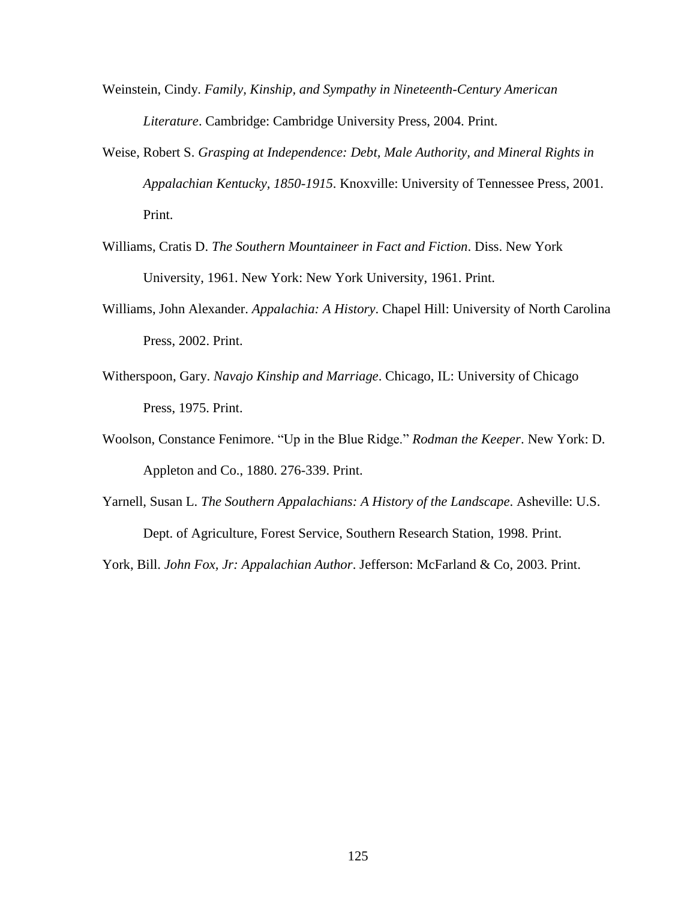Weinstein, Cindy. *Family, Kinship, and Sympathy in Nineteenth-Century American Literature*. Cambridge: Cambridge University Press, 2004. Print.

Weise, Robert S. *Grasping at Independence: Debt, Male Authority, and Mineral Rights in Appalachian Kentucky, 1850-1915*. Knoxville: University of Tennessee Press, 2001. Print.

Williams, Cratis D. *The Southern Mountaineer in Fact and Fiction*. Diss. New York University, 1961. New York: New York University, 1961. Print.

Williams, John Alexander. *Appalachia: A History*. Chapel Hill: University of North Carolina Press, 2002. Print.

Witherspoon, Gary. *Navajo Kinship and Marriage*. Chicago, IL: University of Chicago Press, 1975. Print.

Woolson, Constance Fenimore. "Up in the Blue Ridge." *Rodman the Keeper*. New York: D. Appleton and Co., 1880. 276-339. Print.

Yarnell, Susan L. *The Southern Appalachians: A History of the Landscape*. Asheville: U.S. Dept. of Agriculture, Forest Service, Southern Research Station, 1998. Print.

York, Bill. *John Fox, Jr: Appalachian Author*. Jefferson: McFarland & Co, 2003. Print.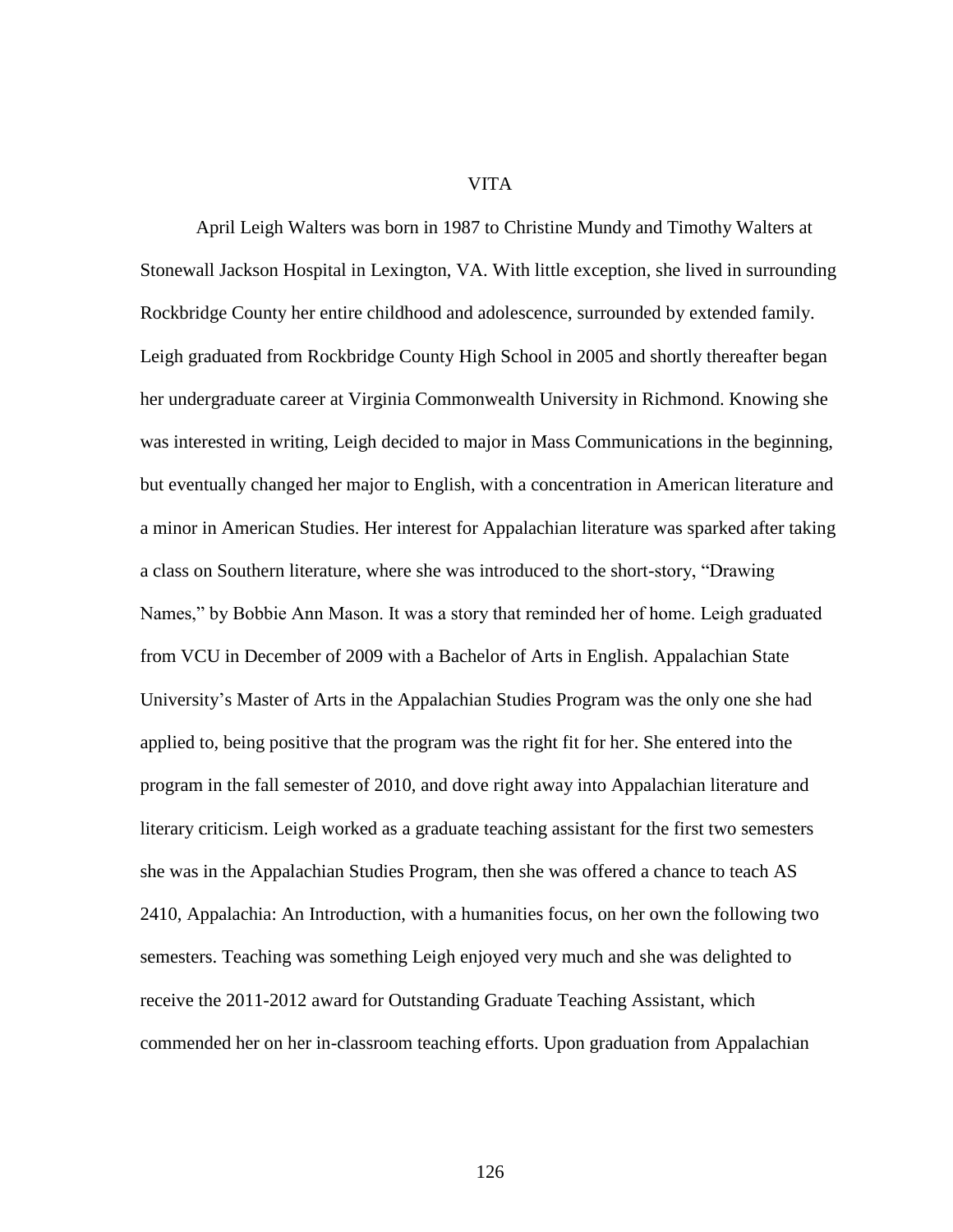# VITA

April Leigh Walters was born in 1987 to Christine Mundy and Timothy Walters at Stonewall Jackson Hospital in Lexington, VA. With little exception, she lived in surrounding Rockbridge County her entire childhood and adolescence, surrounded by extended family. Leigh graduated from Rockbridge County High School in 2005 and shortly thereafter began her undergraduate career at Virginia Commonwealth University in Richmond. Knowing she was interested in writing, Leigh decided to major in Mass Communications in the beginning, but eventually changed her major to English, with a concentration in American literature and a minor in American Studies. Her interest for Appalachian literature was sparked after taking a class on Southern literature, where she was introduced to the short-story, "Drawing Names," by Bobbie Ann Mason. It was a story that reminded her of home. Leigh graduated from VCU in December of 2009 with a Bachelor of Arts in English. Appalachian State University's Master of Arts in the Appalachian Studies Program was the only one she had applied to, being positive that the program was the right fit for her. She entered into the program in the fall semester of 2010, and dove right away into Appalachian literature and literary criticism. Leigh worked as a graduate teaching assistant for the first two semesters she was in the Appalachian Studies Program, then she was offered a chance to teach AS 2410, Appalachia: An Introduction, with a humanities focus, on her own the following two semesters. Teaching was something Leigh enjoyed very much and she was delighted to receive the 2011-2012 award for Outstanding Graduate Teaching Assistant, which commended her on her in-classroom teaching efforts. Upon graduation from Appalachian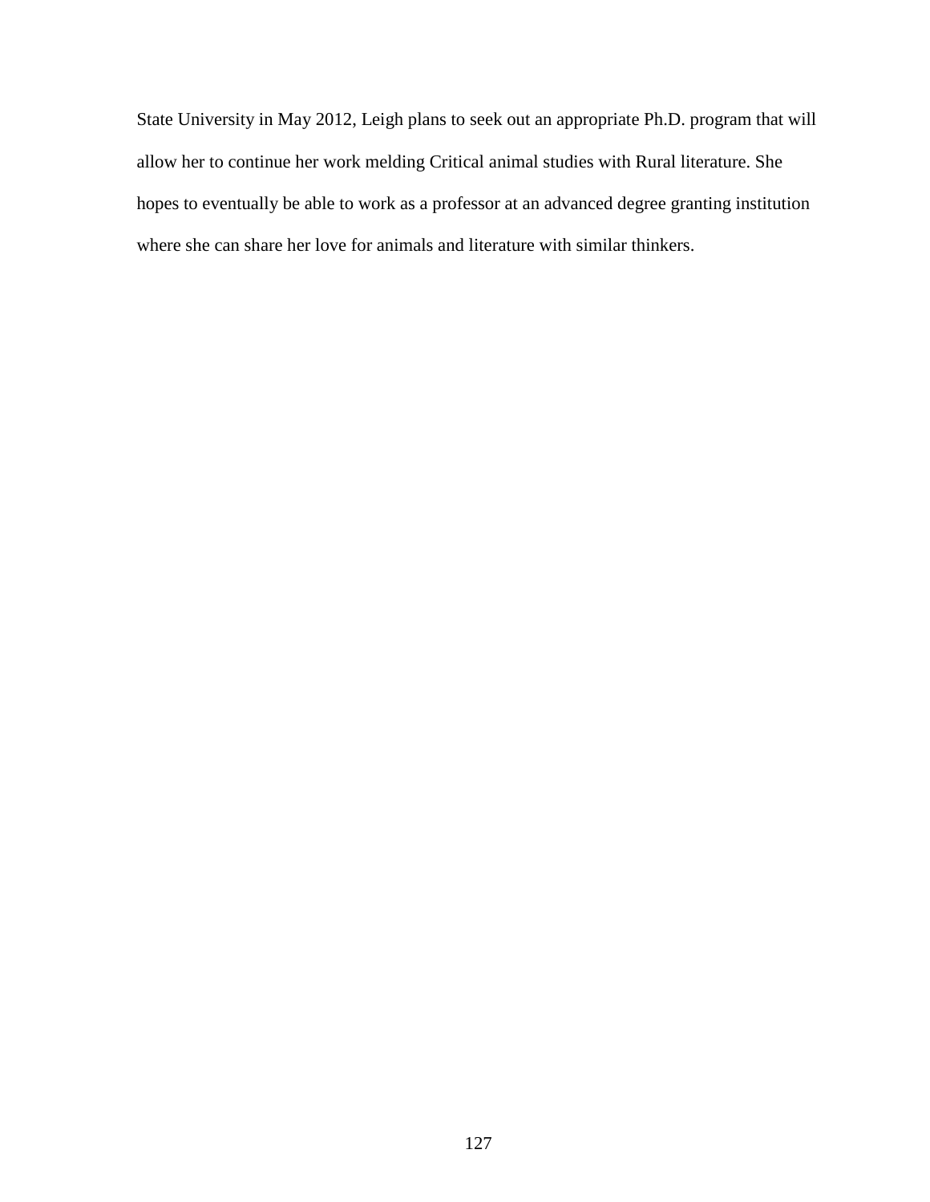State University in May 2012, Leigh plans to seek out an appropriate Ph.D. program that will allow her to continue her work melding Critical animal studies with Rural literature. She hopes to eventually be able to work as a professor at an advanced degree granting institution where she can share her love for animals and literature with similar thinkers.